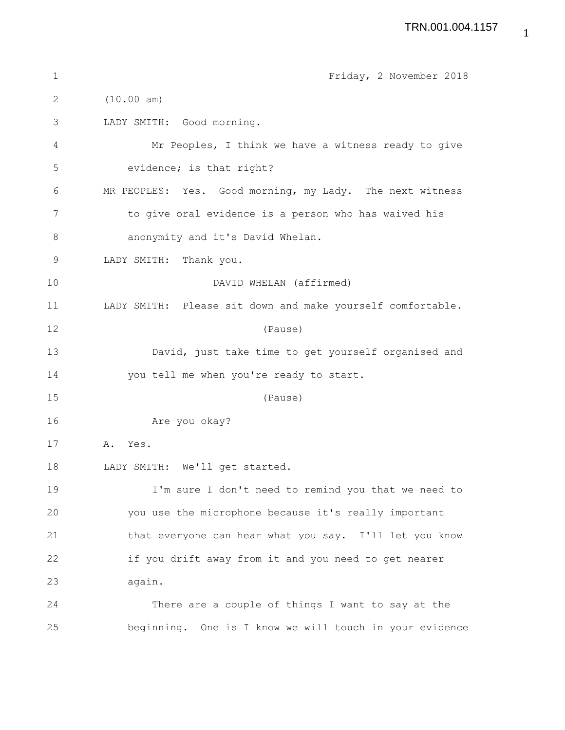Friday, 2 November 2018

(10.00 am)

LADY SMITH: Good morning.

Mr Peoples, I think we have a witness ready to give evidence; is that right?

MR PEOPLES: Yes. Good morning, my Lady. The next witness to give oral evidence is a person who has waived his anonymity and it's David Whelan.

LADY SMITH: Thank you.

DAVID WHELAN (affirmed)

LADY SMITH: Please sit down and make yourself comfortable.

(Pause)

David, just take time to get yourself organised and you tell me when you're ready to start.

(Pause)

Are you okay?

A. Yes.

LADY SMITH: We'll get started.

I'm sure I don't need to remind you that we need to you use the microphone because it's really important that everyone can hear what you say. I'll let you know if you drift away from it and you need to get nearer again.

There are a couple of things I want to say at the beginning. One is I know we will touch in your evidence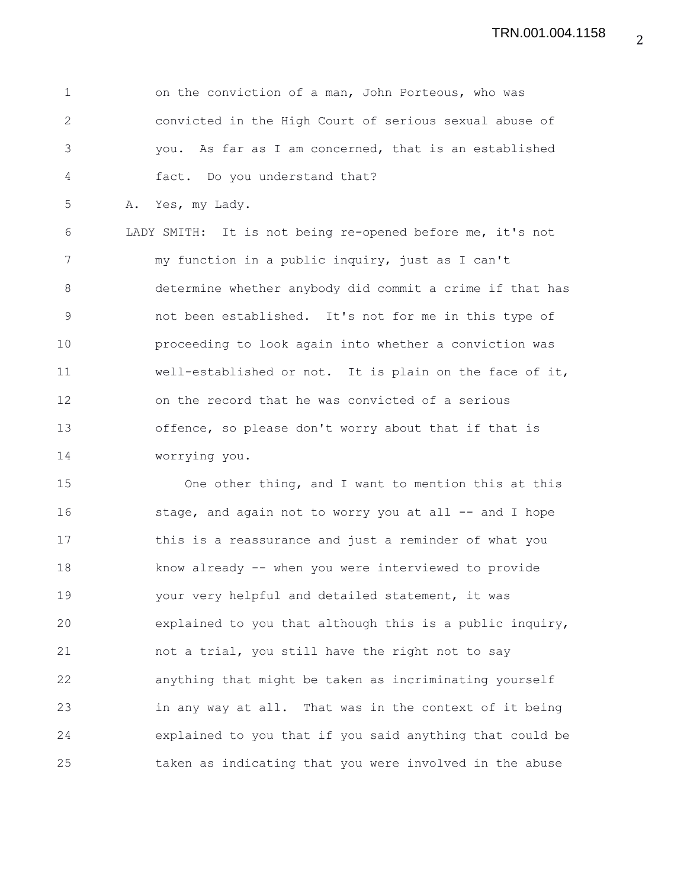on the conviction of a man, John Porteous, who was convicted in the High Court of serious sexual abuse of you. As far as I am concerned, that is an established fact. Do you understand that?

A. Yes, my Lady.

LADY SMITH: It is not being re-opened before me, it's not my function in a public inquiry, just as I can't determine whether anybody did commit a crime if that has not been established. It's not for me in this type of proceeding to look again into whether a conviction was well-established or not. It is plain on the face of it, on the record that he was convicted of a serious offence, so please don't worry about that if that is worrying you.

One other thing, and I want to mention this at this stage, and again not to worry you at all -- and I hope this is a reassurance and just a reminder of what you know already -- when you were interviewed to provide your very helpful and detailed statement, it was explained to you that although this is a public inquiry, not a trial, you still have the right not to say anything that might be taken as incriminating yourself in any way at all. That was in the context of it being explained to you that if you said anything that could be taken as indicating that you were involved in the abuse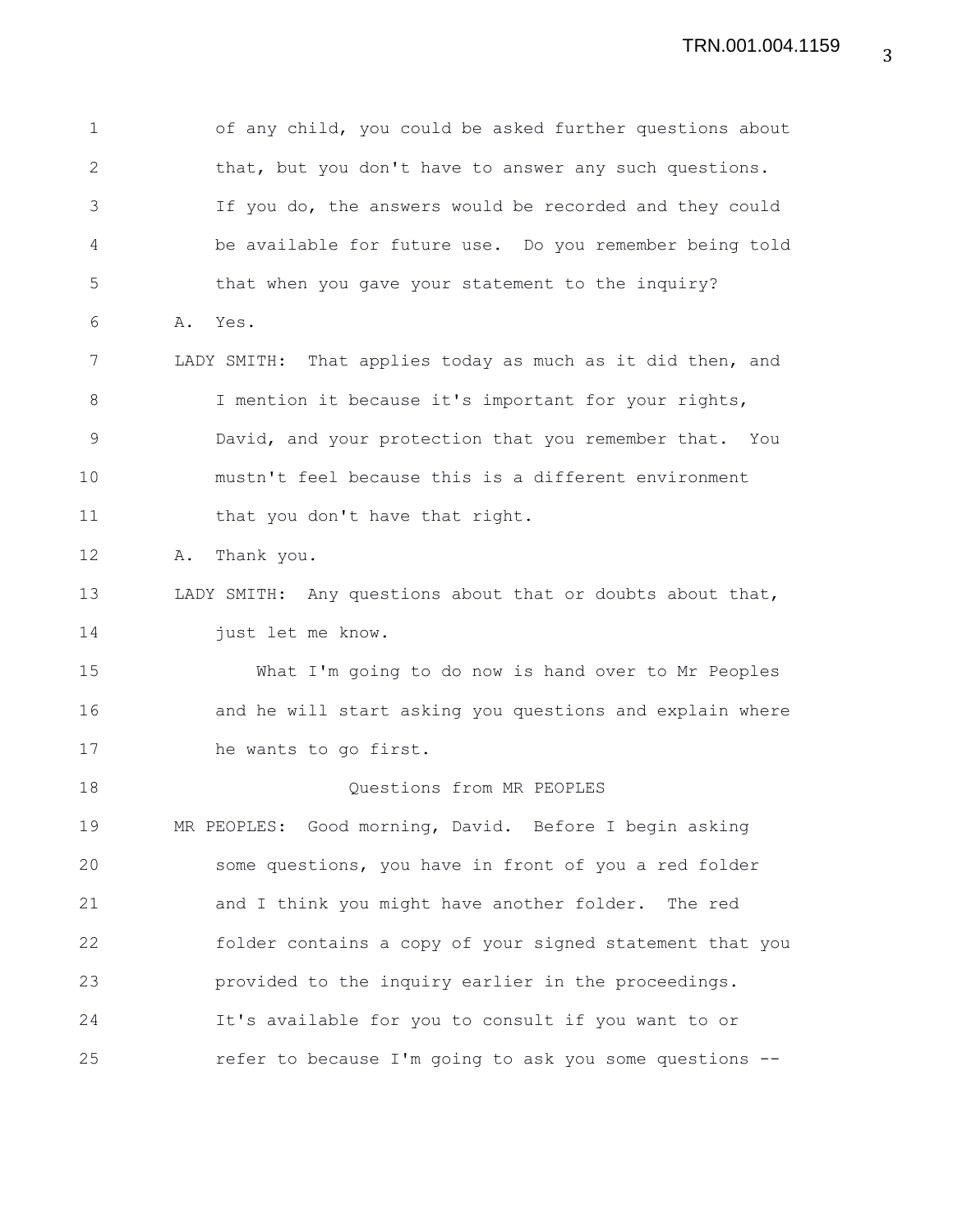of any child, you could be asked further questions about that, but you don't have to answer any such questions. If you do, the answers would be recorded and they could be available for future use. Do you remember being told that when you gave your statement to the inquiry?

A. Yes.

LADY SMITH: That applies today as much as it did then, and I mention it because it's important for your rights, David, and your protection that you remember that. You mustn't feel because this is a different environment that you don't have that right.

A. Thank you.

LADY SMITH: Any questions about that or doubts about that, just let me know.

What I'm going to do now is hand over to Mr Peoples and he will start asking you questions and explain where he wants to go first.

Questions from MR PEOPLES

MR PEOPLES: Good morning, David. Before I begin asking some questions, you have in front of you a red folder and I think you might have another folder. The red folder contains a copy of your signed statement that you provided to the inquiry earlier in the proceedings. It's available for you to consult if you want to or refer to because I'm going to ask you some questions --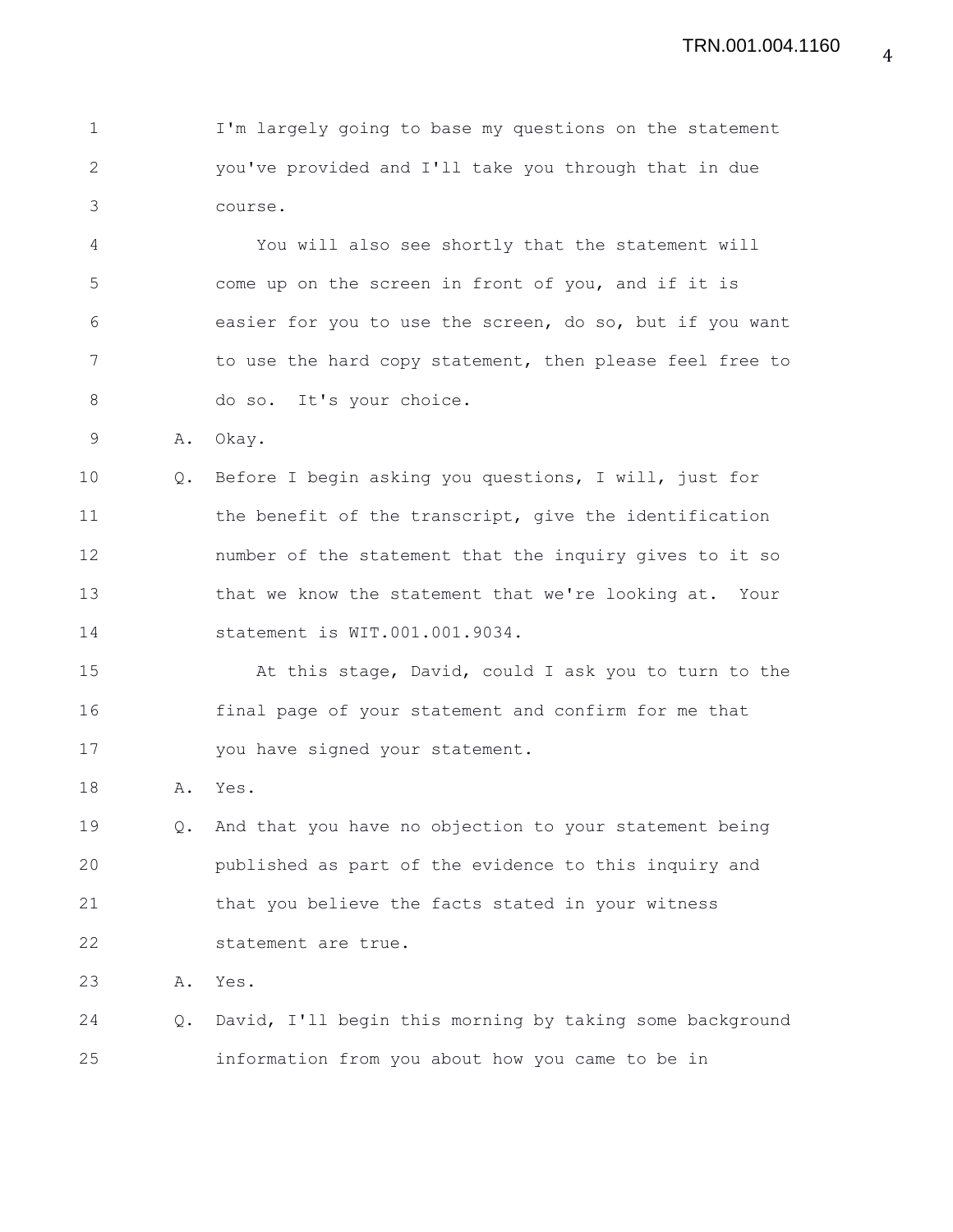I'm largely going to base my questions on the statement you've provided and I'll take you through that in due course.

You will also see shortly that the statement will come up on the screen in front of you, and if it is easier for you to use the screen, do so, but if you want to use the hard copy statement, then please feel free to do so. It's your choice.

A. Okay.

Q. Before I begin asking you questions, I will, just for the benefit of the transcript, give the identification number of the statement that the inquiry gives to it so that we know the statement that we're looking at. Your statement is WIT.001.001.9034.

At this stage, David, could I ask you to turn to the final page of your statement and confirm for me that you have signed your statement.

A. Yes.

Q. And that you have no objection to your statement being published as part of the evidence to this inquiry and that you believe the facts stated in your witness statement are true.

A. Yes.

Q. David, I'll begin this morning by taking some background information from you about how you came to be in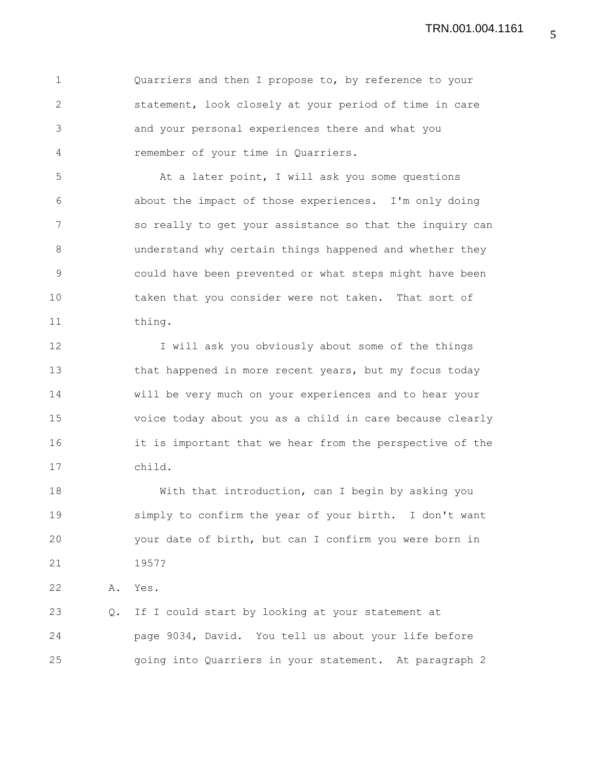1 Quarriers and then I propose to, by reference to your
2 statement, look closely at your period of time in care
3 and your personal experiences there and what you
4 remember of your time in Quarriers.

5 At a later point, I will ask you some questions
6 about the impact of those experiences. I'm only doing
7 so really to get your assistance so that the inquiry can
8 understand why certain things happened and whether they
9 could have been prevented or what steps might have been
10 taken that you consider were not taken. That sort of
11 thing.

12 I will ask you obviously about some of the things
13 that happened in more recent years, but my focus today
14 will be very much on your experiences and to hear your
15 voice today about you as a child in care because clearly
16 it is important that we hear from the perspective of the
17 child.

18 With that introduction, can I begin by asking you
19 simply to confirm the year of your birth. I don't want
20 your date of birth, but can I confirm you were born in
21 1957?

22 A. Yes.

23 Q. If I could start by looking at your statement at
24 page 9034, David. You tell us about your life before
25 going into Quarriers in your statement. At paragraph 2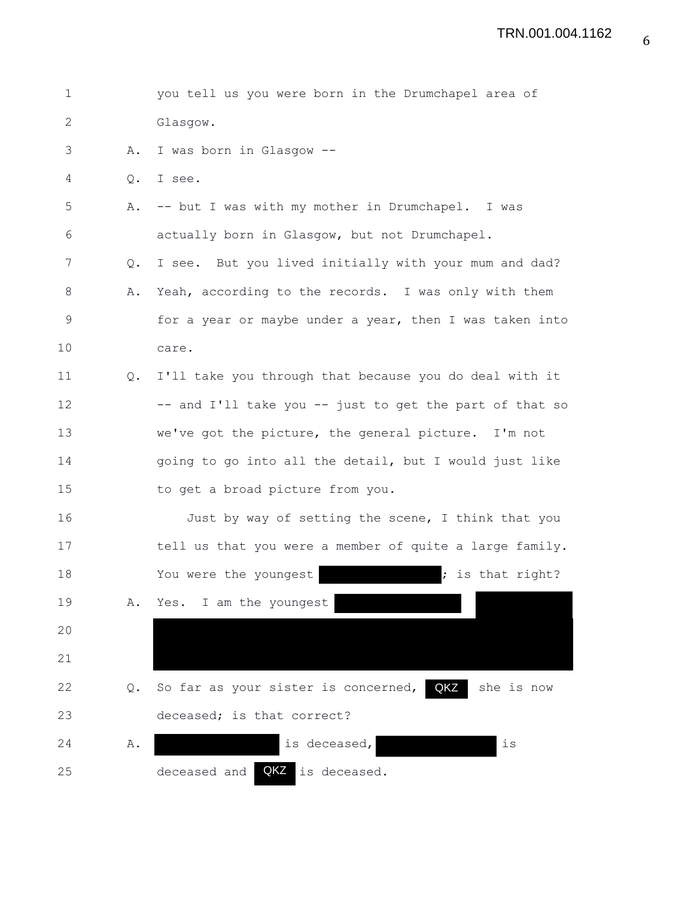1 you tell us you were born in the Drumchapel area of
2 Glasgow.
3 A. I was born in Glasgow --
4 Q. I see.
5 A. -- but I was with my mother in Drumchapel. I was
6 actually born in Glasgow, but not Drumchapel.
7 Q. I see. But you lived initially with your mum and dad?
8 A. Yeah, according to the records. I was only with them
9 for a year or maybe under a year, then I was taken into
10 care.
11 Q. I'll take you through that because you do deal with it
12 -- and I'll take you -- just to get the part of that so
13 we've got the picture, the general picture. I'm not
14 going to go into all the detail, but I would just like
15 to get a broad picture from you.
16 Just by way of setting the scene, I think that you
17 tell us that you were a member of quite a large family.
18 You were the youngest ████████; is that right?
19 A. Yes. I am the youngest ████████ ████████
20 ████████████████████████████████
21 ████████████████████████████████
22 Q. So far as your sister is concerned, QKZ she is now
23 deceased; is that correct?
24 A. ████████ is deceased, ████████ is
25 deceased and QKZ is deceased.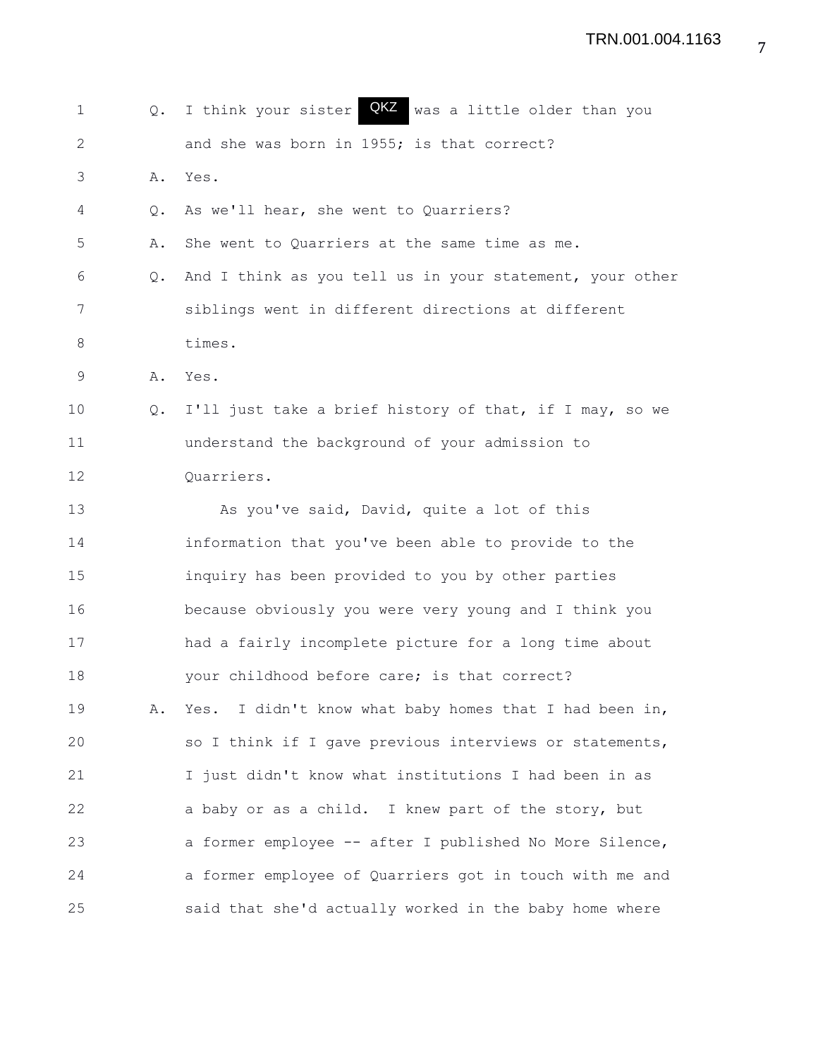Q. I think your sister QKZ was a little older than you and she was born in 1955; is that correct?

A. Yes.

Q. As we'll hear, she went to Quarriers?

A. She went to Quarriers at the same time as me.

Q. And I think as you tell us in your statement, your other siblings went in different directions at different times.

A. Yes.

Q. I'll just take a brief history of that, if I may, so we understand the background of your admission to Quarriers.

As you've said, David, quite a lot of this information that you've been able to provide to the inquiry has been provided to you by other parties because obviously you were very young and I think you had a fairly incomplete picture for a long time about your childhood before care; is that correct?

A. Yes. I didn't know what baby homes that I had been in, so I think if I gave previous interviews or statements, I just didn't know what institutions I had been in as a baby or as a child. I knew part of the story, but a former employee -- after I published No More Silence, a former employee of Quarriers got in touch with me and said that she'd actually worked in the baby home where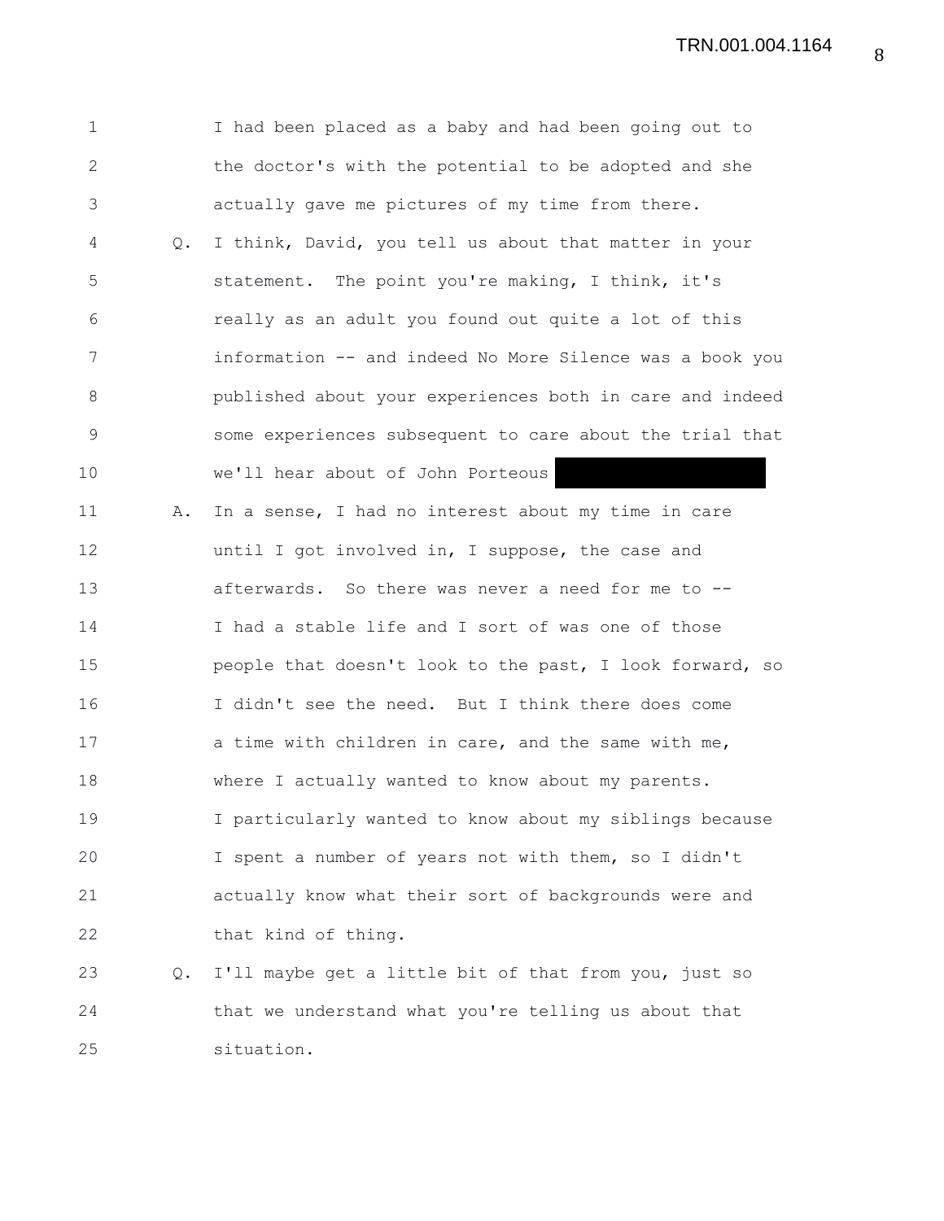I had been placed as a baby and had been going out to the doctor's with the potential to be adopted and she actually gave me pictures of my time from there.

Q. I think, David, you tell us about that matter in your statement. The point you're making, I think, it's really as an adult you found out quite a lot of this information -- and indeed No More Silence was a book you published about your experiences both in care and indeed some experiences subsequent to care about the trial that we'll hear about of John Porteous

A. In a sense, I had no interest about my time in care until I got involved in, I suppose, the case and afterwards. So there was never a need for me to -- I had a stable life and I sort of was one of those people that doesn't look to the past, I look forward, so I didn't see the need. But I think there does come a time with children in care, and the same with me, where I actually wanted to know about my parents. I particularly wanted to know about my siblings because I spent a number of years not with them, so I didn't actually know what their sort of backgrounds were and that kind of thing.

Q. I'll maybe get a little bit of that from you, just so that we understand what you're telling us about that situation.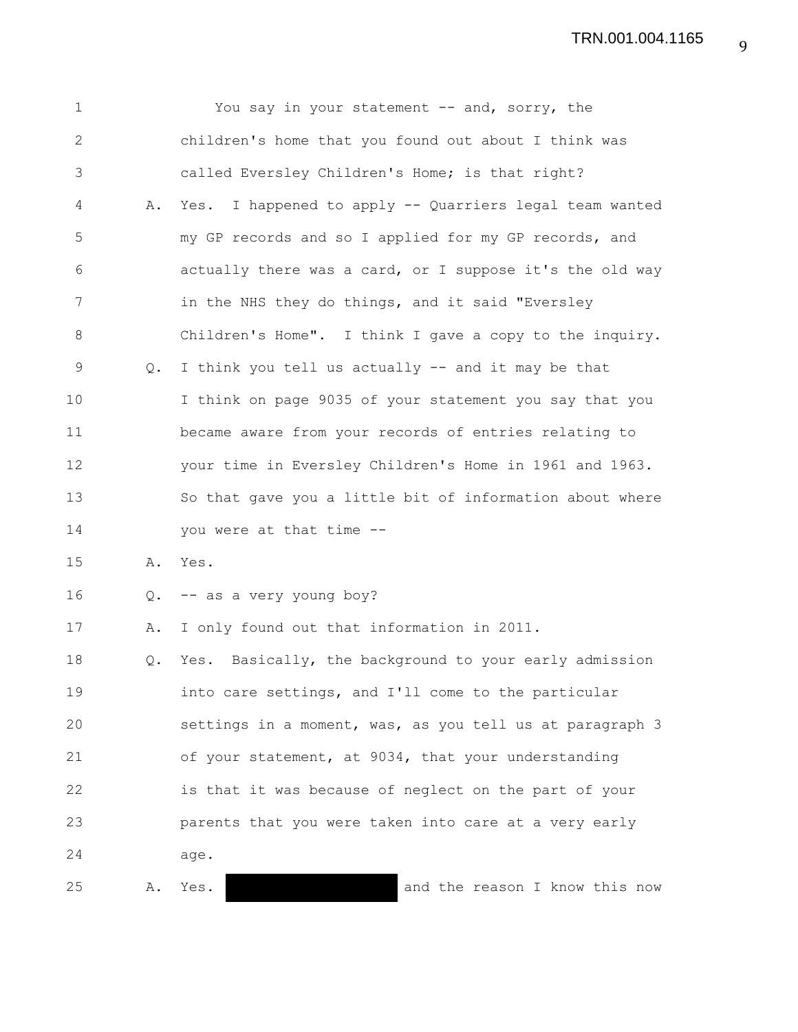1 You say in your statement -- and, sorry, the
2 children's home that you found out about I think was
3 called Eversley Children's Home; is that right?
4 A. Yes. I happened to apply -- Quarriers legal team wanted
5 my GP records and so I applied for my GP records, and
6 actually there was a card, or I suppose it's the old way
7 in the NHS they do things, and it said "Eversley
8 Children's Home". I think I gave a copy to the inquiry.
9 Q. I think you tell us actually -- and it may be that
10 I think on page 9035 of your statement you say that you
11 became aware from your records of entries relating to
12 your time in Eversley Children's Home in 1961 and 1963.
13 So that gave you a little bit of information about where
14 you were at that time --
15 A. Yes.
16 Q. -- as a very young boy?
17 A. I only found out that information in 2011.
18 Q. Yes. Basically, the background to your early admission
19 into care settings, and I'll come to the particular
20 settings in a moment, was, as you tell us at paragraph 3
21 of your statement, at 9034, that your understanding
22 is that it was because of neglect on the part of your
23 parents that you were taken into care at a very early
24 age.
25 A. Yes. ██████████ and the reason I know this now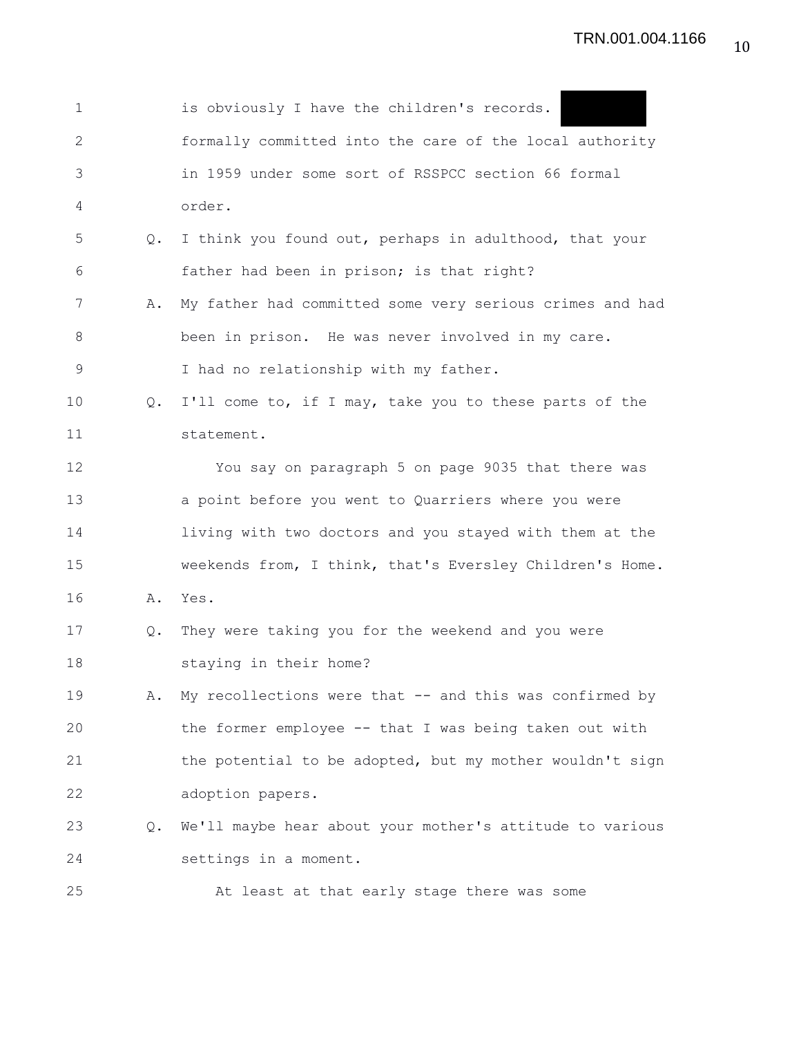is obviously I have the children's records. ██████ formally committed into the care of the local authority in 1959 under some sort of RSSPCC section 66 formal order.

Q. I think you found out, perhaps in adulthood, that your father had been in prison; is that right?

A. My father had committed some very serious crimes and had been in prison. He was never involved in my care. I had no relationship with my father.

Q. I'll come to, if I may, take you to these parts of the statement.

You say on paragraph 5 on page 9035 that there was a point before you went to Quarriers where you were living with two doctors and you stayed with them at the weekends from, I think, that's Eversley Children's Home.

A. Yes.

Q. They were taking you for the weekend and you were staying in their home?

A. My recollections were that -- and this was confirmed by the former employee -- that I was being taken out with the potential to be adopted, but my mother wouldn't sign adoption papers.

Q. We'll maybe hear about your mother's attitude to various settings in a moment.

At least at that early stage there was some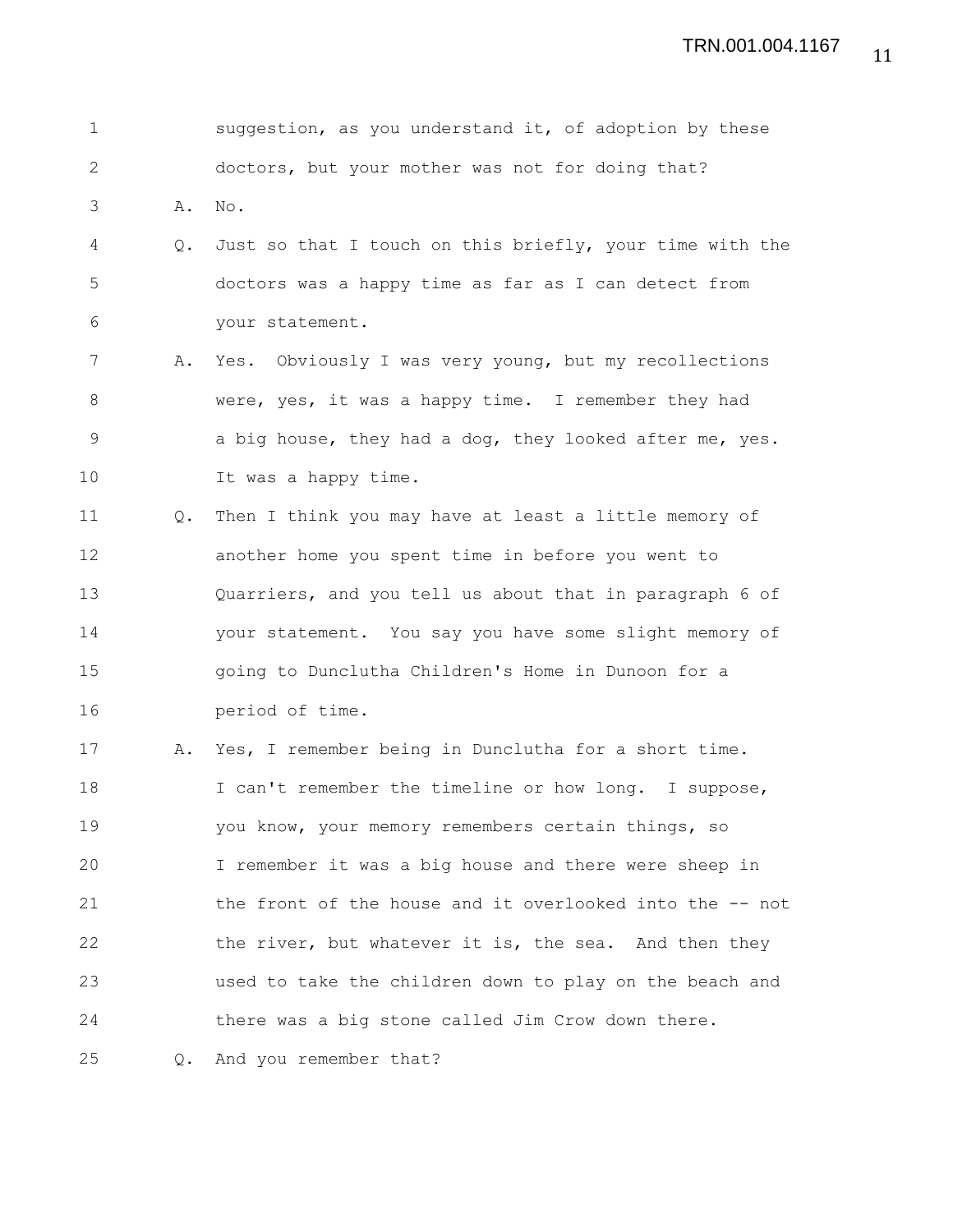suggestion, as you understand it, of adoption by these doctors, but your mother was not for doing that?

A. No.

Q. Just so that I touch on this briefly, your time with the doctors was a happy time as far as I can detect from your statement.

A. Yes. Obviously I was very young, but my recollections were, yes, it was a happy time. I remember they had a big house, they had a dog, they looked after me, yes. It was a happy time.

Q. Then I think you may have at least a little memory of another home you spent time in before you went to Quarriers, and you tell us about that in paragraph 6 of your statement. You say you have some slight memory of going to Dunclutha Children's Home in Dunoon for a period of time.

A. Yes, I remember being in Dunclutha for a short time. I can't remember the timeline or how long. I suppose, you know, your memory remembers certain things, so I remember it was a big house and there were sheep in the front of the house and it overlooked into the -- not the river, but whatever it is, the sea. And then they used to take the children down to play on the beach and there was a big stone called Jim Crow down there.

Q. And you remember that?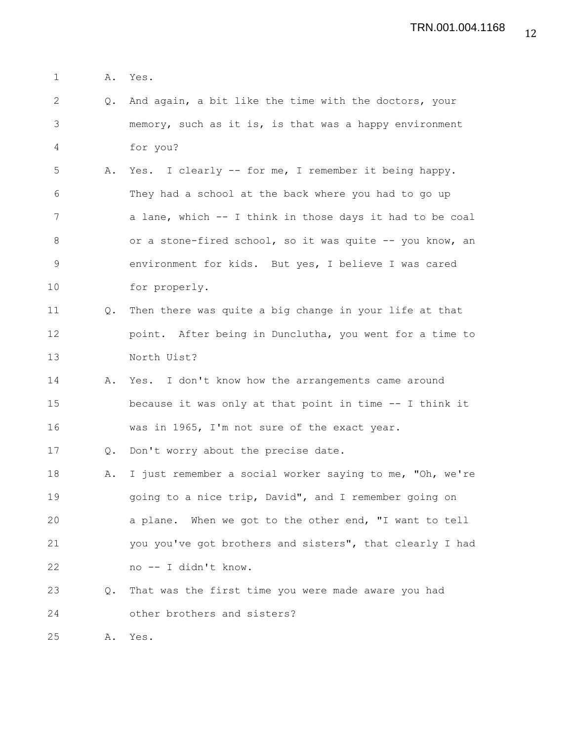1 A. Yes.

2 Q. And again, a bit like the time with the doctors, your
3 memory, such as it is, is that was a happy environment
4 for you?

5 A. Yes. I clearly -- for me, I remember it being happy.
6 They had a school at the back where you had to go up
7 a lane, which -- I think in those days it had to be coal
8 or a stone-fired school, so it was quite -- you know, an
9 environment for kids. But yes, I believe I was cared
10 for properly.

11 Q. Then there was quite a big change in your life at that
12 point. After being in Dunclutha, you went for a time to
13 North Uist?

14 A. Yes. I don't know how the arrangements came around
15 because it was only at that point in time -- I think it
16 was in 1965, I'm not sure of the exact year.

17 Q. Don't worry about the precise date.

18 A. I just remember a social worker saying to me, "Oh, we're
19 going to a nice trip, David", and I remember going on
20 a plane. When we got to the other end, "I want to tell
21 you you've got brothers and sisters", that clearly I had
22 no -- I didn't know.

23 Q. That was the first time you were made aware you had
24 other brothers and sisters?

25 A. Yes.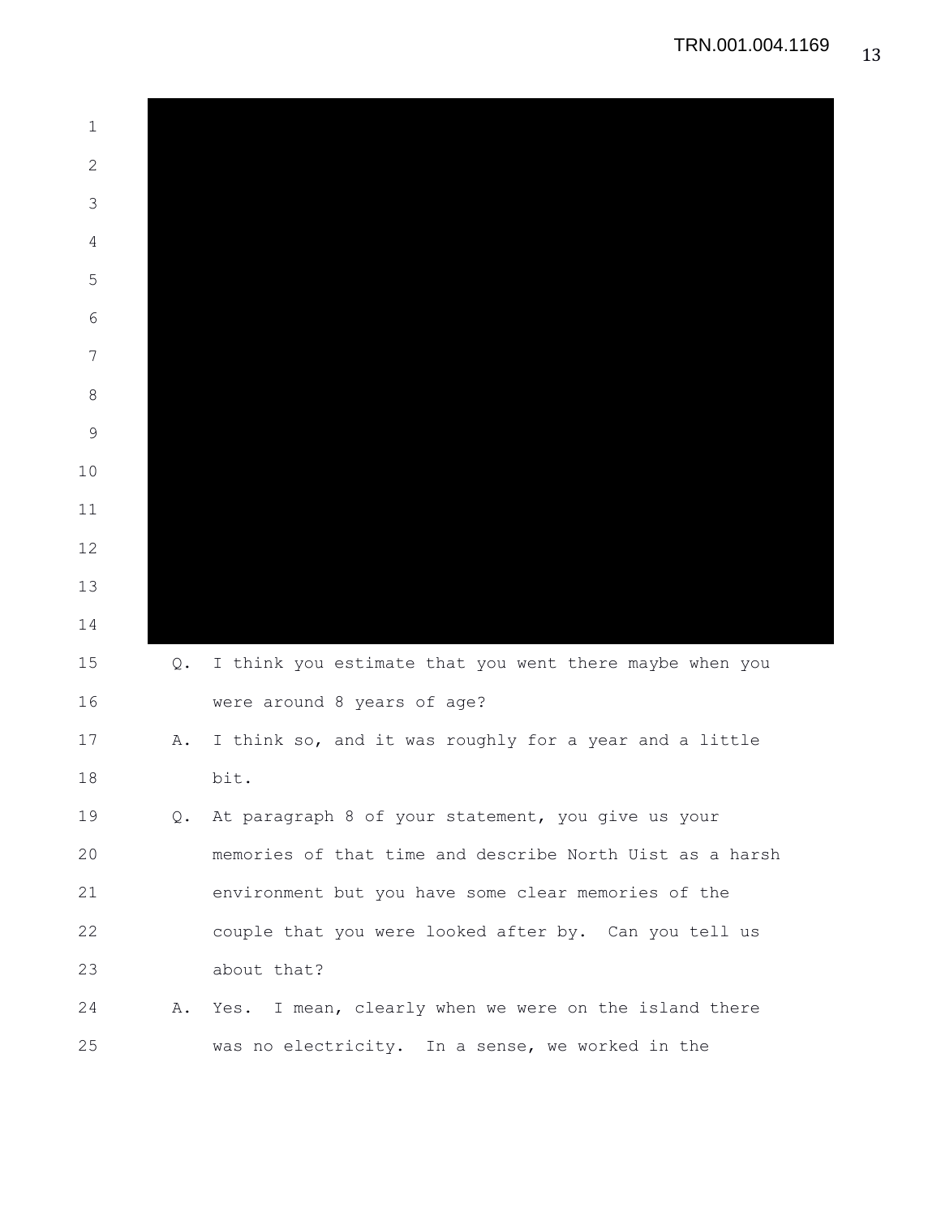Q. I think you estimate that you went there maybe when you were around 8 years of age?

A. I think so, and it was roughly for a year and a little bit.

Q. At paragraph 8 of your statement, you give us your memories of that time and describe North Uist as a harsh environment but you have some clear memories of the couple that you were looked after by. Can you tell us about that?

A. Yes. I mean, clearly when we were on the island there was no electricity. In a sense, we worked in the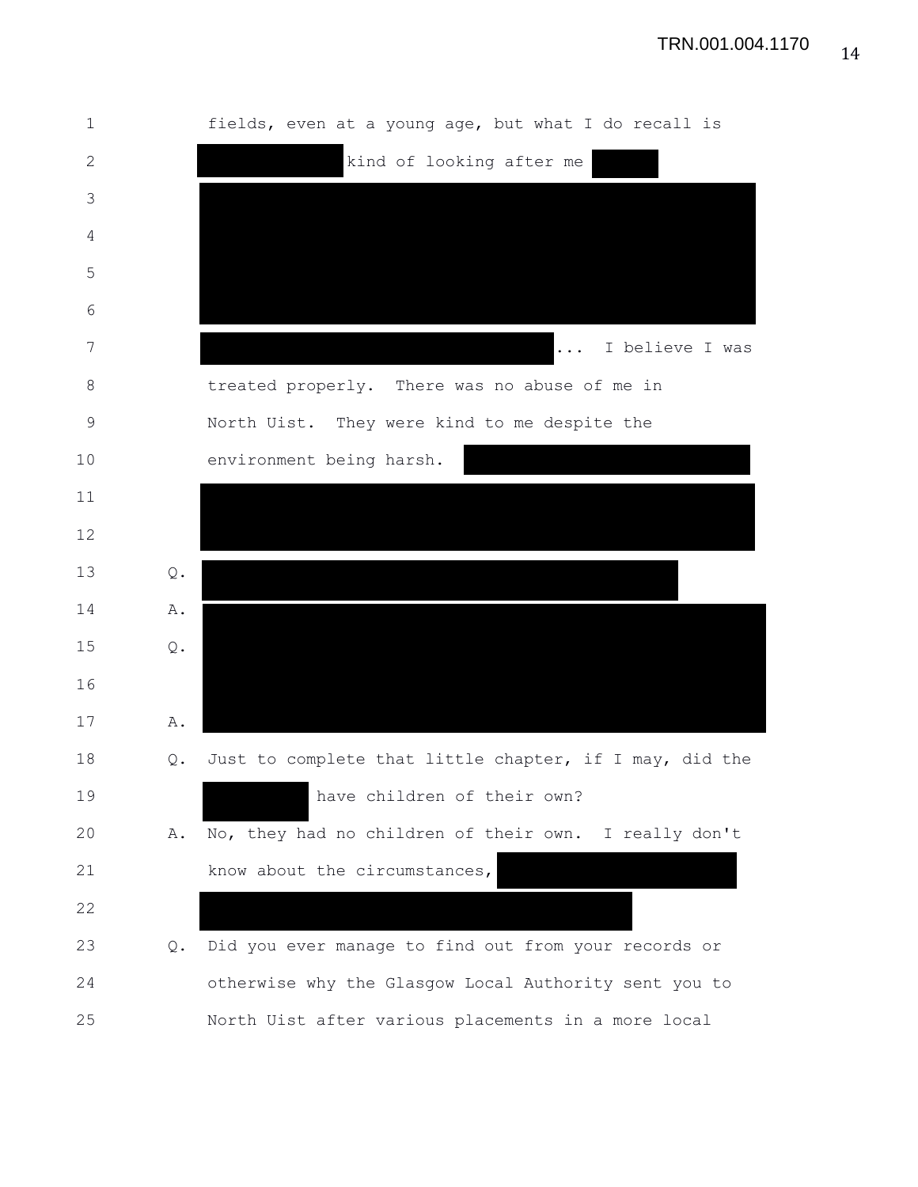1 fields, even at a young age, but what I do recall is
2 kind of looking after me
3
4
5
6
7 ... I believe I was
8 treated properly. There was no abuse of me in
9 North Uist. They were kind to me despite the
10 environment being harsh.
11
12
13 Q.
14 A.
15 Q.
16
17 A.
18 Q. Just to complete that little chapter, if I may, did the
19 have children of their own?
20 A. No, they had no children of their own. I really don't
21 know about the circumstances,
22
23 Q. Did you ever manage to find out from your records or
24 otherwise why the Glasgow Local Authority sent you to
25 North Uist after various placements in a more local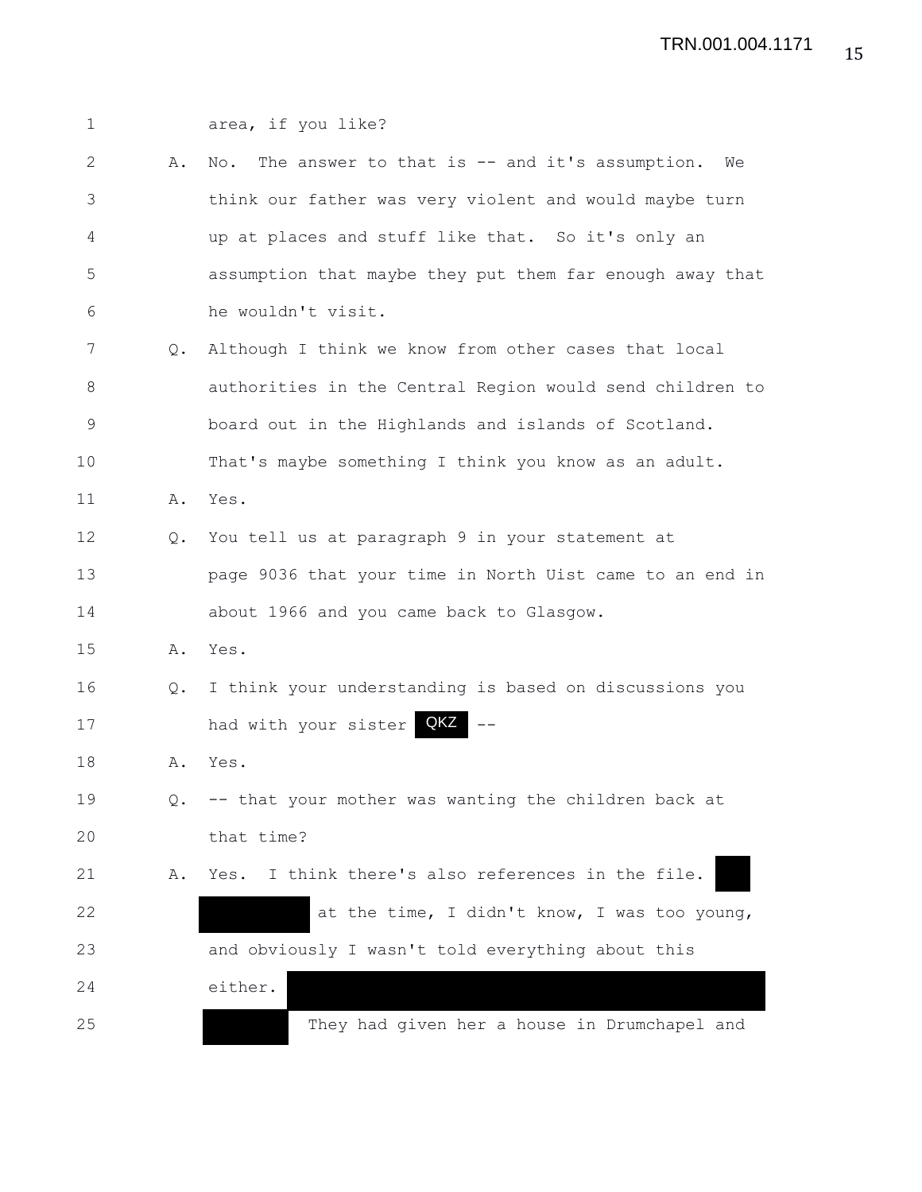1 area, if you like?

2 A. No. The answer to that is -- and it's assumption. We

3 think our father was very violent and would maybe turn

4 up at places and stuff like that. So it's only an

5 assumption that maybe they put them far enough away that

6 he wouldn't visit.

7 Q. Although I think we know from other cases that local

8 authorities in the Central Region would send children to

9 board out in the Highlands and islands of Scotland.

10 That's maybe something I think you know as an adult.

11 A. Yes.

12 Q. You tell us at paragraph 9 in your statement at

13 page 9036 that your time in North Uist came to an end in

14 about 1966 and you came back to Glasgow.

15 A. Yes.

16 Q. I think your understanding is based on discussions you

17 had with your sister QKZ --

18 A. Yes.

19 Q. -- that your mother was wanting the children back at

20 that time?

21 A. Yes. I think there's also references in the file.

22 at the time, I didn't know, I was too young,

23 and obviously I wasn't told everything about this

24 either.

25 They had given her a house in Drumchapel and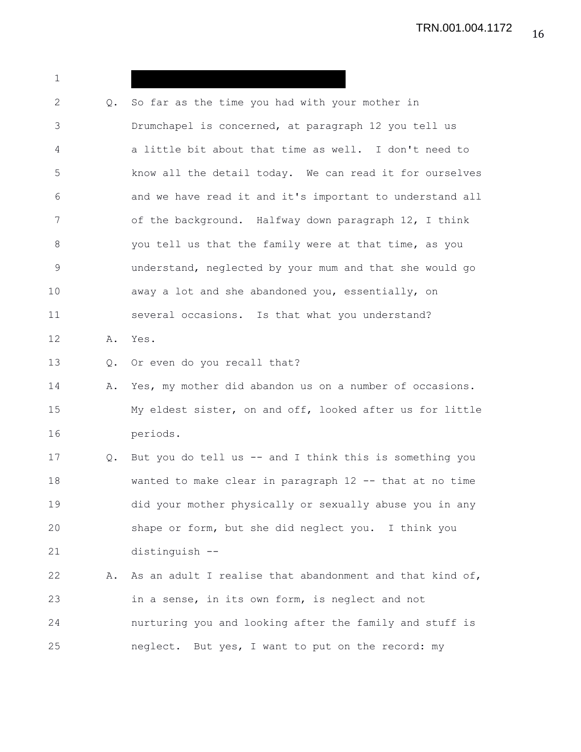Q. So far as the time you had with your mother in Drumchapel is concerned, at paragraph 12 you tell us a little bit about that time as well. I don't need to know all the detail today. We can read it for ourselves and we have read it and it's important to understand all of the background. Halfway down paragraph 12, I think you tell us that the family were at that time, as you understand, neglected by your mum and that she would go away a lot and she abandoned you, essentially, on several occasions. Is that what you understand?

A. Yes.

Q. Or even do you recall that?

A. Yes, my mother did abandon us on a number of occasions. My eldest sister, on and off, looked after us for little periods.

Q. But you do tell us -- and I think this is something you wanted to make clear in paragraph 12 -- that at no time did your mother physically or sexually abuse you in any shape or form, but she did neglect you. I think you distinguish --

A. As an adult I realise that abandonment and that kind of, in a sense, in its own form, is neglect and not nurturing you and looking after the family and stuff is neglect. But yes, I want to put on the record: my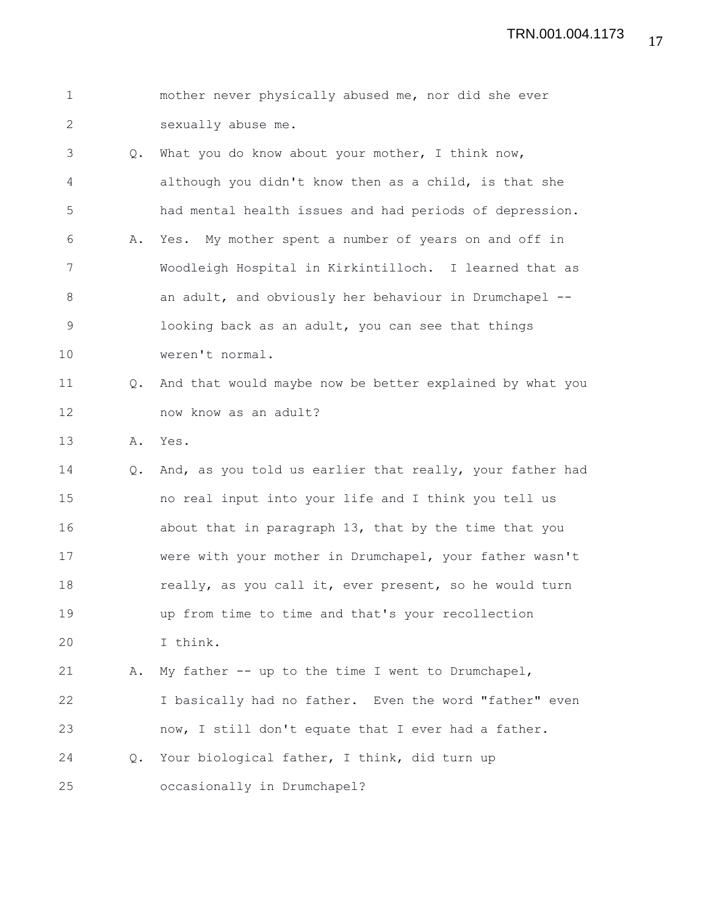1 mother never physically abused me, nor did she ever
2 sexually abuse me.

3 Q. What you do know about your mother, I think now,
4 although you didn't know then as a child, is that she
5 had mental health issues and had periods of depression.

6 A. Yes. My mother spent a number of years on and off in
7 Woodleigh Hospital in Kirkintilloch. I learned that as
8 an adult, and obviously her behaviour in Drumchapel --
9 looking back as an adult, you can see that things
10 weren't normal.

11 Q. And that would maybe now be better explained by what you
12 now know as an adult?

13 A. Yes.

14 Q. And, as you told us earlier that really, your father had
15 no real input into your life and I think you tell us
16 about that in paragraph 13, that by the time that you
17 were with your mother in Drumchapel, your father wasn't
18 really, as you call it, ever present, so he would turn
19 up from time to time and that's your recollection
20 I think.

21 A. My father -- up to the time I went to Drumchapel,
22 I basically had no father. Even the word "father" even
23 now, I still don't equate that I ever had a father.

24 Q. Your biological father, I think, did turn up
25 occasionally in Drumchapel?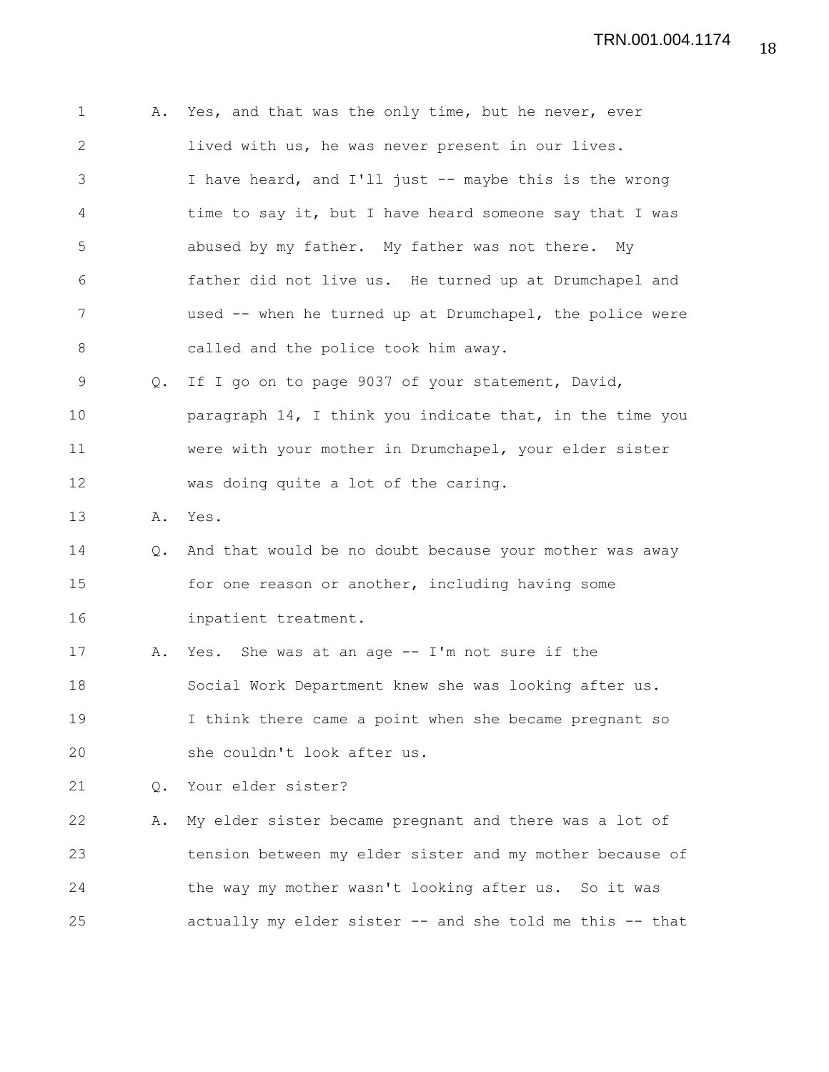A. Yes, and that was the only time, but he never, ever lived with us, he was never present in our lives. I have heard, and I'll just -- maybe this is the wrong time to say it, but I have heard someone say that I was abused by my father. My father was not there. My father did not live us. He turned up at Drumchapel and used -- when he turned up at Drumchapel, the police were called and the police took him away.

Q. If I go on to page 9037 of your statement, David, paragraph 14, I think you indicate that, in the time you were with your mother in Drumchapel, your elder sister was doing quite a lot of the caring.

A. Yes.

Q. And that would be no doubt because your mother was away for one reason or another, including having some inpatient treatment.

A. Yes. She was at an age -- I'm not sure if the Social Work Department knew she was looking after us. I think there came a point when she became pregnant so she couldn't look after us.

Q. Your elder sister?

A. My elder sister became pregnant and there was a lot of tension between my elder sister and my mother because of the way my mother wasn't looking after us. So it was actually my elder sister -- and she told me this -- that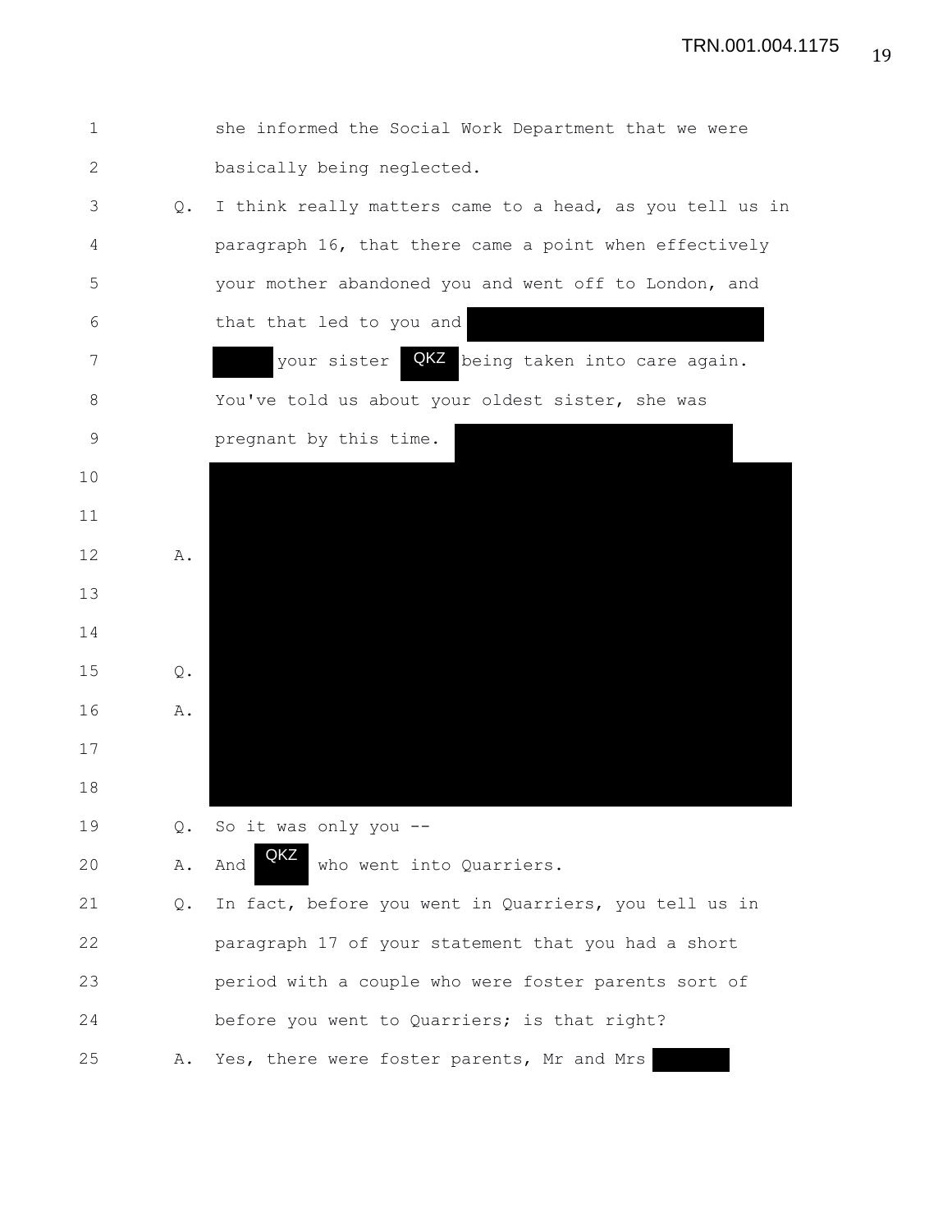1 she informed the Social Work Department that we were

2 basically being neglected.

3 Q. I think really matters came to a head, as you tell us in

4 paragraph 16, that there came a point when effectively

5 your mother abandoned you and went off to London, and

6 that that led to you and

7 your sister QKZ being taken into care again.

8 You've told us about your oldest sister, she was

9 pregnant by this time.

10

11

12 A.

13

14

15 Q.

16 A.

17

18

19 Q. So it was only you --

20 A. And QKZ who went into Quarriers.

21 Q. In fact, before you went in Quarriers, you tell us in

22 paragraph 17 of your statement that you had a short

23 period with a couple who were foster parents sort of

24 before you went to Quarriers; is that right?

25 A. Yes, there were foster parents, Mr and Mrs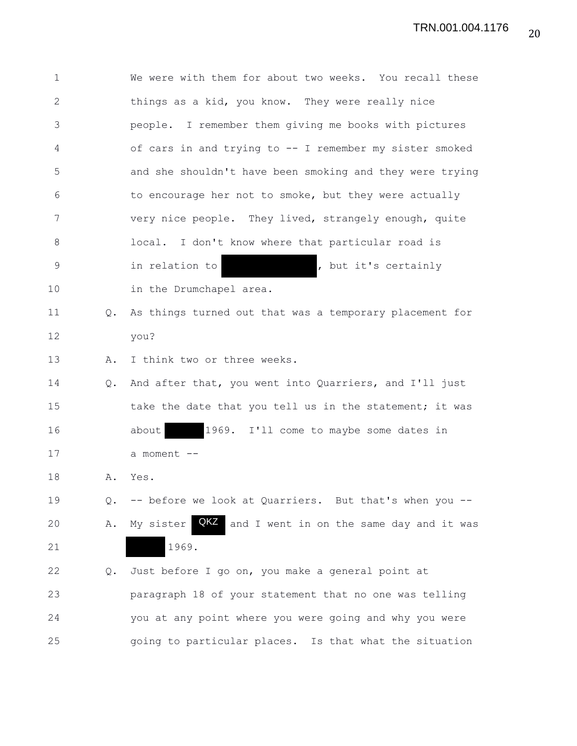We were with them for about two weeks. You recall these things as a kid, you know. They were really nice people. I remember them giving me books with pictures of cars in and trying to -- I remember my sister smoked and she shouldn't have been smoking and they were trying to encourage her not to smoke, but they were actually very nice people. They lived, strangely enough, quite local. I don't know where that particular road is in relation to [REDACTED], but it's certainly in the Drumchapel area.

Q. As things turned out that was a temporary placement for you?

A. I think two or three weeks.

Q. And after that, you went into Quarriers, and I'll just take the date that you tell us in the statement; it was about [REDACTED] 1969. I'll come to maybe some dates in a moment --

A. Yes.

Q. -- before we look at Quarriers. But that's when you --

A. My sister QKZ and I went in on the same day and it was [REDACTED] 1969.

Q. Just before I go on, you make a general point at paragraph 18 of your statement that no one was telling you at any point where you were going and why you were going to particular places. Is that what the situation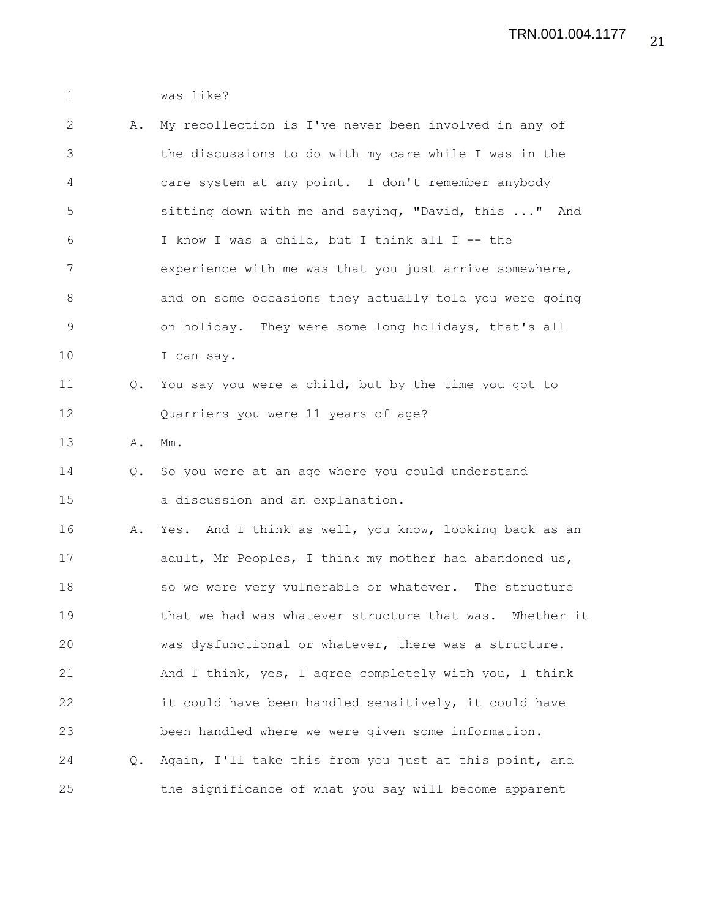1 was like?

2 A. My recollection is I've never been involved in any of
3 the discussions to do with my care while I was in the
4 care system at any point. I don't remember anybody
5 sitting down with me and saying, "David, this ..." And
6 I know I was a child, but I think all I -- the
7 experience with me was that you just arrive somewhere,
8 and on some occasions they actually told you were going
9 on holiday. They were some long holidays, that's all
10 I can say.

11 Q. You say you were a child, but by the time you got to
12 Quarriers you were 11 years of age?

13 A. Mm.

14 Q. So you were at an age where you could understand
15 a discussion and an explanation.

16 A. Yes. And I think as well, you know, looking back as an
17 adult, Mr Peoples, I think my mother had abandoned us,
18 so we were very vulnerable or whatever. The structure
19 that we had was whatever structure that was. Whether it
20 was dysfunctional or whatever, there was a structure.
21 And I think, yes, I agree completely with you, I think
22 it could have been handled sensitively, it could have
23 been handled where we were given some information.

24 Q. Again, I'll take this from you just at this point, and
25 the significance of what you say will become apparent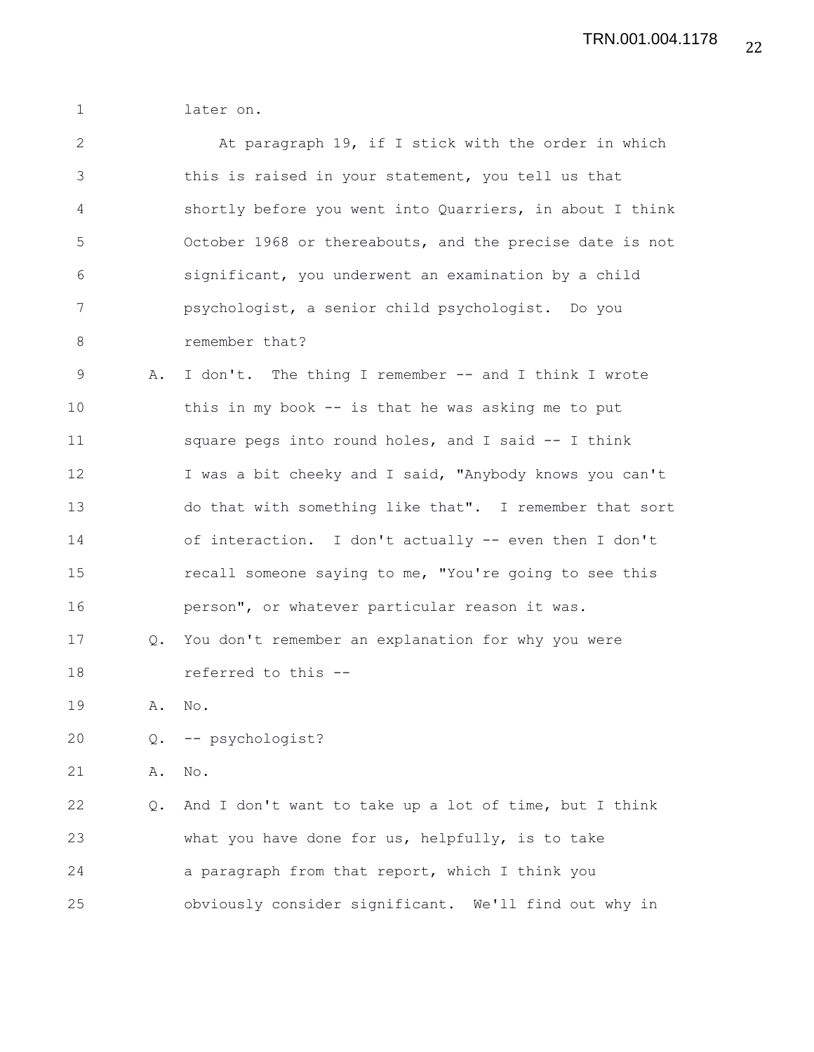later on.

At paragraph 19, if I stick with the order in which this is raised in your statement, you tell us that shortly before you went into Quarriers, in about I think October 1968 or thereabouts, and the precise date is not significant, you underwent an examination by a child psychologist, a senior child psychologist. Do you remember that?

A. I don't. The thing I remember -- and I think I wrote this in my book -- is that he was asking me to put square pegs into round holes, and I said -- I think I was a bit cheeky and I said, "Anybody knows you can't do that with something like that". I remember that sort of interaction. I don't actually -- even then I don't recall someone saying to me, "You're going to see this person", or whatever particular reason it was.

Q. You don't remember an explanation for why you were referred to this --

A. No.

Q. -- psychologist?

A. No.

Q. And I don't want to take up a lot of time, but I think what you have done for us, helpfully, is to take a paragraph from that report, which I think you obviously consider significant. We'll find out why in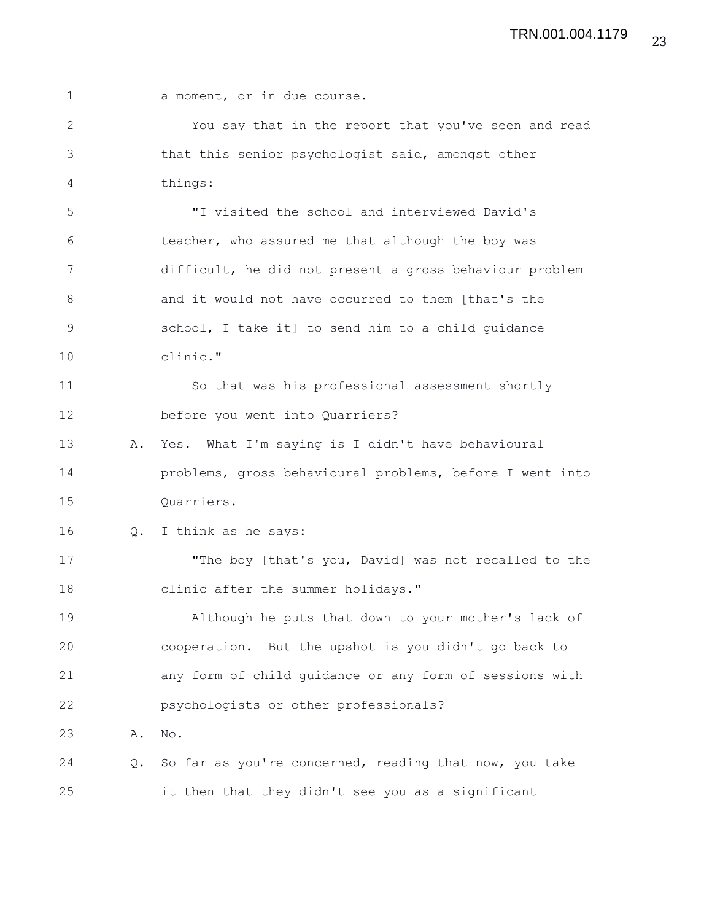a moment, or in due course.

You say that in the report that you've seen and read that this senior psychologist said, amongst other things:

"I visited the school and interviewed David's teacher, who assured me that although the boy was difficult, he did not present a gross behaviour problem and it would not have occurred to them [that's the school, I take it] to send him to a child guidance clinic."

So that was his professional assessment shortly before you went into Quarriers?

A. Yes. What I'm saying is I didn't have behavioural problems, gross behavioural problems, before I went into Quarriers.

Q. I think as he says:

"The boy [that's you, David] was not recalled to the clinic after the summer holidays."

Although he puts that down to your mother's lack of cooperation. But the upshot is you didn't go back to any form of child guidance or any form of sessions with psychologists or other professionals?

A. No.

Q. So far as you're concerned, reading that now, you take it then that they didn't see you as a significant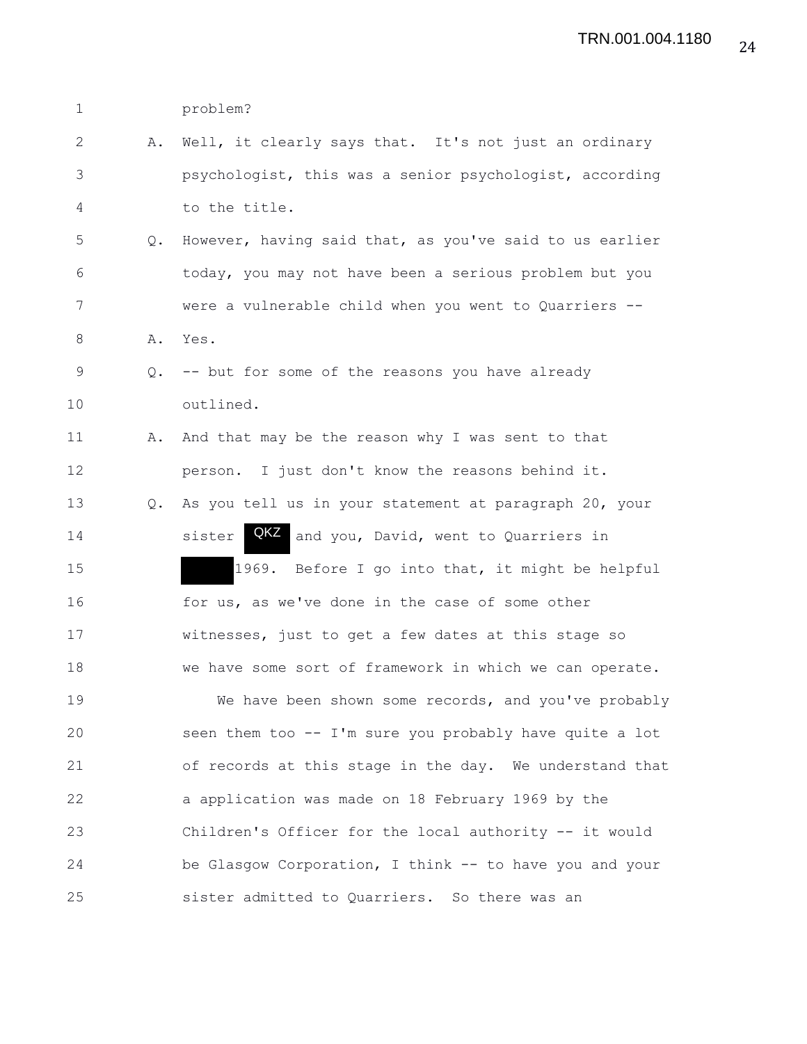1 problem?

2 A. Well, it clearly says that. It's not just an ordinary
3 psychologist, this was a senior psychologist, according
4 to the title.

5 Q. However, having said that, as you've said to us earlier
6 today, you may not have been a serious problem but you
7 were a vulnerable child when you went to Quarriers --

8 A. Yes.

9 Q. -- but for some of the reasons you have already
10 outlined.

11 A. And that may be the reason why I was sent to that
12 person. I just don't know the reasons behind it.

13 Q. As you tell us in your statement at paragraph 20, your
14 sister QKZ and you, David, went to Quarriers in
15 ████ 1969. Before I go into that, it might be helpful
16 for us, as we've done in the case of some other
17 witnesses, just to get a few dates at this stage so
18 we have some sort of framework in which we can operate.

19 We have been shown some records, and you've probably
20 seen them too -- I'm sure you probably have quite a lot
21 of records at this stage in the day. We understand that
22 a application was made on 18 February 1969 by the
23 Children's Officer for the local authority -- it would
24 be Glasgow Corporation, I think -- to have you and your
25 sister admitted to Quarriers. So there was an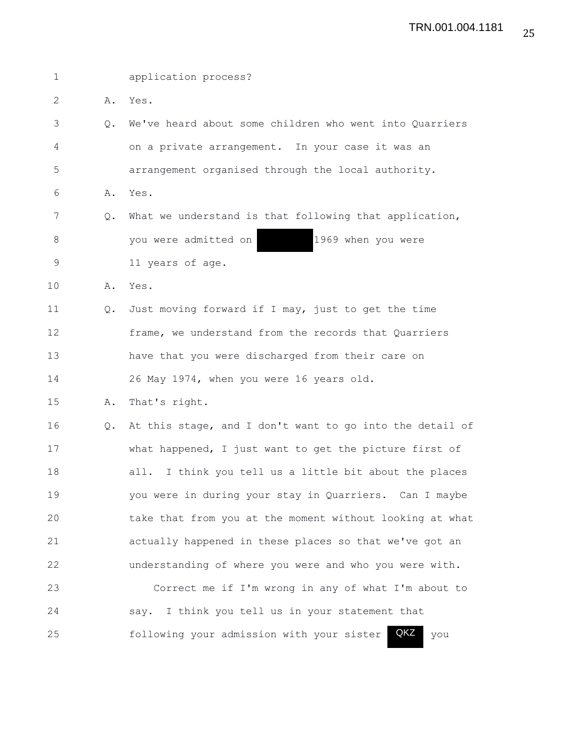1 application process?

2 A. Yes.

3 Q. We've heard about some children who went into Quarriers

4 on a private arrangement. In your case it was an

5 arrangement organised through the local authority.

6 A. Yes.

7 Q. What we understand is that following that application,

8 you were admitted on ████████ 1969 when you were

9 11 years of age.

10 A. Yes.

11 Q. Just moving forward if I may, just to get the time

12 frame, we understand from the records that Quarriers

13 have that you were discharged from their care on

14 26 May 1974, when you were 16 years old.

15 A. That's right.

16 Q. At this stage, and I don't want to go into the detail of

17 what happened, I just want to get the picture first of

18 all. I think you tell us a little bit about the places

19 you were in during your stay in Quarriers. Can I maybe

20 take that from you at the moment without looking at what

21 actually happened in these places so that we've got an

22 understanding of where you were and who you were with.

23 Correct me if I'm wrong in any of what I'm about to

24 say. I think you tell us in your statement that

25 following your admission with your sister QKZ you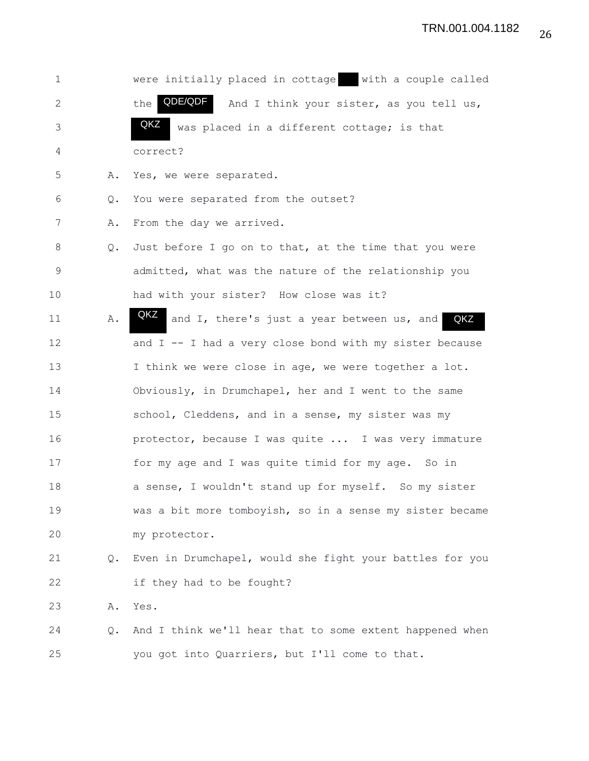1 were initially placed in cottage [redacted] with a couple called
2 the QDE/QDF And I think your sister, as you tell us,
3 QKZ was placed in a different cottage; is that
4 correct?
5 A. Yes, we were separated.
6 Q. You were separated from the outset?
7 A. From the day we arrived.
8 Q. Just before I go on to that, at the time that you were
9 admitted, what was the nature of the relationship you
10 had with your sister? How close was it?
11 A. QKZ and I, there's just a year between us, and QKZ
12 and I -- I had a very close bond with my sister because
13 I think we were close in age, we were together a lot.
14 Obviously, in Drumchapel, her and I went to the same
15 school, Cleddens, and in a sense, my sister was my
16 protector, because I was quite ... I was very immature
17 for my age and I was quite timid for my age. So in
18 a sense, I wouldn't stand up for myself. So my sister
19 was a bit more tomboyish, so in a sense my sister became
20 my protector.
21 Q. Even in Drumchapel, would she fight your battles for you
22 if they had to be fought?
23 A. Yes.
24 Q. And I think we'll hear that to some extent happened when
25 you got into Quarriers, but I'll come to that.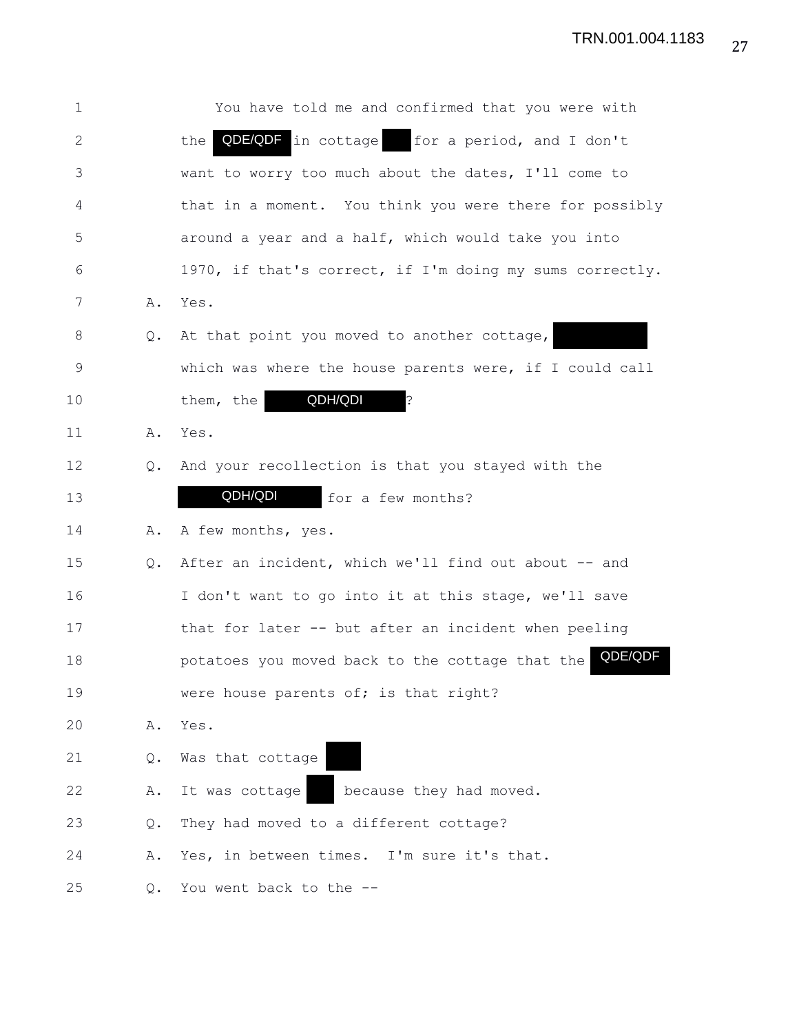1 You have told me and confirmed that you were with
2 the QDE/QDF in cottage ███ for a period, and I don't
3 want to worry too much about the dates, I'll come to
4 that in a moment. You think you were there for possibly
5 around a year and a half, which would take you into
6 1970, if that's correct, if I'm doing my sums correctly.
7 A. Yes.
8 Q. At that point you moved to another cottage, ███
9 which was where the house parents were, if I could call
10 them, the QDH/QDI ?
11 A. Yes.
12 Q. And your recollection is that you stayed with the
13 QDH/QDI for a few months?
14 A. A few months, yes.
15 Q. After an incident, which we'll find out about -- and
16 I don't want to go into it at this stage, we'll save
17 that for later -- but after an incident when peeling
18 potatoes you moved back to the cottage that the QDE/QDF
19 were house parents of; is that right?
20 A. Yes.
21 Q. Was that cottage ███
22 A. It was cottage ███ because they had moved.
23 Q. They had moved to a different cottage?
24 A. Yes, in between times. I'm sure it's that.
25 Q. You went back to the --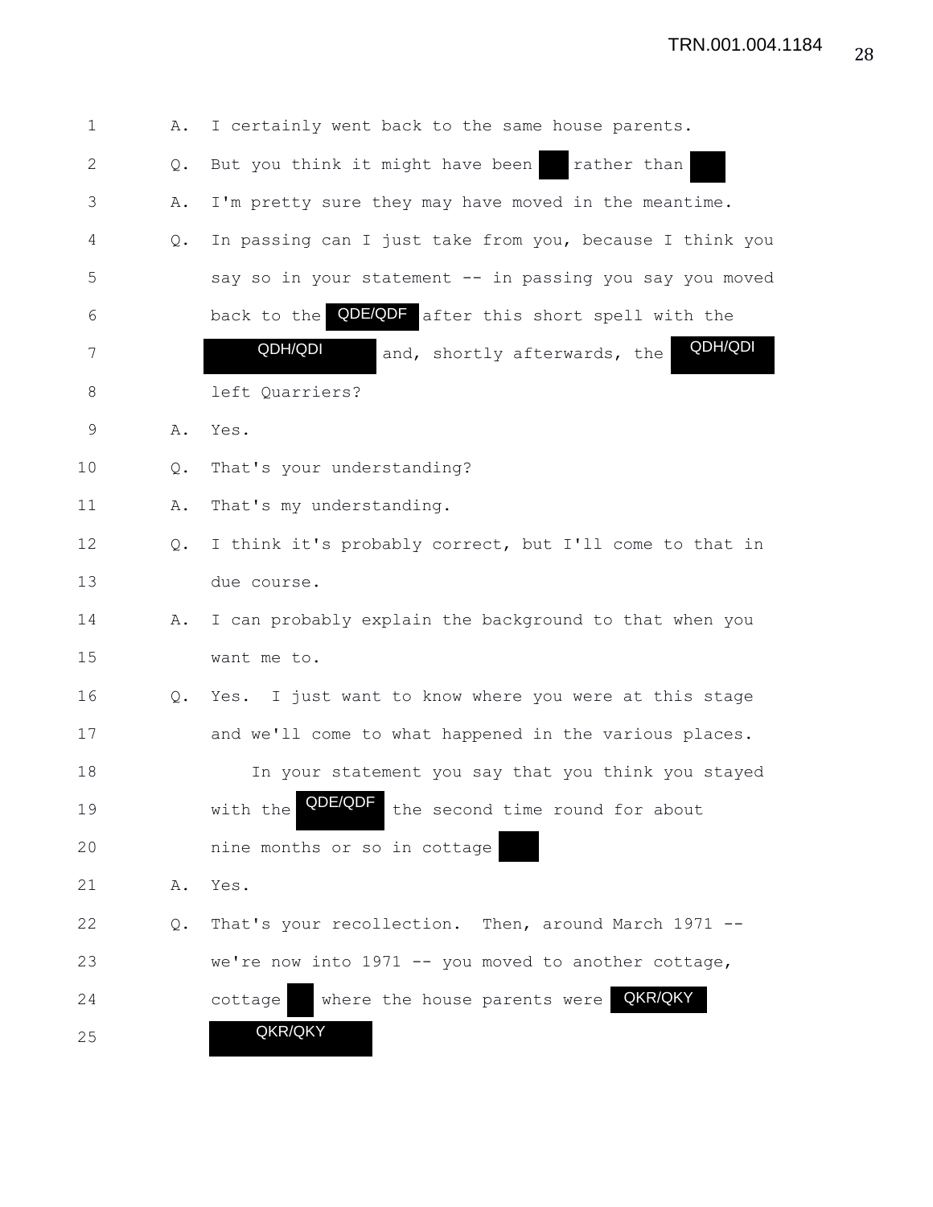1 A. I certainly went back to the same house parents.

2 Q. But you think it might have been ███ rather than ███

3 A. I'm pretty sure they may have moved in the meantime.

4 Q. In passing can I just take from you, because I think you

5 say so in your statement -- in passing you say you moved

6 back to the QDE/QDF after this short spell with the

7 QDH/QDI and, shortly afterwards, the QDH/QDI

8 left Quarriers?

9 A. Yes.

10 Q. That's your understanding?

11 A. That's my understanding.

12 Q. I think it's probably correct, but I'll come to that in

13 due course.

14 A. I can probably explain the background to that when you

15 want me to.

16 Q. Yes. I just want to know where you were at this stage

17 and we'll come to what happened in the various places.

18 In your statement you say that you think you stayed

19 with the QDE/QDF the second time round for about

20 nine months or so in cottage ███

21 A. Yes.

22 Q. That's your recollection. Then, around March 1971 --

23 we're now into 1971 -- you moved to another cottage,

24 cottage ███ where the house parents were QKR/QKY

25 QKR/QKY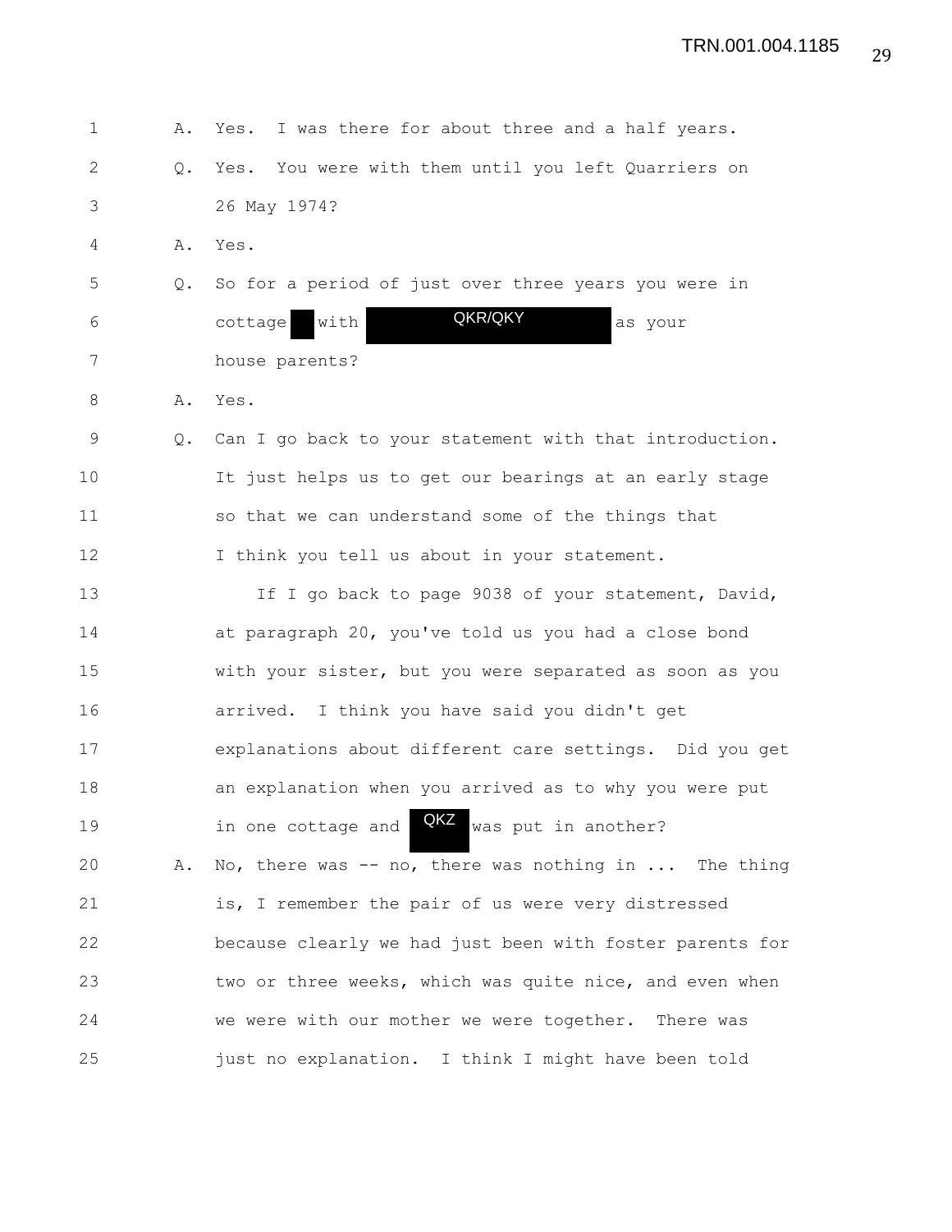1 A. Yes. I was there for about three and a half years.

2 Q. Yes. You were with them until you left Quarriers on

3 26 May 1974?

4 A. Yes.

5 Q. So for a period of just over three years you were in

6 cottage ██ with QKR/QKY as your

7 house parents?

8 A. Yes.

9 Q. Can I go back to your statement with that introduction.

10 It just helps us to get our bearings at an early stage

11 so that we can understand some of the things that

12 I think you tell us about in your statement.

13 If I go back to page 9038 of your statement, David,

14 at paragraph 20, you've told us you had a close bond

15 with your sister, but you were separated as soon as you

16 arrived. I think you have said you didn't get

17 explanations about different care settings. Did you get

18 an explanation when you arrived as to why you were put

19 in one cottage and QKZ was put in another?

20 A. No, there was -- no, there was nothing in ... The thing

21 is, I remember the pair of us were very distressed

22 because clearly we had just been with foster parents for

23 two or three weeks, which was quite nice, and even when

24 we were with our mother we were together. There was

25 just no explanation. I think I might have been told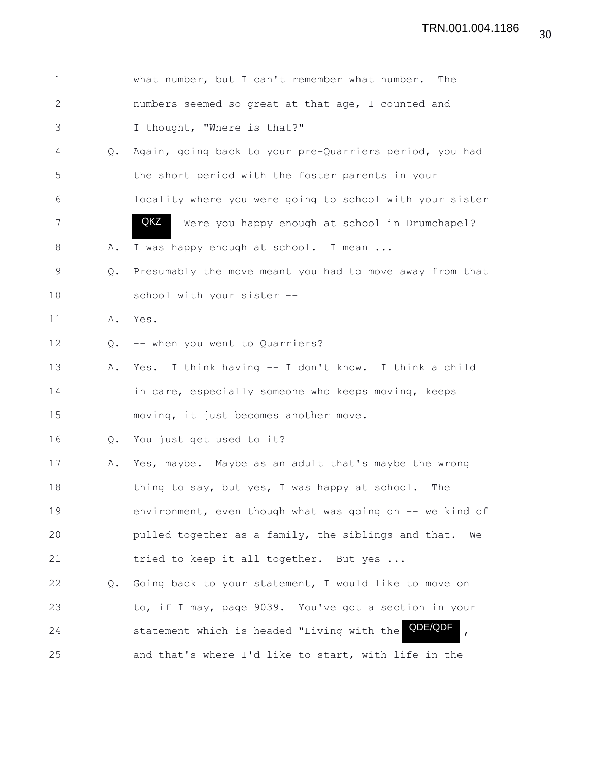1 what number, but I can't remember what number. The
2 numbers seemed so great at that age, I counted and
3 I thought, "Where is that?"
4 Q. Again, going back to your pre-Quarriers period, you had
5 the short period with the foster parents in your
6 locality where you were going to school with your sister
7 QKZ Were you happy enough at school in Drumchapel?
8 A. I was happy enough at school. I mean ...
9 Q. Presumably the move meant you had to move away from that
10 school with your sister --
11 A. Yes.
12 Q. -- when you went to Quarriers?
13 A. Yes. I think having -- I don't know. I think a child
14 in care, especially someone who keeps moving, keeps
15 moving, it just becomes another move.
16 Q. You just get used to it?
17 A. Yes, maybe. Maybe as an adult that's maybe the wrong
18 thing to say, but yes, I was happy at school. The
19 environment, even though what was going on -- we kind of
20 pulled together as a family, the siblings and that. We
21 tried to keep it all together. But yes ...
22 Q. Going back to your statement, I would like to move on
23 to, if I may, page 9039. You've got a section in your
24 statement which is headed "Living with the QDE/QDF,
25 and that's where I'd like to start, with life in the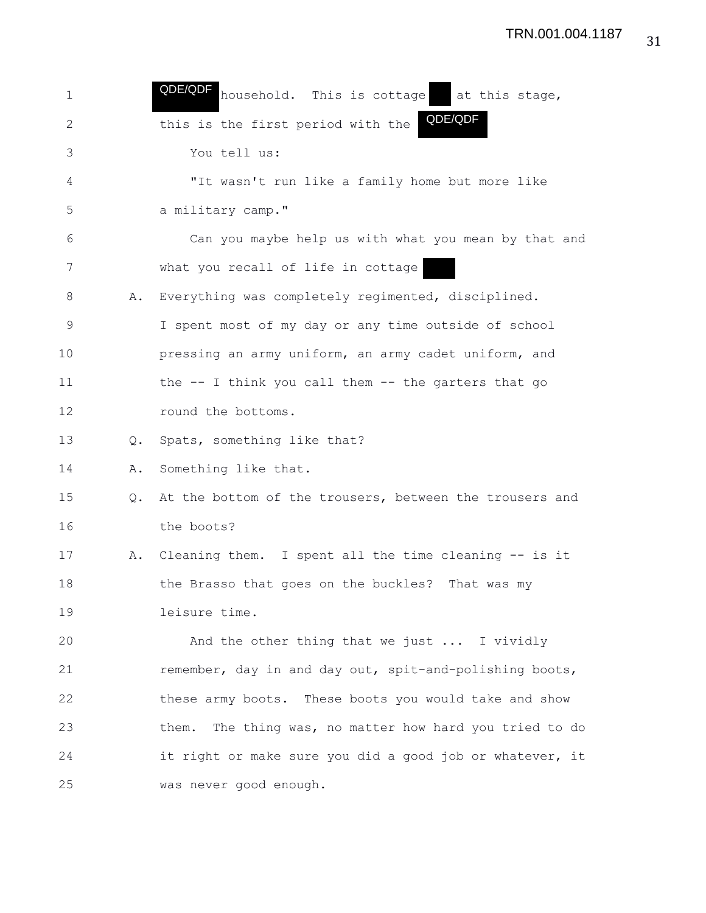1 QDE/QDF household. This is cottage ██ at this stage,
2 this is the first period with the QDE/QDF
3 You tell us:
4 "It wasn't run like a family home but more like
5 a military camp."
6 Can you maybe help us with what you mean by that and
7 what you recall of life in cottage ██
8 A. Everything was completely regimented, disciplined.
9 I spent most of my day or any time outside of school
10 pressing an army uniform, an army cadet uniform, and
11 the -- I think you call them -- the garters that go
12 round the bottoms.
13 Q. Spats, something like that?
14 A. Something like that.
15 Q. At the bottom of the trousers, between the trousers and
16 the boots?
17 A. Cleaning them. I spent all the time cleaning -- is it
18 the Brasso that goes on the buckles? That was my
19 leisure time.
20 And the other thing that we just ... I vividly
21 remember, day in and day out, spit-and-polishing boots,
22 these army boots. These boots you would take and show
23 them. The thing was, no matter how hard you tried to do
24 it right or make sure you did a good job or whatever, it
25 was never good enough.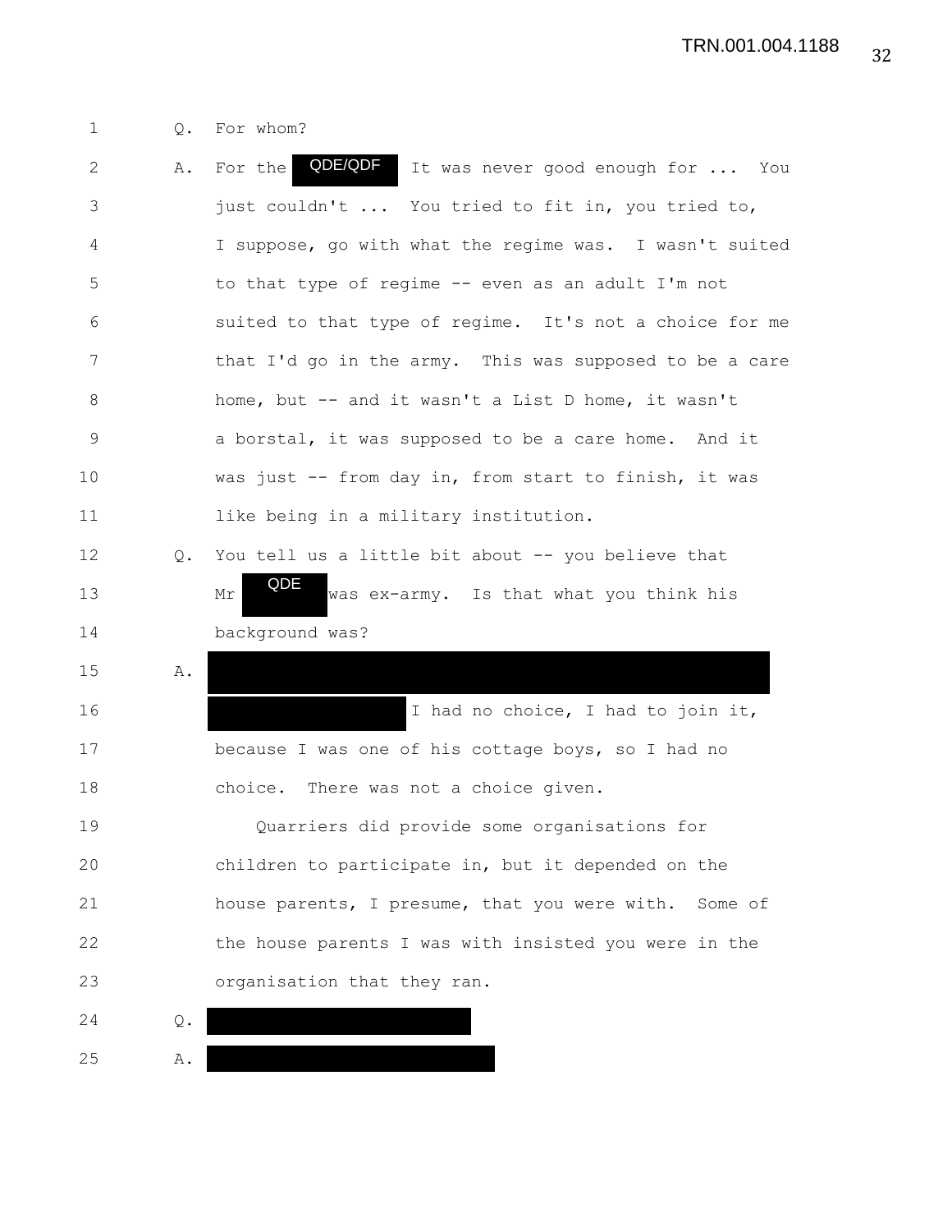1 Q. For whom?

2 A. For the QDE/QDF It was never good enough for ... You

3 just couldn't ... You tried to fit in, you tried to,

4 I suppose, go with what the regime was. I wasn't suited

5 to that type of regime -- even as an adult I'm not

6 suited to that type of regime. It's not a choice for me

7 that I'd go in the army. This was supposed to be a care

8 home, but -- and it wasn't a List D home, it wasn't

9 a borstal, it was supposed to be a care home. And it

10 was just -- from day in, from start to finish, it was

11 like being in a military institution.

12 Q. You tell us a little bit about -- you believe that

13 Mr QDE was ex-army. Is that what you think his

14 background was?

15 A. 

16 I had no choice, I had to join it,

17 because I was one of his cottage boys, so I had no

18 choice. There was not a choice given.

19 Quarriers did provide some organisations for

20 children to participate in, but it depended on the

21 house parents, I presume, that you were with. Some of

22 the house parents I was with insisted you were in the

23 organisation that they ran.

24 Q. 

25 A.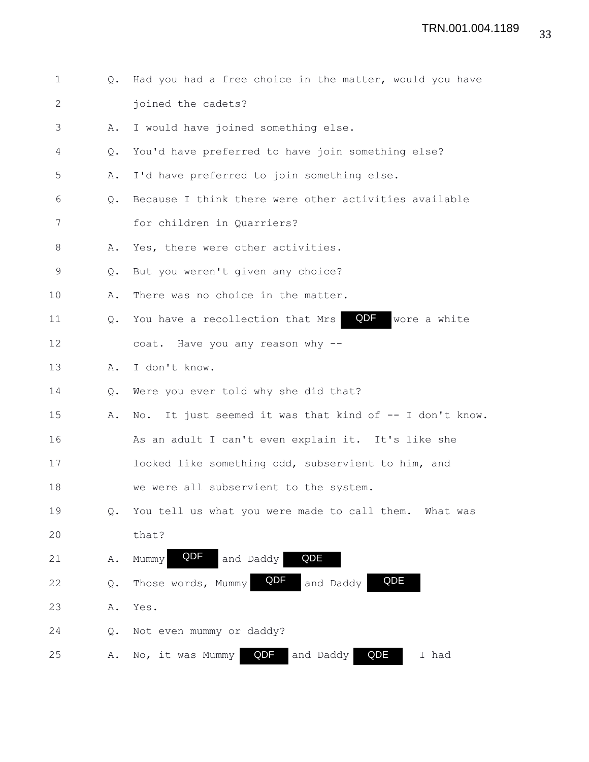1 Q. Had you had a free choice in the matter, would you have
2 joined the cadets?
3 A. I would have joined something else.
4 Q. You'd have preferred to have join something else?
5 A. I'd have preferred to join something else.
6 Q. Because I think there were other activities available
7 for children in Quarriers?
8 A. Yes, there were other activities.
9 Q. But you weren't given any choice?
10 A. There was no choice in the matter.
11 Q. You have a recollection that Mrs QDF wore a white
12 coat. Have you any reason why --
13 A. I don't know.
14 Q. Were you ever told why she did that?
15 A. No. It just seemed it was that kind of -- I don't know.
16 As an adult I can't even explain it. It's like she
17 looked like something odd, subservient to him, and
18 we were all subservient to the system.
19 Q. You tell us what you were made to call them. What was
20 that?
21 A. Mummy QDF and Daddy QDE
22 Q. Those words, Mummy QDF and Daddy QDE
23 A. Yes.
24 Q. Not even mummy or daddy?
25 A. No, it was Mummy QDF and Daddy QDE I had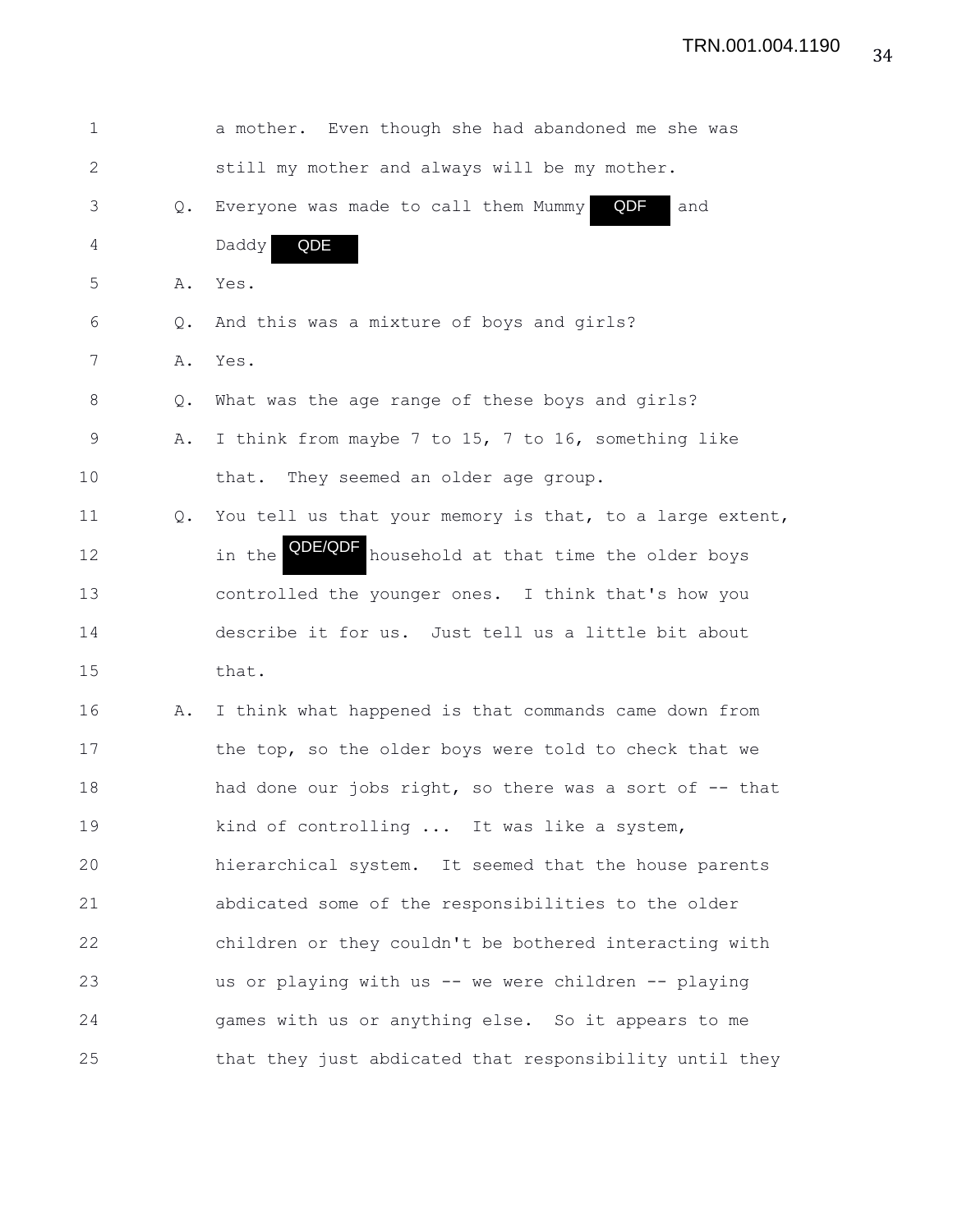1 a mother. Even though she had abandoned me she was
2 still my mother and always will be my mother.
3 Q. Everyone was made to call them Mummy QDF and
4 Daddy QDE
5 A. Yes.
6 Q. And this was a mixture of boys and girls?
7 A. Yes.
8 Q. What was the age range of these boys and girls?
9 A. I think from maybe 7 to 15, 7 to 16, something like
10 that. They seemed an older age group.
11 Q. You tell us that your memory is that, to a large extent,
12 in the QDE/QDF household at that time the older boys
13 controlled the younger ones. I think that's how you
14 describe it for us. Just tell us a little bit about
15 that.
16 A. I think what happened is that commands came down from
17 the top, so the older boys were told to check that we
18 had done our jobs right, so there was a sort of -- that
19 kind of controlling ... It was like a system,
20 hierarchical system. It seemed that the house parents
21 abdicated some of the responsibilities to the older
22 children or they couldn't be bothered interacting with
23 us or playing with us -- we were children -- playing
24 games with us or anything else. So it appears to me
25 that they just abdicated that responsibility until they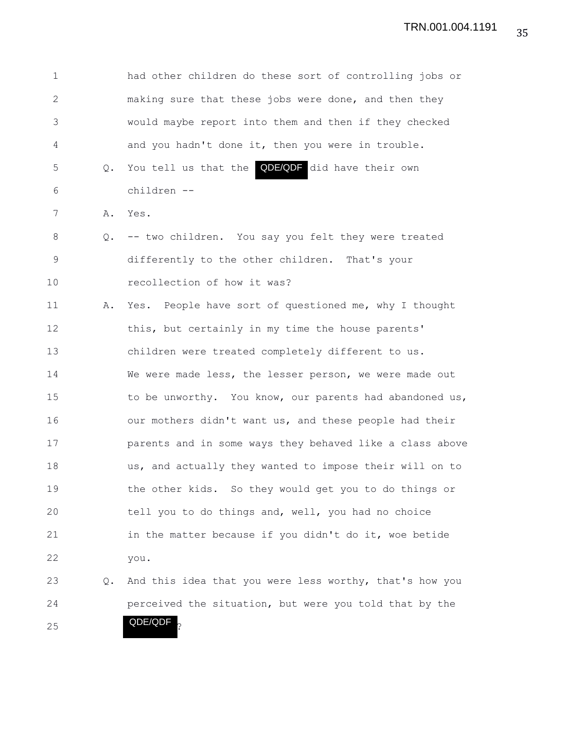1 had other children do these sort of controlling jobs or
2 making sure that these jobs were done, and then they
3 would maybe report into them and then if they checked
4 and you hadn't done it, then you were in trouble.
5 Q. You tell us that the QDE/QDF did have their own
6 children --
7 A. Yes.
8 Q. -- two children. You say you felt they were treated
9 differently to the other children. That's your
10 recollection of how it was?
11 A. Yes. People have sort of questioned me, why I thought
12 this, but certainly in my time the house parents'
13 children were treated completely different to us.
14 We were made less, the lesser person, we were made out
15 to be unworthy. You know, our parents had abandoned us,
16 our mothers didn't want us, and these people had their
17 parents and in some ways they behaved like a class above
18 us, and actually they wanted to impose their will on to
19 the other kids. So they would get you to do things or
20 tell you to do things and, well, you had no choice
21 in the matter because if you didn't do it, woe betide
22 you.
23 Q. And this idea that you were less worthy, that's how you
24 perceived the situation, but were you told that by the
25 QDE/QDF?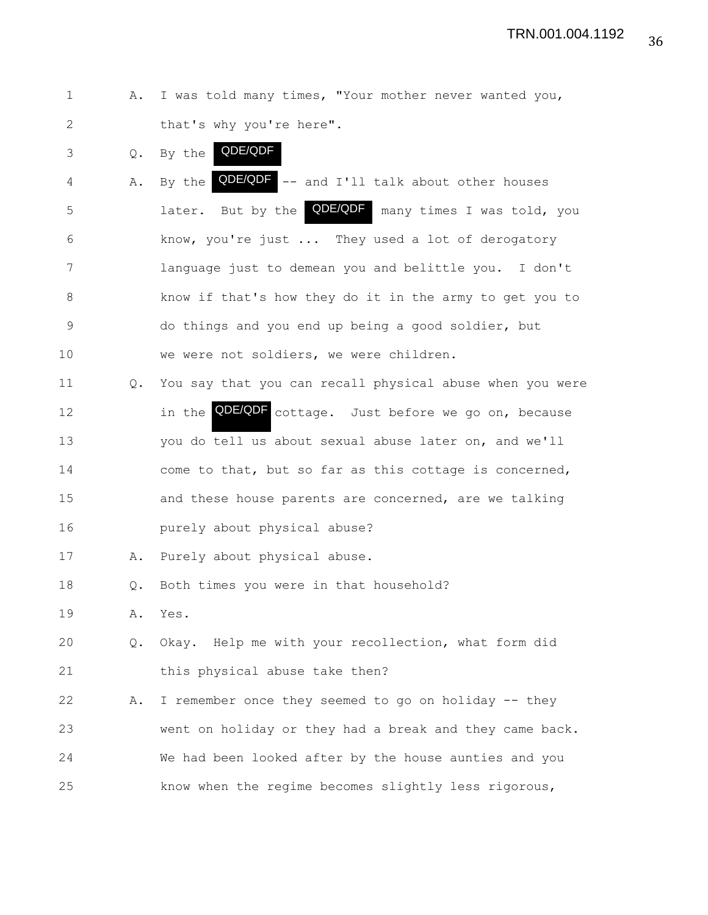1 A. I was told many times, "Your mother never wanted you,
2 that's why you're here".
3 Q. By the QDE/QDF
4 A. By the QDE/QDF -- and I'll talk about other houses
5 later. But by the QDE/QDF many times I was told, you
6 know, you're just ... They used a lot of derogatory
7 language just to demean you and belittle you. I don't
8 know if that's how they do it in the army to get you to
9 do things and you end up being a good soldier, but
10 we were not soldiers, we were children.
11 Q. You say that you can recall physical abuse when you were
12 in the QDE/QDF cottage. Just before we go on, because
13 you do tell us about sexual abuse later on, and we'll
14 come to that, but so far as this cottage is concerned,
15 and these house parents are concerned, are we talking
16 purely about physical abuse?
17 A. Purely about physical abuse.
18 Q. Both times you were in that household?
19 A. Yes.
20 Q. Okay. Help me with your recollection, what form did
21 this physical abuse take then?
22 A. I remember once they seemed to go on holiday -- they
23 went on holiday or they had a break and they came back.
24 We had been looked after by the house aunties and you
25 know when the regime becomes slightly less rigorous,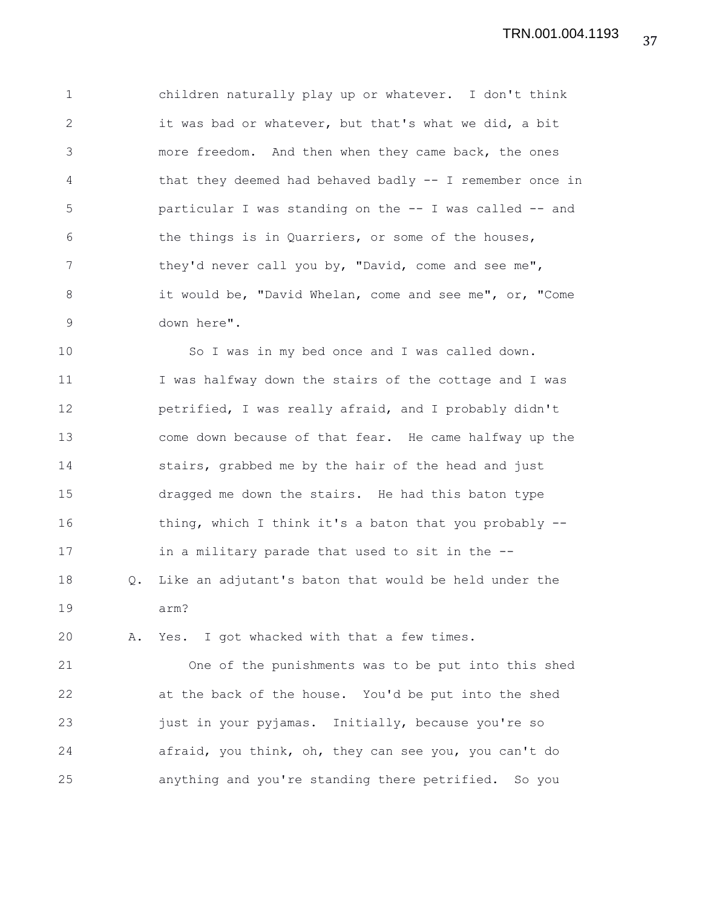children naturally play up or whatever. I don't think it was bad or whatever, but that's what we did, a bit more freedom. And then when they came back, the ones that they deemed had behaved badly -- I remember once in particular I was standing on the -- I was called -- and the things is in Quarriers, or some of the houses, they'd never call you by, "David, come and see me", it would be, "David Whelan, come and see me", or, "Come down here".

So I was in my bed once and I was called down. I was halfway down the stairs of the cottage and I was petrified, I was really afraid, and I probably didn't come down because of that fear. He came halfway up the stairs, grabbed me by the hair of the head and just dragged me down the stairs. He had this baton type thing, which I think it's a baton that you probably -- in a military parade that used to sit in the --

Q. Like an adjutant's baton that would be held under the arm?

A. Yes. I got whacked with that a few times.

One of the punishments was to be put into this shed at the back of the house. You'd be put into the shed just in your pyjamas. Initially, because you're so afraid, you think, oh, they can see you, you can't do anything and you're standing there petrified. So you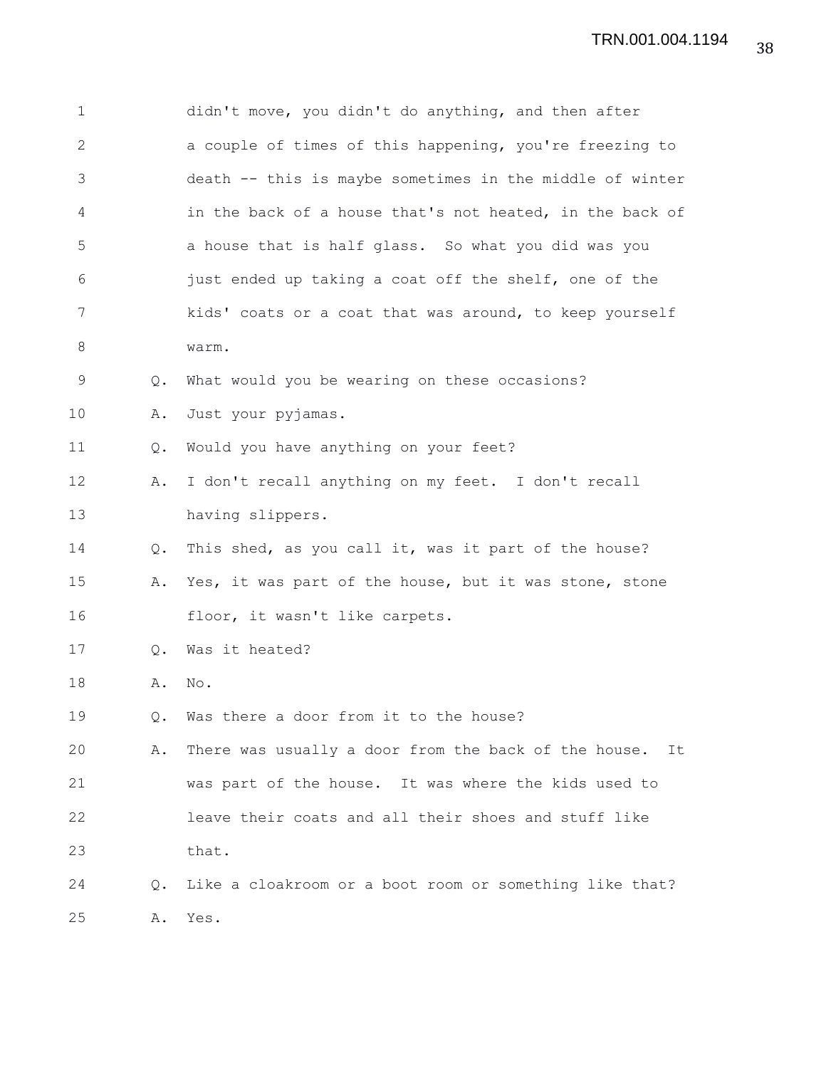1 didn't move, you didn't do anything, and then after
2 a couple of times of this happening, you're freezing to
3 death -- this is maybe sometimes in the middle of winter
4 in the back of a house that's not heated, in the back of
5 a house that is half glass. So what you did was you
6 just ended up taking a coat off the shelf, one of the
7 kids' coats or a coat that was around, to keep yourself
8 warm.

9 Q. What would you be wearing on these occasions?

10 A. Just your pyjamas.

11 Q. Would you have anything on your feet?

12 A. I don't recall anything on my feet. I don't recall
13 having slippers.

14 Q. This shed, as you call it, was it part of the house?

15 A. Yes, it was part of the house, but it was stone, stone
16 floor, it wasn't like carpets.

17 Q. Was it heated?

18 A. No.

19 Q. Was there a door from it to the house?

20 A. There was usually a door from the back of the house. It
21 was part of the house. It was where the kids used to
22 leave their coats and all their shoes and stuff like
23 that.

24 Q. Like a cloakroom or a boot room or something like that?

25 A. Yes.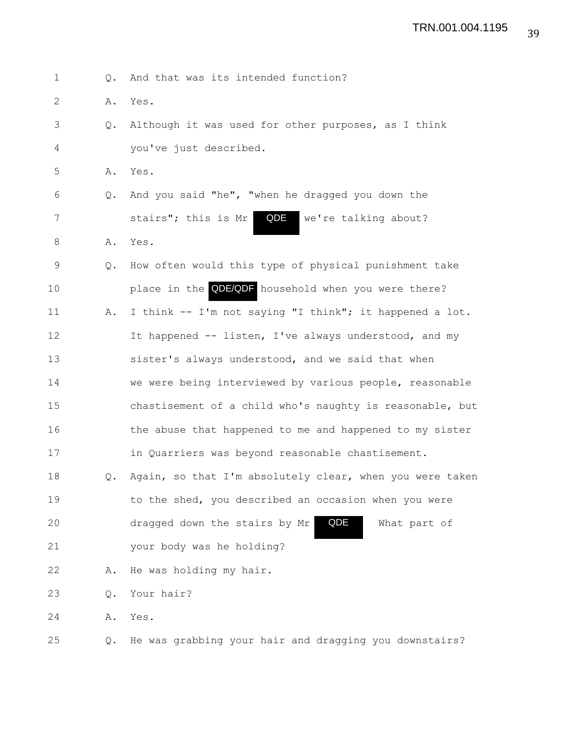1 Q. And that was its intended function?

2 A. Yes.

3 Q. Although it was used for other purposes, as I think

4 you've just described.

5 A. Yes.

6 Q. And you said "he", "when he dragged you down the

7 stairs"; this is Mr QDE we're talking about?

8 A. Yes.

9 Q. How often would this type of physical punishment take

10 place in the QDE/QDF household when you were there?

11 A. I think -- I'm not saying "I think"; it happened a lot.

12 It happened -- listen, I've always understood, and my

13 sister's always understood, and we said that when

14 we were being interviewed by various people, reasonable

15 chastisement of a child who's naughty is reasonable, but

16 the abuse that happened to me and happened to my sister

17 in Quarriers was beyond reasonable chastisement.

18 Q. Again, so that I'm absolutely clear, when you were taken

19 to the shed, you described an occasion when you were

20 dragged down the stairs by Mr QDE What part of

21 your body was he holding?

22 A. He was holding my hair.

23 Q. Your hair?

24 A. Yes.

25 Q. He was grabbing your hair and dragging you downstairs?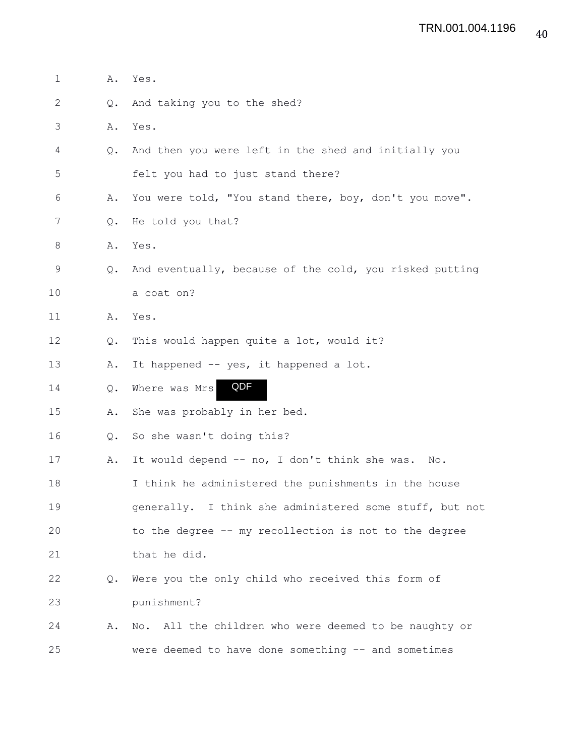1 A. Yes.

2 Q. And taking you to the shed?

3 A. Yes.

4 Q. And then you were left in the shed and initially you

5 felt you had to just stand there?

6 A. You were told, "You stand there, boy, don't you move".

7 Q. He told you that?

8 A. Yes.

9 Q. And eventually, because of the cold, you risked putting

10 a coat on?

11 A. Yes.

12 Q. This would happen quite a lot, would it?

13 A. It happened -- yes, it happened a lot.

14 Q. Where was Mrs QDF

15 A. She was probably in her bed.

16 Q. So she wasn't doing this?

17 A. It would depend -- no, I don't think she was. No.

18 I think he administered the punishments in the house

19 generally. I think she administered some stuff, but not

20 to the degree -- my recollection is not to the degree

21 that he did.

22 Q. Were you the only child who received this form of

23 punishment?

24 A. No. All the children who were deemed to be naughty or

25 were deemed to have done something -- and sometimes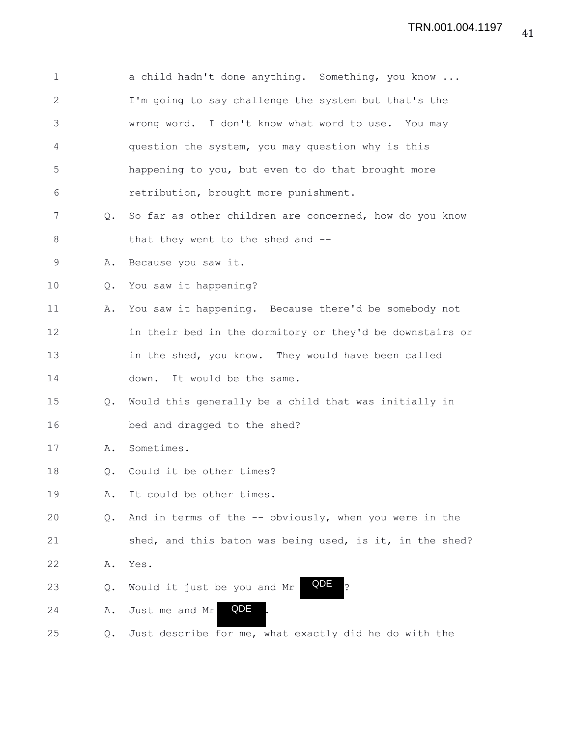1 a child hadn't done anything. Something, you know ...
2 I'm going to say challenge the system but that's the
3 wrong word. I don't know what word to use. You may
4 question the system, you may question why is this
5 happening to you, but even to do that brought more
6 retribution, brought more punishment.
7 Q. So far as other children are concerned, how do you know
8 that they went to the shed and --
9 A. Because you saw it.
10 Q. You saw it happening?
11 A. You saw it happening. Because there'd be somebody not
12 in their bed in the dormitory or they'd be downstairs or
13 in the shed, you know. They would have been called
14 down. It would be the same.
15 Q. Would this generally be a child that was initially in
16 bed and dragged to the shed?
17 A. Sometimes.
18 Q. Could it be other times?
19 A. It could be other times.
20 Q. And in terms of the -- obviously, when you were in the
21 shed, and this baton was being used, is it, in the shed?
22 A. Yes.
23 Q. Would it just be you and Mr QDE ?
24 A. Just me and Mr QDE .
25 Q. Just describe for me, what exactly did he do with the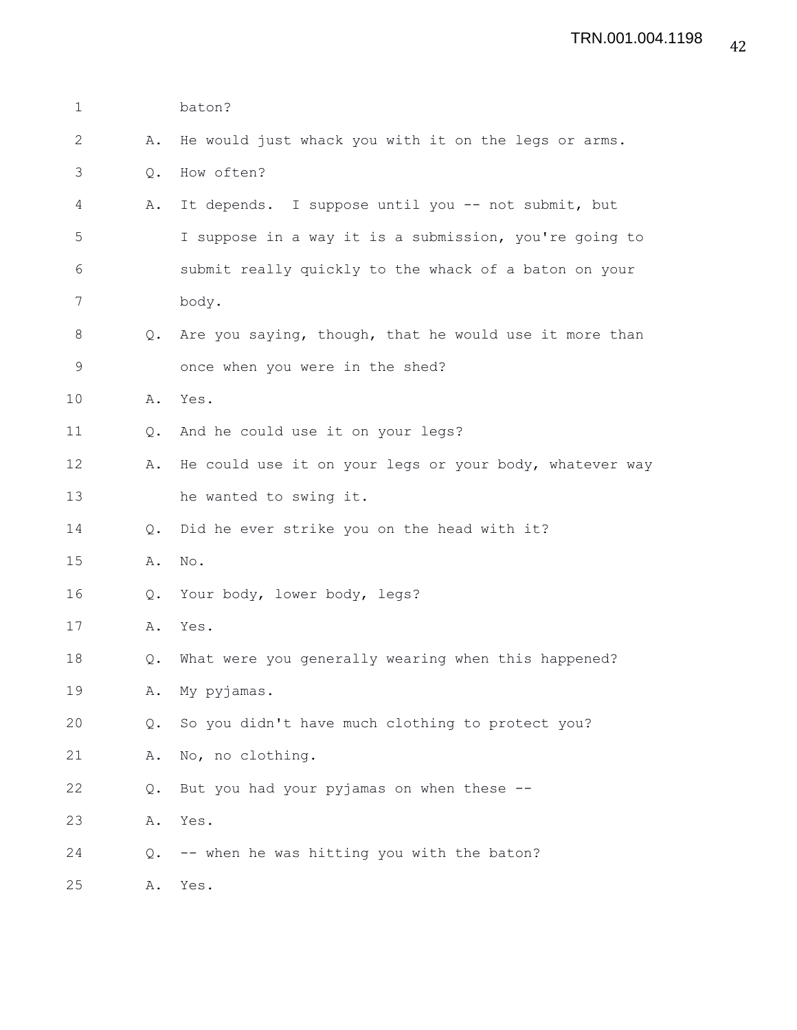baton?

A. He would just whack you with it on the legs or arms.

Q. How often?

A. It depends. I suppose until you -- not submit, but I suppose in a way it is a submission, you're going to submit really quickly to the whack of a baton on your body.

Q. Are you saying, though, that he would use it more than once when you were in the shed?

A. Yes.

Q. And he could use it on your legs?

A. He could use it on your legs or your body, whatever way he wanted to swing it.

Q. Did he ever strike you on the head with it?

A. No.

Q. Your body, lower body, legs?

A. Yes.

Q. What were you generally wearing when this happened?

A. My pyjamas.

Q. So you didn't have much clothing to protect you?

A. No, no clothing.

Q. But you had your pyjamas on when these --

A. Yes.

Q. -- when he was hitting you with the baton?

A. Yes.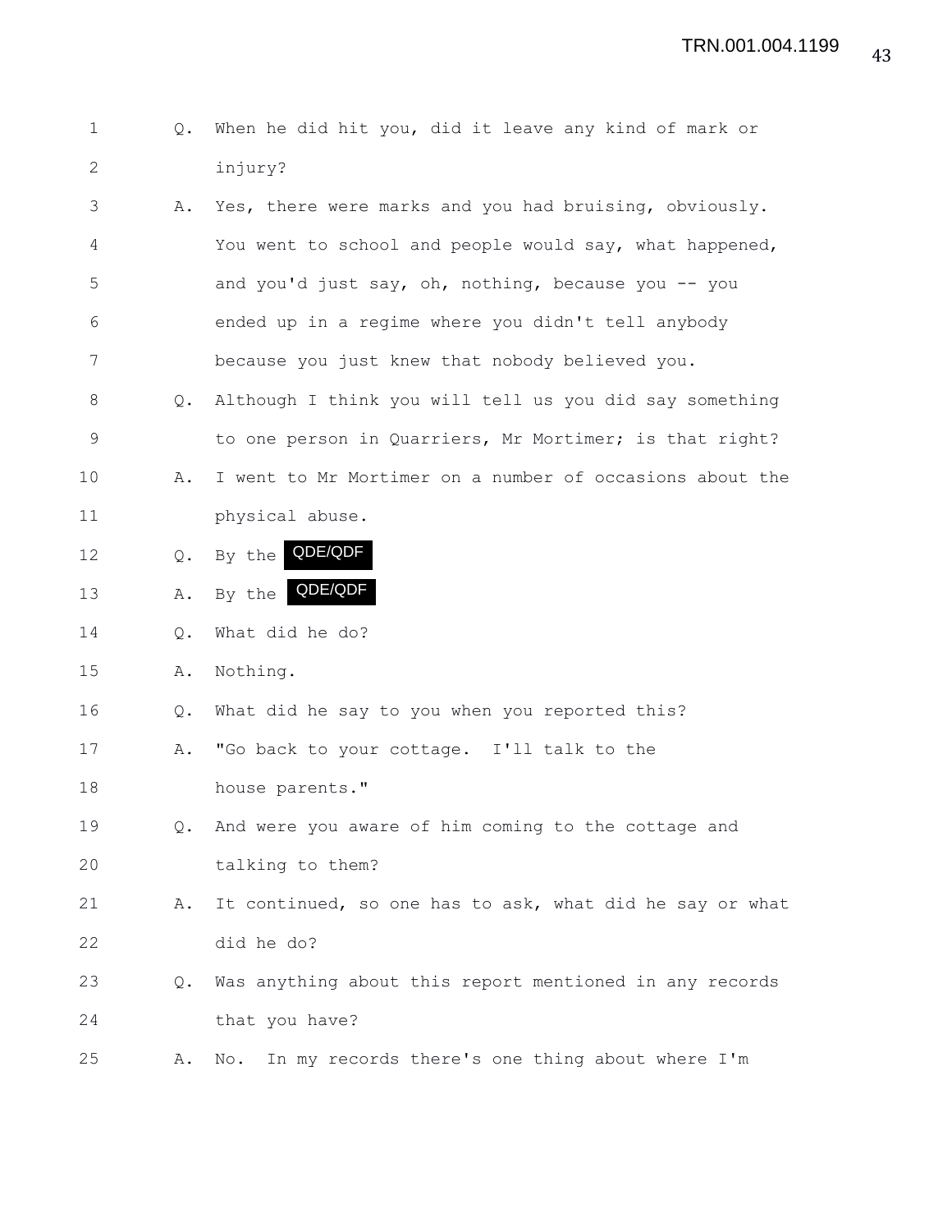1 Q. When he did hit you, did it leave any kind of mark or
2 injury?

3 A. Yes, there were marks and you had bruising, obviously.
4 You went to school and people would say, what happened,
5 and you'd just say, oh, nothing, because you -- you
6 ended up in a regime where you didn't tell anybody
7 because you just knew that nobody believed you.

8 Q. Although I think you will tell us you did say something
9 to one person in Quarriers, Mr Mortimer; is that right?

10 A. I went to Mr Mortimer on a number of occasions about the
11 physical abuse.

12 Q. By the QDE/QDF

13 A. By the QDE/QDF

14 Q. What did he do?

15 A. Nothing.

16 Q. What did he say to you when you reported this?

17 A. "Go back to your cottage. I'll talk to the
18 house parents."

19 Q. And were you aware of him coming to the cottage and
20 talking to them?

21 A. It continued, so one has to ask, what did he say or what
22 did he do?

23 Q. Was anything about this report mentioned in any records
24 that you have?

25 A. No. In my records there's one thing about where I'm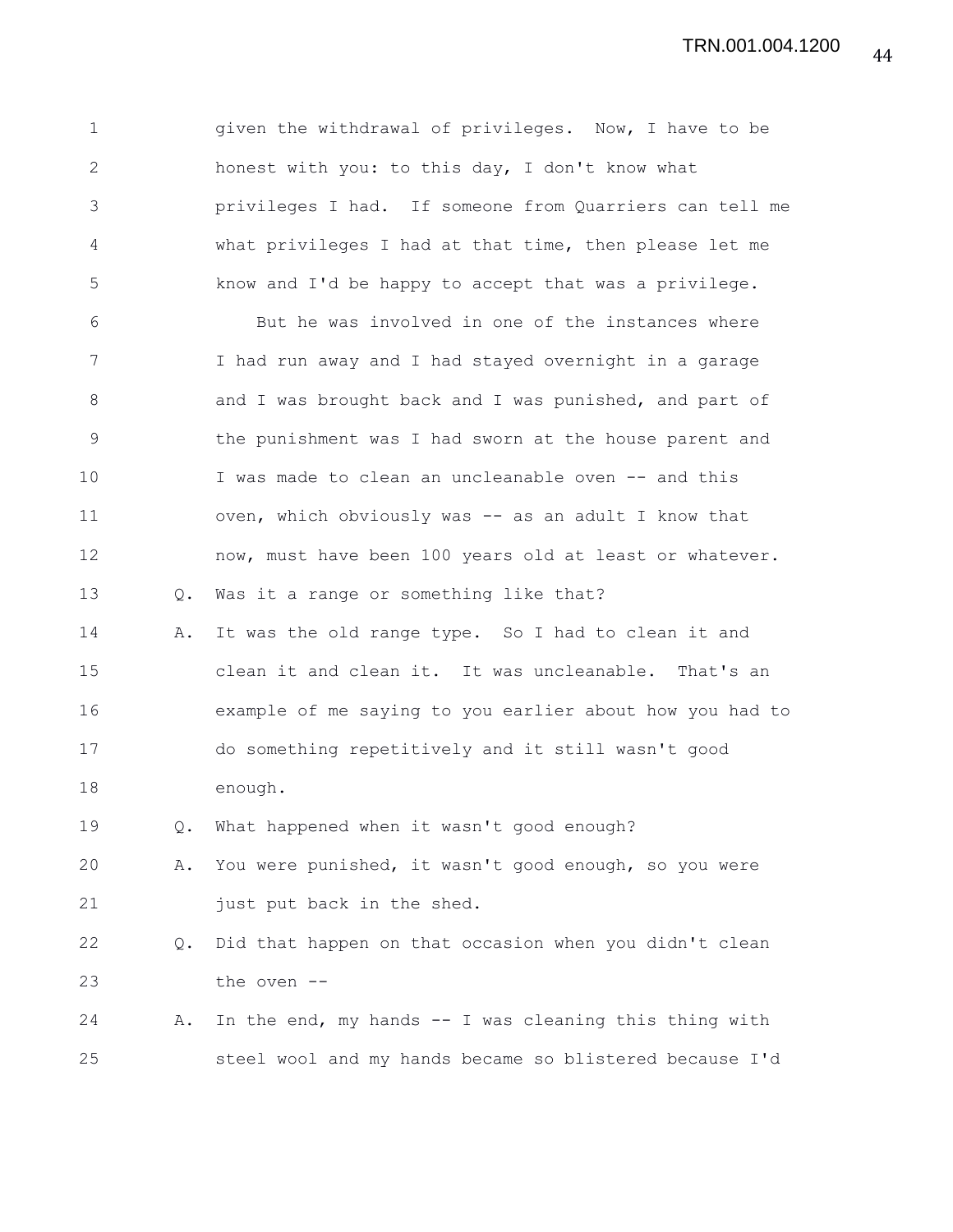given the withdrawal of privileges. Now, I have to be honest with you: to this day, I don't know what privileges I had. If someone from Quarriers can tell me what privileges I had at that time, then please let me know and I'd be happy to accept that was a privilege.

But he was involved in one of the instances where I had run away and I had stayed overnight in a garage and I was brought back and I was punished, and part of the punishment was I had sworn at the house parent and I was made to clean an uncleanable oven -- and this oven, which obviously was -- as an adult I know that now, must have been 100 years old at least or whatever.

Q. Was it a range or something like that?

A. It was the old range type. So I had to clean it and clean it and clean it. It was uncleanable. That's an example of me saying to you earlier about how you had to do something repetitively and it still wasn't good enough.

Q. What happened when it wasn't good enough?

A. You were punished, it wasn't good enough, so you were just put back in the shed.

Q. Did that happen on that occasion when you didn't clean the oven --

A. In the end, my hands -- I was cleaning this thing with steel wool and my hands became so blistered because I'd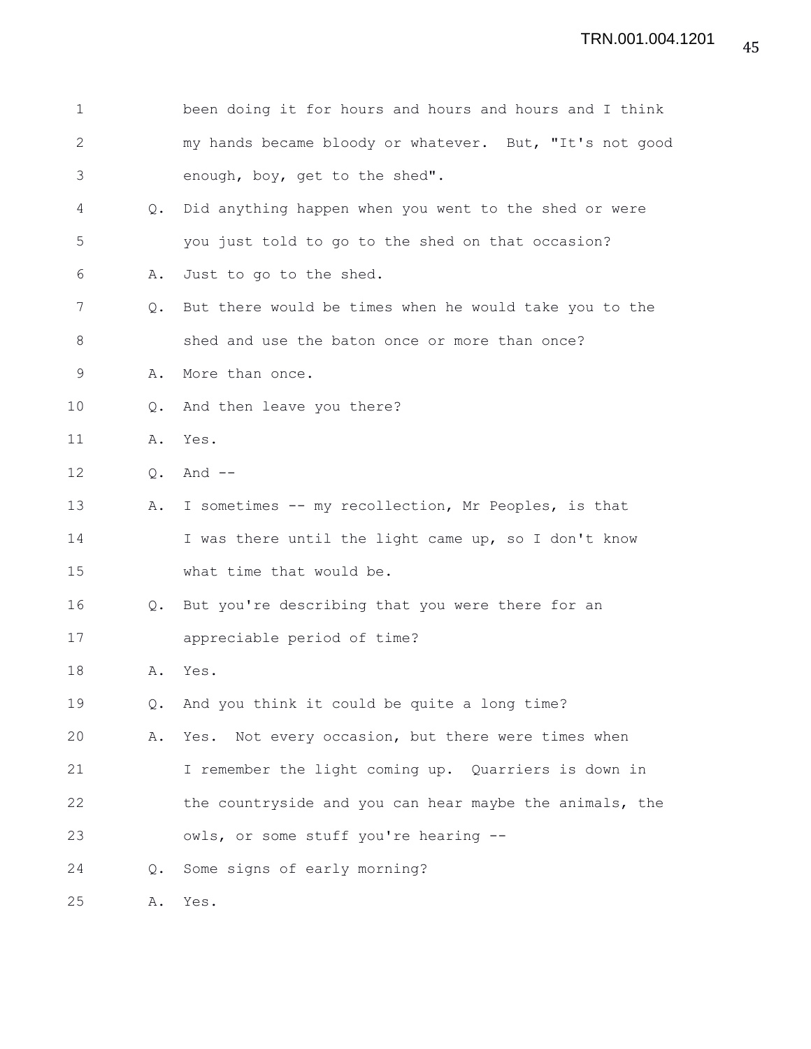1 been doing it for hours and hours and hours and I think
2 my hands became bloody or whatever. But, "It's not good
3 enough, boy, get to the shed".
4 Q. Did anything happen when you went to the shed or were
5 you just told to go to the shed on that occasion?
6 A. Just to go to the shed.
7 Q. But there would be times when he would take you to the
8 shed and use the baton once or more than once?
9 A. More than once.
10 Q. And then leave you there?
11 A. Yes.
12 Q. And --
13 A. I sometimes -- my recollection, Mr Peoples, is that
14 I was there until the light came up, so I don't know
15 what time that would be.
16 Q. But you're describing that you were there for an
17 appreciable period of time?
18 A. Yes.
19 Q. And you think it could be quite a long time?
20 A. Yes. Not every occasion, but there were times when
21 I remember the light coming up. Quarriers is down in
22 the countryside and you can hear maybe the animals, the
23 owls, or some stuff you're hearing --
24 Q. Some signs of early morning?
25 A. Yes.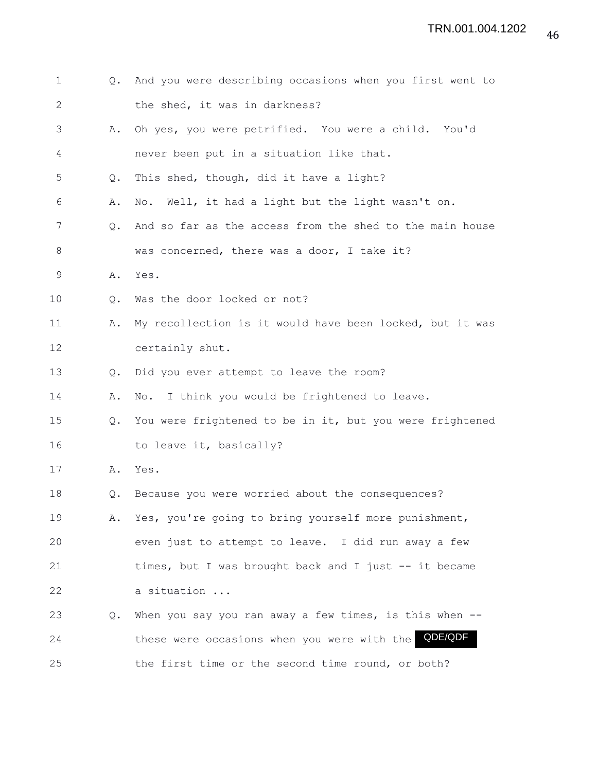1 Q. And you were describing occasions when you first went to
2 the shed, it was in darkness?
3 A. Oh yes, you were petrified. You were a child. You'd
4 never been put in a situation like that.
5 Q. This shed, though, did it have a light?
6 A. No. Well, it had a light but the light wasn't on.
7 Q. And so far as the access from the shed to the main house
8 was concerned, there was a door, I take it?
9 A. Yes.
10 Q. Was the door locked or not?
11 A. My recollection is it would have been locked, but it was
12 certainly shut.
13 Q. Did you ever attempt to leave the room?
14 A. No. I think you would be frightened to leave.
15 Q. You were frightened to be in it, but you were frightened
16 to leave it, basically?
17 A. Yes.
18 Q. Because you were worried about the consequences?
19 A. Yes, you're going to bring yourself more punishment,
20 even just to attempt to leave. I did run away a few
21 times, but I was brought back and I just -- it became
22 a situation ...
23 Q. When you say you ran away a few times, is this when --
24 these were occasions when you were with the QDE/QDF
25 the first time or the second time round, or both?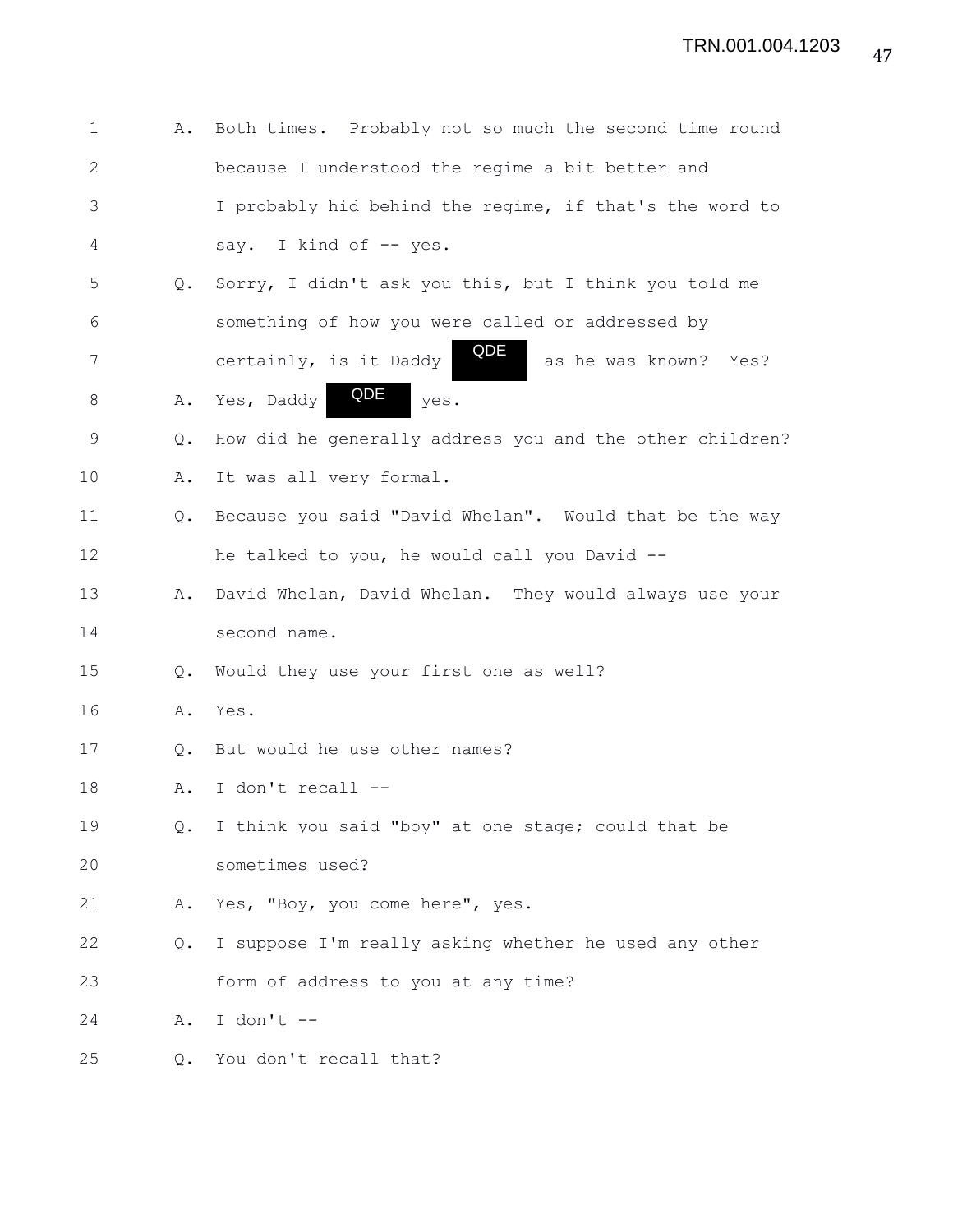1 A. Both times. Probably not so much the second time round
2 because I understood the regime a bit better and
3 I probably hid behind the regime, if that's the word to
4 say. I kind of -- yes.
5 Q. Sorry, I didn't ask you this, but I think you told me
6 something of how you were called or addressed by
7 certainly, is it Daddy QDE as he was known? Yes?
8 A. Yes, Daddy QDE yes.
9 Q. How did he generally address you and the other children?
10 A. It was all very formal.
11 Q. Because you said "David Whelan". Would that be the way
12 he talked to you, he would call you David --
13 A. David Whelan, David Whelan. They would always use your
14 second name.
15 Q. Would they use your first one as well?
16 A. Yes.
17 Q. But would he use other names?
18 A. I don't recall --
19 Q. I think you said "boy" at one stage; could that be
20 sometimes used?
21 A. Yes, "Boy, you come here", yes.
22 Q. I suppose I'm really asking whether he used any other
23 form of address to you at any time?
24 A. I don't --
25 Q. You don't recall that?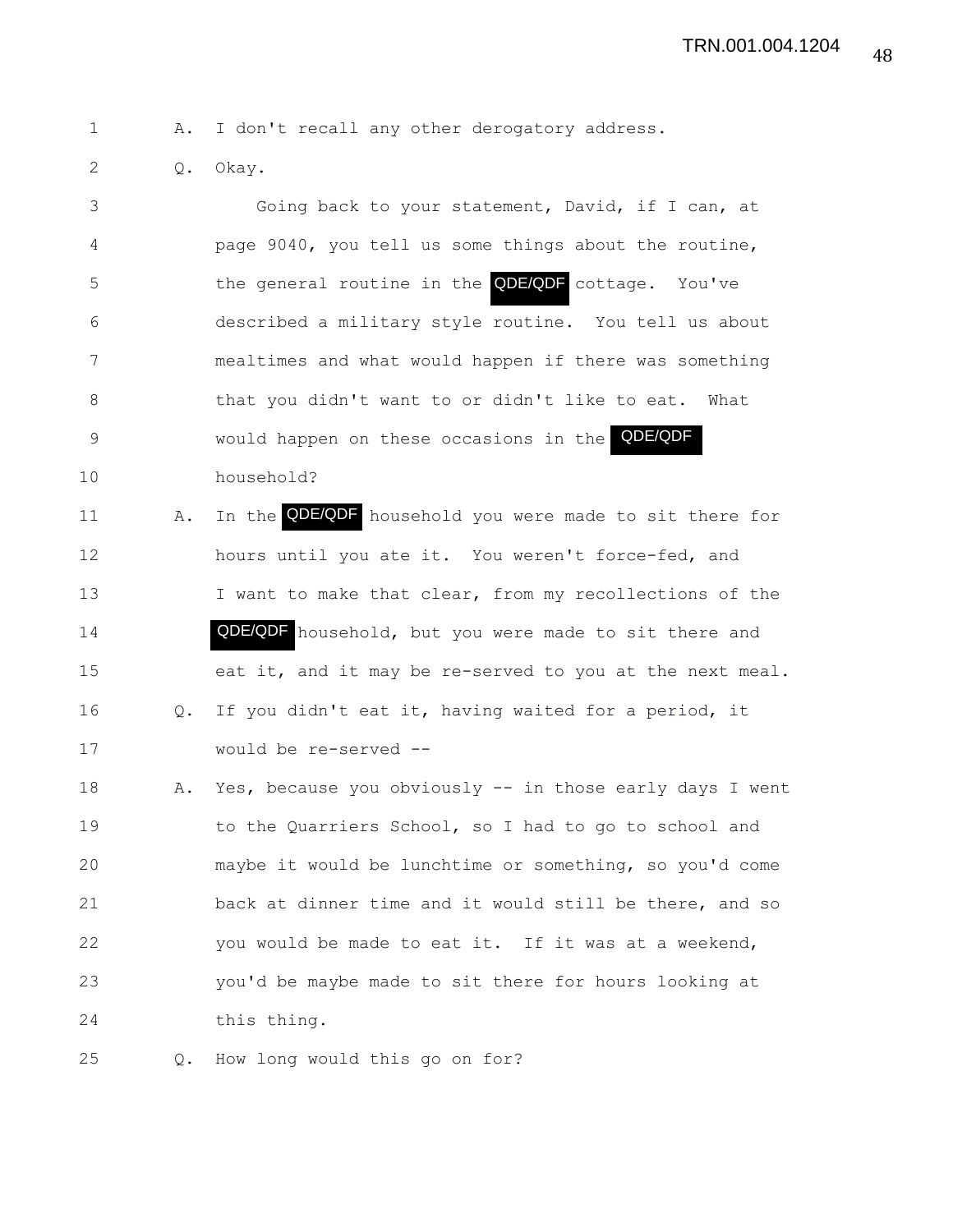1 A. I don't recall any other derogatory address.

2 Q. Okay.

3 Going back to your statement, David, if I can, at
4 page 9040, you tell us some things about the routine,
5 the general routine in the QDE/QDF cottage. You've
6 described a military style routine. You tell us about
7 mealtimes and what would happen if there was something
8 that you didn't want to or didn't like to eat. What
9 would happen on these occasions in the QDE/QDF
10 household?

11 A. In the QDE/QDF household you were made to sit there for
12 hours until you ate it. You weren't force-fed, and
13 I want to make that clear, from my recollections of the
14 QDE/QDF household, but you were made to sit there and
15 eat it, and it may be re-served to you at the next meal.

16 Q. If you didn't eat it, having waited for a period, it
17 would be re-served --

18 A. Yes, because you obviously -- in those early days I went
19 to the Quarriers School, so I had to go to school and
20 maybe it would be lunchtime or something, so you'd come
21 back at dinner time and it would still be there, and so
22 you would be made to eat it. If it was at a weekend,
23 you'd be maybe made to sit there for hours looking at
24 this thing.

25 Q. How long would this go on for?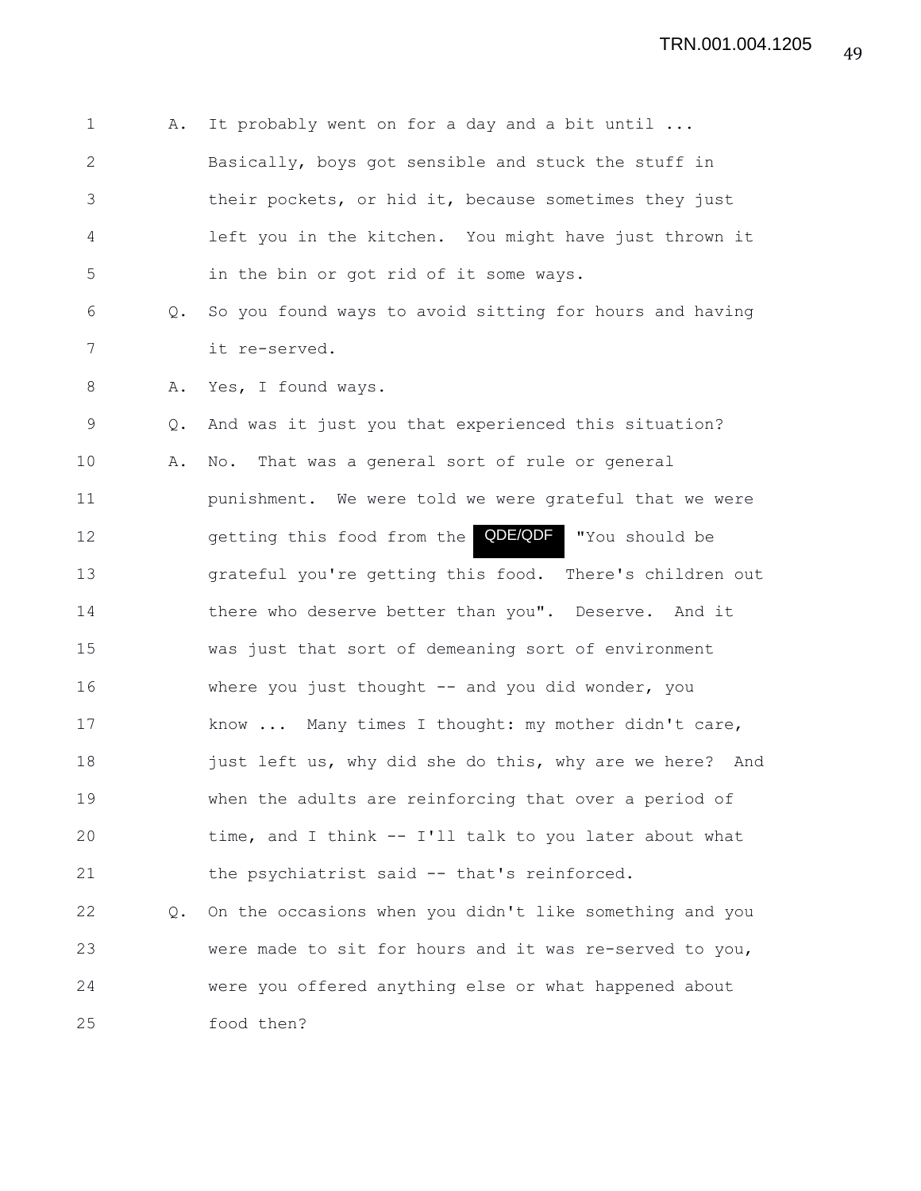A. It probably went on for a day and a bit until ... Basically, boys got sensible and stuck the stuff in their pockets, or hid it, because sometimes they just left you in the kitchen. You might have just thrown it in the bin or got rid of it some ways.

Q. So you found ways to avoid sitting for hours and having it re-served.

A. Yes, I found ways.

Q. And was it just you that experienced this situation?

A. No. That was a general sort of rule or general punishment. We were told we were grateful that we were getting this food from the QDE/QDF "You should be grateful you're getting this food. There's children out there who deserve better than you". Deserve. And it was just that sort of demeaning sort of environment where you just thought -- and you did wonder, you know ... Many times I thought: my mother didn't care, just left us, why did she do this, why are we here? And when the adults are reinforcing that over a period of time, and I think -- I'll talk to you later about what the psychiatrist said -- that's reinforced.

Q. On the occasions when you didn't like something and you were made to sit for hours and it was re-served to you, were you offered anything else or what happened about food then?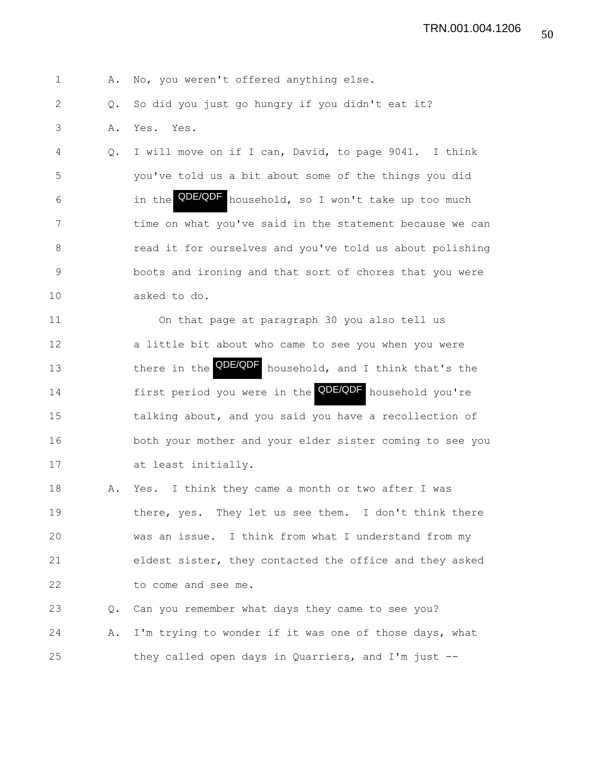1 A. No, you weren't offered anything else.

2 Q. So did you just go hungry if you didn't eat it?

3 A. Yes. Yes.

4 Q. I will move on if I can, David, to page 9041. I think
5 you've told us a bit about some of the things you did
6 in the QDE/QDF household, so I won't take up too much
7 time on what you've said in the statement because we can
8 read it for ourselves and you've told us about polishing
9 boots and ironing and that sort of chores that you were
10 asked to do.

11 On that page at paragraph 30 you also tell us
12 a little bit about who came to see you when you were
13 there in the QDE/QDF household, and I think that's the
14 first period you were in the QDE/QDF household you're
15 talking about, and you said you have a recollection of
16 both your mother and your elder sister coming to see you
17 at least initially.

18 A. Yes. I think they came a month or two after I was
19 there, yes. They let us see them. I don't think there
20 was an issue. I think from what I understand from my
21 eldest sister, they contacted the office and they asked
22 to come and see me.

23 Q. Can you remember what days they came to see you?

24 A. I'm trying to wonder if it was one of those days, what
25 they called open days in Quarriers, and I'm just --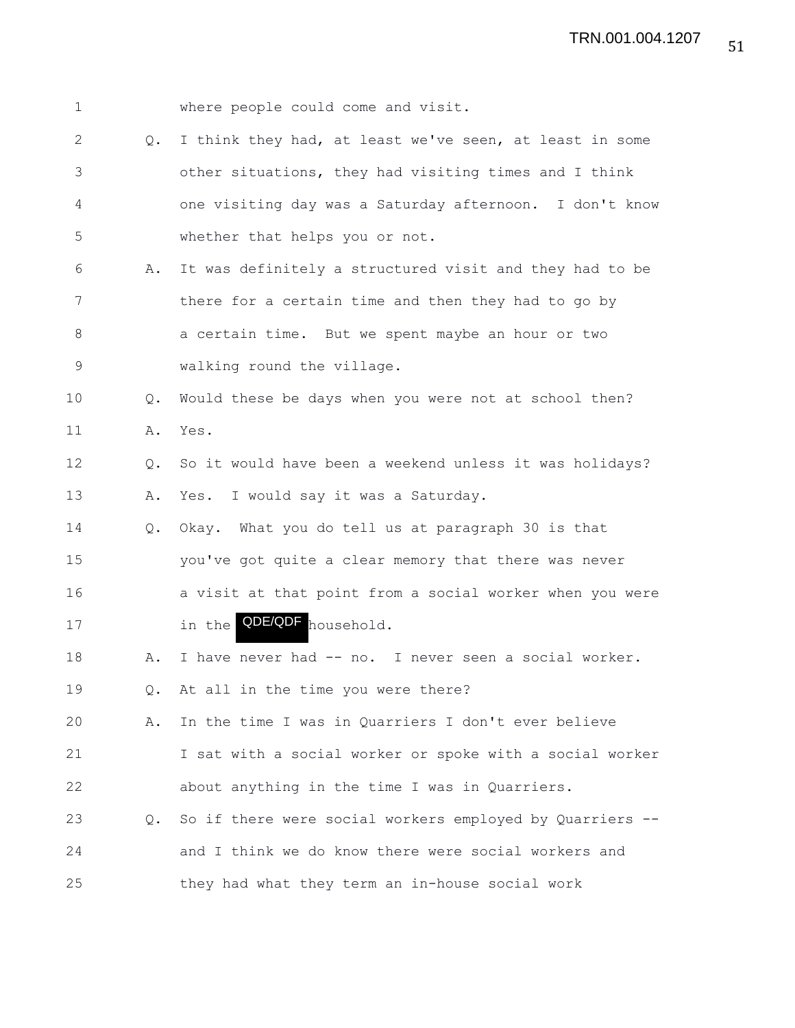1 where people could come and visit.

2 Q. I think they had, at least we've seen, at least in some

3 other situations, they had visiting times and I think

4 one visiting day was a Saturday afternoon. I don't know

5 whether that helps you or not.

6 A. It was definitely a structured visit and they had to be

7 there for a certain time and then they had to go by

8 a certain time. But we spent maybe an hour or two

9 walking round the village.

10 Q. Would these be days when you were not at school then?

11 A. Yes.

12 Q. So it would have been a weekend unless it was holidays?

13 A. Yes. I would say it was a Saturday.

14 Q. Okay. What you do tell us at paragraph 30 is that

15 you've got quite a clear memory that there was never

16 a visit at that point from a social worker when you were

17 in the QDE/QDF household.

18 A. I have never had -- no. I never seen a social worker.

19 Q. At all in the time you were there?

20 A. In the time I was in Quarriers I don't ever believe

21 I sat with a social worker or spoke with a social worker

22 about anything in the time I was in Quarriers.

23 Q. So if there were social workers employed by Quarriers --

24 and I think we do know there were social workers and

25 they had what they term an in-house social work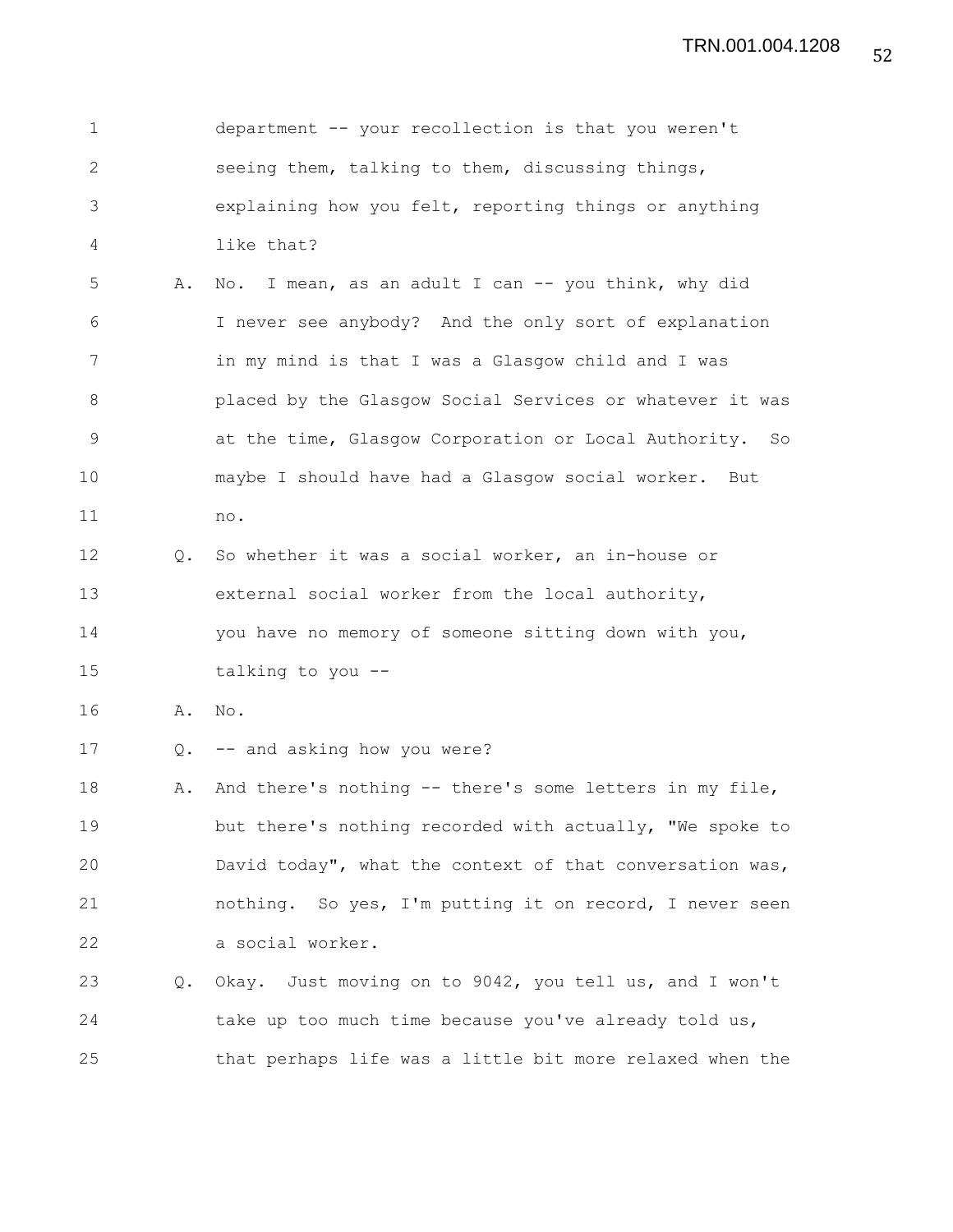department -- your recollection is that you weren't seeing them, talking to them, discussing things, explaining how you felt, reporting things or anything like that?

A. No. I mean, as an adult I can -- you think, why did I never see anybody? And the only sort of explanation in my mind is that I was a Glasgow child and I was placed by the Glasgow Social Services or whatever it was at the time, Glasgow Corporation or Local Authority. So maybe I should have had a Glasgow social worker. But no.

Q. So whether it was a social worker, an in-house or external social worker from the local authority, you have no memory of someone sitting down with you, talking to you --

A. No.

Q. -- and asking how you were?

A. And there's nothing -- there's some letters in my file, but there's nothing recorded with actually, "We spoke to David today", what the context of that conversation was, nothing. So yes, I'm putting it on record, I never seen a social worker.

Q. Okay. Just moving on to 9042, you tell us, and I won't take up too much time because you've already told us, that perhaps life was a little bit more relaxed when the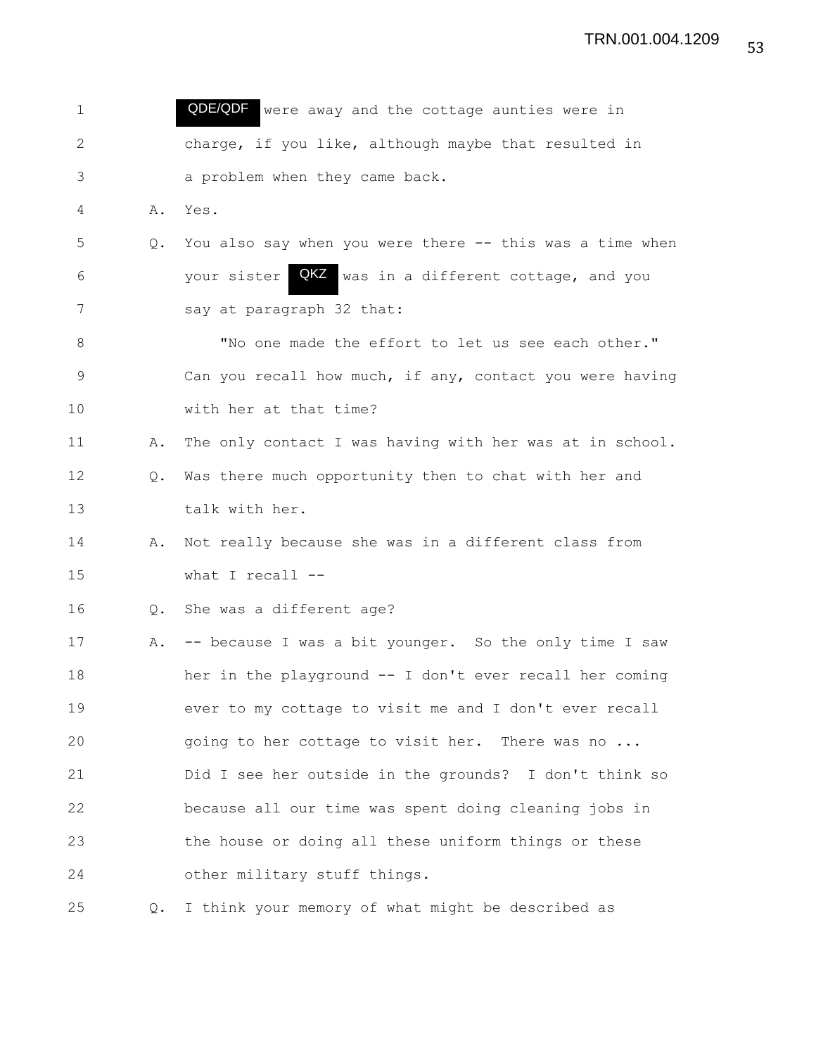1 QDE/QDF were away and the cottage aunties were in
2 charge, if you like, although maybe that resulted in
3 a problem when they came back.
4 A. Yes.
5 Q. You also say when you were there -- this was a time when
6 your sister QKZ was in a different cottage, and you
7 say at paragraph 32 that:
8 "No one made the effort to let us see each other."
9 Can you recall how much, if any, contact you were having
10 with her at that time?
11 A. The only contact I was having with her was at in school.
12 Q. Was there much opportunity then to chat with her and
13 talk with her.
14 A. Not really because she was in a different class from
15 what I recall --
16 Q. She was a different age?
17 A. -- because I was a bit younger. So the only time I saw
18 her in the playground -- I don't ever recall her coming
19 ever to my cottage to visit me and I don't ever recall
20 going to her cottage to visit her. There was no ...
21 Did I see her outside in the grounds? I don't think so
22 because all our time was spent doing cleaning jobs in
23 the house or doing all these uniform things or these
24 other military stuff things.
25 Q. I think your memory of what might be described as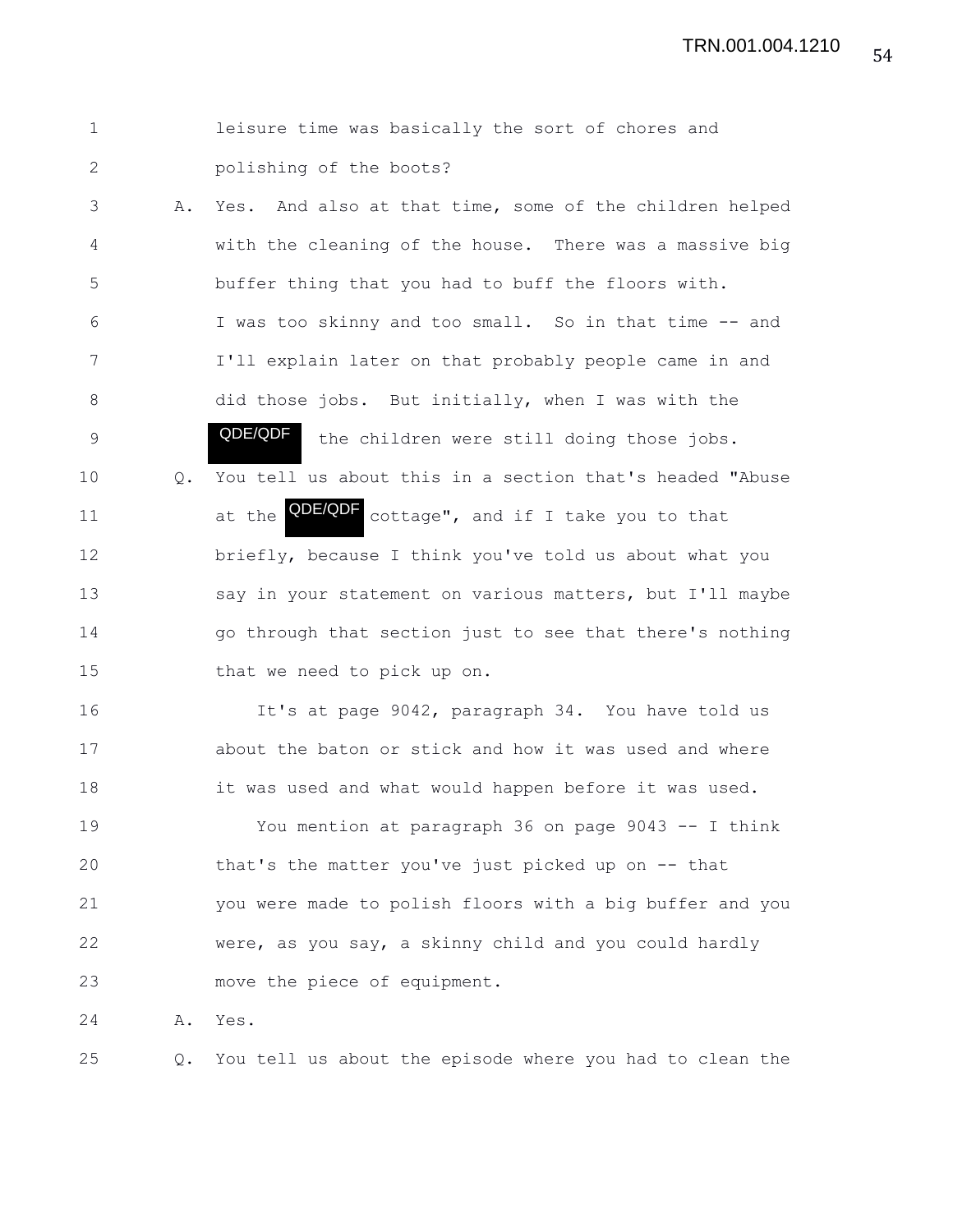leisure time was basically the sort of chores and polishing of the boots?

A. Yes. And also at that time, some of the children helped with the cleaning of the house. There was a massive big buffer thing that you had to buff the floors with. I was too skinny and too small. So in that time -- and I'll explain later on that probably people came in and did those jobs. But initially, when I was with the QDE/QDF the children were still doing those jobs.

Q. You tell us about this in a section that's headed "Abuse at the QDE/QDF cottage", and if I take you to that briefly, because I think you've told us about what you say in your statement on various matters, but I'll maybe go through that section just to see that there's nothing that we need to pick up on.

It's at page 9042, paragraph 34. You have told us about the baton or stick and how it was used and where it was used and what would happen before it was used.

You mention at paragraph 36 on page 9043 -- I think that's the matter you've just picked up on -- that you were made to polish floors with a big buffer and you were, as you say, a skinny child and you could hardly move the piece of equipment.

A. Yes.

Q. You tell us about the episode where you had to clean the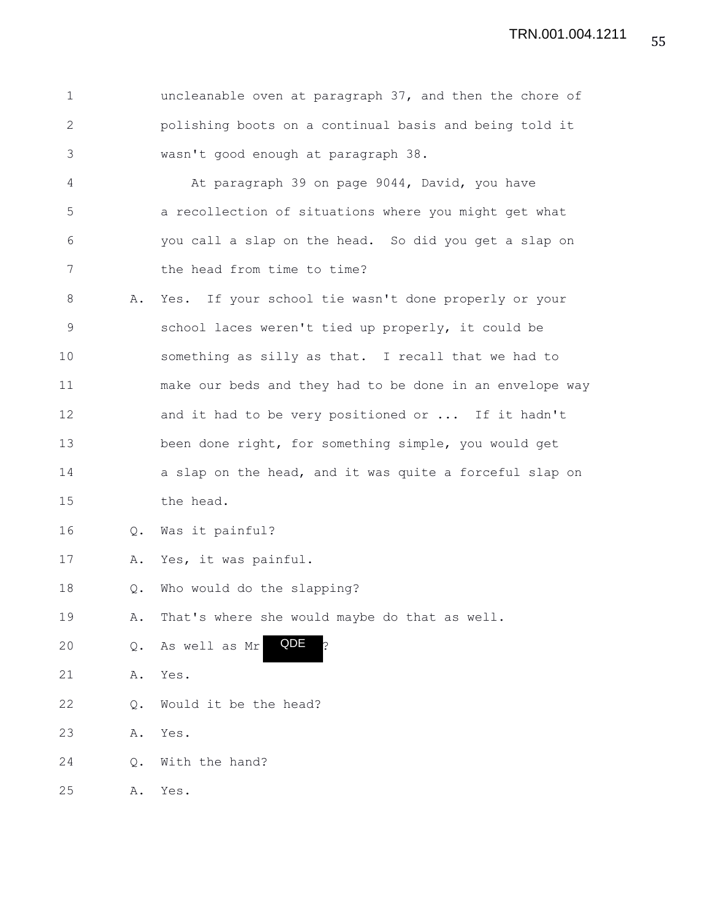uncleanable oven at paragraph 37, and then the chore of polishing boots on a continual basis and being told it wasn't good enough at paragraph 38.

At paragraph 39 on page 9044, David, you have a recollection of situations where you might get what you call a slap on the head. So did you get a slap on the head from time to time?

A. Yes. If your school tie wasn't done properly or your school laces weren't tied up properly, it could be something as silly as that. I recall that we had to make our beds and they had to be done in an envelope way and it had to be very positioned or ... If it hadn't been done right, for something simple, you would get a slap on the head, and it was quite a forceful slap on the head.

Q. Was it painful?

A. Yes, it was painful.

Q. Who would do the slapping?

A. That's where she would maybe do that as well.

Q. As well as Mr QDE?

A. Yes.

Q. Would it be the head?

A. Yes.

Q. With the hand?

A. Yes.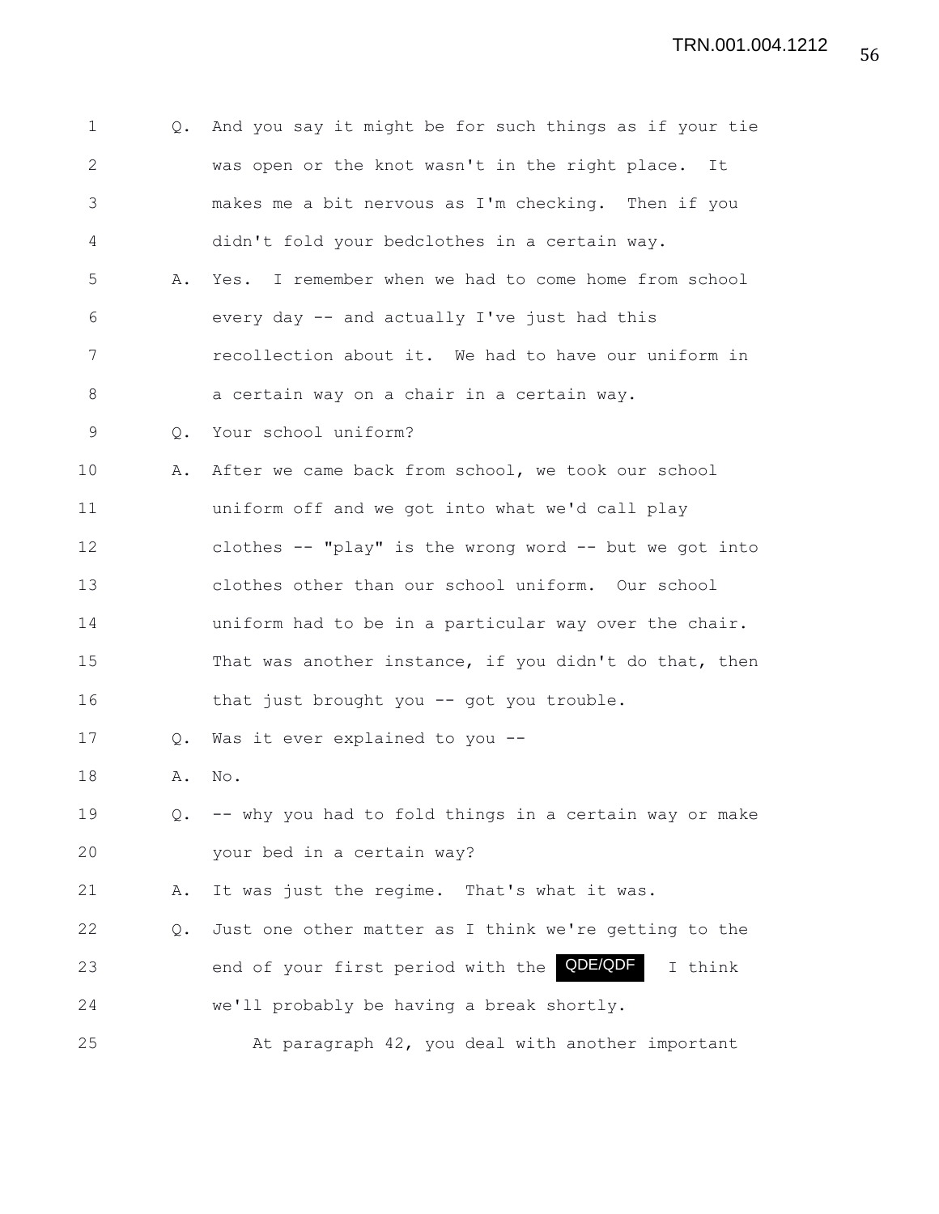Q. And you say it might be for such things as if your tie was open or the knot wasn't in the right place. It makes me a bit nervous as I'm checking. Then if you didn't fold your bedclothes in a certain way.

A. Yes. I remember when we had to come home from school every day -- and actually I've just had this recollection about it. We had to have our uniform in a certain way on a chair in a certain way.

Q. Your school uniform?

A. After we came back from school, we took our school uniform off and we got into what we'd call play clothes -- "play" is the wrong word -- but we got into clothes other than our school uniform. Our school uniform had to be in a particular way over the chair. That was another instance, if you didn't do that, then that just brought you -- got you trouble.

Q. Was it ever explained to you --

A. No.

Q. -- why you had to fold things in a certain way or make your bed in a certain way?

A. It was just the regime. That's what it was.

Q. Just one other matter as I think we're getting to the end of your first period with the QDE/QDF I think we'll probably be having a break shortly.

At paragraph 42, you deal with another important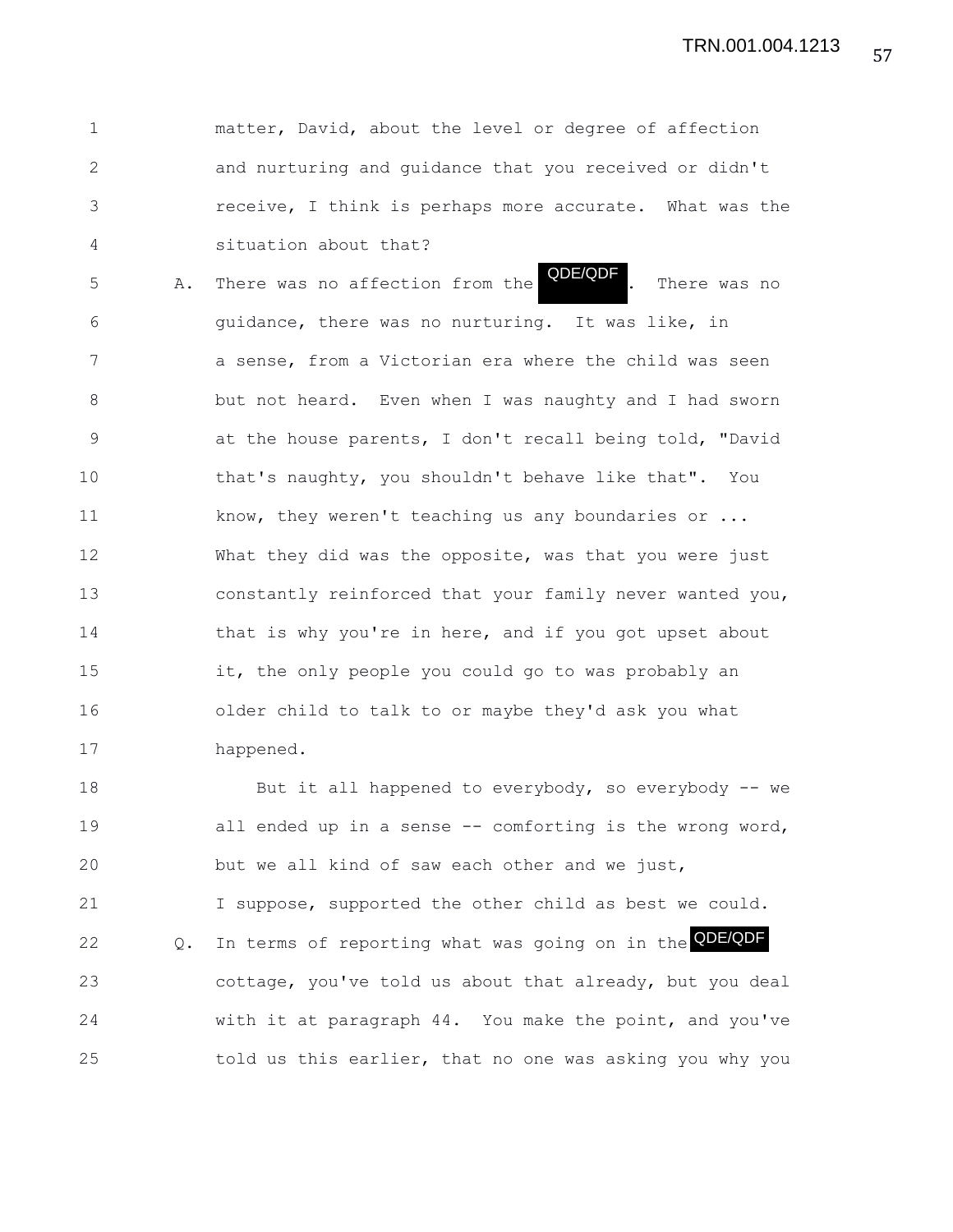matter, David, about the level or degree of affection and nurturing and guidance that you received or didn't receive, I think is perhaps more accurate. What was the situation about that?

A. There was no affection from the QDE/QDF. There was no guidance, there was no nurturing. It was like, in a sense, from a Victorian era where the child was seen but not heard. Even when I was naughty and I had sworn at the house parents, I don't recall being told, "David that's naughty, you shouldn't behave like that". You know, they weren't teaching us any boundaries or ... What they did was the opposite, was that you were just constantly reinforced that your family never wanted you, that is why you're in here, and if you got upset about it, the only people you could go to was probably an older child to talk to or maybe they'd ask you what happened.

But it all happened to everybody, so everybody -- we all ended up in a sense -- comforting is the wrong word, but we all kind of saw each other and we just, I suppose, supported the other child as best we could.

Q. In terms of reporting what was going on in the QDE/QDF cottage, you've told us about that already, but you deal with it at paragraph 44. You make the point, and you've told us this earlier, that no one was asking you why you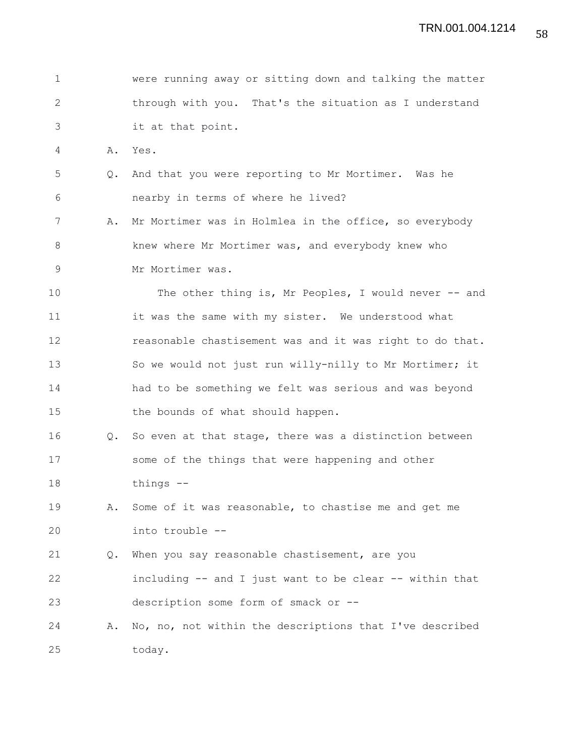1 were running away or sitting down and talking the matter
2 through with you. That's the situation as I understand
3 it at that point.

4 A. Yes.

5 Q. And that you were reporting to Mr Mortimer. Was he
6 nearby in terms of where he lived?

7 A. Mr Mortimer was in Holmlea in the office, so everybody
8 knew where Mr Mortimer was, and everybody knew who
9 Mr Mortimer was.

10 The other thing is, Mr Peoples, I would never -- and
11 it was the same with my sister. We understood what
12 reasonable chastisement was and it was right to do that.
13 So we would not just run willy-nilly to Mr Mortimer; it
14 had to be something we felt was serious and was beyond
15 the bounds of what should happen.

16 Q. So even at that stage, there was a distinction between
17 some of the things that were happening and other
18 things --

19 A. Some of it was reasonable, to chastise me and get me
20 into trouble --

21 Q. When you say reasonable chastisement, are you
22 including -- and I just want to be clear -- within that
23 description some form of smack or --

24 A. No, no, not within the descriptions that I've described
25 today.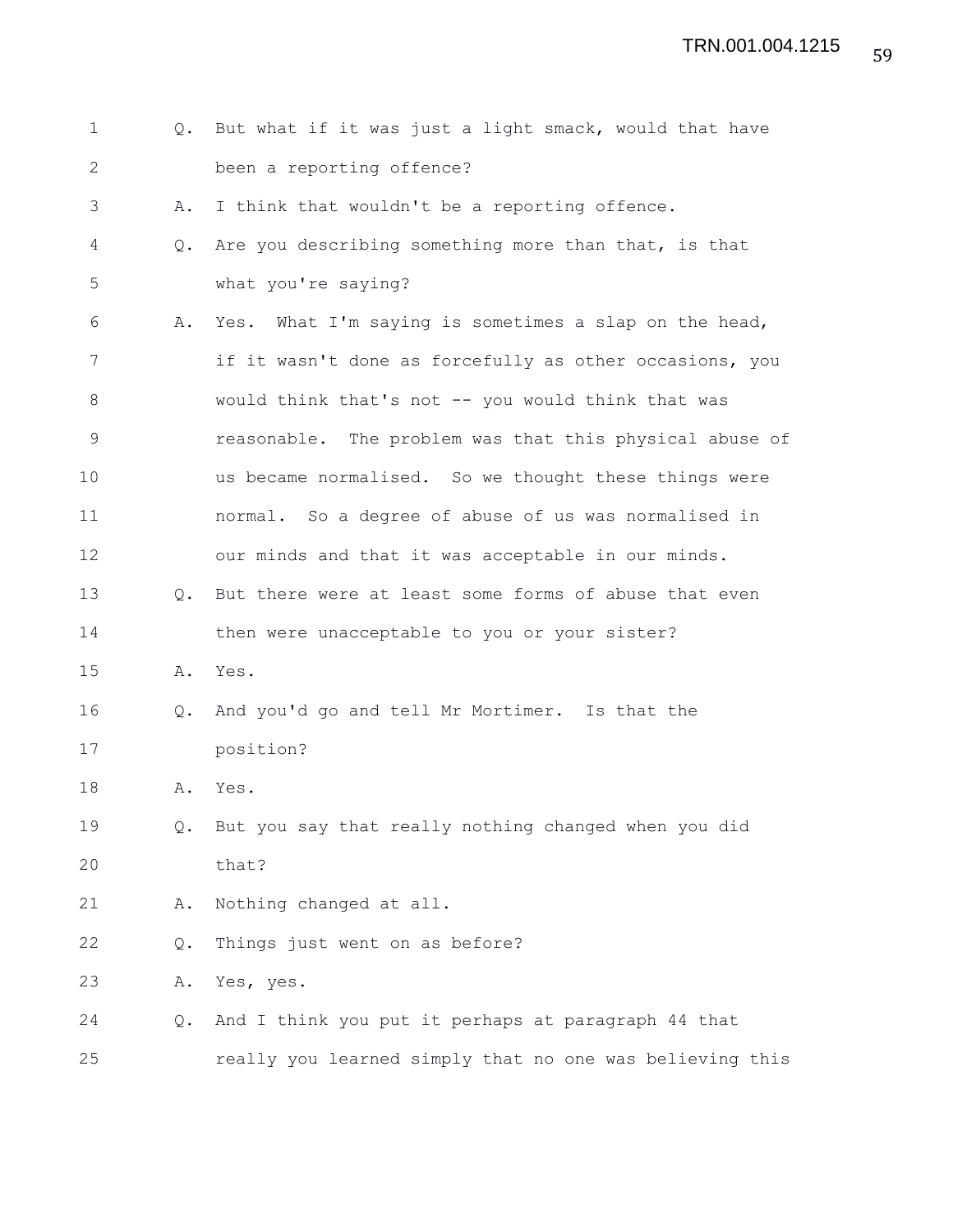1 Q. But what if it was just a light smack, would that have
2 been a reporting offence?
3 A. I think that wouldn't be a reporting offence.
4 Q. Are you describing something more than that, is that
5 what you're saying?
6 A. Yes. What I'm saying is sometimes a slap on the head,
7 if it wasn't done as forcefully as other occasions, you
8 would think that's not -- you would think that was
9 reasonable. The problem was that this physical abuse of
10 us became normalised. So we thought these things were
11 normal. So a degree of abuse of us was normalised in
12 our minds and that it was acceptable in our minds.
13 Q. But there were at least some forms of abuse that even
14 then were unacceptable to you or your sister?
15 A. Yes.
16 Q. And you'd go and tell Mr Mortimer. Is that the
17 position?
18 A. Yes.
19 Q. But you say that really nothing changed when you did
20 that?
21 A. Nothing changed at all.
22 Q. Things just went on as before?
23 A. Yes, yes.
24 Q. And I think you put it perhaps at paragraph 44 that
25 really you learned simply that no one was believing this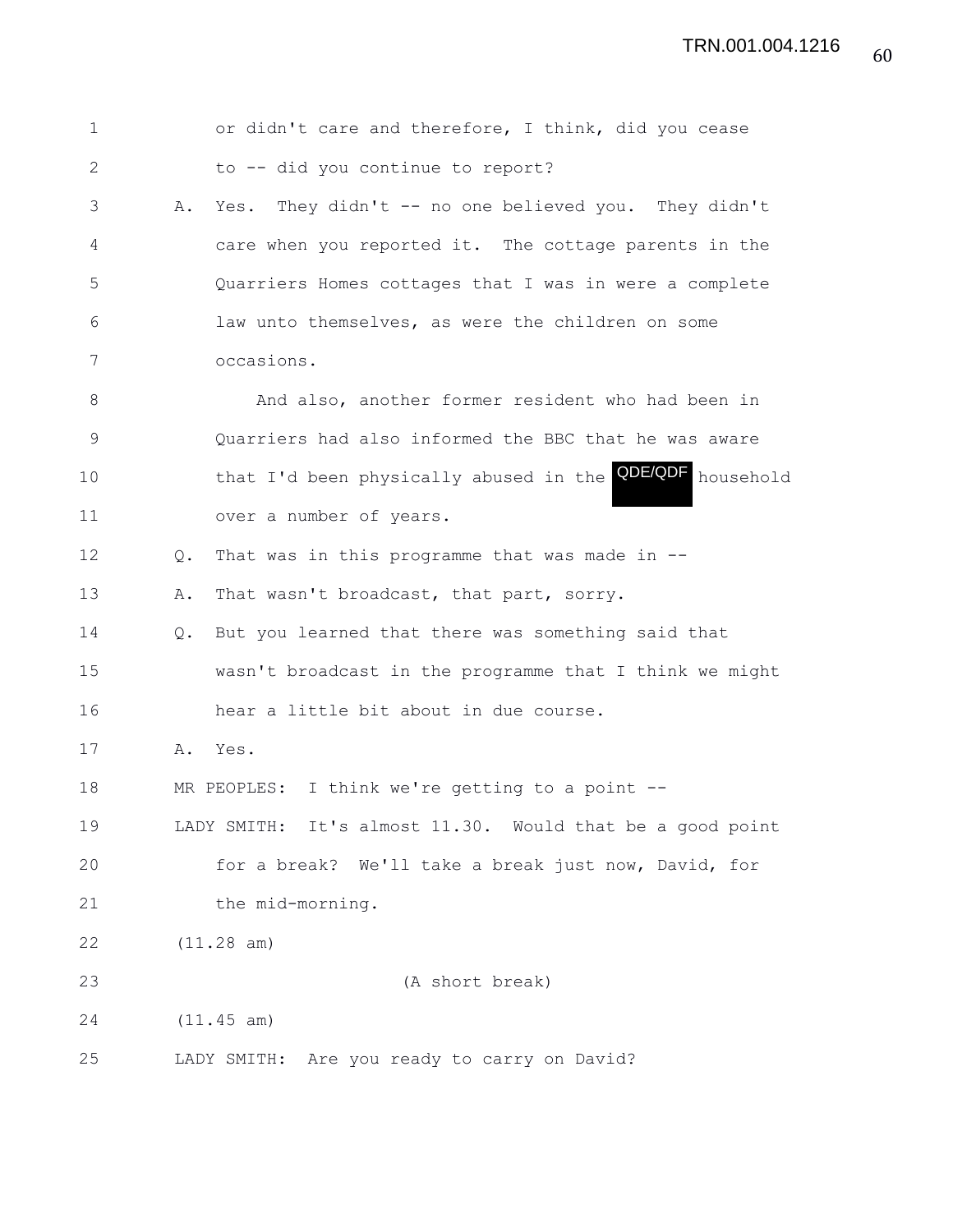1 or didn't care and therefore, I think, did you cease
2 to -- did you continue to report?
3 A. Yes. They didn't -- no one believed you. They didn't
4 care when you reported it. The cottage parents in the
5 Quarriers Homes cottages that I was in were a complete
6 law unto themselves, as were the children on some
7 occasions.
8 And also, another former resident who had been in
9 Quarriers had also informed the BBC that he was aware
10 that I'd been physically abused in the QDE/QDF household
11 over a number of years.
12 Q. That was in this programme that was made in --
13 A. That wasn't broadcast, that part, sorry.
14 Q. But you learned that there was something said that
15 wasn't broadcast in the programme that I think we might
16 hear a little bit about in due course.
17 A. Yes.
18 MR PEOPLES: I think we're getting to a point --
19 LADY SMITH: It's almost 11.30. Would that be a good point
20 for a break? We'll take a break just now, David, for
21 the mid-morning.
22 (11.28 am)
23 (A short break)
24 (11.45 am)
25 LADY SMITH: Are you ready to carry on David?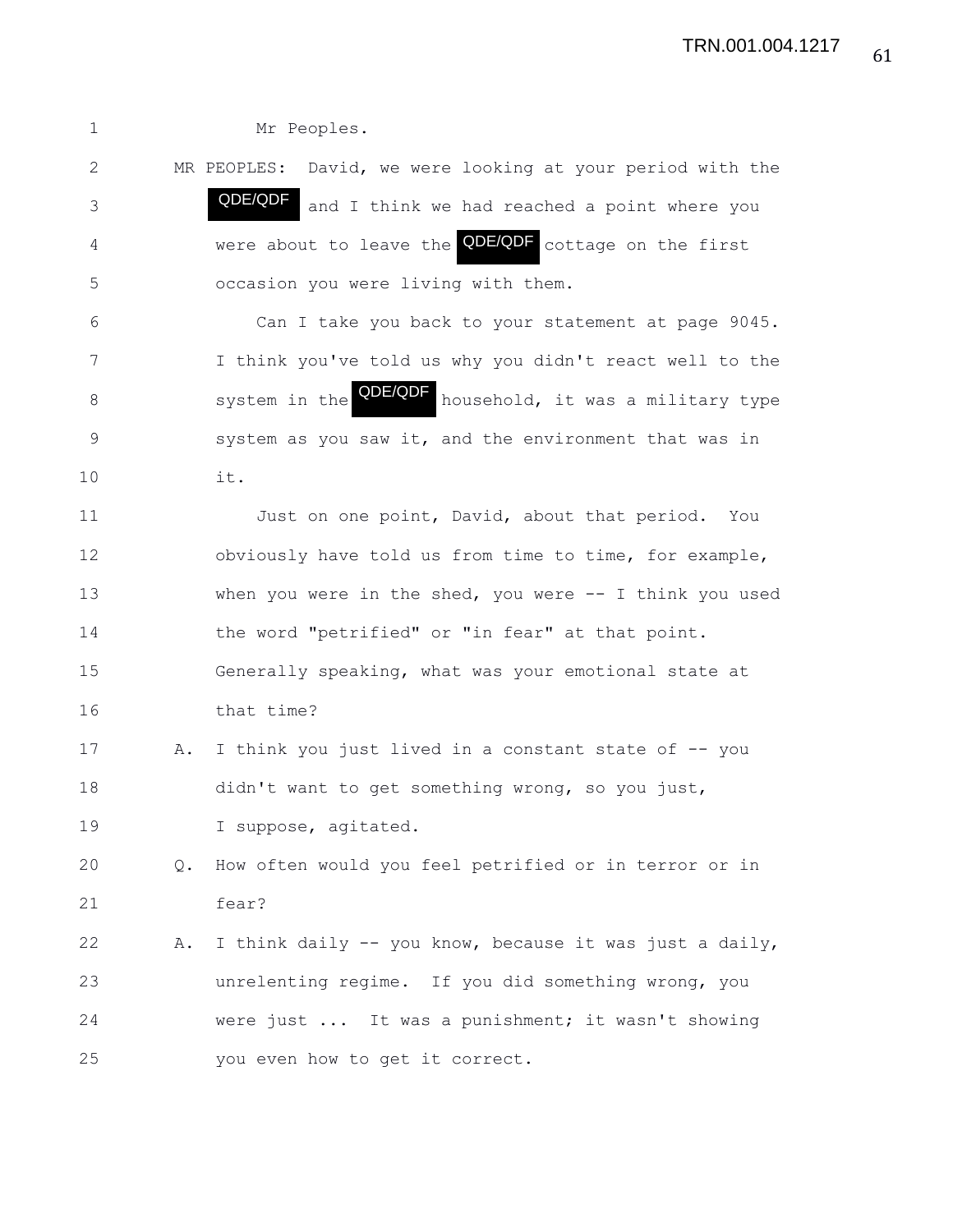Mr Peoples.

MR PEOPLES: David, we were looking at your period with the QDE/QDF and I think we had reached a point where you were about to leave the QDE/QDF cottage on the first occasion you were living with them.

Can I take you back to your statement at page 9045. I think you've told us why you didn't react well to the system in the QDE/QDF household, it was a military type system as you saw it, and the environment that was in it.

Just on one point, David, about that period. You obviously have told us from time to time, for example, when you were in the shed, you were -- I think you used the word "petrified" or "in fear" at that point. Generally speaking, what was your emotional state at that time?

A. I think you just lived in a constant state of -- you didn't want to get something wrong, so you just, I suppose, agitated.

Q. How often would you feel petrified or in terror or in fear?

A. I think daily -- you know, because it was just a daily, unrelenting regime. If you did something wrong, you were just ... It was a punishment; it wasn't showing you even how to get it correct.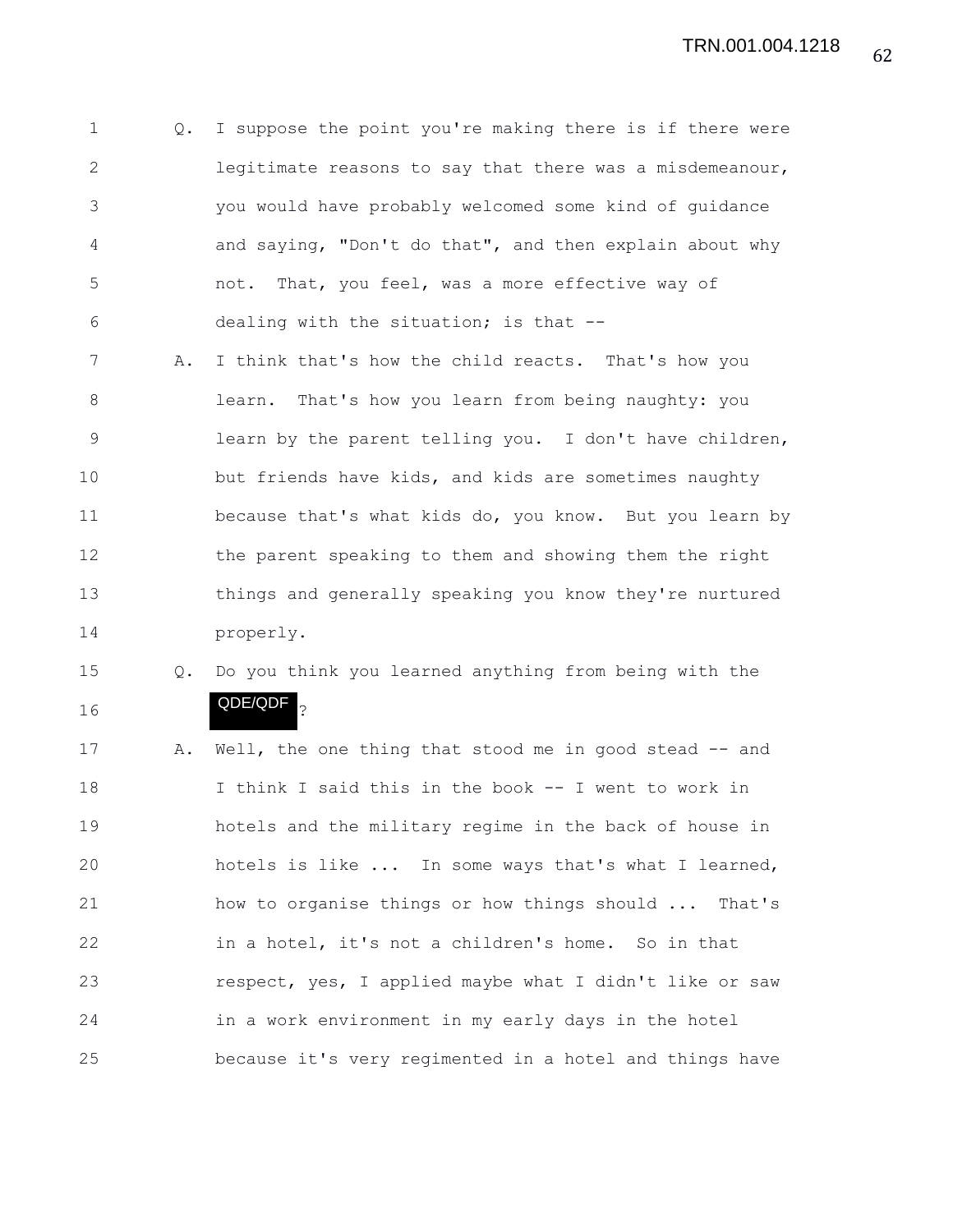1 Q. I suppose the point you're making there is if there were
2 legitimate reasons to say that there was a misdemeanour,
3 you would have probably welcomed some kind of guidance
4 and saying, "Don't do that", and then explain about why
5 not. That, you feel, was a more effective way of
6 dealing with the situation; is that --
7 A. I think that's how the child reacts. That's how you
8 learn. That's how you learn from being naughty: you
9 learn by the parent telling you. I don't have children,
10 but friends have kids, and kids are sometimes naughty
11 because that's what kids do, you know. But you learn by
12 the parent speaking to them and showing them the right
13 things and generally speaking you know they're nurtured
14 properly.
15 Q. Do you think you learned anything from being with the
16 QDE/QDF?
17 A. Well, the one thing that stood me in good stead -- and
18 I think I said this in the book -- I went to work in
19 hotels and the military regime in the back of house in
20 hotels is like ... In some ways that's what I learned,
21 how to organise things or how things should ... That's
22 in a hotel, it's not a children's home. So in that
23 respect, yes, I applied maybe what I didn't like or saw
24 in a work environment in my early days in the hotel
25 because it's very regimented in a hotel and things have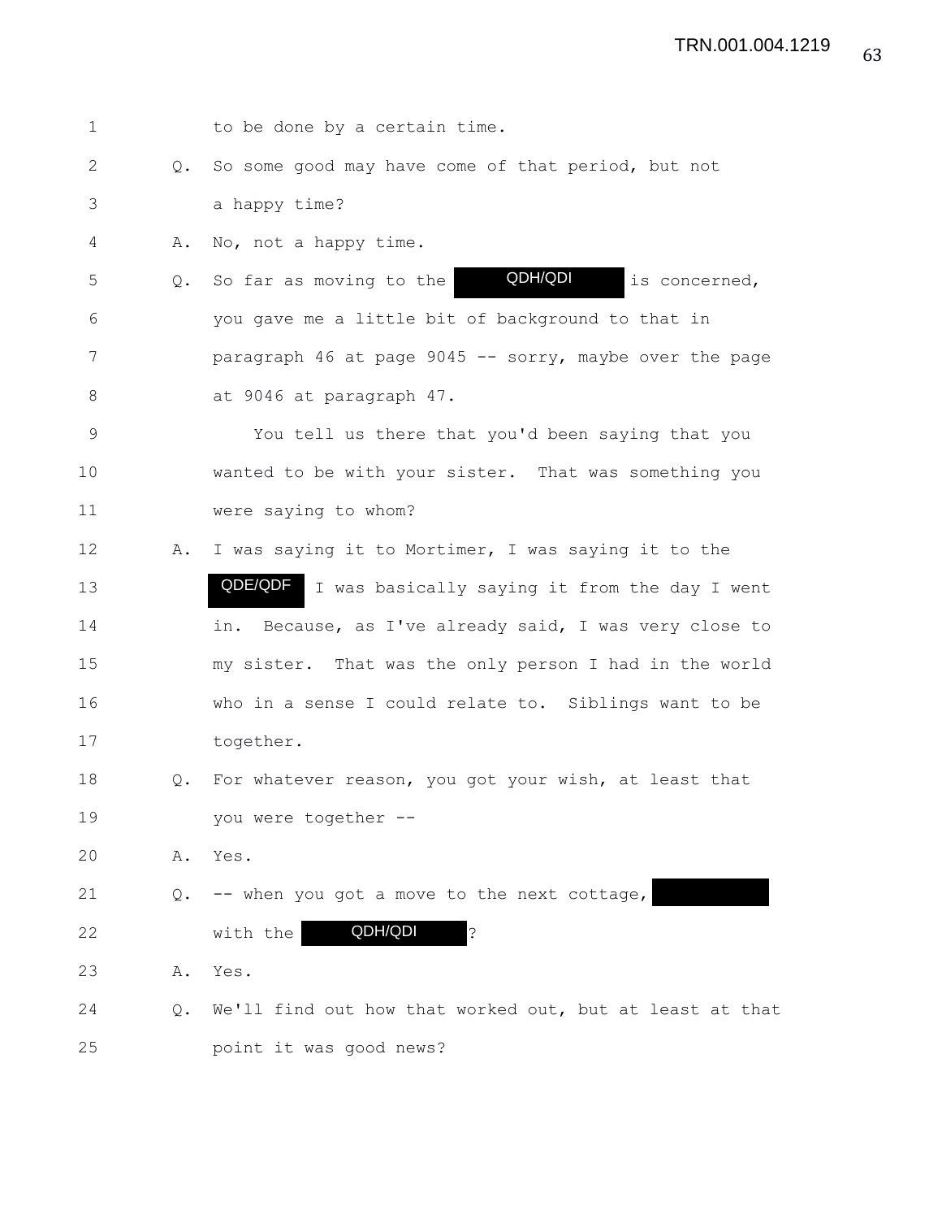1 to be done by a certain time.

2 Q. So some good may have come of that period, but not

3 a happy time?

4 A. No, not a happy time.

5 Q. So far as moving to the QDH/QDI is concerned,

6 you gave me a little bit of background to that in

7 paragraph 46 at page 9045 -- sorry, maybe over the page

8 at 9046 at paragraph 47.

9 You tell us there that you'd been saying that you

10 wanted to be with your sister. That was something you

11 were saying to whom?

12 A. I was saying it to Mortimer, I was saying it to the

13 QDE/QDF I was basically saying it from the day I went

14 in. Because, as I've already said, I was very close to

15 my sister. That was the only person I had in the world

16 who in a sense I could relate to. Siblings want to be

17 together.

18 Q. For whatever reason, you got your wish, at least that

19 you were together --

20 A. Yes.

21 Q. -- when you got a move to the next cottage, [REDACTED]

22 with the QDH/QDI ?

23 A. Yes.

24 Q. We'll find out how that worked out, but at least at that

25 point it was good news?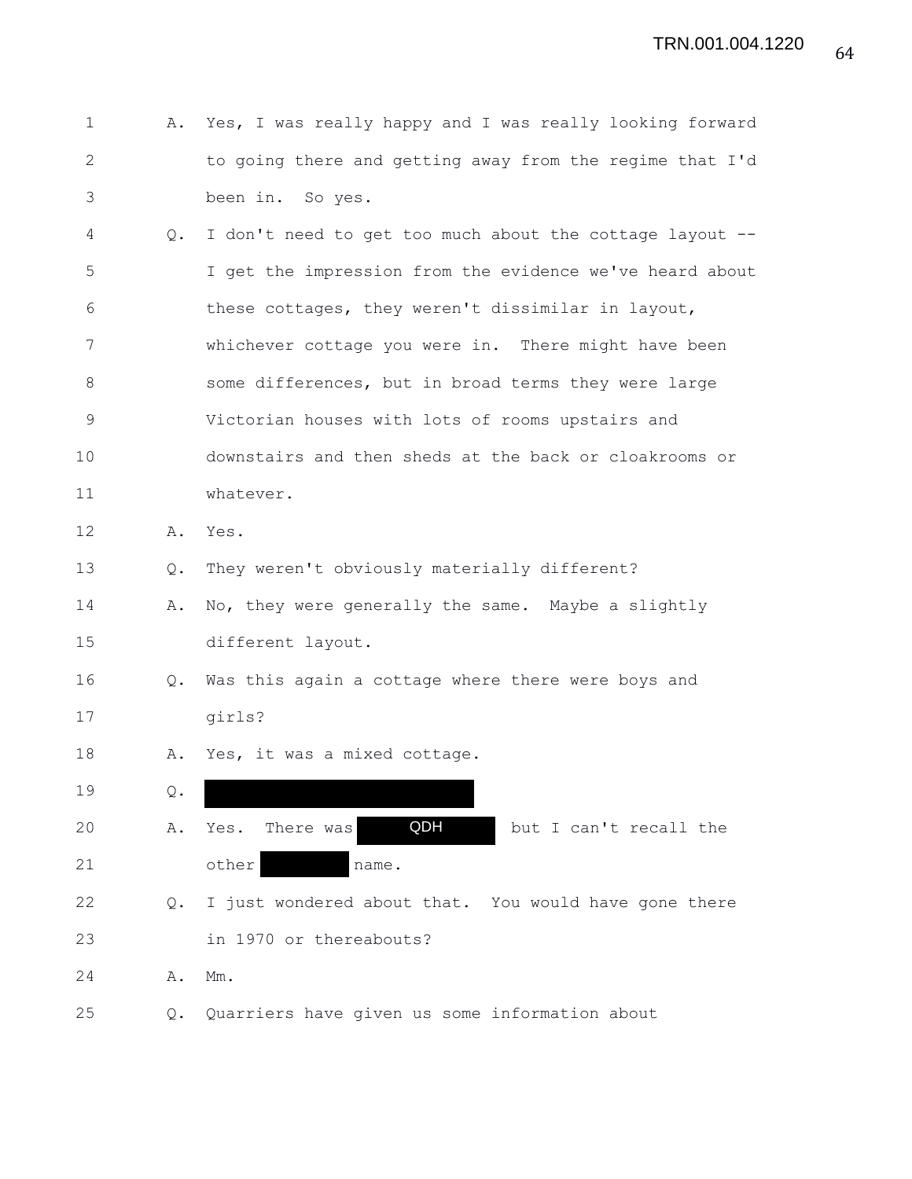1 A. Yes, I was really happy and I was really looking forward
2 to going there and getting away from the regime that I'd
3 been in. So yes.
4 Q. I don't need to get too much about the cottage layout --
5 I get the impression from the evidence we've heard about
6 these cottages, they weren't dissimilar in layout,
7 whichever cottage you were in. There might have been
8 some differences, but in broad terms they were large
9 Victorian houses with lots of rooms upstairs and
10 downstairs and then sheds at the back or cloakrooms or
11 whatever.
12 A. Yes.
13 Q. They weren't obviously materially different?
14 A. No, they were generally the same. Maybe a slightly
15 different layout.
16 Q. Was this again a cottage where there were boys and
17 girls?
18 A. Yes, it was a mixed cottage.
19 Q. [REDACTED]
20 A. Yes. There was QDH but I can't recall the
21 other [REDACTED] name.
22 Q. I just wondered about that. You would have gone there
23 in 1970 or thereabouts?
24 A. Mm.
25 Q. Quarriers have given us some information about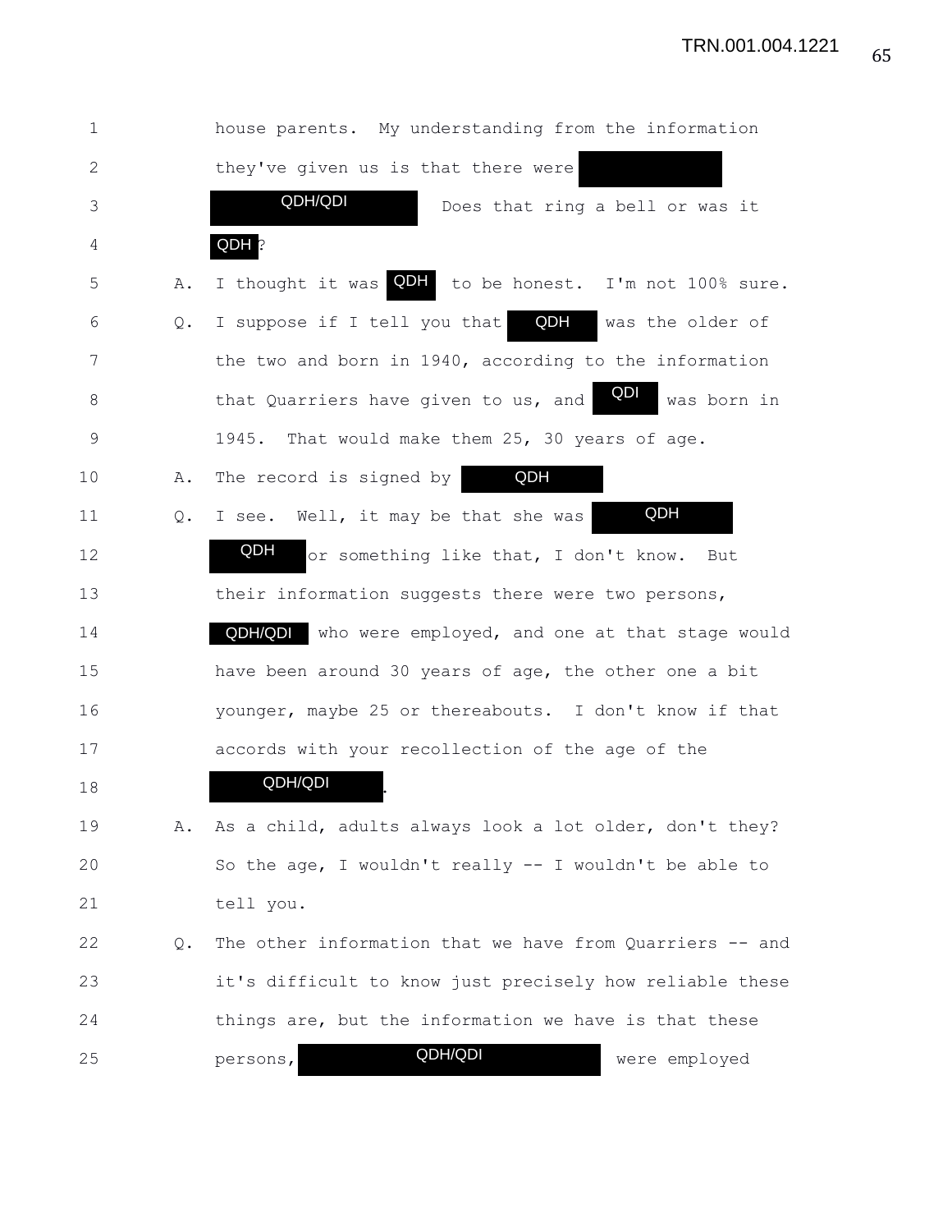1 house parents. My understanding from the information

2 they've given us is that there were [redacted]

3 QDH/QDI Does that ring a bell or was it

4 QDH ?

5 A. I thought it was QDH to be honest. I'm not 100% sure.

6 Q. I suppose if I tell you that QDH was the older of

7 the two and born in 1940, according to the information

8 that Quarriers have given to us, and QDI was born in

9 1945. That would make them 25, 30 years of age.

10 A. The record is signed by QDH

11 Q. I see. Well, it may be that she was QDH

12 QDH or something like that, I don't know. But

13 their information suggests there were two persons,

14 QDH/QDI who were employed, and one at that stage would

15 have been around 30 years of age, the other one a bit

16 younger, maybe 25 or thereabouts. I don't know if that

17 accords with your recollection of the age of the

18 QDH/QDI .

19 A. As a child, adults always look a lot older, don't they?

20 So the age, I wouldn't really -- I wouldn't be able to

21 tell you.

22 Q. The other information that we have from Quarriers -- and

23 it's difficult to know just precisely how reliable these

24 things are, but the information we have is that these

25 persons, QDH/QDI were employed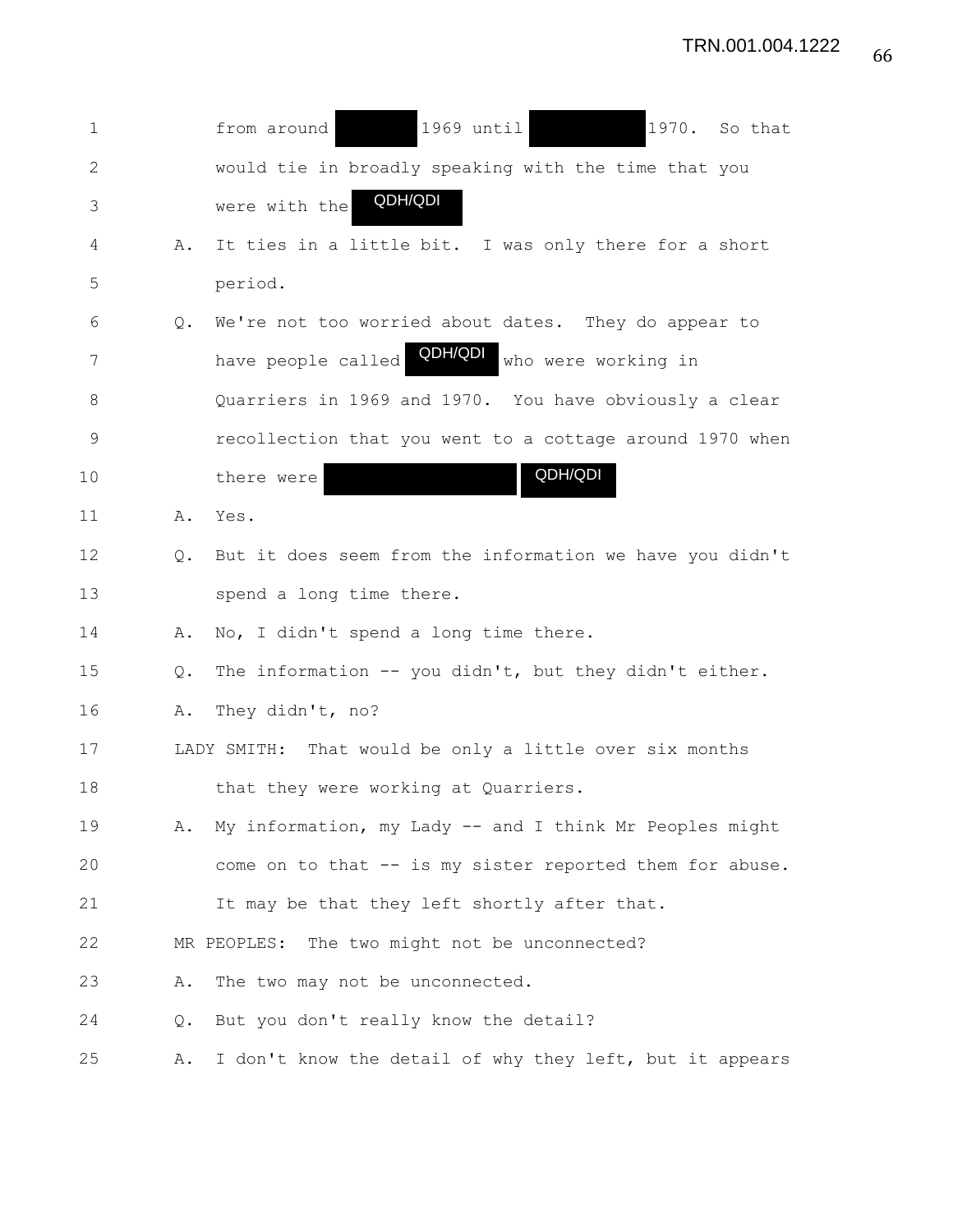1 from around [REDACTED] 1969 until [REDACTED] 1970. So that
2 would tie in broadly speaking with the time that you
3 were with the QDH/QDI

4 A. It ties in a little bit. I was only there for a short
5 period.

6 Q. We're not too worried about dates. They do appear to
7 have people called QDH/QDI who were working in
8 Quarriers in 1969 and 1970. You have obviously a clear
9 recollection that you went to a cottage around 1970 when
10 there were [REDACTED] QDH/QDI

11 A. Yes.

12 Q. But it does seem from the information we have you didn't
13 spend a long time there.

14 A. No, I didn't spend a long time there.

15 Q. The information -- you didn't, but they didn't either.

16 A. They didn't, no?

17 LADY SMITH: That would be only a little over six months
18 that they were working at Quarriers.

19 A. My information, my Lady -- and I think Mr Peoples might
20 come on to that -- is my sister reported them for abuse.
21 It may be that they left shortly after that.

22 MR PEOPLES: The two might not be unconnected?

23 A. The two may not be unconnected.

24 Q. But you don't really know the detail?

25 A. I don't know the detail of why they left, but it appears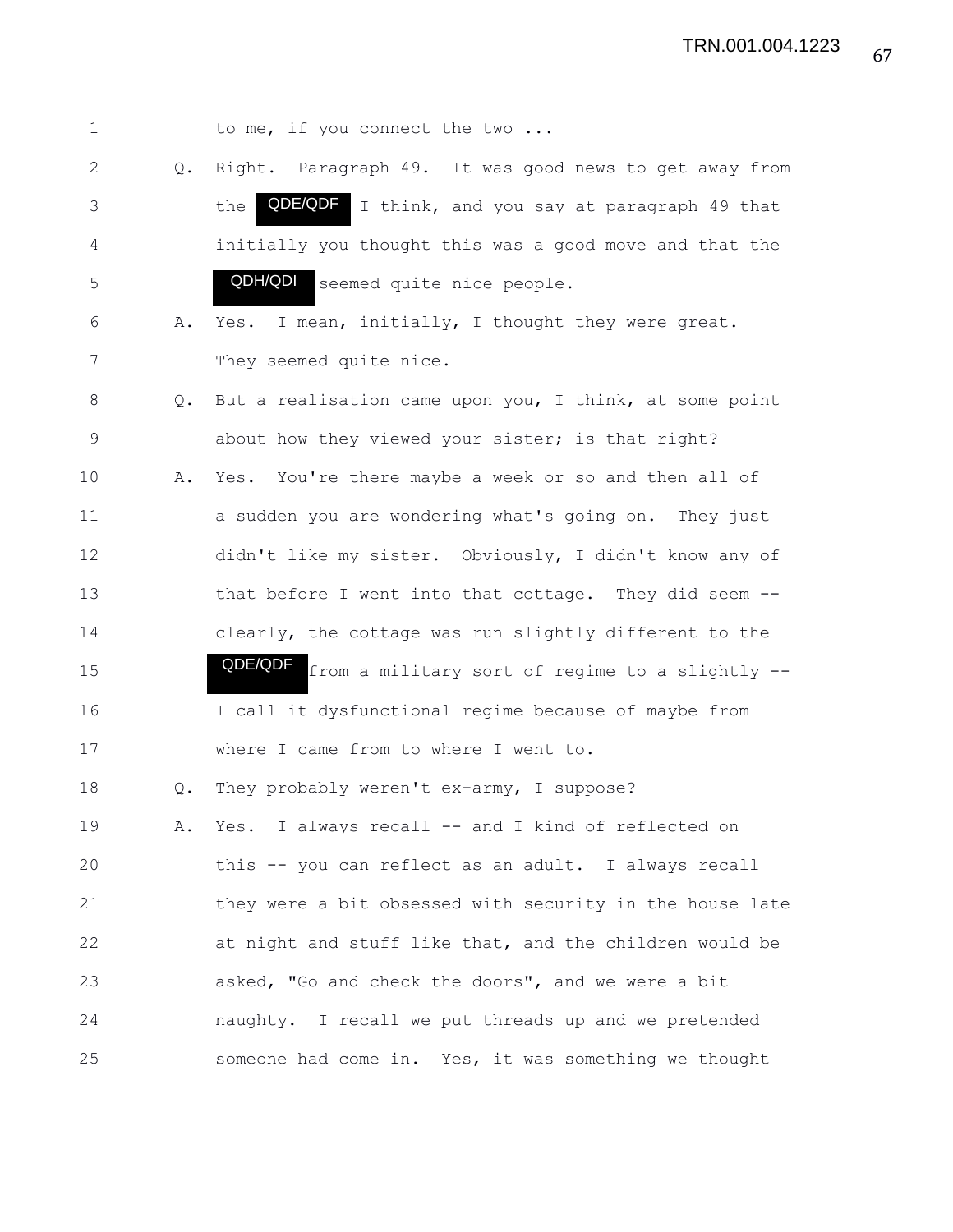1 to me, if you connect the two ...

2 Q. Right. Paragraph 49. It was good news to get away from

3 the QDE/QDF I think, and you say at paragraph 49 that

4 initially you thought this was a good move and that the

5 QDH/QDI seemed quite nice people.

6 A. Yes. I mean, initially, I thought they were great.

7 They seemed quite nice.

8 Q. But a realisation came upon you, I think, at some point

9 about how they viewed your sister; is that right?

10 A. Yes. You're there maybe a week or so and then all of

11 a sudden you are wondering what's going on. They just

12 didn't like my sister. Obviously, I didn't know any of

13 that before I went into that cottage. They did seem --

14 clearly, the cottage was run slightly different to the

15 QDE/QDF from a military sort of regime to a slightly --

16 I call it dysfunctional regime because of maybe from

17 where I came from to where I went to.

18 Q. They probably weren't ex-army, I suppose?

19 A. Yes. I always recall -- and I kind of reflected on

20 this -- you can reflect as an adult. I always recall

21 they were a bit obsessed with security in the house late

22 at night and stuff like that, and the children would be

23 asked, "Go and check the doors", and we were a bit

24 naughty. I recall we put threads up and we pretended

25 someone had come in. Yes, it was something we thought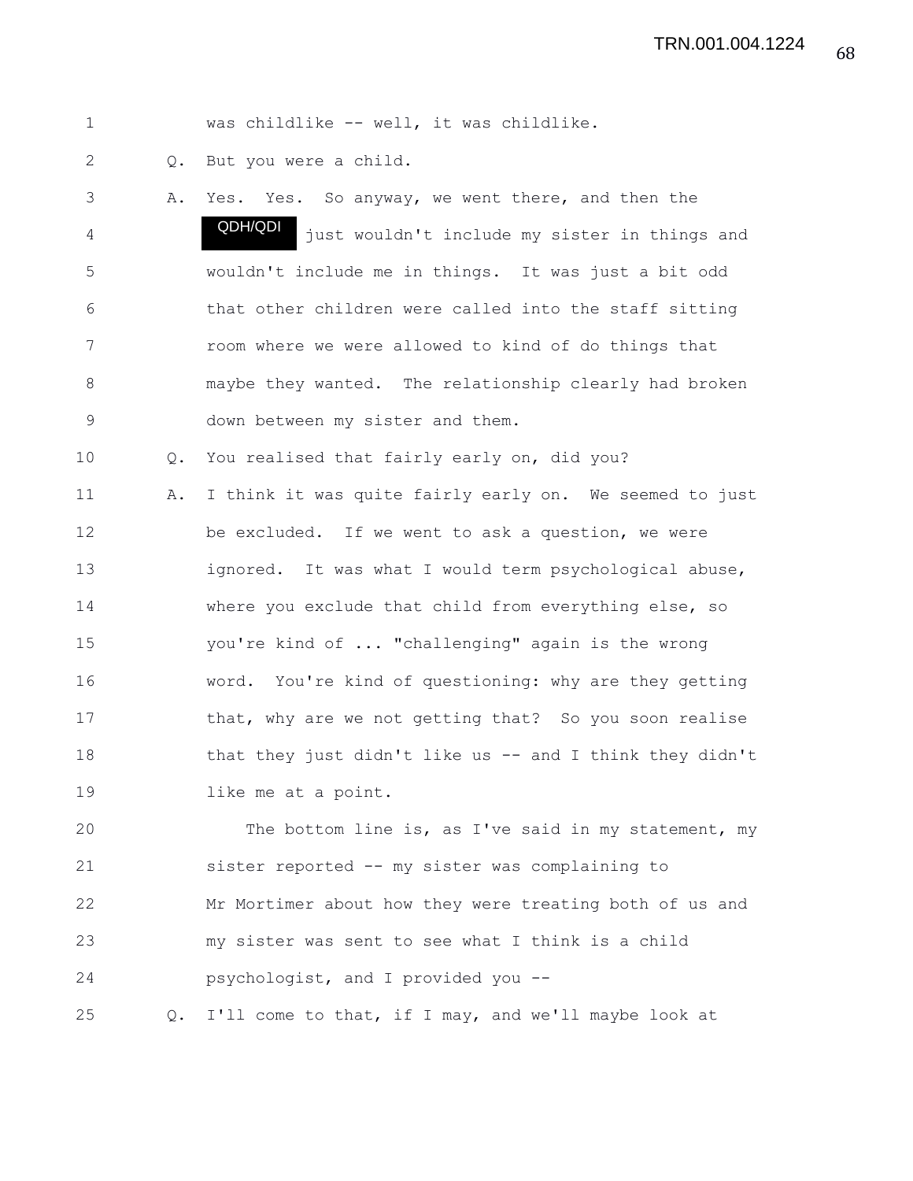1 was childlike -- well, it was childlike.

2 Q. But you were a child.

3 A. Yes. Yes. So anyway, we went there, and then the

4 QDH/QDI just wouldn't include my sister in things and

5 wouldn't include me in things. It was just a bit odd

6 that other children were called into the staff sitting

7 room where we were allowed to kind of do things that

8 maybe they wanted. The relationship clearly had broken

9 down between my sister and them.

10 Q. You realised that fairly early on, did you?

11 A. I think it was quite fairly early on. We seemed to just

12 be excluded. If we went to ask a question, we were

13 ignored. It was what I would term psychological abuse,

14 where you exclude that child from everything else, so

15 you're kind of ... "challenging" again is the wrong

16 word. You're kind of questioning: why are they getting

17 that, why are we not getting that? So you soon realise

18 that they just didn't like us -- and I think they didn't

19 like me at a point.

20 The bottom line is, as I've said in my statement, my

21 sister reported -- my sister was complaining to

22 Mr Mortimer about how they were treating both of us and

23 my sister was sent to see what I think is a child

24 psychologist, and I provided you --

25 Q. I'll come to that, if I may, and we'll maybe look at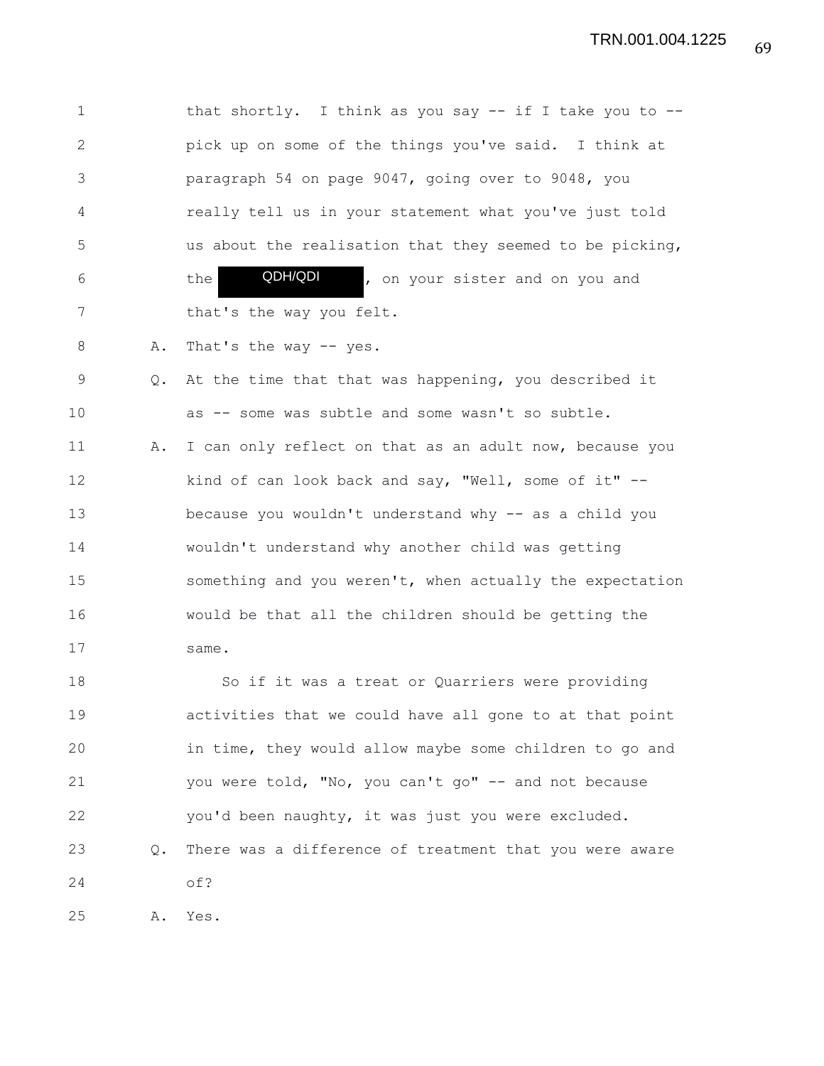1 that shortly. I think as you say -- if I take you to --
2 pick up on some of the things you've said. I think at
3 paragraph 54 on page 9047, going over to 9048, you
4 really tell us in your statement what you've just told
5 us about the realisation that they seemed to be picking,
6 the QDH/QDI , on your sister and on you and
7 that's the way you felt.

8 A. That's the way -- yes.

9 Q. At the time that that was happening, you described it
10 as -- some was subtle and some wasn't so subtle.

11 A. I can only reflect on that as an adult now, because you
12 kind of can look back and say, "Well, some of it" --
13 because you wouldn't understand why -- as a child you
14 wouldn't understand why another child was getting
15 something and you weren't, when actually the expectation
16 would be that all the children should be getting the
17 same.

18 So if it was a treat or Quarriers were providing
19 activities that we could have all gone to at that point
20 in time, they would allow maybe some children to go and
21 you were told, "No, you can't go" -- and not because
22 you'd been naughty, it was just you were excluded.

23 Q. There was a difference of treatment that you were aware
24 of?

25 A. Yes.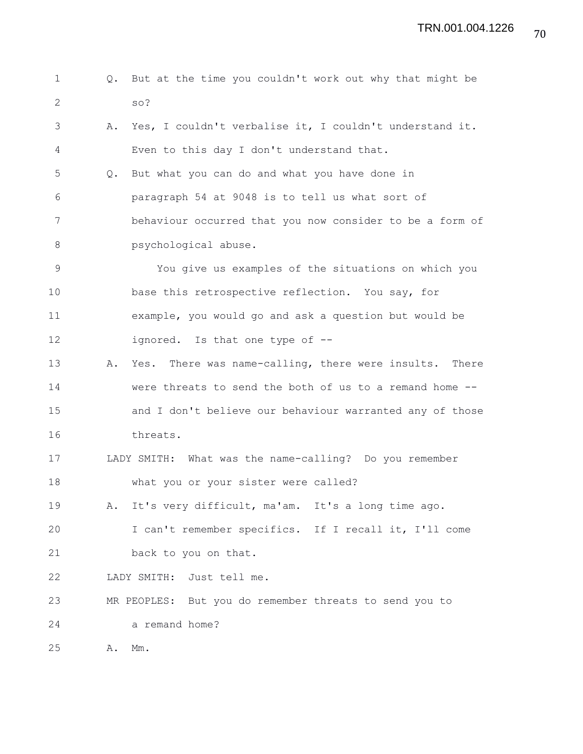Q. But at the time you couldn't work out why that might be so?

A. Yes, I couldn't verbalise it, I couldn't understand it. Even to this day I don't understand that.

Q. But what you can do and what you have done in paragraph 54 at 9048 is to tell us what sort of behaviour occurred that you now consider to be a form of psychological abuse.

You give us examples of the situations on which you base this retrospective reflection. You say, for example, you would go and ask a question but would be ignored. Is that one type of --

A. Yes. There was name-calling, there were insults. There were threats to send the both of us to a remand home -- and I don't believe our behaviour warranted any of those threats.

LADY SMITH: What was the name-calling? Do you remember what you or your sister were called?

A. It's very difficult, ma'am. It's a long time ago. I can't remember specifics. If I recall it, I'll come back to you on that.

LADY SMITH: Just tell me.

MR PEOPLES: But you do remember threats to send you to a remand home?

A. Mm.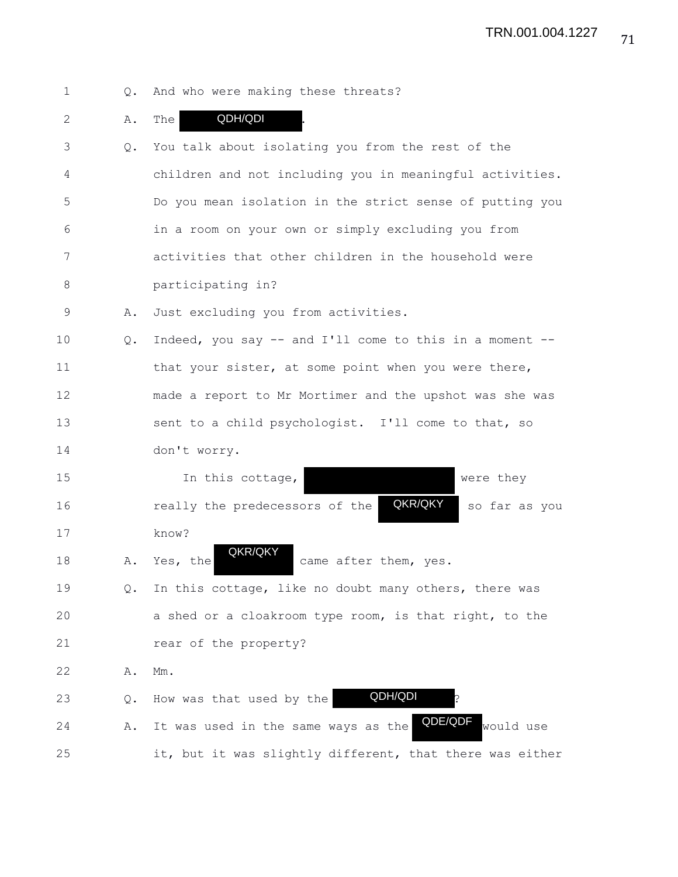1 Q. And who were making these threats?

2 A. The QDH/QDI .

3 Q. You talk about isolating you from the rest of the

4 children and not including you in meaningful activities.

5 Do you mean isolation in the strict sense of putting you

6 in a room on your own or simply excluding you from

7 activities that other children in the household were

8 participating in?

9 A. Just excluding you from activities.

10 Q. Indeed, you say -- and I'll come to this in a moment --

11 that your sister, at some point when you were there,

12 made a report to Mr Mortimer and the upshot was she was

13 sent to a child psychologist. I'll come to that, so

14 don't worry.

15 In this cottage, were they

16 really the predecessors of the QKR/QKY so far as you

17 know?

18 A. Yes, the QKR/QKY came after them, yes.

19 Q. In this cottage, like no doubt many others, there was

20 a shed or a cloakroom type room, is that right, to the

21 rear of the property?

22 A. Mm.

23 Q. How was that used by the QDH/QDI ?

24 A. It was used in the same ways as the QDE/QDF would use

25 it, but it was slightly different, that there was either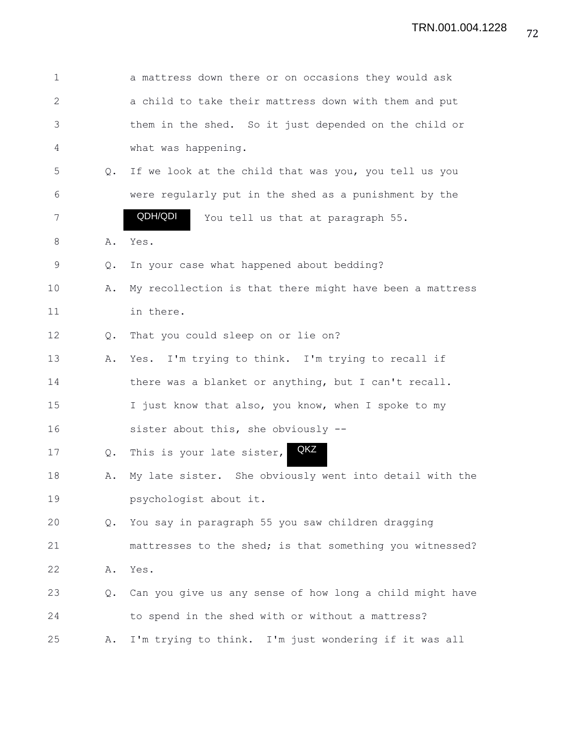1 a mattress down there or on occasions they would ask
2 a child to take their mattress down with them and put
3 them in the shed. So it just depended on the child or
4 what was happening.

5 Q. If we look at the child that was you, you tell us you
6 were regularly put in the shed as a punishment by the
7 QDH/QDI You tell us that at paragraph 55.

8 A. Yes.

9 Q. In your case what happened about bedding?

10 A. My recollection is that there might have been a mattress
11 in there.

12 Q. That you could sleep on or lie on?

13 A. Yes. I'm trying to think. I'm trying to recall if
14 there was a blanket or anything, but I can't recall.
15 I just know that also, you know, when I spoke to my
16 sister about this, she obviously --

17 Q. This is your late sister, QKZ

18 A. My late sister. She obviously went into detail with the
19 psychologist about it.

20 Q. You say in paragraph 55 you saw children dragging
21 mattresses to the shed; is that something you witnessed?

22 A. Yes.

23 Q. Can you give us any sense of how long a child might have
24 to spend in the shed with or without a mattress?

25 A. I'm trying to think. I'm just wondering if it was all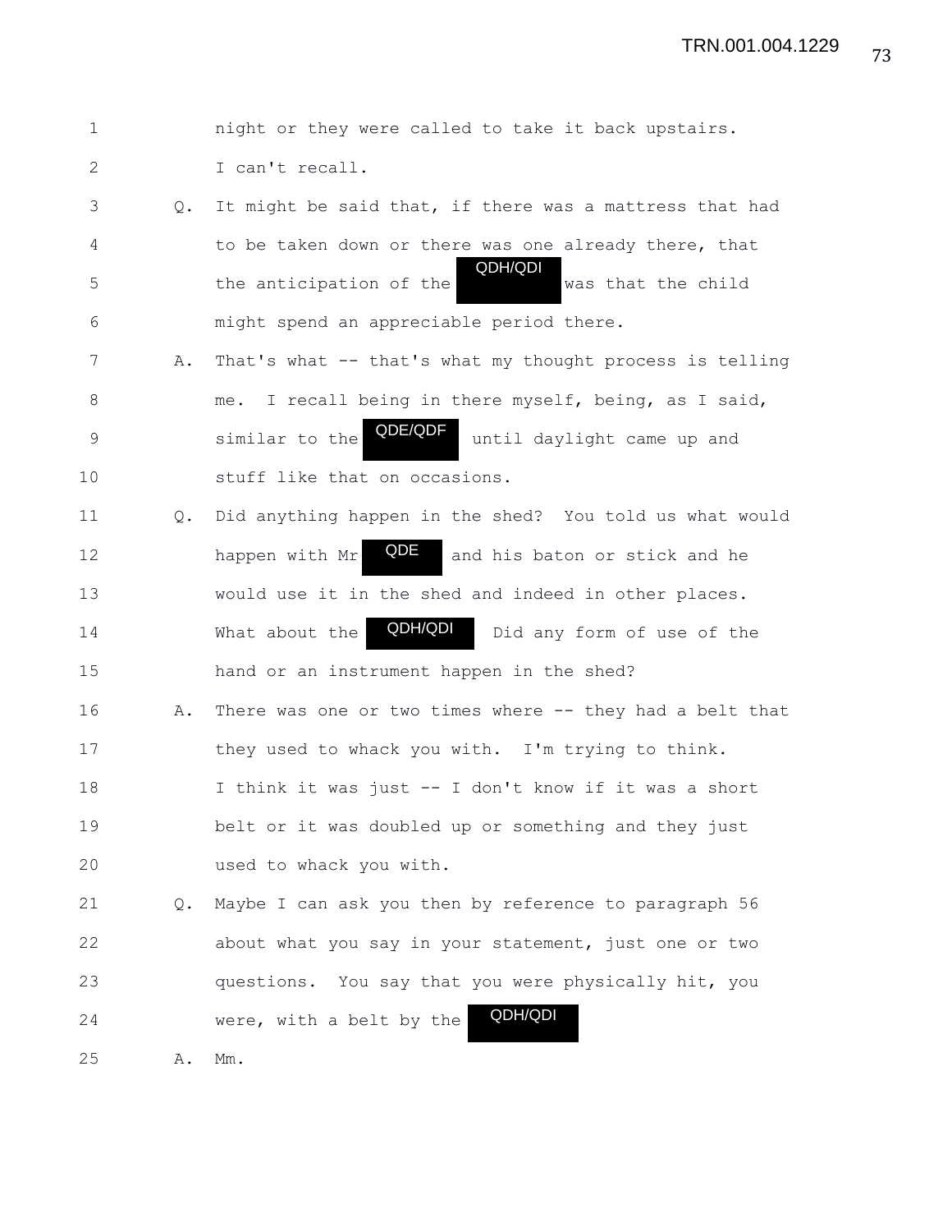1 night or they were called to take it back upstairs.

2 I can't recall.

3 Q. It might be said that, if there was a mattress that had

4 to be taken down or there was one already there, that

5 the anticipation of the QDH/QDI was that the child

6 might spend an appreciable period there.

7 A. That's what -- that's what my thought process is telling

8 me. I recall being in there myself, being, as I said,

9 similar to the QDE/QDF until daylight came up and

10 stuff like that on occasions.

11 Q. Did anything happen in the shed? You told us what would

12 happen with Mr QDE and his baton or stick and he

13 would use it in the shed and indeed in other places.

14 What about the QDH/QDI Did any form of use of the

15 hand or an instrument happen in the shed?

16 A. There was one or two times where -- they had a belt that

17 they used to whack you with. I'm trying to think.

18 I think it was just -- I don't know if it was a short

19 belt or it was doubled up or something and they just

20 used to whack you with.

21 Q. Maybe I can ask you then by reference to paragraph 56

22 about what you say in your statement, just one or two

23 questions. You say that you were physically hit, you

24 were, with a belt by the QDH/QDI

25 A. Mm.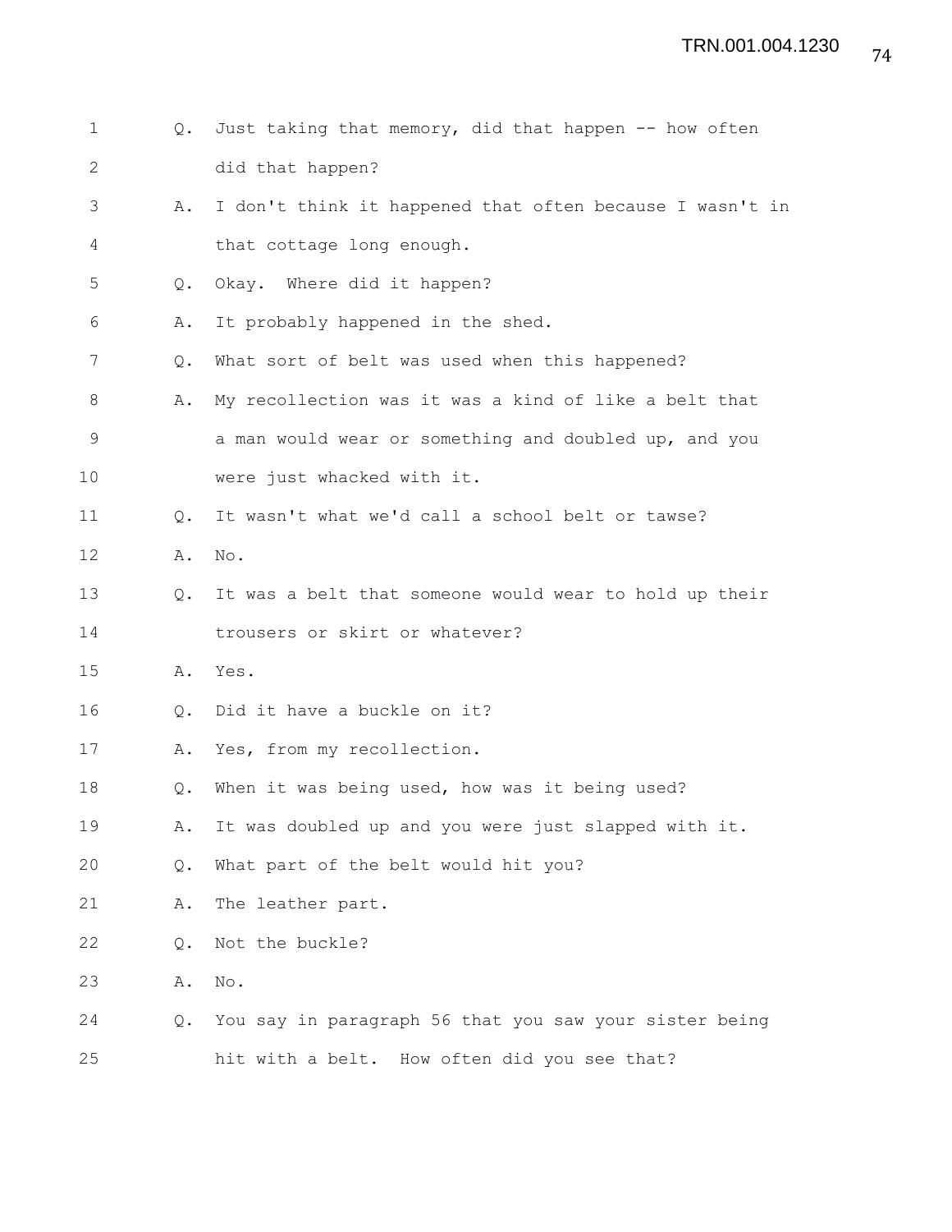1 Q. Just taking that memory, did that happen -- how often
2 did that happen?
3 A. I don't think it happened that often because I wasn't in
4 that cottage long enough.
5 Q. Okay. Where did it happen?
6 A. It probably happened in the shed.
7 Q. What sort of belt was used when this happened?
8 A. My recollection was it was a kind of like a belt that
9 a man would wear or something and doubled up, and you
10 were just whacked with it.
11 Q. It wasn't what we'd call a school belt or tawse?
12 A. No.
13 Q. It was a belt that someone would wear to hold up their
14 trousers or skirt or whatever?
15 A. Yes.
16 Q. Did it have a buckle on it?
17 A. Yes, from my recollection.
18 Q. When it was being used, how was it being used?
19 A. It was doubled up and you were just slapped with it.
20 Q. What part of the belt would hit you?
21 A. The leather part.
22 Q. Not the buckle?
23 A. No.
24 Q. You say in paragraph 56 that you saw your sister being
25 hit with a belt. How often did you see that?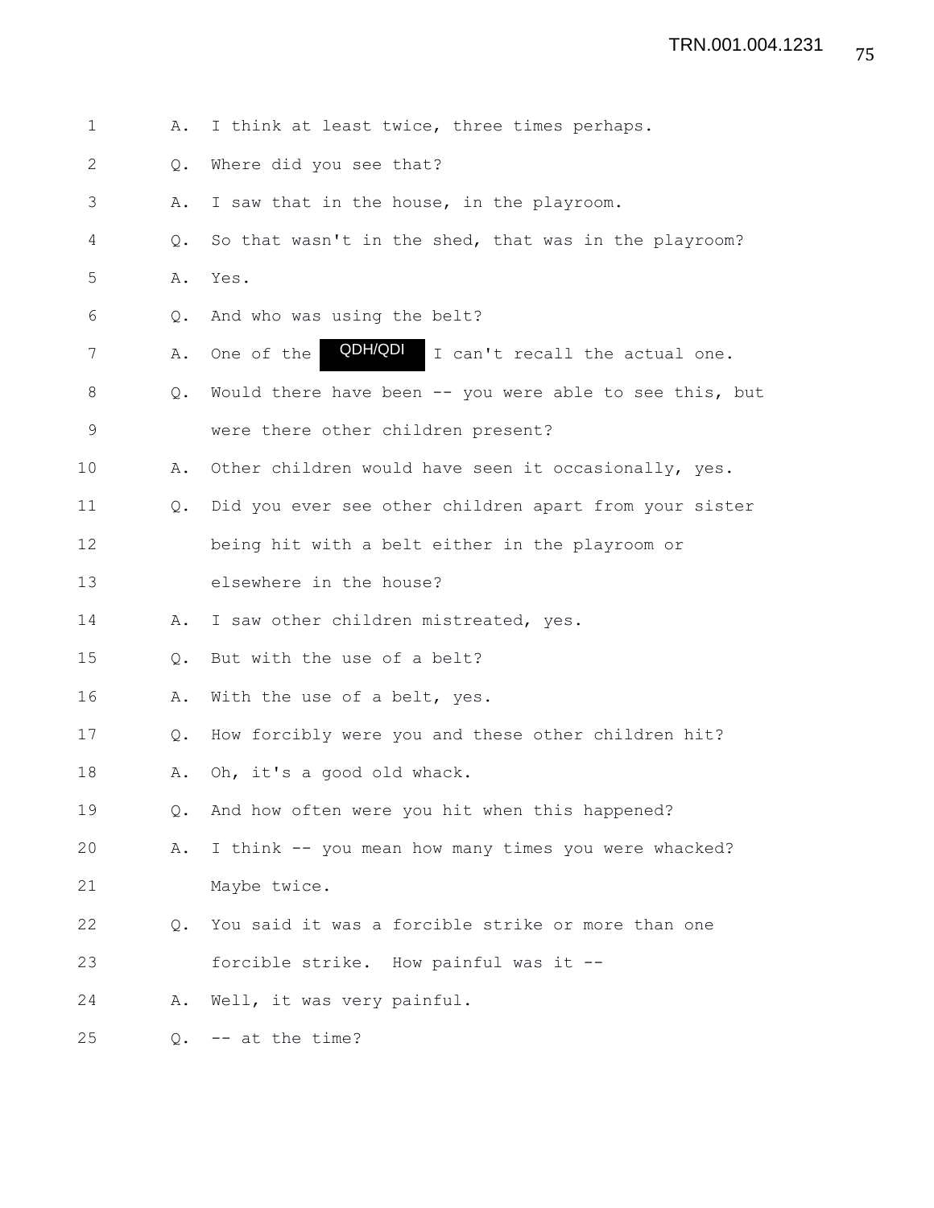1 A. I think at least twice, three times perhaps.

2 Q. Where did you see that?

3 A. I saw that in the house, in the playroom.

4 Q. So that wasn't in the shed, that was in the playroom?

5 A. Yes.

6 Q. And who was using the belt?

7 A. One of the QDH/QDI I can't recall the actual one.

8 Q. Would there have been -- you were able to see this, but

9 were there other children present?

10 A. Other children would have seen it occasionally, yes.

11 Q. Did you ever see other children apart from your sister

12 being hit with a belt either in the playroom or

13 elsewhere in the house?

14 A. I saw other children mistreated, yes.

15 Q. But with the use of a belt?

16 A. With the use of a belt, yes.

17 Q. How forcibly were you and these other children hit?

18 A. Oh, it's a good old whack.

19 Q. And how often were you hit when this happened?

20 A. I think -- you mean how many times you were whacked?

21 Maybe twice.

22 Q. You said it was a forcible strike or more than one

23 forcible strike. How painful was it --

24 A. Well, it was very painful.

25 Q. -- at the time?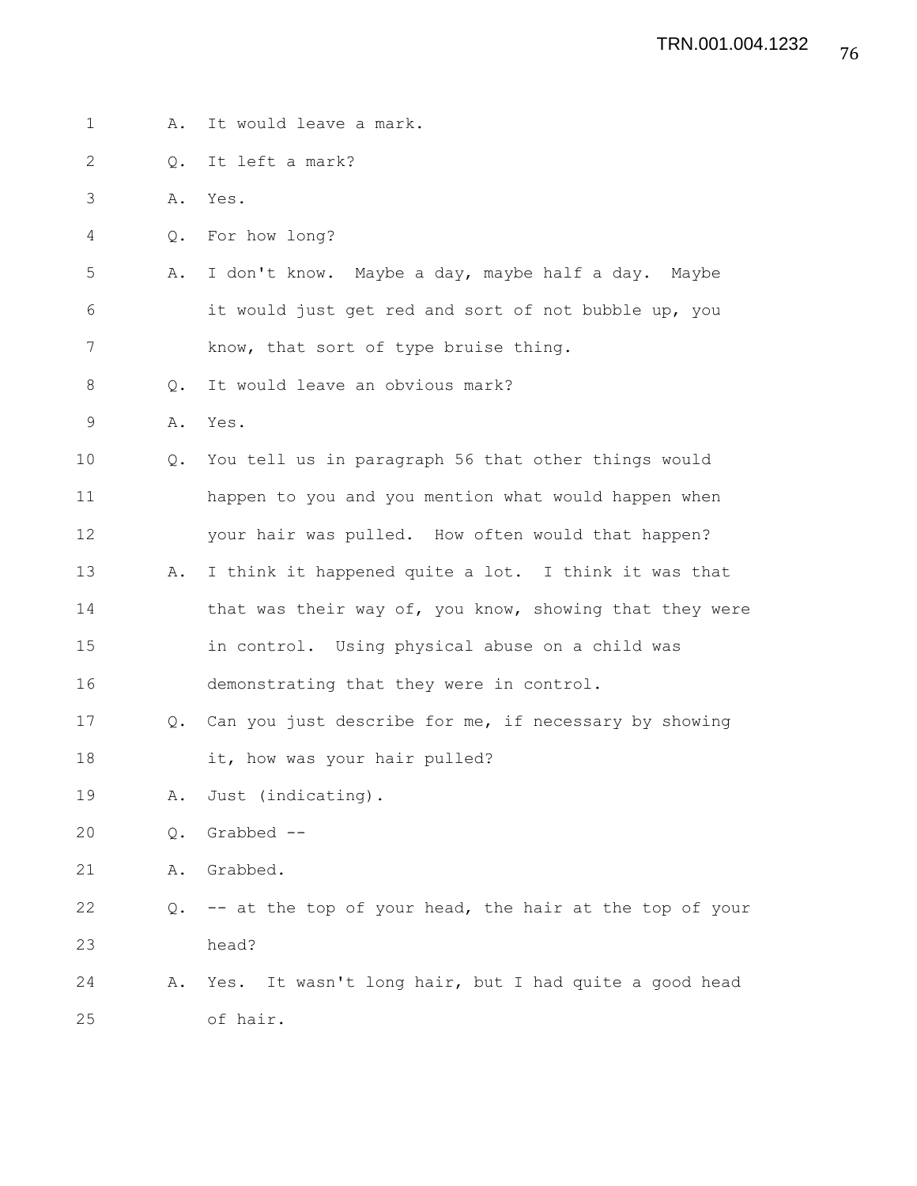1 A. It would leave a mark.

2 Q. It left a mark?

3 A. Yes.

4 Q. For how long?

5 A. I don't know. Maybe a day, maybe half a day. Maybe

6 it would just get red and sort of not bubble up, you

7 know, that sort of type bruise thing.

8 Q. It would leave an obvious mark?

9 A. Yes.

10 Q. You tell us in paragraph 56 that other things would

11 happen to you and you mention what would happen when

12 your hair was pulled. How often would that happen?

13 A. I think it happened quite a lot. I think it was that

14 that was their way of, you know, showing that they were

15 in control. Using physical abuse on a child was

16 demonstrating that they were in control.

17 Q. Can you just describe for me, if necessary by showing

18 it, how was your hair pulled?

19 A. Just (indicating).

20 Q. Grabbed --

21 A. Grabbed.

22 Q. -- at the top of your head, the hair at the top of your

23 head?

24 A. Yes. It wasn't long hair, but I had quite a good head

25 of hair.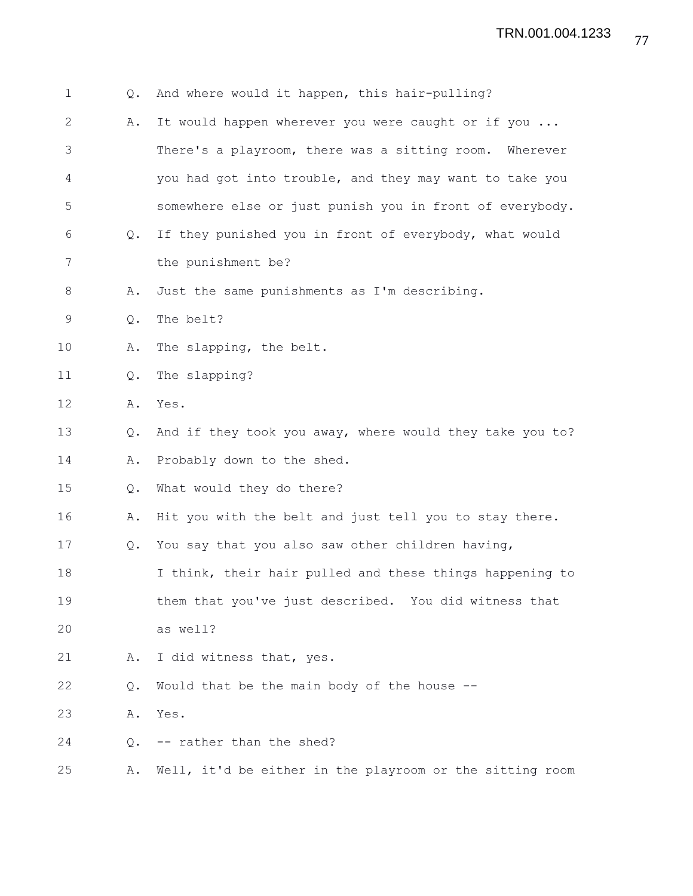Q. And where would it happen, this hair-pulling?

A. It would happen wherever you were caught or if you ... There's a playroom, there was a sitting room. Wherever you had got into trouble, and they may want to take you somewhere else or just punish you in front of everybody.

Q. If they punished you in front of everybody, what would the punishment be?

A. Just the same punishments as I'm describing.

Q. The belt?

A. The slapping, the belt.

Q. The slapping?

A. Yes.

Q. And if they took you away, where would they take you to?

A. Probably down to the shed.

Q. What would they do there?

A. Hit you with the belt and just tell you to stay there.

Q. You say that you also saw other children having, I think, their hair pulled and these things happening to them that you've just described. You did witness that as well?

A. I did witness that, yes.

Q. Would that be the main body of the house --

A. Yes.

Q. -- rather than the shed?

A. Well, it'd be either in the playroom or the sitting room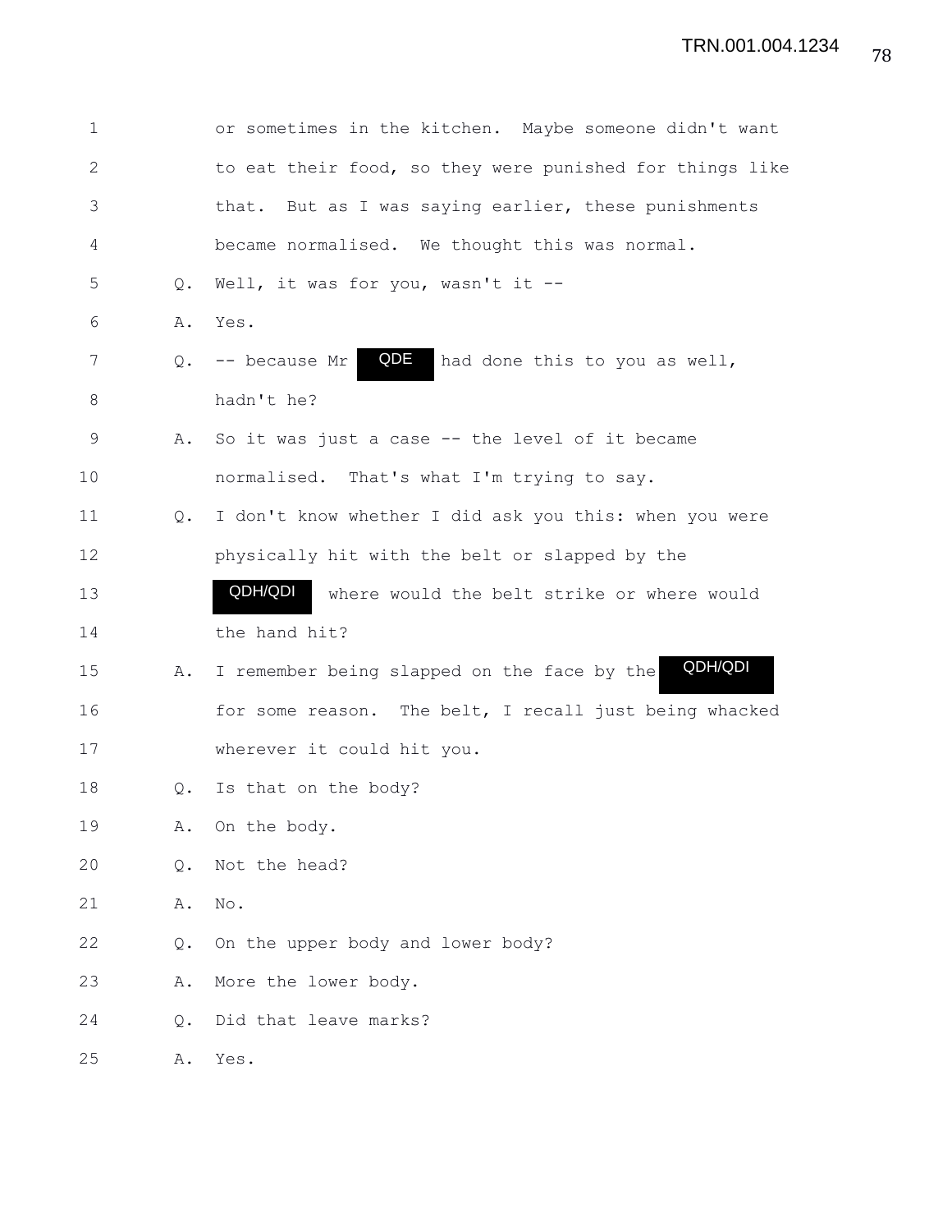1 or sometimes in the kitchen. Maybe someone didn't want
2 to eat their food, so they were punished for things like
3 that. But as I was saying earlier, these punishments
4 became normalised. We thought this was normal.
5 Q. Well, it was for you, wasn't it --
6 A. Yes.
7 Q. -- because Mr QDE had done this to you as well,
8 hadn't he?
9 A. So it was just a case -- the level of it became
10 normalised. That's what I'm trying to say.
11 Q. I don't know whether I did ask you this: when you were
12 physically hit with the belt or slapped by the
13 QDH/QDI where would the belt strike or where would
14 the hand hit?
15 A. I remember being slapped on the face by the QDH/QDI
16 for some reason. The belt, I recall just being whacked
17 wherever it could hit you.
18 Q. Is that on the body?
19 A. On the body.
20 Q. Not the head?
21 A. No.
22 Q. On the upper body and lower body?
23 A. More the lower body.
24 Q. Did that leave marks?
25 A. Yes.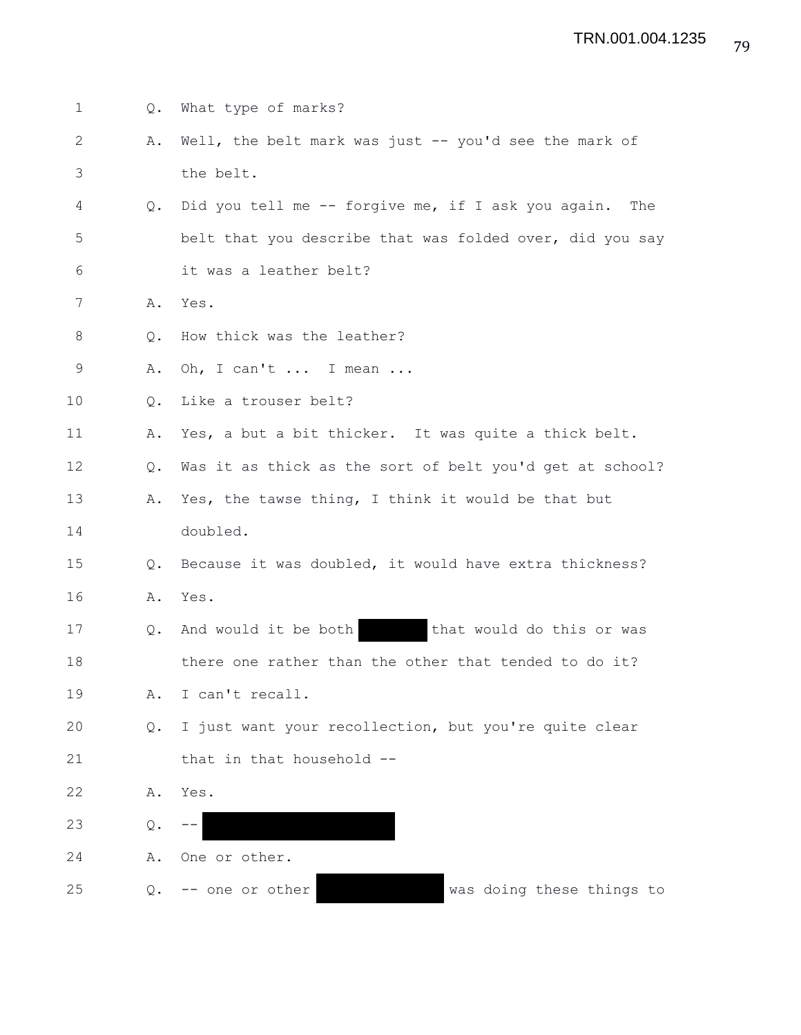1 Q. What type of marks?

2 A. Well, the belt mark was just -- you'd see the mark of

3 the belt.

4 Q. Did you tell me -- forgive me, if I ask you again. The

5 belt that you describe that was folded over, did you say

6 it was a leather belt?

7 A. Yes.

8 Q. How thick was the leather?

9 A. Oh, I can't ... I mean ...

10 Q. Like a trouser belt?

11 A. Yes, a but a bit thicker. It was quite a thick belt.

12 Q. Was it as thick as the sort of belt you'd get at school?

13 A. Yes, the tawse thing, I think it would be that but

14 doubled.

15 Q. Because it was doubled, it would have extra thickness?

16 A. Yes.

17 Q. And would it be both [REDACTED] that would do this or was

18 there one rather than the other that tended to do it?

19 A. I can't recall.

20 Q. I just want your recollection, but you're quite clear

21 that in that household --

22 A. Yes.

23 Q. -- [REDACTED]

24 A. One or other.

25 Q. -- one or other [REDACTED] was doing these things to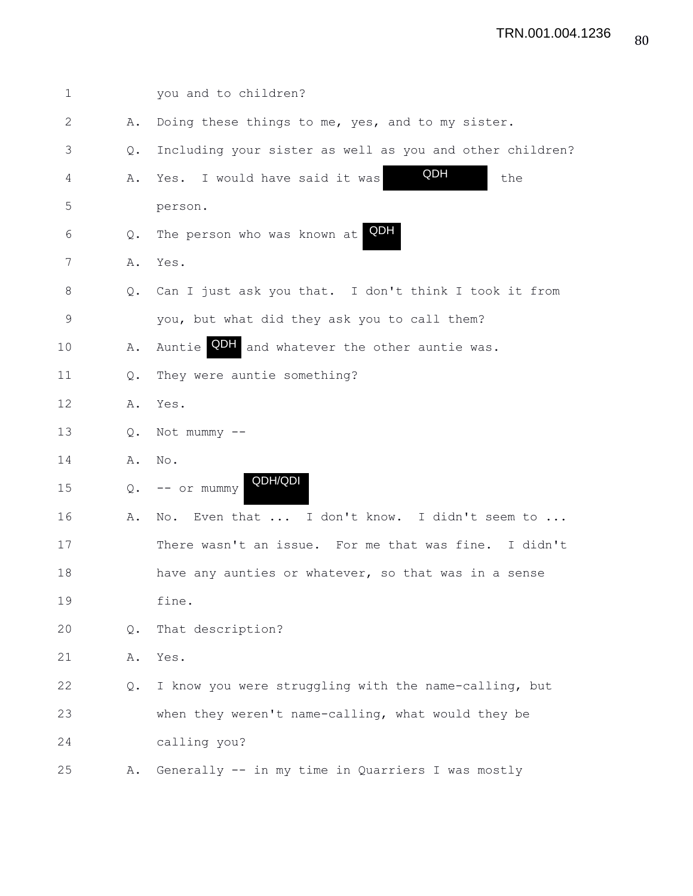1 you and to children?

2 A. Doing these things to me, yes, and to my sister.

3 Q. Including your sister as well as you and other children?

4 A. Yes. I would have said it was QDH the

5 person.

6 Q. The person who was known at QDH

7 A. Yes.

8 Q. Can I just ask you that. I don't think I took it from

9 you, but what did they ask you to call them?

10 A. Auntie QDH and whatever the other auntie was.

11 Q. They were auntie something?

12 A. Yes.

13 Q. Not mummy --

14 A. No.

15 Q. -- or mummy QDH/QDI

16 A. No. Even that ... I don't know. I didn't seem to ...

17 There wasn't an issue. For me that was fine. I didn't

18 have any aunties or whatever, so that was in a sense

19 fine.

20 Q. That description?

21 A. Yes.

22 Q. I know you were struggling with the name-calling, but

23 when they weren't name-calling, what would they be

24 calling you?

25 A. Generally -- in my time in Quarriers I was mostly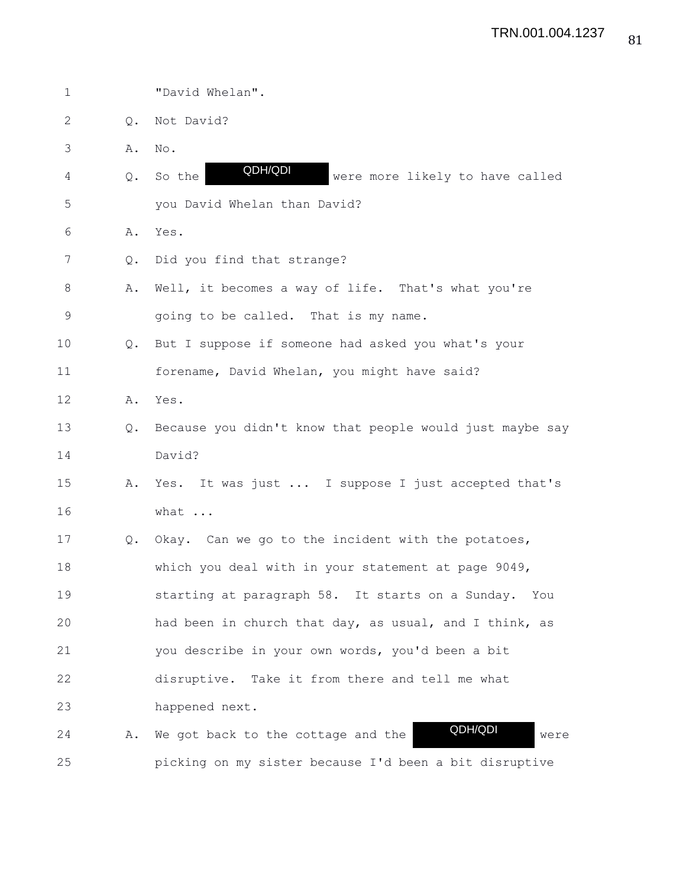1 "David Whelan".

2 Q. Not David?

3 A. No.

4 Q. So the QDH/QDI were more likely to have called

5 you David Whelan than David?

6 A. Yes.

7 Q. Did you find that strange?

8 A. Well, it becomes a way of life. That's what you're

9 going to be called. That is my name.

10 Q. But I suppose if someone had asked you what's your

11 forename, David Whelan, you might have said?

12 A. Yes.

13 Q. Because you didn't know that people would just maybe say

14 David?

15 A. Yes. It was just ... I suppose I just accepted that's

16 what ...

17 Q. Okay. Can we go to the incident with the potatoes,

18 which you deal with in your statement at page 9049,

19 starting at paragraph 58. It starts on a Sunday. You

20 had been in church that day, as usual, and I think, as

21 you describe in your own words, you'd been a bit

22 disruptive. Take it from there and tell me what

23 happened next.

24 A. We got back to the cottage and the QDH/QDI were

25 picking on my sister because I'd been a bit disruptive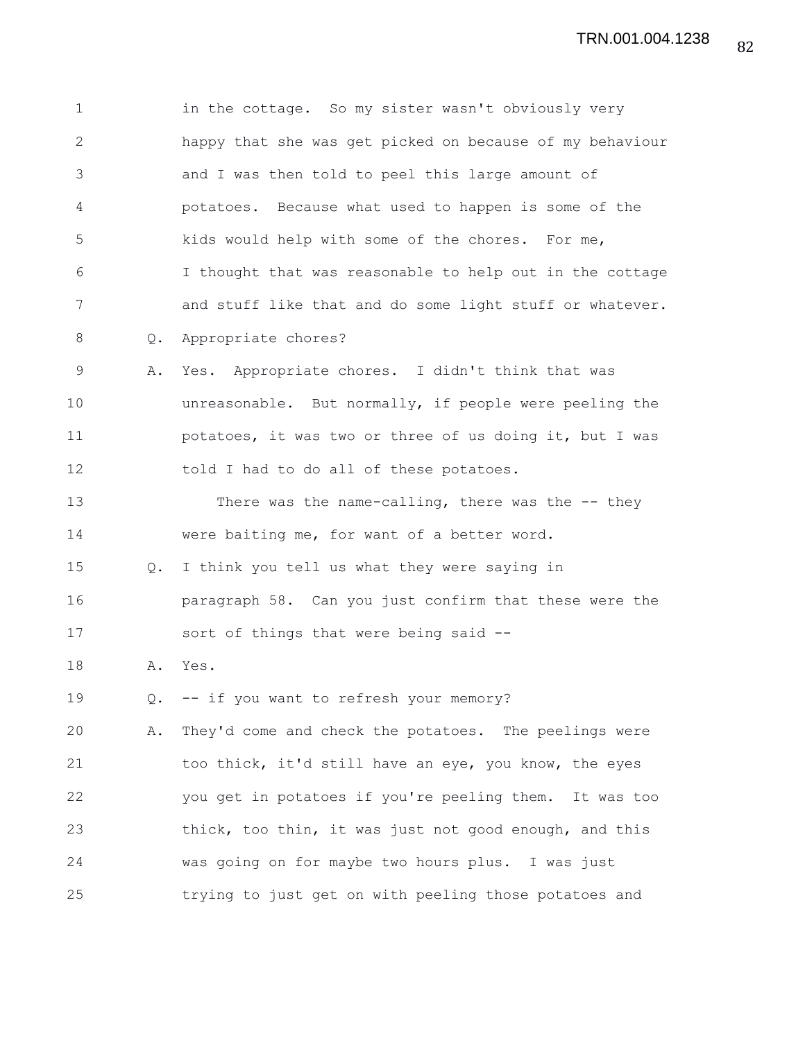1 in the cottage. So my sister wasn't obviously very
2 happy that she was get picked on because of my behaviour
3 and I was then told to peel this large amount of
4 potatoes. Because what used to happen is some of the
5 kids would help with some of the chores. For me,
6 I thought that was reasonable to help out in the cottage
7 and stuff like that and do some light stuff or whatever.
8 Q. Appropriate chores?
9 A. Yes. Appropriate chores. I didn't think that was
10 unreasonable. But normally, if people were peeling the
11 potatoes, it was two or three of us doing it, but I was
12 told I had to do all of these potatoes.
13 There was the name-calling, there was the -- they
14 were baiting me, for want of a better word.
15 Q. I think you tell us what they were saying in
16 paragraph 58. Can you just confirm that these were the
17 sort of things that were being said --
18 A. Yes.
19 Q. -- if you want to refresh your memory?
20 A. They'd come and check the potatoes. The peelings were
21 too thick, it'd still have an eye, you know, the eyes
22 you get in potatoes if you're peeling them. It was too
23 thick, too thin, it was just not good enough, and this
24 was going on for maybe two hours plus. I was just
25 trying to just get on with peeling those potatoes and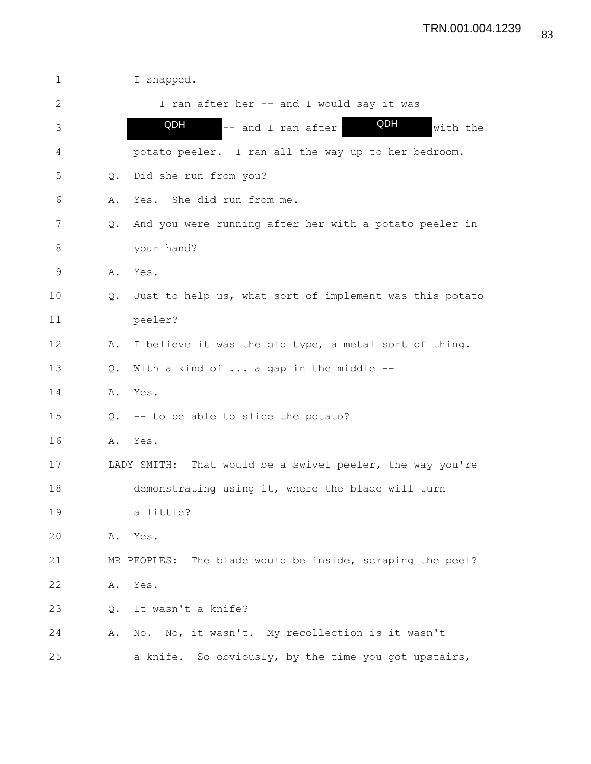1 I snapped.

2 I ran after her -- and I would say it was

3 QDH -- and I ran after QDH with the

4 potato peeler. I ran all the way up to her bedroom.

5 Q. Did she run from you?

6 A. Yes. She did run from me.

7 Q. And you were running after her with a potato peeler in

8 your hand?

9 A. Yes.

10 Q. Just to help us, what sort of implement was this potato

11 peeler?

12 A. I believe it was the old type, a metal sort of thing.

13 Q. With a kind of ... a gap in the middle --

14 A. Yes.

15 Q. -- to be able to slice the potato?

16 A. Yes.

17 LADY SMITH: That would be a swivel peeler, the way you're

18 demonstrating using it, where the blade will turn

19 a little?

20 A. Yes.

21 MR PEOPLES: The blade would be inside, scraping the peel?

22 A. Yes.

23 Q. It wasn't a knife?

24 A. No. No, it wasn't. My recollection is it wasn't

25 a knife. So obviously, by the time you got upstairs,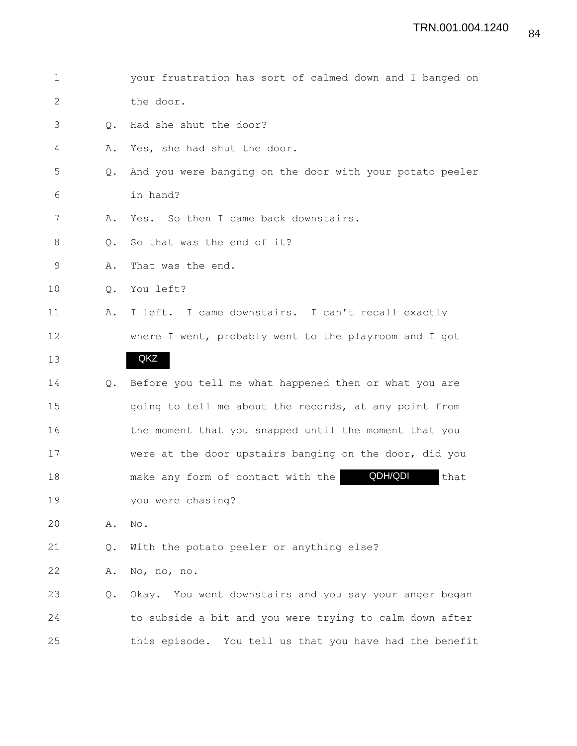1 your frustration has sort of calmed down and I banged on
2 the door.
3 Q. Had she shut the door?
4 A. Yes, she had shut the door.
5 Q. And you were banging on the door with your potato peeler
6 in hand?
7 A. Yes. So then I came back downstairs.
8 Q. So that was the end of it?
9 A. That was the end.
10 Q. You left?
11 A. I left. I came downstairs. I can't recall exactly
12 where I went, probably went to the playroom and I got
13 QKZ
14 Q. Before you tell me what happened then or what you are
15 going to tell me about the records, at any point from
16 the moment that you snapped until the moment that you
17 were at the door upstairs banging on the door, did you
18 make any form of contact with the QDH/QDI that
19 you were chasing?
20 A. No.
21 Q. With the potato peeler or anything else?
22 A. No, no, no.
23 Q. Okay. You went downstairs and you say your anger began
24 to subside a bit and you were trying to calm down after
25 this episode. You tell us that you have had the benefit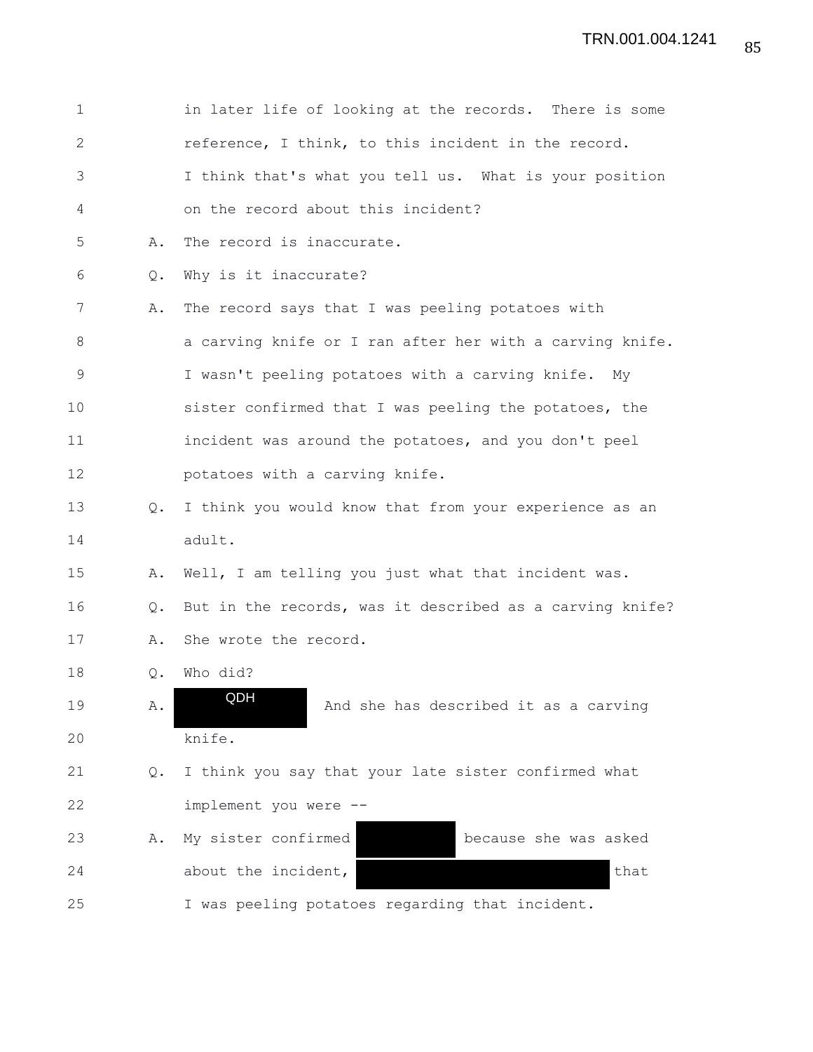in later life of looking at the records. There is some reference, I think, to this incident in the record. I think that's what you tell us. What is your position on the record about this incident?

A. The record is inaccurate.

Q. Why is it inaccurate?

A. The record says that I was peeling potatoes with a carving knife or I ran after her with a carving knife. I wasn't peeling potatoes with a carving knife. My sister confirmed that I was peeling the potatoes, the incident was around the potatoes, and you don't peel potatoes with a carving knife.

Q. I think you would know that from your experience as an adult.

A. Well, I am telling you just what that incident was.

Q. But in the records, was it described as a carving knife?

A. She wrote the record.

Q. Who did?

A. QDH And she has described it as a carving knife.

Q. I think you say that your late sister confirmed what implement you were --

A. My sister confirmed [REDACTED] because she was asked about the incident, [REDACTED] that I was peeling potatoes regarding that incident.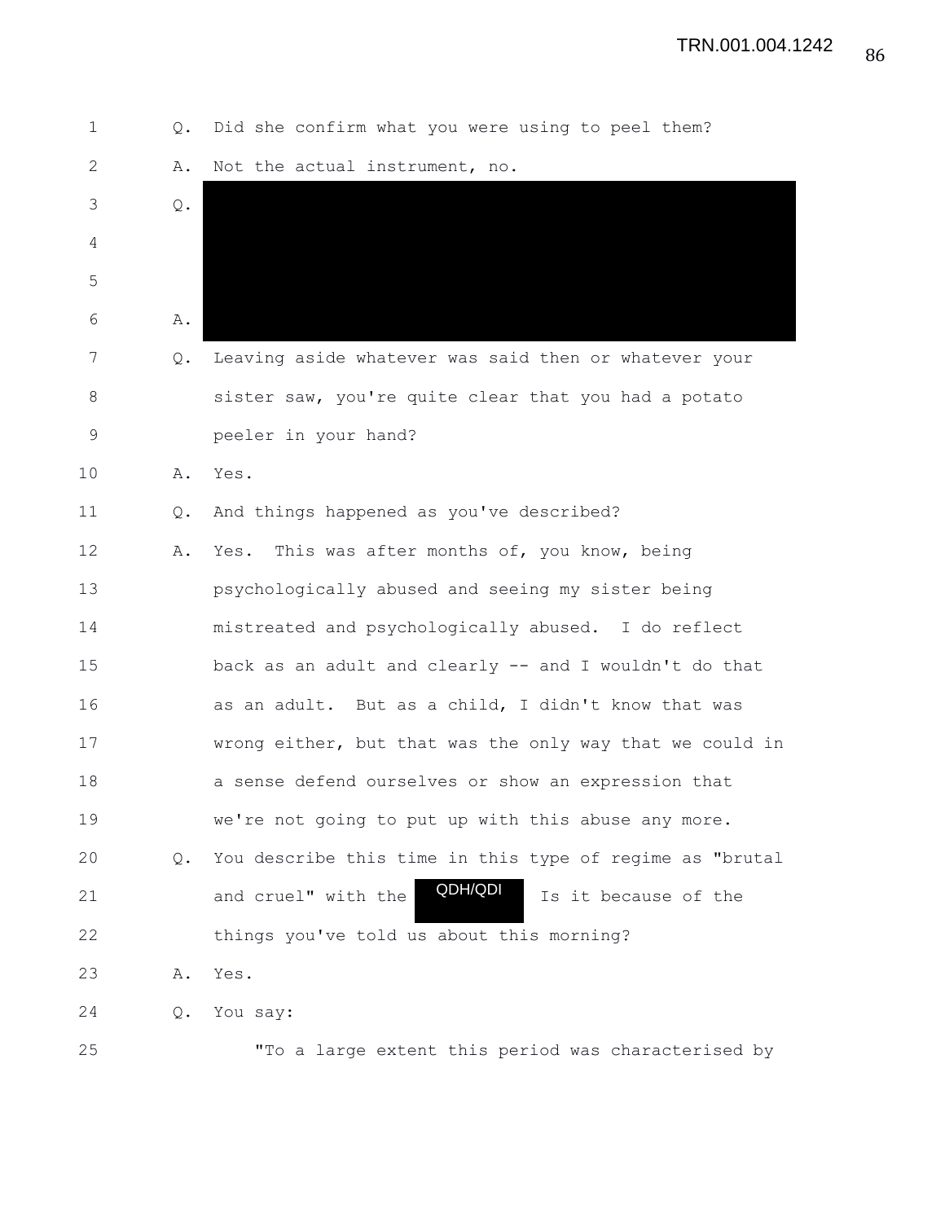1 Q. Did she confirm what you were using to peel them?

2 A. Not the actual instrument, no.

3 Q.

4

5

6 A.

7 Q. Leaving aside whatever was said then or whatever your

8 sister saw, you're quite clear that you had a potato

9 peeler in your hand?

10 A. Yes.

11 Q. And things happened as you've described?

12 A. Yes. This was after months of, you know, being

13 psychologically abused and seeing my sister being

14 mistreated and psychologically abused. I do reflect

15 back as an adult and clearly -- and I wouldn't do that

16 as an adult. But as a child, I didn't know that was

17 wrong either, but that was the only way that we could in

18 a sense defend ourselves or show an expression that

19 we're not going to put up with this abuse any more.

20 Q. You describe this time in this type of regime as "brutal

21 and cruel" with the QDH/QDI Is it because of the

22 things you've told us about this morning?

23 A. Yes.

24 Q. You say:

25 "To a large extent this period was characterised by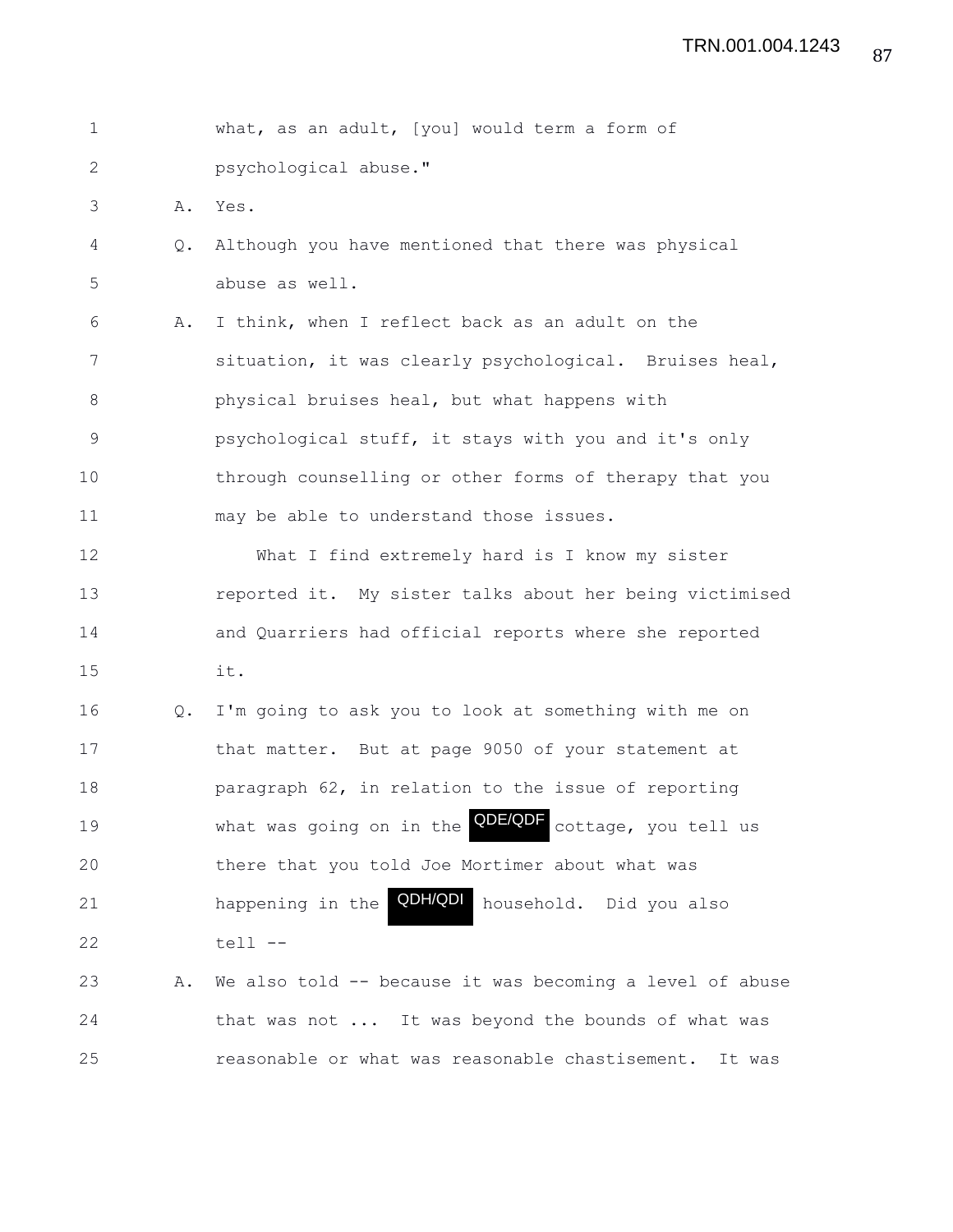1 what, as an adult, [you] would term a form of
2 psychological abuse."
3 A. Yes.
4 Q. Although you have mentioned that there was physical
5 abuse as well.
6 A. I think, when I reflect back as an adult on the
7 situation, it was clearly psychological. Bruises heal,
8 physical bruises heal, but what happens with
9 psychological stuff, it stays with you and it's only
10 through counselling or other forms of therapy that you
11 may be able to understand those issues.
12 What I find extremely hard is I know my sister
13 reported it. My sister talks about her being victimised
14 and Quarriers had official reports where she reported
15 it.
16 Q. I'm going to ask you to look at something with me on
17 that matter. But at page 9050 of your statement at
18 paragraph 62, in relation to the issue of reporting
19 what was going on in the QDE/QDF cottage, you tell us
20 there that you told Joe Mortimer about what was
21 happening in the QDH/QDI household. Did you also
22 tell --
23 A. We also told -- because it was becoming a level of abuse
24 that was not ... It was beyond the bounds of what was
25 reasonable or what was reasonable chastisement. It was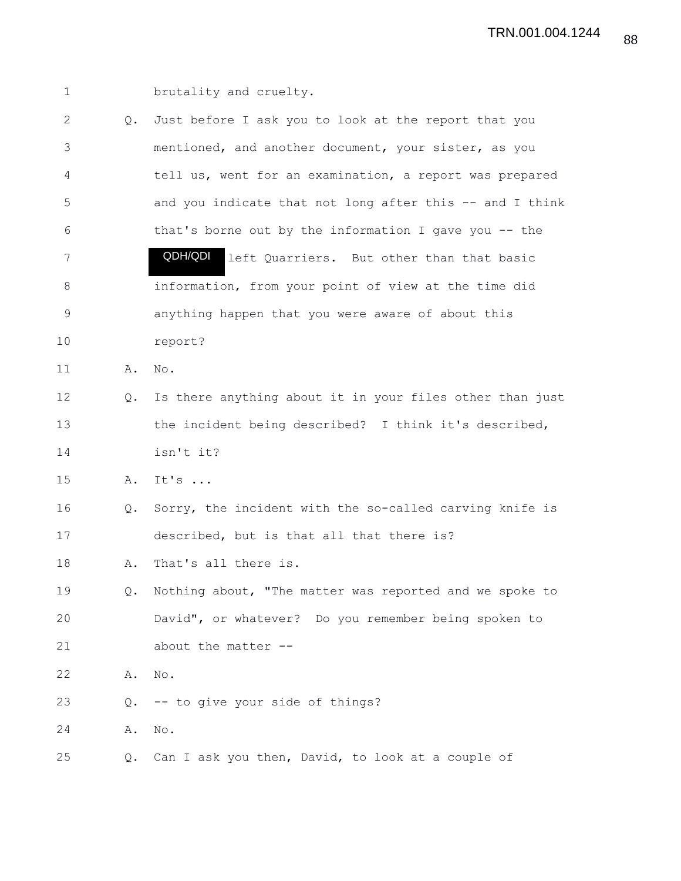1 brutality and cruelty.

2 Q. Just before I ask you to look at the report that you

3 mentioned, and another document, your sister, as you

4 tell us, went for an examination, a report was prepared

5 and you indicate that not long after this -- and I think

6 that's borne out by the information I gave you -- the

7 QDH/QDI left Quarriers. But other than that basic

8 information, from your point of view at the time did

9 anything happen that you were aware of about this

10 report?

11 A. No.

12 Q. Is there anything about it in your files other than just

13 the incident being described? I think it's described,

14 isn't it?

15 A. It's ...

16 Q. Sorry, the incident with the so-called carving knife is

17 described, but is that all that there is?

18 A. That's all there is.

19 Q. Nothing about, "The matter was reported and we spoke to

20 David", or whatever? Do you remember being spoken to

21 about the matter --

22 A. No.

23 Q. -- to give your side of things?

24 A. No.

25 Q. Can I ask you then, David, to look at a couple of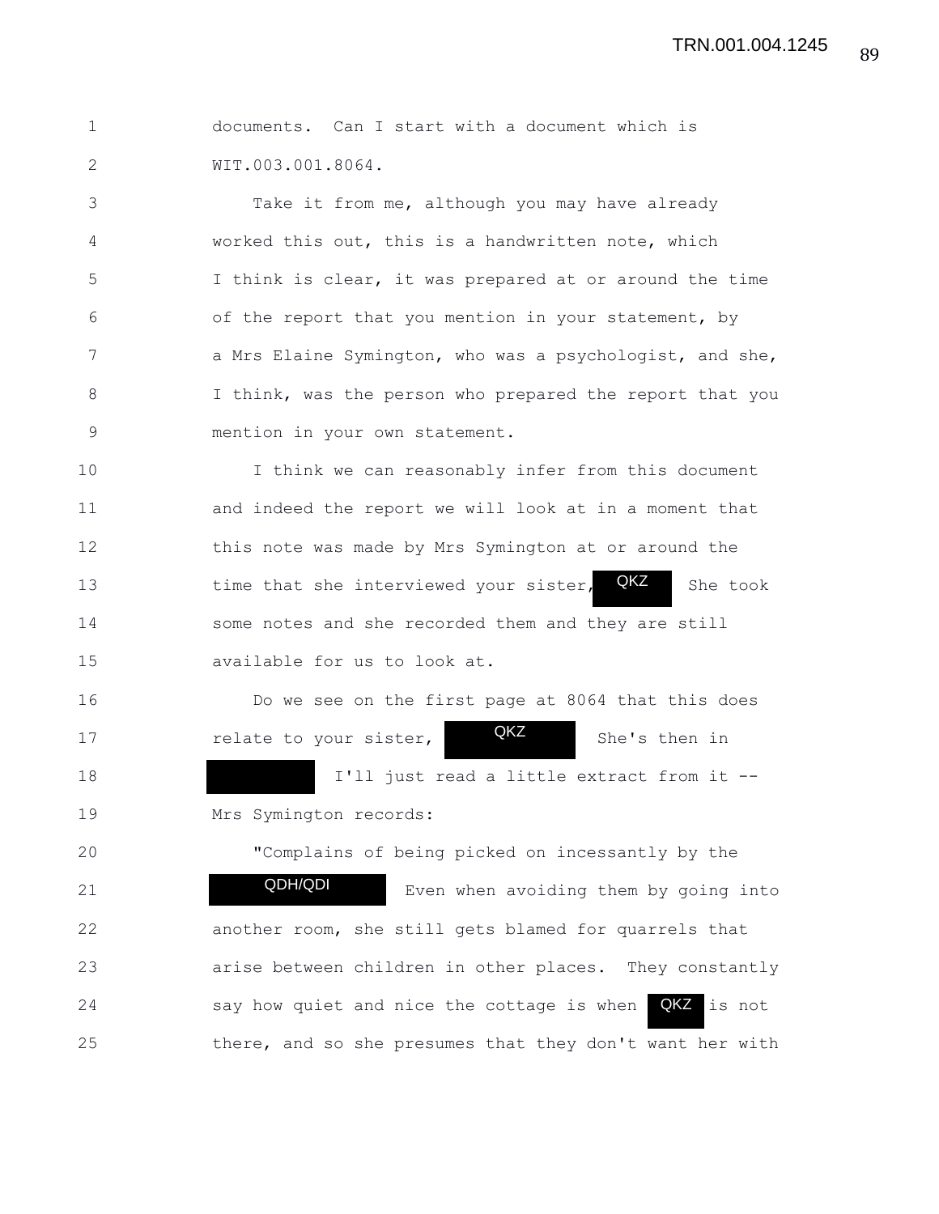1 documents. Can I start with a document which is
2 WIT.003.001.8064.

3 Take it from me, although you may have already
4 worked this out, this is a handwritten note, which
5 I think is clear, it was prepared at or around the time
6 of the report that you mention in your statement, by
7 a Mrs Elaine Symington, who was a psychologist, and she,
8 I think, was the person who prepared the report that you
9 mention in your own statement.

10 I think we can reasonably infer from this document
11 and indeed the report we will look at in a moment that
12 this note was made by Mrs Symington at or around the
13 time that she interviewed your sister, QKZ She took
14 some notes and she recorded them and they are still
15 available for us to look at.

16 Do we see on the first page at 8064 that this does
17 relate to your sister, QKZ She's then in
18 [redacted] I'll just read a little extract from it --
19 Mrs Symington records:

20 "Complains of being picked on incessantly by the
21 QDH/QDI Even when avoiding them by going into
22 another room, she still gets blamed for quarrels that
23 arise between children in other places. They constantly
24 say how quiet and nice the cottage is when QKZ is not
25 there, and so she presumes that they don't want her with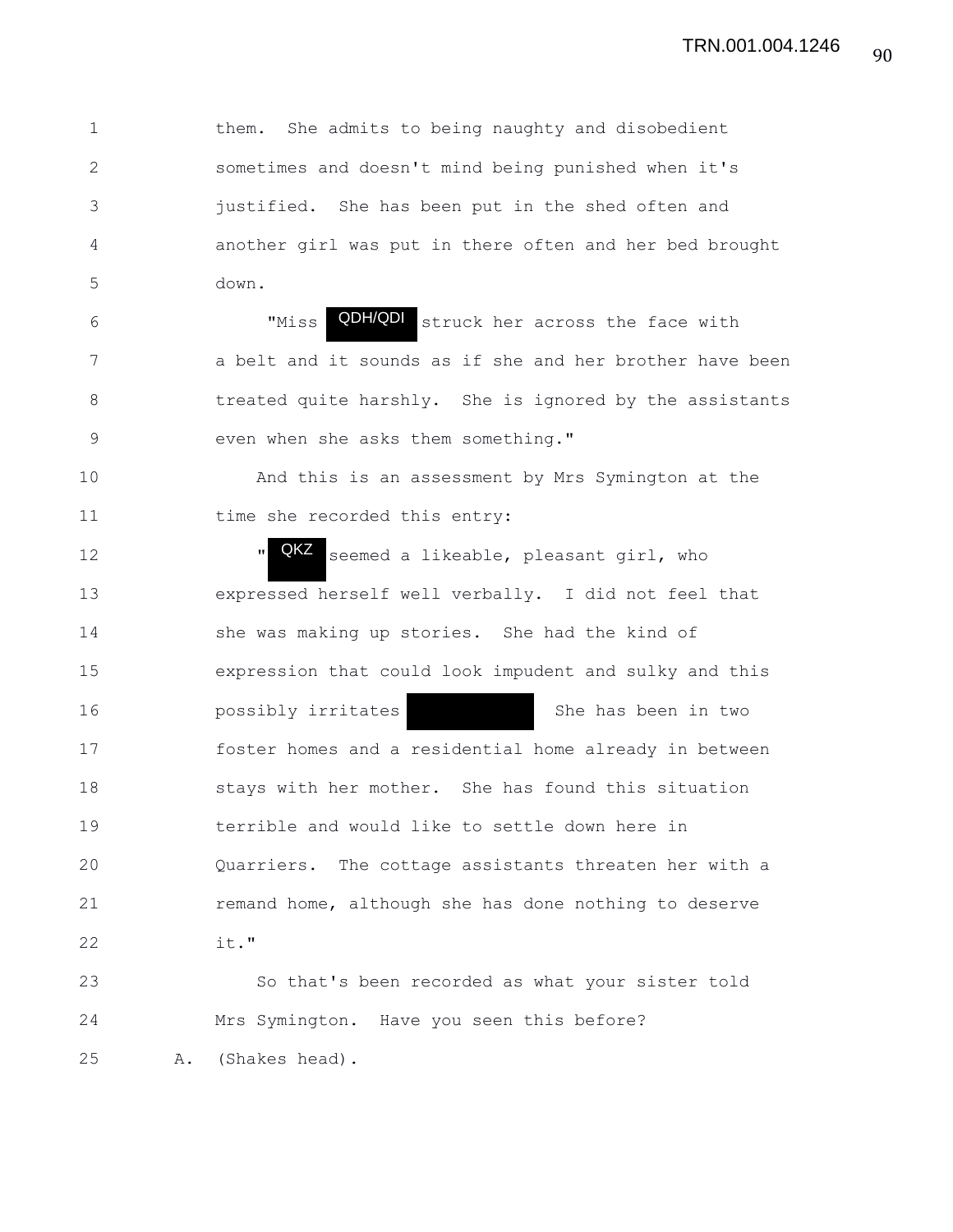1 them. She admits to being naughty and disobedient
2 sometimes and doesn't mind being punished when it's
3 justified. She has been put in the shed often and
4 another girl was put in there often and her bed brought
5 down.

6 "Miss QDH/QDI struck her across the face with
7 a belt and it sounds as if she and her brother have been
8 treated quite harshly. She is ignored by the assistants
9 even when she asks them something."

10 And this is an assessment by Mrs Symington at the
11 time she recorded this entry:

12 "QKZ seemed a likeable, pleasant girl, who
13 expressed herself well verbally. I did not feel that
14 she was making up stories. She had the kind of
15 expression that could look impudent and sulky and this
16 possibly irritates [redacted] She has been in two
17 foster homes and a residential home already in between
18 stays with her mother. She has found this situation
19 terrible and would like to settle down here in
20 Quarriers. The cottage assistants threaten her with a
21 remand home, although she has done nothing to deserve
22 it."

23 So that's been recorded as what your sister told
24 Mrs Symington. Have you seen this before?

25 A. (Shakes head).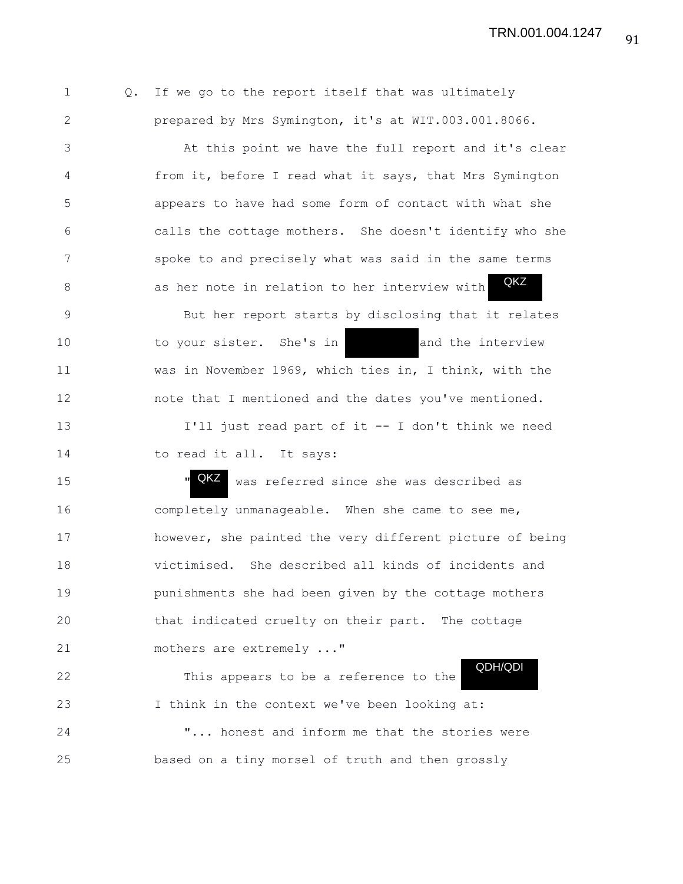1 Q. If we go to the report itself that was ultimately
2 prepared by Mrs Symington, it's at WIT.003.001.8066.
3 At this point we have the full report and it's clear
4 from it, before I read what it says, that Mrs Symington
5 appears to have had some form of contact with what she
6 calls the cottage mothers. She doesn't identify who she
7 spoke to and precisely what was said in the same terms
8 as her note in relation to her interview with QKZ
9 But her report starts by disclosing that it relates
10 to your sister. She's in [redacted] and the interview
11 was in November 1969, which ties in, I think, with the
12 note that I mentioned and the dates you've mentioned.
13 I'll just read part of it -- I don't think we need
14 to read it all. It says:
15 "QKZ was referred since she was described as
16 completely unmanageable. When she came to see me,
17 however, she painted the very different picture of being
18 victimised. She described all kinds of incidents and
19 punishments she had been given by the cottage mothers
20 that indicated cruelty on their part. The cottage
21 mothers are extremely ..."
22 This appears to be a reference to the QDH/QDI
23 I think in the context we've been looking at:
24 "... honest and inform me that the stories were
25 based on a tiny morsel of truth and then grossly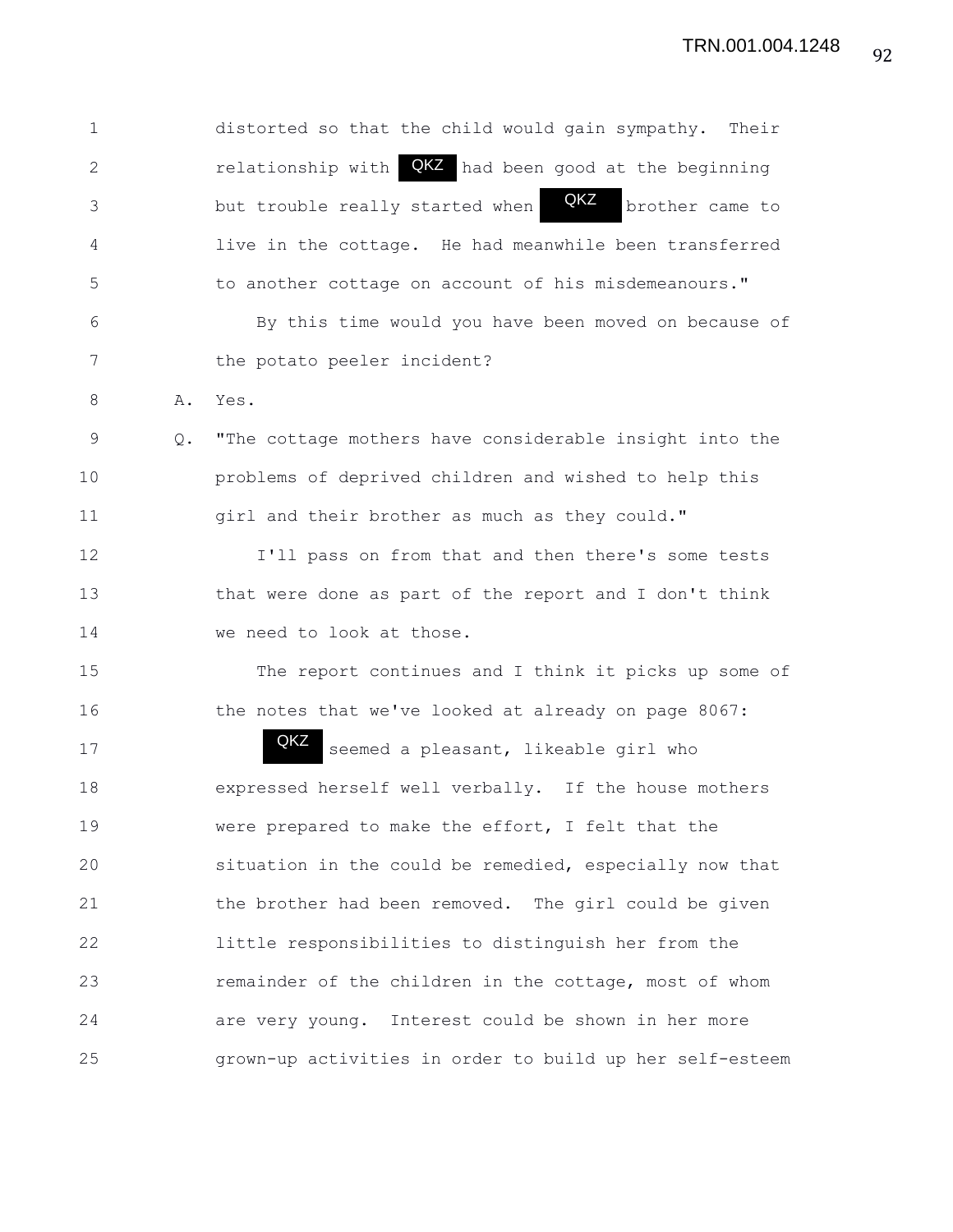1 distorted so that the child would gain sympathy. Their
2 relationship with QKZ had been good at the beginning
3 but trouble really started when QKZ brother came to
4 live in the cottage. He had meanwhile been transferred
5 to another cottage on account of his misdemeanours."

6 By this time would you have been moved on because of
7 the potato peeler incident?

8 A. Yes.

9 Q. "The cottage mothers have considerable insight into the
10 problems of deprived children and wished to help this
11 girl and their brother as much as they could."

12 I'll pass on from that and then there's some tests
13 that were done as part of the report and I don't think
14 we need to look at those.

15 The report continues and I think it picks up some of
16 the notes that we've looked at already on page 8067:

17 QKZ seemed a pleasant, likeable girl who
18 expressed herself well verbally. If the house mothers
19 were prepared to make the effort, I felt that the
20 situation in the could be remedied, especially now that
21 the brother had been removed. The girl could be given
22 little responsibilities to distinguish her from the
23 remainder of the children in the cottage, most of whom
24 are very young. Interest could be shown in her more
25 grown-up activities in order to build up her self-esteem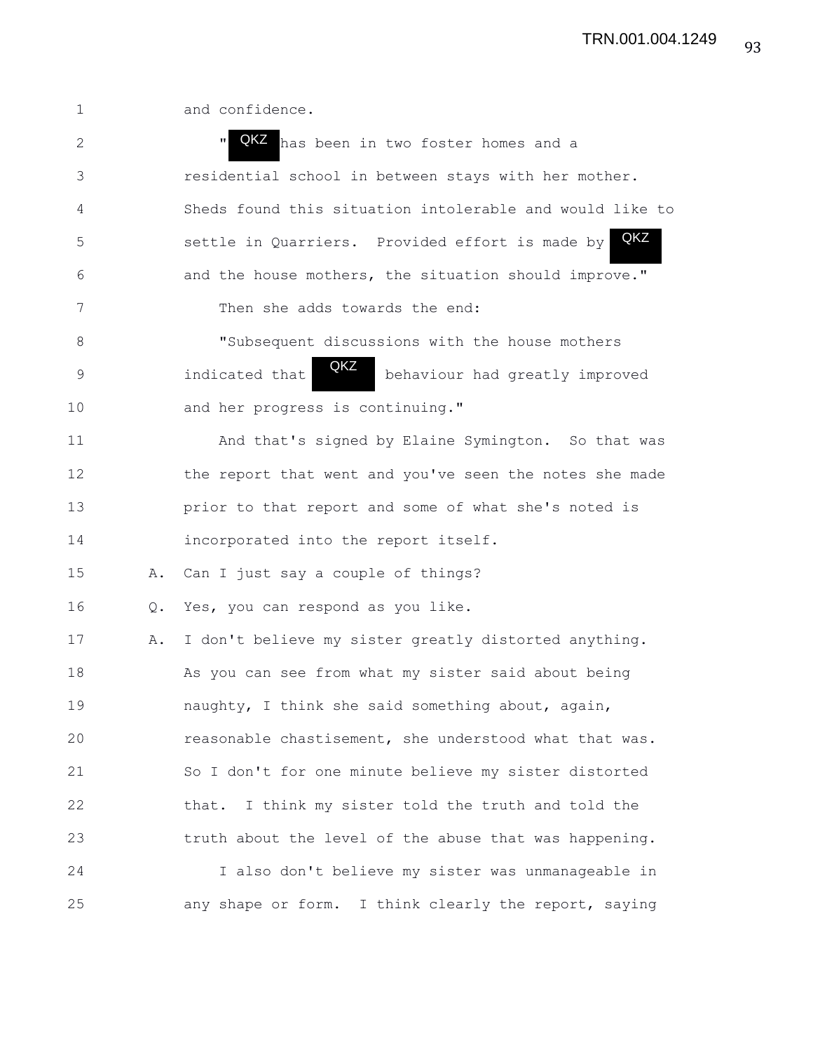1 and confidence.

2 "QKZ has been in two foster homes and a

3 residential school in between stays with her mother.

4 Sheds found this situation intolerable and would like to

5 settle in Quarriers. Provided effort is made by QKZ

6 and the house mothers, the situation should improve."

7 Then she adds towards the end:

8 "Subsequent discussions with the house mothers

9 indicated that QKZ behaviour had greatly improved

10 and her progress is continuing."

11 And that's signed by Elaine Symington. So that was

12 the report that went and you've seen the notes she made

13 prior to that report and some of what she's noted is

14 incorporated into the report itself.

15 A. Can I just say a couple of things?

16 Q. Yes, you can respond as you like.

17 A. I don't believe my sister greatly distorted anything.

18 As you can see from what my sister said about being

19 naughty, I think she said something about, again,

20 reasonable chastisement, she understood what that was.

21 So I don't for one minute believe my sister distorted

22 that. I think my sister told the truth and told the

23 truth about the level of the abuse that was happening.

24 I also don't believe my sister was unmanageable in

25 any shape or form. I think clearly the report, saying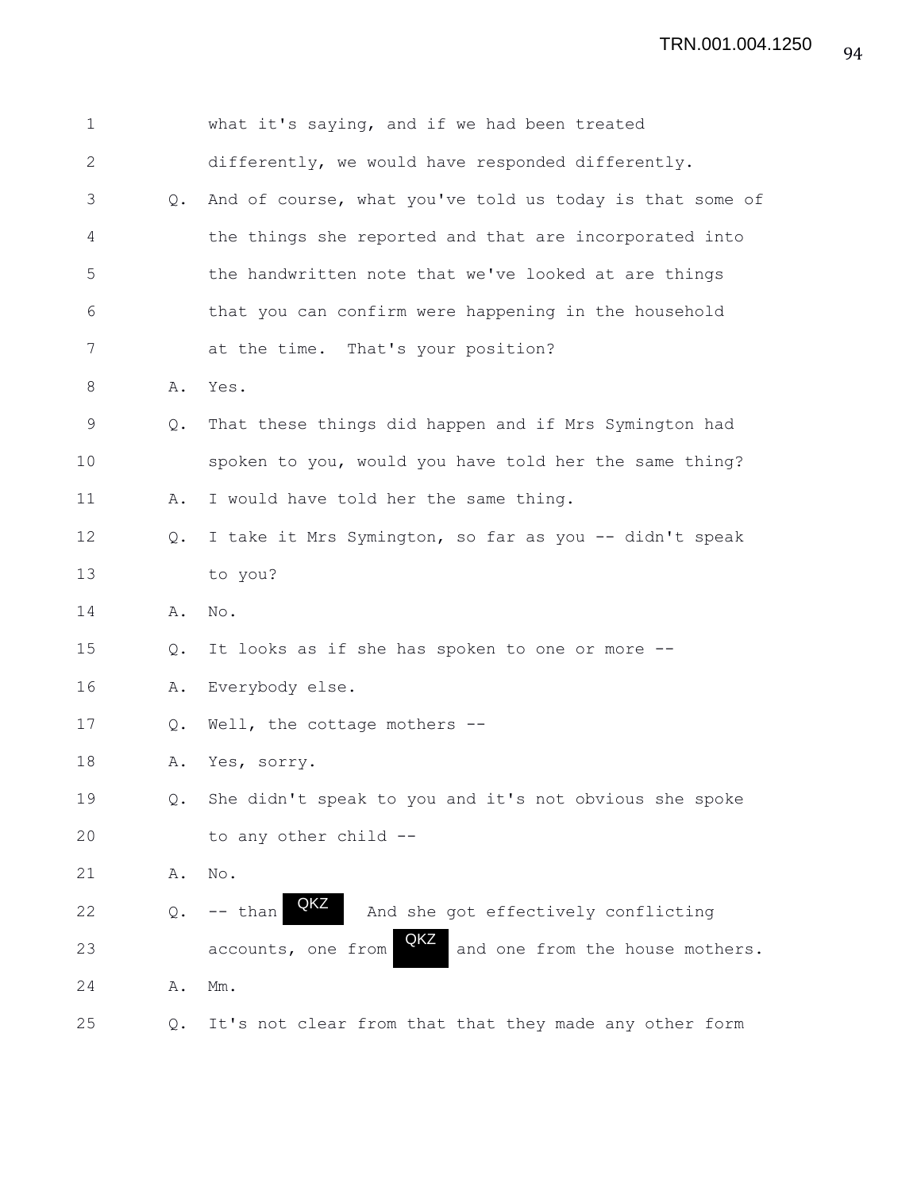1 what it's saying, and if we had been treated
2 differently, we would have responded differently.
3 Q. And of course, what you've told us today is that some of
4 the things she reported and that are incorporated into
5 the handwritten note that we've looked at are things
6 that you can confirm were happening in the household
7 at the time. That's your position?
8 A. Yes.
9 Q. That these things did happen and if Mrs Symington had
10 spoken to you, would you have told her the same thing?
11 A. I would have told her the same thing.
12 Q. I take it Mrs Symington, so far as you -- didn't speak
13 to you?
14 A. No.
15 Q. It looks as if she has spoken to one or more --
16 A. Everybody else.
17 Q. Well, the cottage mothers --
18 A. Yes, sorry.
19 Q. She didn't speak to you and it's not obvious she spoke
20 to any other child --
21 A. No.
22 Q. -- than QKZ And she got effectively conflicting
23 accounts, one from QKZ and one from the house mothers.
24 A. Mm.
25 Q. It's not clear from that that they made any other form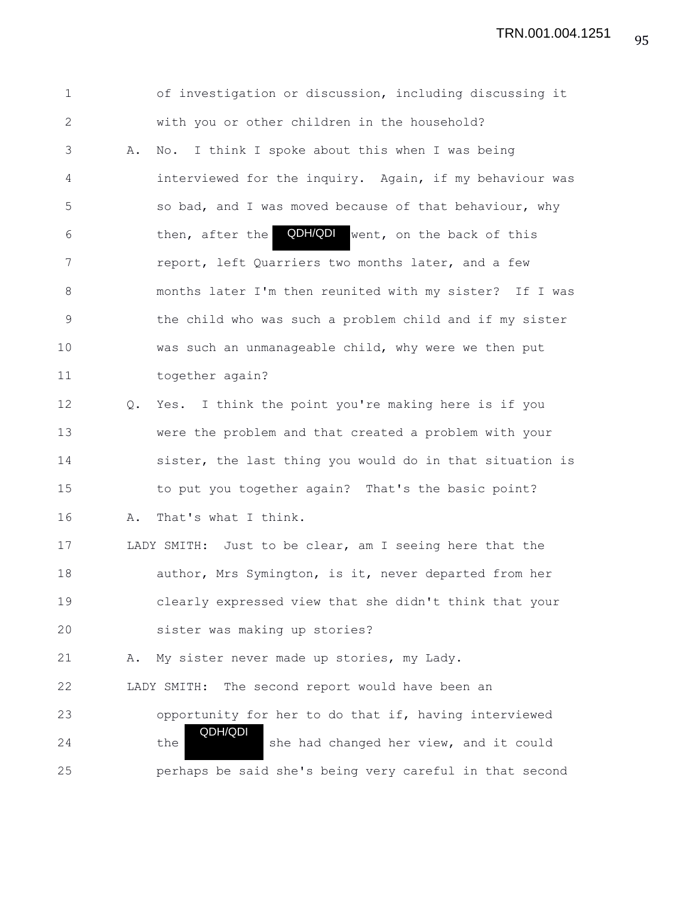1 of investigation or discussion, including discussing it
2 with you or other children in the household?

3 A. No. I think I spoke about this when I was being
4 interviewed for the inquiry. Again, if my behaviour was
5 so bad, and I was moved because of that behaviour, why
6 then, after the QDH/QDI went, on the back of this
7 report, left Quarriers two months later, and a few
8 months later I'm then reunited with my sister? If I was
9 the child who was such a problem child and if my sister
10 was such an unmanageable child, why were we then put
11 together again?

12 Q. Yes. I think the point you're making here is if you
13 were the problem and that created a problem with your
14 sister, the last thing you would do in that situation is
15 to put you together again? That's the basic point?

16 A. That's what I think.

17 LADY SMITH: Just to be clear, am I seeing here that the
18 author, Mrs Symington, is it, never departed from her
19 clearly expressed view that she didn't think that your
20 sister was making up stories?

21 A. My sister never made up stories, my Lady.

22 LADY SMITH: The second report would have been an
23 opportunity for her to do that if, having interviewed
24 the QDH/QDI she had changed her view, and it could
25 perhaps be said she's being very careful in that second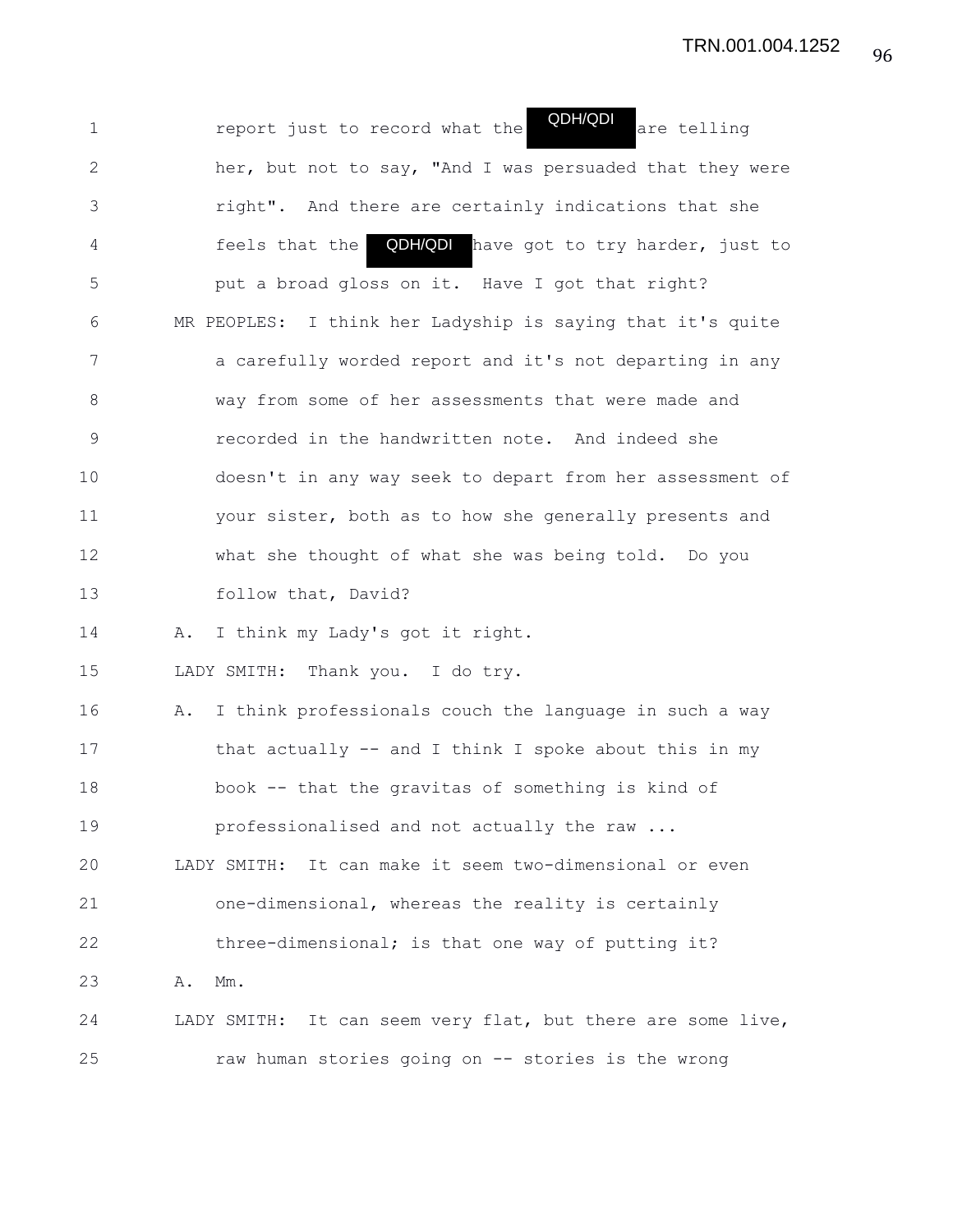1 report just to record what the QDH/QDI are telling
2 her, but not to say, "And I was persuaded that they were
3 right". And there are certainly indications that she
4 feels that the QDH/QDI have got to try harder, just to
5 put a broad gloss on it. Have I got that right?

6 MR PEOPLES: I think her Ladyship is saying that it's quite
7 a carefully worded report and it's not departing in any
8 way from some of her assessments that were made and
9 recorded in the handwritten note. And indeed she
10 doesn't in any way seek to depart from her assessment of
11 your sister, both as to how she generally presents and
12 what she thought of what she was being told. Do you
13 follow that, David?

14 A. I think my Lady's got it right.

15 LADY SMITH: Thank you. I do try.

16 A. I think professionals couch the language in such a way
17 that actually -- and I think I spoke about this in my
18 book -- that the gravitas of something is kind of
19 professionalised and not actually the raw ...

20 LADY SMITH: It can make it seem two-dimensional or even
21 one-dimensional, whereas the reality is certainly
22 three-dimensional; is that one way of putting it?

23 A. Mm.

24 LADY SMITH: It can seem very flat, but there are some live,
25 raw human stories going on -- stories is the wrong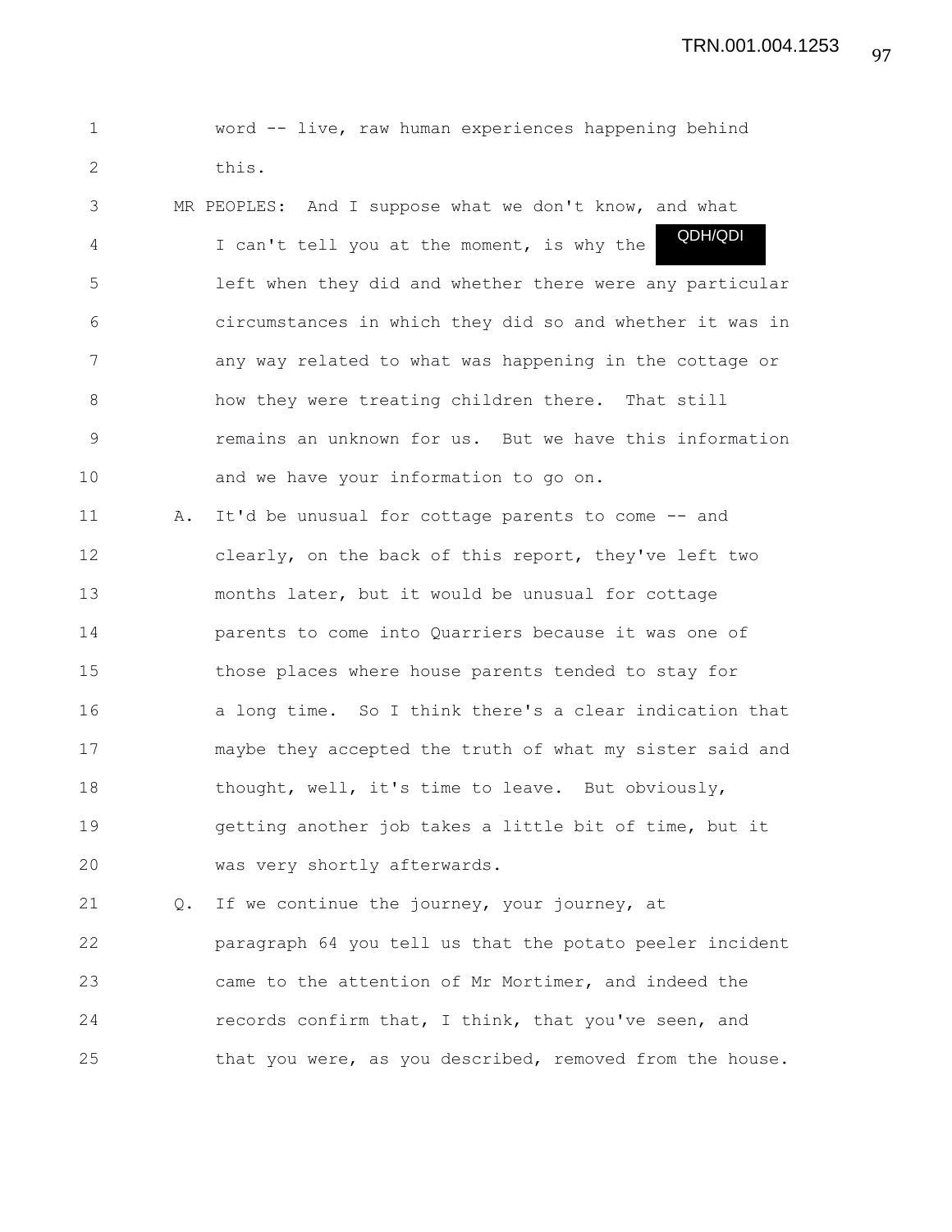1 word -- live, raw human experiences happening behind
2 this.
3 MR PEOPLES: And I suppose what we don't know, and what
4 I can't tell you at the moment, is why the QDH/QDI
5 left when they did and whether there were any particular
6 circumstances in which they did so and whether it was in
7 any way related to what was happening in the cottage or
8 how they were treating children there. That still
9 remains an unknown for us. But we have this information
10 and we have your information to go on.
11 A. It'd be unusual for cottage parents to come -- and
12 clearly, on the back of this report, they've left two
13 months later, but it would be unusual for cottage
14 parents to come into Quarriers because it was one of
15 those places where house parents tended to stay for
16 a long time. So I think there's a clear indication that
17 maybe they accepted the truth of what my sister said and
18 thought, well, it's time to leave. But obviously,
19 getting another job takes a little bit of time, but it
20 was very shortly afterwards.
21 Q. If we continue the journey, your journey, at
22 paragraph 64 you tell us that the potato peeler incident
23 came to the attention of Mr Mortimer, and indeed the
24 records confirm that, I think, that you've seen, and
25 that you were, as you described, removed from the house.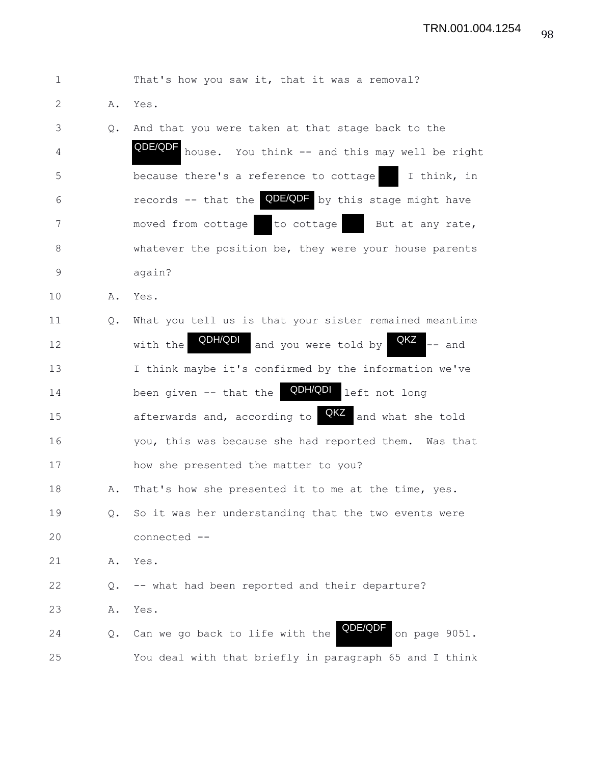1 That's how you saw it, that it was a removal?

2 A. Yes.

3 Q. And that you were taken at that stage back to the

4 QDE/QDF house. You think -- and this may well be right

5 because there's a reference to cottage ██ I think, in

6 records -- that the QDE/QDF by this stage might have

7 moved from cottage ██ to cottage ██ But at any rate,

8 whatever the position be, they were your house parents

9 again?

10 A. Yes.

11 Q. What you tell us is that your sister remained meantime

12 with the QDH/QDI and you were told by QKZ -- and

13 I think maybe it's confirmed by the information we've

14 been given -- that the QDH/QDI left not long

15 afterwards and, according to QKZ and what she told

16 you, this was because she had reported them. Was that

17 how she presented the matter to you?

18 A. That's how she presented it to me at the time, yes.

19 Q. So it was her understanding that the two events were

20 connected --

21 A. Yes.

22 Q. -- what had been reported and their departure?

23 A. Yes.

24 Q. Can we go back to life with the QDE/QDF on page 9051.

25 You deal with that briefly in paragraph 65 and I think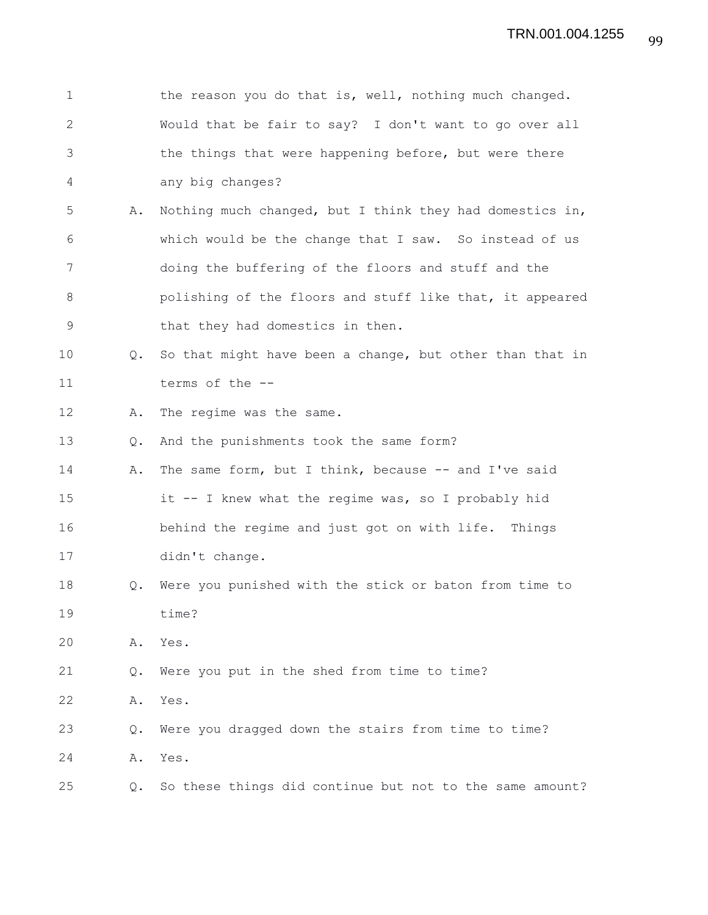1 the reason you do that is, well, nothing much changed.
2 Would that be fair to say? I don't want to go over all
3 the things that were happening before, but were there
4 any big changes?

5 A. Nothing much changed, but I think they had domestics in,
6 which would be the change that I saw. So instead of us
7 doing the buffering of the floors and stuff and the
8 polishing of the floors and stuff like that, it appeared
9 that they had domestics in then.

10 Q. So that might have been a change, but other than that in
11 terms of the --

12 A. The regime was the same.

13 Q. And the punishments took the same form?

14 A. The same form, but I think, because -- and I've said
15 it -- I knew what the regime was, so I probably hid
16 behind the regime and just got on with life. Things
17 didn't change.

18 Q. Were you punished with the stick or baton from time to
19 time?

20 A. Yes.

21 Q. Were you put in the shed from time to time?

22 A. Yes.

23 Q. Were you dragged down the stairs from time to time?

24 A. Yes.

25 Q. So these things did continue but not to the same amount?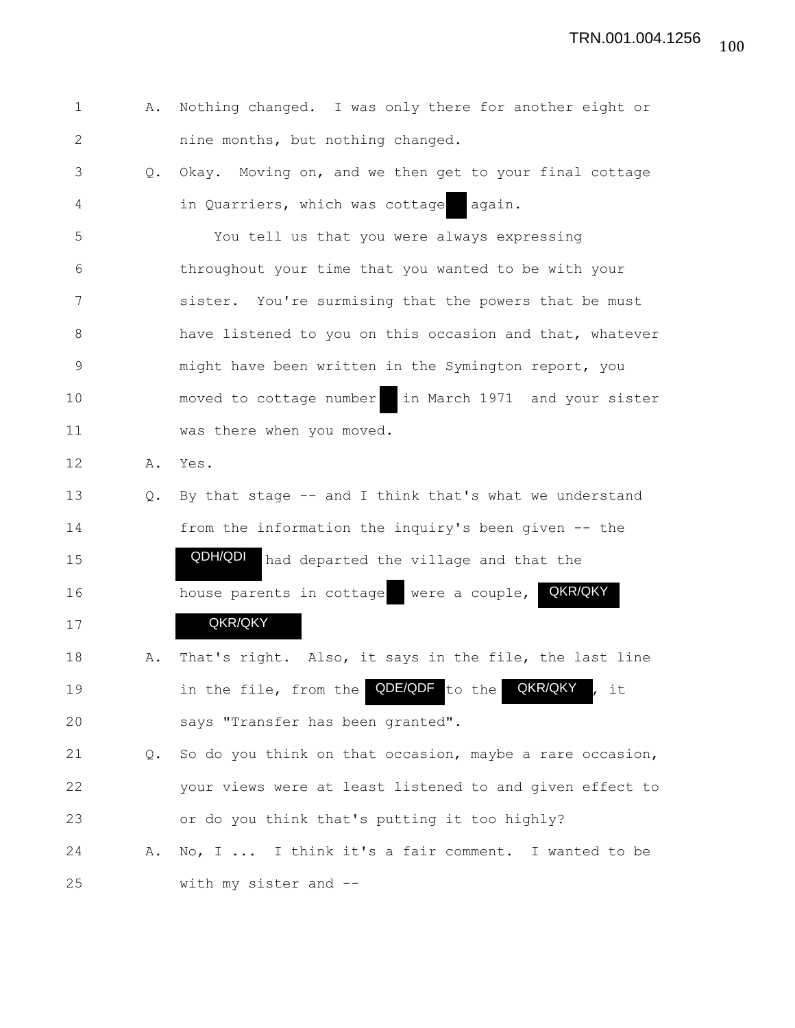A. Nothing changed. I was only there for another eight or nine months, but nothing changed.

Q. Okay. Moving on, and we then get to your final cottage in Quarriers, which was cottage ███ again.

You tell us that you were always expressing throughout your time that you wanted to be with your sister. You're surmising that the powers that be must have listened to you on this occasion and that, whatever might have been written in the Symington report, you moved to cottage number ███ in March 1971 and your sister was there when you moved.

A. Yes.

Q. By that stage -- and I think that's what we understand from the information the inquiry's been given -- the QDH/QDI had departed the village and that the house parents in cottage ███ were a couple, QKR/QKY QKR/QKY

A. That's right. Also, it says in the file, the last line in the file, from the QDE/QDF to the QKR/QKY, it says "Transfer has been granted".

Q. So do you think on that occasion, maybe a rare occasion, your views were at least listened to and given effect to or do you think that's putting it too highly?

A. No, I ... I think it's a fair comment. I wanted to be with my sister and --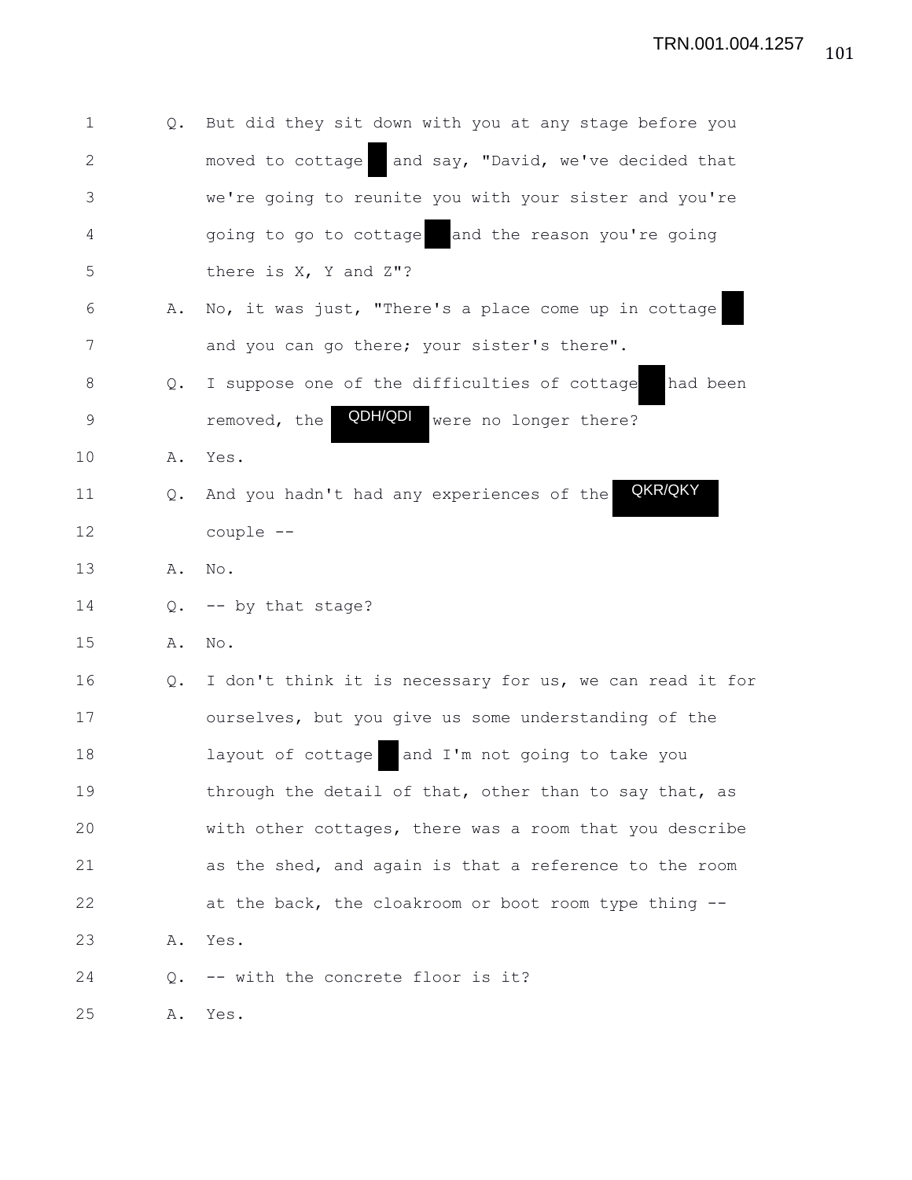1 Q. But did they sit down with you at any stage before you
2 moved to cottage █ and say, "David, we've decided that
3 we're going to reunite you with your sister and you're
4 going to go to cottage █ and the reason you're going
5 there is X, Y and Z"?
6 A. No, it was just, "There's a place come up in cottage █
7 and you can go there; your sister's there".
8 Q. I suppose one of the difficulties of cottage █ had been
9 removed, the QDH/QDI were no longer there?
10 A. Yes.
11 Q. And you hadn't had any experiences of the QKR/QKY
12 couple --
13 A. No.
14 Q. -- by that stage?
15 A. No.
16 Q. I don't think it is necessary for us, we can read it for
17 ourselves, but you give us some understanding of the
18 layout of cottage █ and I'm not going to take you
19 through the detail of that, other than to say that, as
20 with other cottages, there was a room that you describe
21 as the shed, and again is that a reference to the room
22 at the back, the cloakroom or boot room type thing --
23 A. Yes.
24 Q. -- with the concrete floor is it?
25 A. Yes.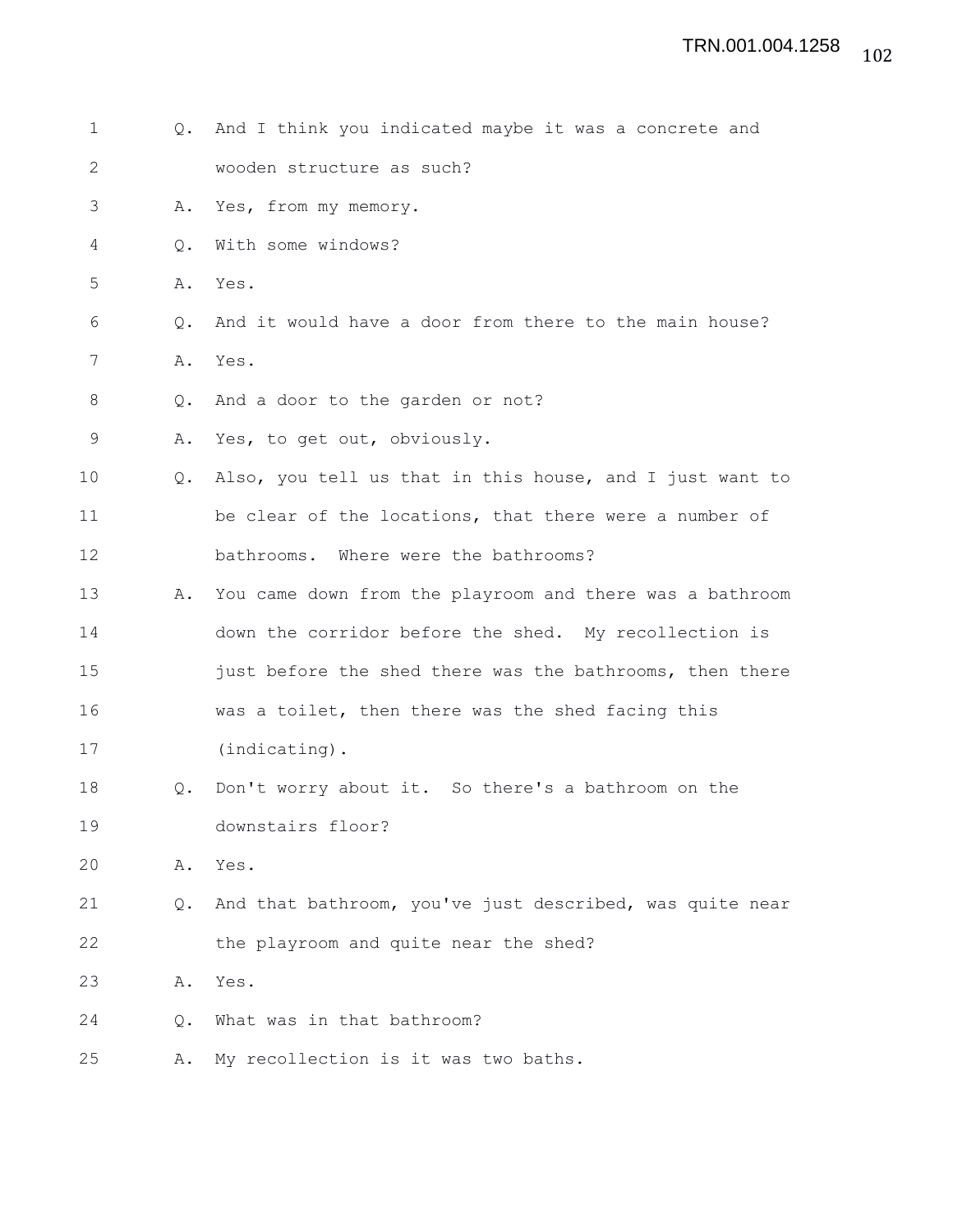1 Q. And I think you indicated maybe it was a concrete and
2 wooden structure as such?
3 A. Yes, from my memory.
4 Q. With some windows?
5 A. Yes.
6 Q. And it would have a door from there to the main house?
7 A. Yes.
8 Q. And a door to the garden or not?
9 A. Yes, to get out, obviously.
10 Q. Also, you tell us that in this house, and I just want to
11 be clear of the locations, that there were a number of
12 bathrooms. Where were the bathrooms?
13 A. You came down from the playroom and there was a bathroom
14 down the corridor before the shed. My recollection is
15 just before the shed there was the bathrooms, then there
16 was a toilet, then there was the shed facing this
17 (indicating).
18 Q. Don't worry about it. So there's a bathroom on the
19 downstairs floor?
20 A. Yes.
21 Q. And that bathroom, you've just described, was quite near
22 the playroom and quite near the shed?
23 A. Yes.
24 Q. What was in that bathroom?
25 A. My recollection is it was two baths.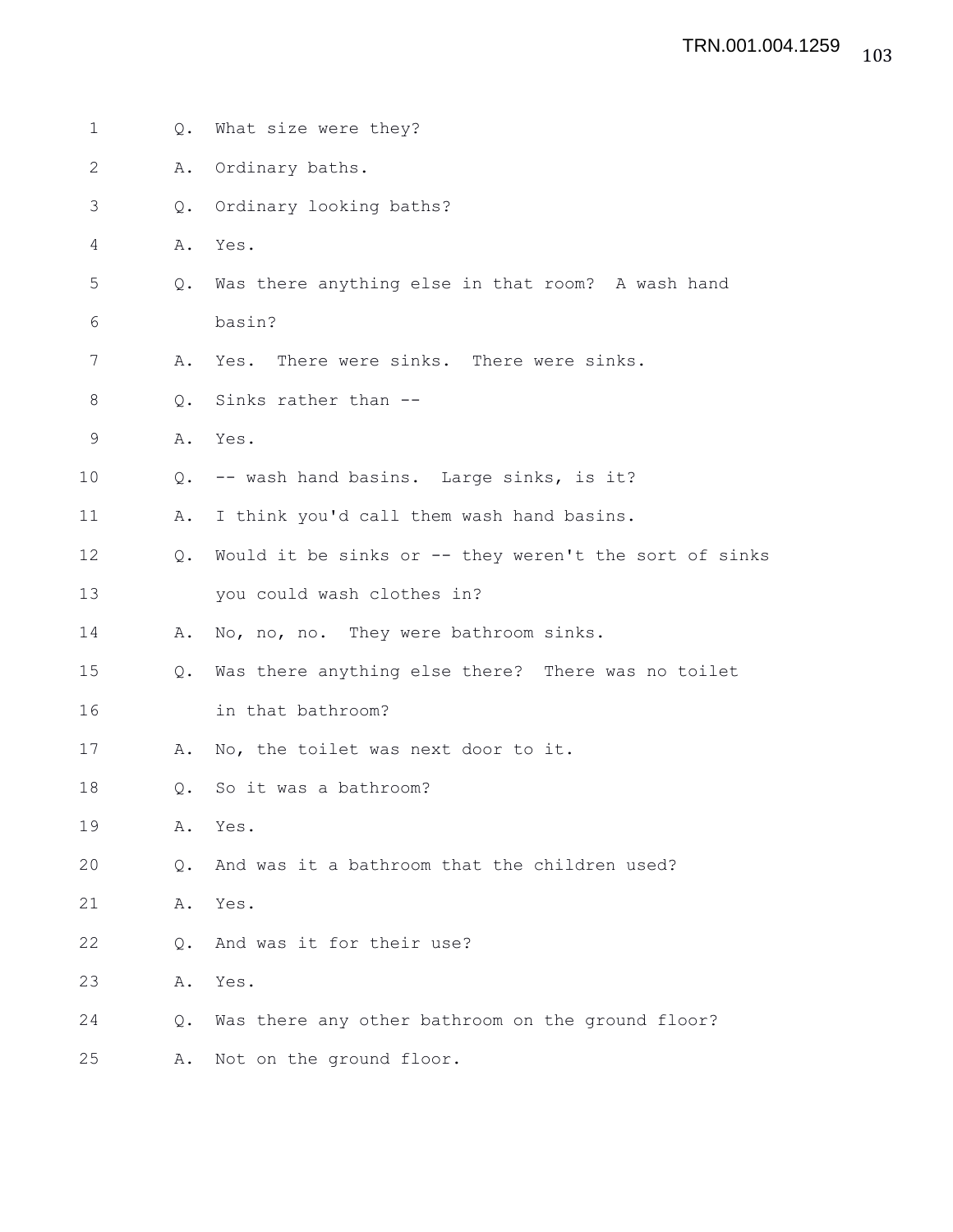Q. What size were they?

A. Ordinary baths.

Q. Ordinary looking baths?

A. Yes.

Q. Was there anything else in that room? A wash hand basin?

A. Yes. There were sinks. There were sinks.

Q. Sinks rather than --

A. Yes.

Q. -- wash hand basins. Large sinks, is it?

A. I think you'd call them wash hand basins.

Q. Would it be sinks or -- they weren't the sort of sinks you could wash clothes in?

A. No, no, no. They were bathroom sinks.

Q. Was there anything else there? There was no toilet in that bathroom?

A. No, the toilet was next door to it.

Q. So it was a bathroom?

A. Yes.

Q. And was it a bathroom that the children used?

A. Yes.

Q. And was it for their use?

A. Yes.

Q. Was there any other bathroom on the ground floor?

A. Not on the ground floor.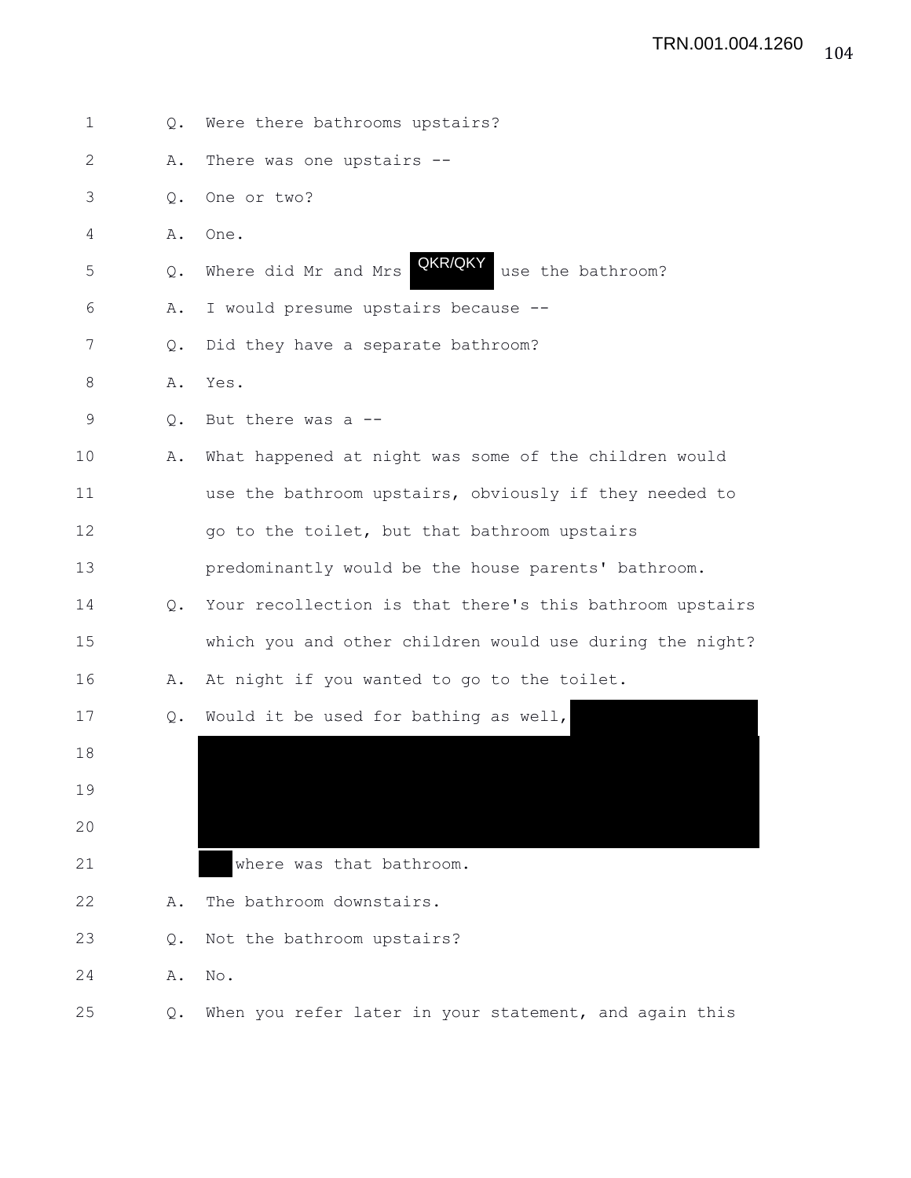1 Q. Were there bathrooms upstairs?

2 A. There was one upstairs --

3 Q. One or two?

4 A. One.

5 Q. Where did Mr and Mrs QKR/QKY use the bathroom?

6 A. I would presume upstairs because --

7 Q. Did they have a separate bathroom?

8 A. Yes.

9 Q. But there was a --

10 A. What happened at night was some of the children would

11 use the bathroom upstairs, obviously if they needed to

12 go to the toilet, but that bathroom upstairs

13 predominantly would be the house parents' bathroom.

14 Q. Your recollection is that there's this bathroom upstairs

15 which you and other children would use during the night?

16 A. At night if you wanted to go to the toilet.

17 Q. Would it be used for bathing as well,

18

19

20

21 where was that bathroom.

22 A. The bathroom downstairs.

23 Q. Not the bathroom upstairs?

24 A. No.

25 Q. When you refer later in your statement, and again this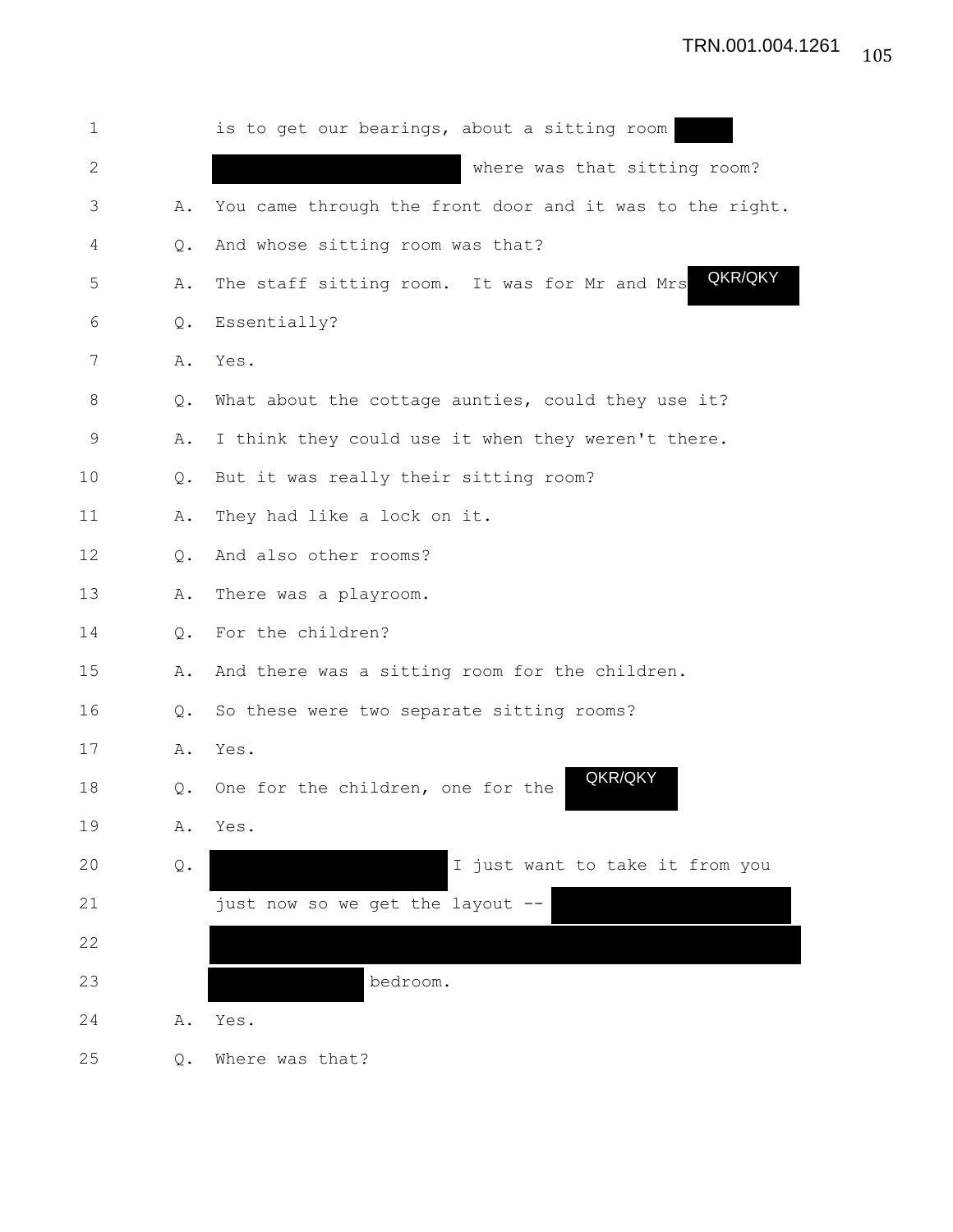1 is to get our bearings, about a sitting room [REDACTED]

2 [REDACTED] where was that sitting room?

3 A. You came through the front door and it was to the right.

4 Q. And whose sitting room was that?

5 A. The staff sitting room. It was for Mr and Mrs QKR/QKY

6 Q. Essentially?

7 A. Yes.

8 Q. What about the cottage aunties, could they use it?

9 A. I think they could use it when they weren't there.

10 Q. But it was really their sitting room?

11 A. They had like a lock on it.

12 Q. And also other rooms?

13 A. There was a playroom.

14 Q. For the children?

15 A. And there was a sitting room for the children.

16 Q. So these were two separate sitting rooms?

17 A. Yes.

18 Q. One for the children, one for the QKR/QKY

19 A. Yes.

20 Q. [REDACTED] I just want to take it from you

21 just now so we get the layout -- [REDACTED]

22 [REDACTED]

23 [REDACTED] bedroom.

24 A. Yes.

25 Q. Where was that?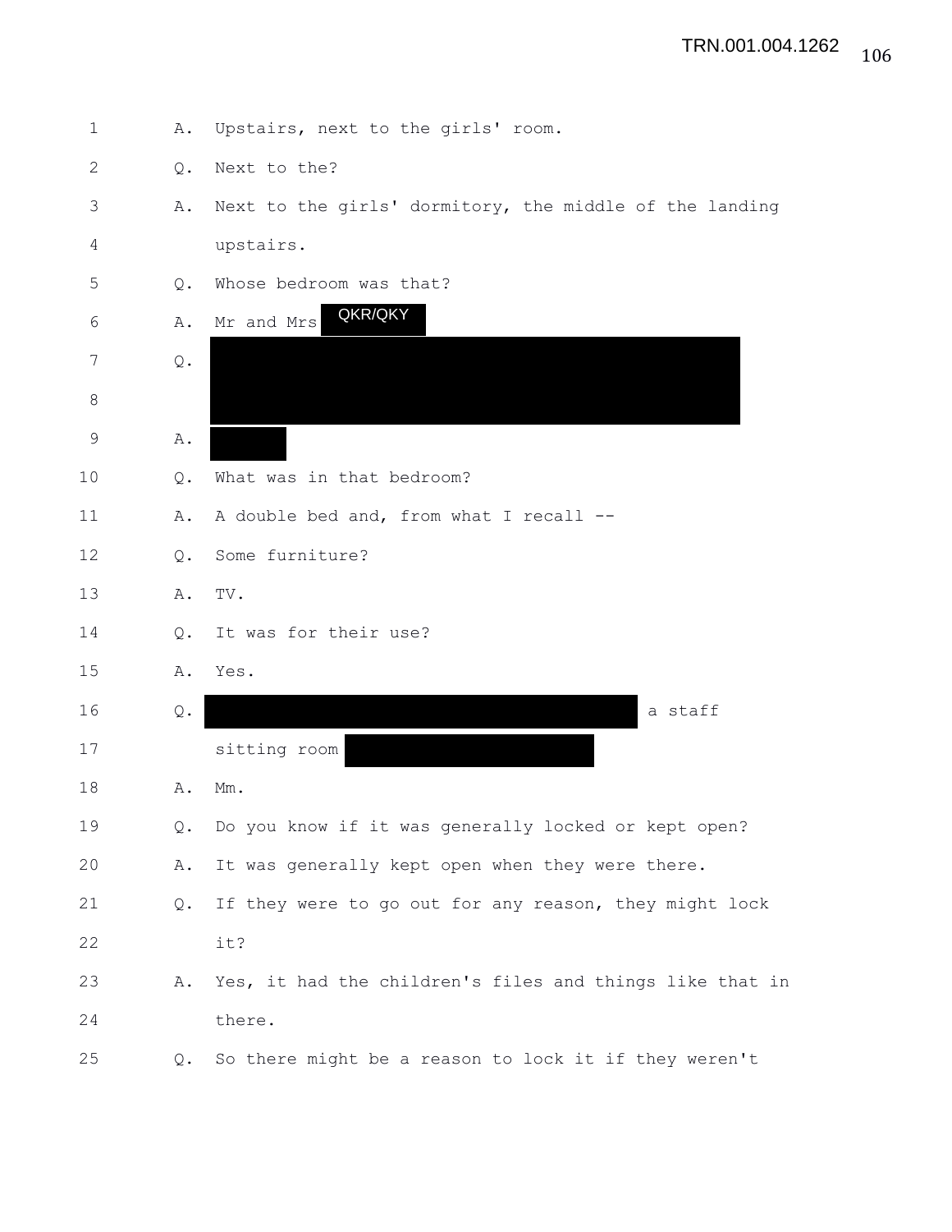1 A. Upstairs, next to the girls' room.

2 Q. Next to the?

3 A. Next to the girls' dormitory, the middle of the landing

4 upstairs.

5 Q. Whose bedroom was that?

6 A. Mr and Mrs QKR/QKY

7 Q.

8

9 A.

10 Q. What was in that bedroom?

11 A. A double bed and, from what I recall --

12 Q. Some furniture?

13 A. TV.

14 Q. It was for their use?

15 A. Yes.

16 Q. a staff

17 sitting room

18 A. Mm.

19 Q. Do you know if it was generally locked or kept open?

20 A. It was generally kept open when they were there.

21 Q. If they were to go out for any reason, they might lock

22 it?

23 A. Yes, it had the children's files and things like that in

24 there.

25 Q. So there might be a reason to lock it if they weren't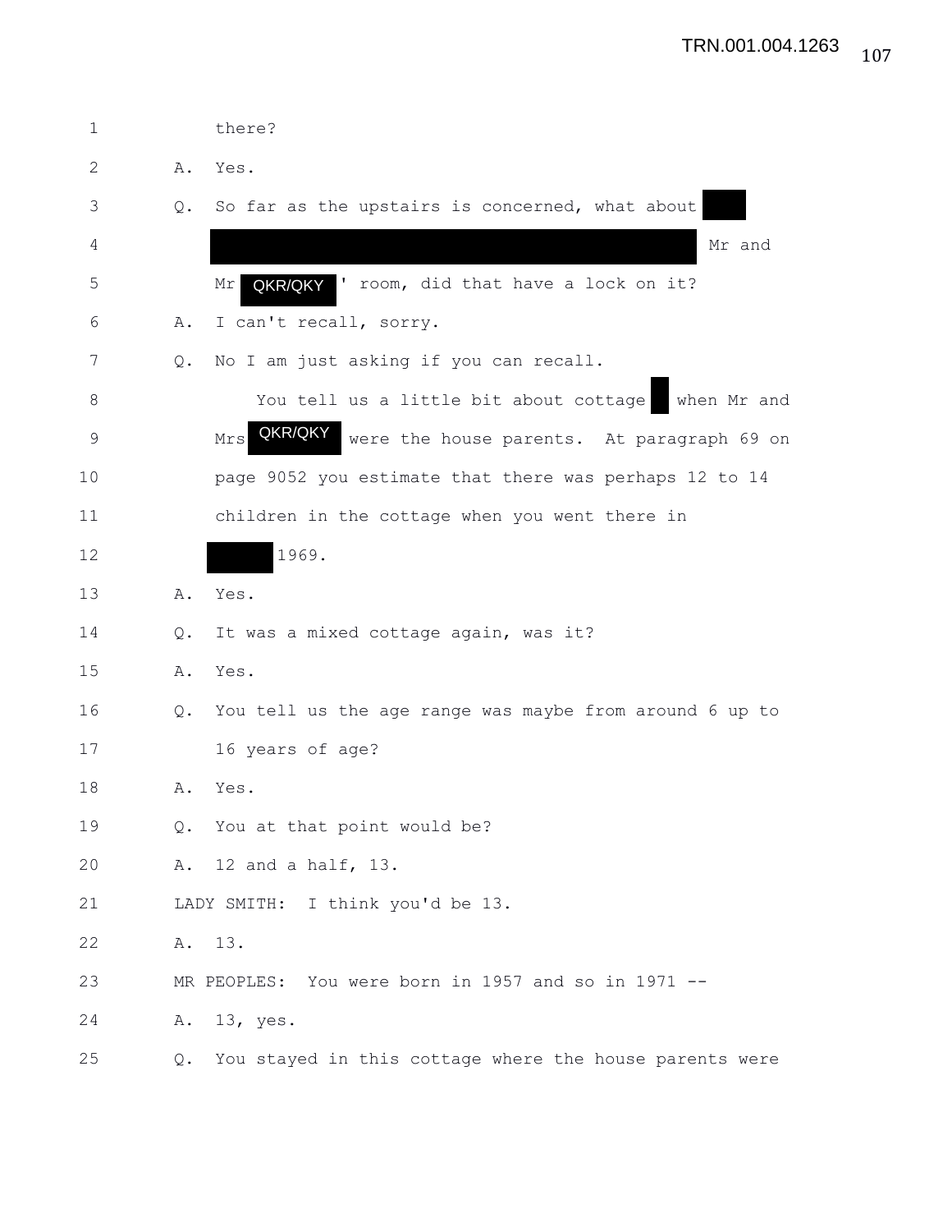1 there?

2 A. Yes.

3 Q. So far as the upstairs is concerned, what about

4 Mr and

5 Mr QKR/QKY ' room, did that have a lock on it?

6 A. I can't recall, sorry.

7 Q. No I am just asking if you can recall.

8 You tell us a little bit about cottage when Mr and

9 Mrs QKR/QKY were the house parents. At paragraph 69 on

10 page 9052 you estimate that there was perhaps 12 to 14

11 children in the cottage when you went there in

12 1969.

13 A. Yes.

14 Q. It was a mixed cottage again, was it?

15 A. Yes.

16 Q. You tell us the age range was maybe from around 6 up to

17 16 years of age?

18 A. Yes.

19 Q. You at that point would be?

20 A. 12 and a half, 13.

21 LADY SMITH: I think you'd be 13.

22 A. 13.

23 MR PEOPLES: You were born in 1957 and so in 1971 --

24 A. 13, yes.

25 Q. You stayed in this cottage where the house parents were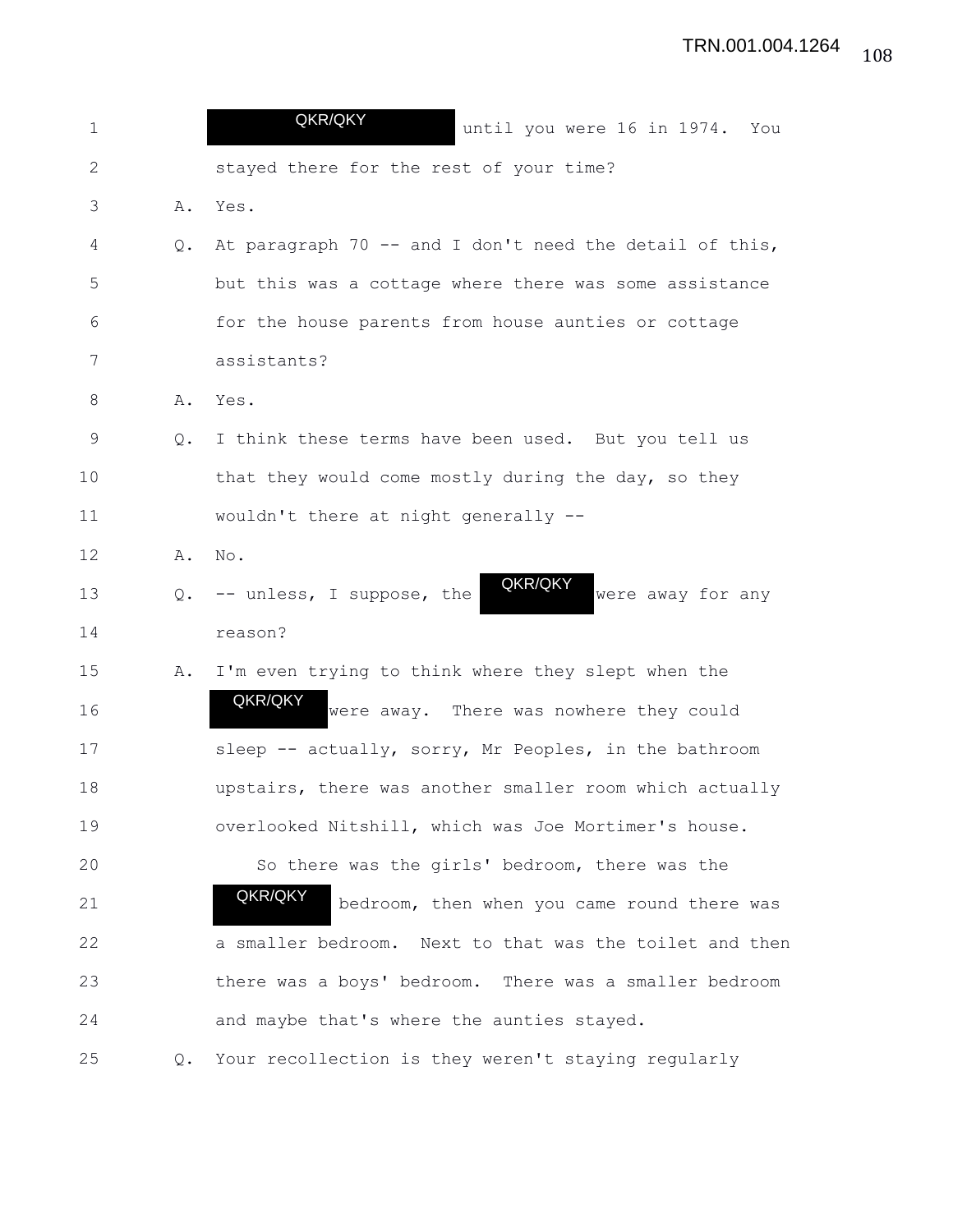1 QKR/QKY until you were 16 in 1974. You
2 stayed there for the rest of your time?
3 A. Yes.
4 Q. At paragraph 70 -- and I don't need the detail of this,
5 but this was a cottage where there was some assistance
6 for the house parents from house aunties or cottage
7 assistants?
8 A. Yes.
9 Q. I think these terms have been used. But you tell us
10 that they would come mostly during the day, so they
11 wouldn't there at night generally --
12 A. No.
13 Q. -- unless, I suppose, the QKR/QKY were away for any
14 reason?
15 A. I'm even trying to think where they slept when the
16 QKR/QKY were away. There was nowhere they could
17 sleep -- actually, sorry, Mr Peoples, in the bathroom
18 upstairs, there was another smaller room which actually
19 overlooked Nitshill, which was Joe Mortimer's house.
20 So there was the girls' bedroom, there was the
21 QKR/QKY bedroom, then when you came round there was
22 a smaller bedroom. Next to that was the toilet and then
23 there was a boys' bedroom. There was a smaller bedroom
24 and maybe that's where the aunties stayed.
25 Q. Your recollection is they weren't staying regularly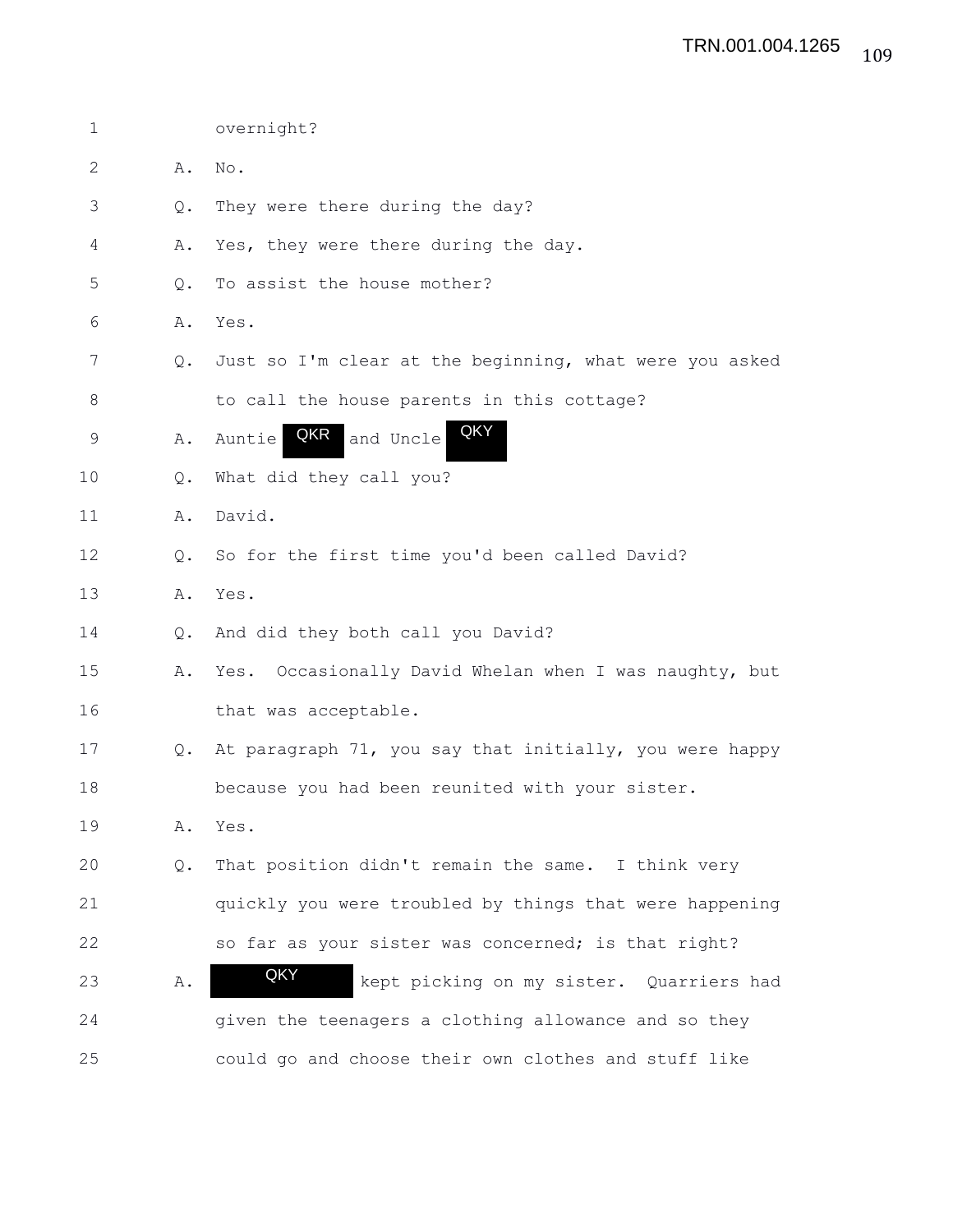1 overnight?

2 A. No.

3 Q. They were there during the day?

4 A. Yes, they were there during the day.

5 Q. To assist the house mother?

6 A. Yes.

7 Q. Just so I'm clear at the beginning, what were you asked

8 to call the house parents in this cottage?

9 A. Auntie QKR and Uncle QKY

10 Q. What did they call you?

11 A. David.

12 Q. So for the first time you'd been called David?

13 A. Yes.

14 Q. And did they both call you David?

15 A. Yes. Occasionally David Whelan when I was naughty, but

16 that was acceptable.

17 Q. At paragraph 71, you say that initially, you were happy

18 because you had been reunited with your sister.

19 A. Yes.

20 Q. That position didn't remain the same. I think very

21 quickly you were troubled by things that were happening

22 so far as your sister was concerned; is that right?

23 A. QKY kept picking on my sister. Quarriers had

24 given the teenagers a clothing allowance and so they

25 could go and choose their own clothes and stuff like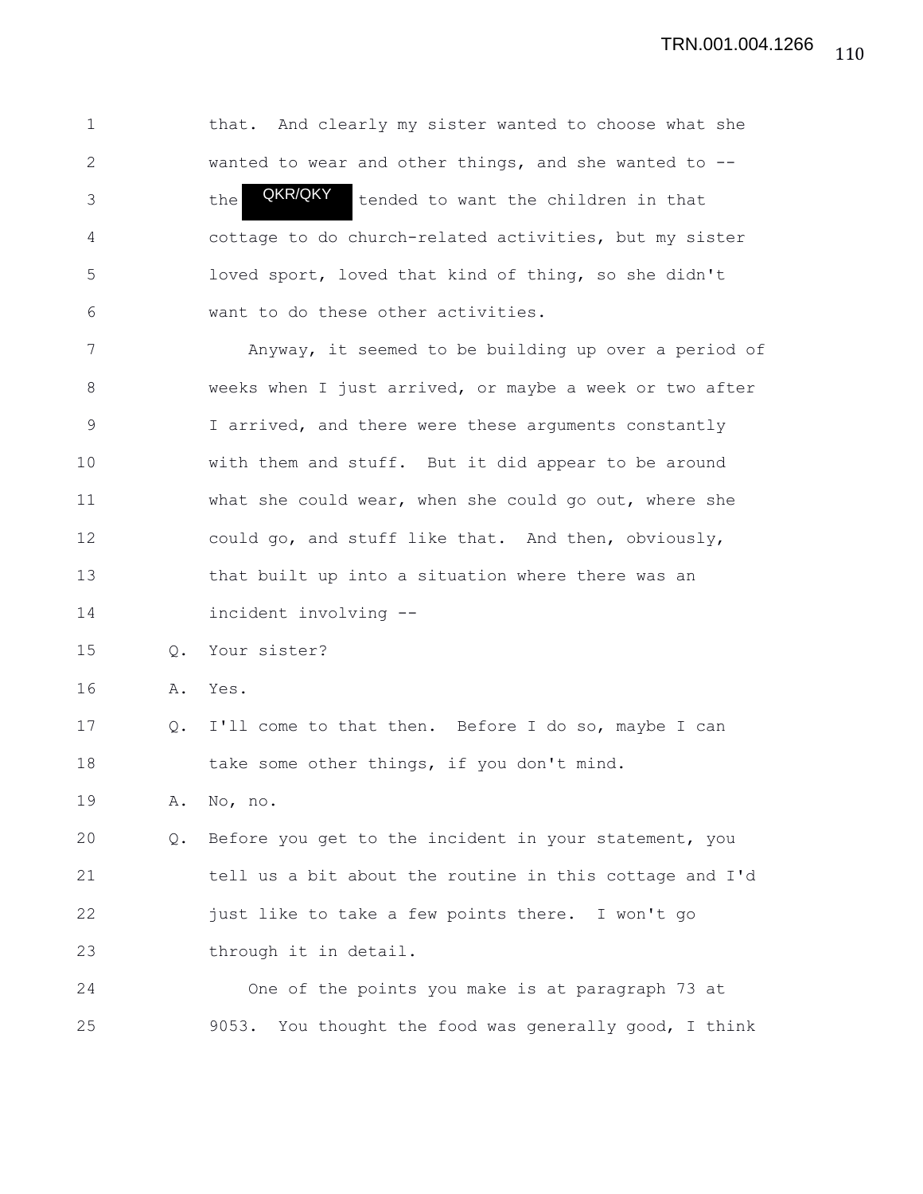1 that. And clearly my sister wanted to choose what she
2 wanted to wear and other things, and she wanted to --
3 the QKR/QKY tended to want the children in that
4 cottage to do church-related activities, but my sister
5 loved sport, loved that kind of thing, so she didn't
6 want to do these other activities.
7 Anyway, it seemed to be building up over a period of
8 weeks when I just arrived, or maybe a week or two after
9 I arrived, and there were these arguments constantly
10 with them and stuff. But it did appear to be around
11 what she could wear, when she could go out, where she
12 could go, and stuff like that. And then, obviously,
13 that built up into a situation where there was an
14 incident involving --
15 Q. Your sister?
16 A. Yes.
17 Q. I'll come to that then. Before I do so, maybe I can
18 take some other things, if you don't mind.
19 A. No, no.
20 Q. Before you get to the incident in your statement, you
21 tell us a bit about the routine in this cottage and I'd
22 just like to take a few points there. I won't go
23 through it in detail.
24 One of the points you make is at paragraph 73 at
25 9053. You thought the food was generally good, I think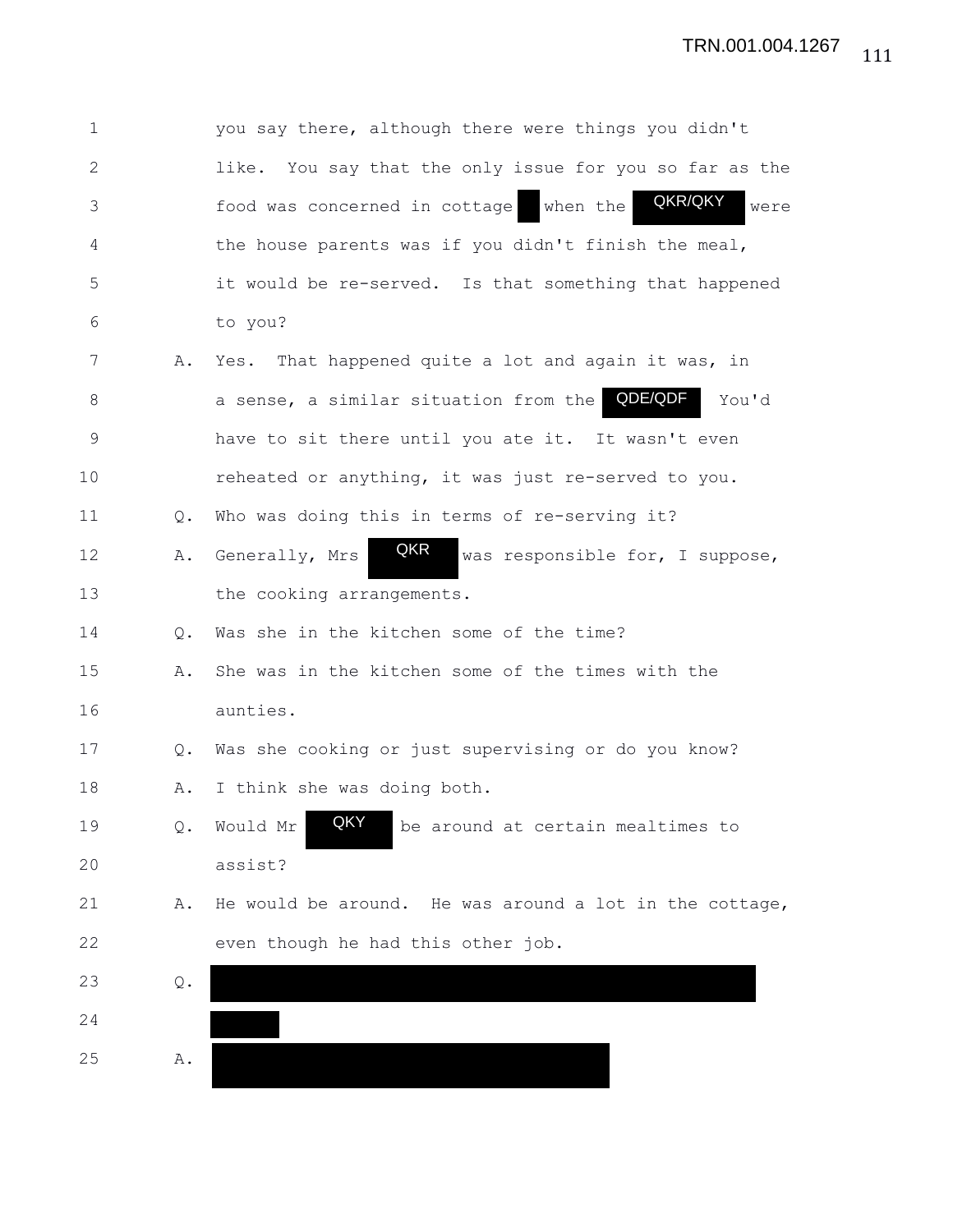1 you say there, although there were things you didn't
2 like. You say that the only issue for you so far as the
3 food was concerned in cottage ■ when the QKR/QKY were
4 the house parents was if you didn't finish the meal,
5 it would be re-served. Is that something that happened
6 to you?
7 A. Yes. That happened quite a lot and again it was, in
8 a sense, a similar situation from the QDE/QDF You'd
9 have to sit there until you ate it. It wasn't even
10 reheated or anything, it was just re-served to you.
11 Q. Who was doing this in terms of re-serving it?
12 A. Generally, Mrs QKR was responsible for, I suppose,
13 the cooking arrangements.
14 Q. Was she in the kitchen some of the time?
15 A. She was in the kitchen some of the times with the
16 aunties.
17 Q. Was she cooking or just supervising or do you know?
18 A. I think she was doing both.
19 Q. Would Mr QKY be around at certain mealtimes to
20 assist?
21 A. He would be around. He was around a lot in the cottage,
22 even though he had this other job.
23 Q. ■■■■■■■■■■
24 ■■■
25 A. ■■■■■■■■■■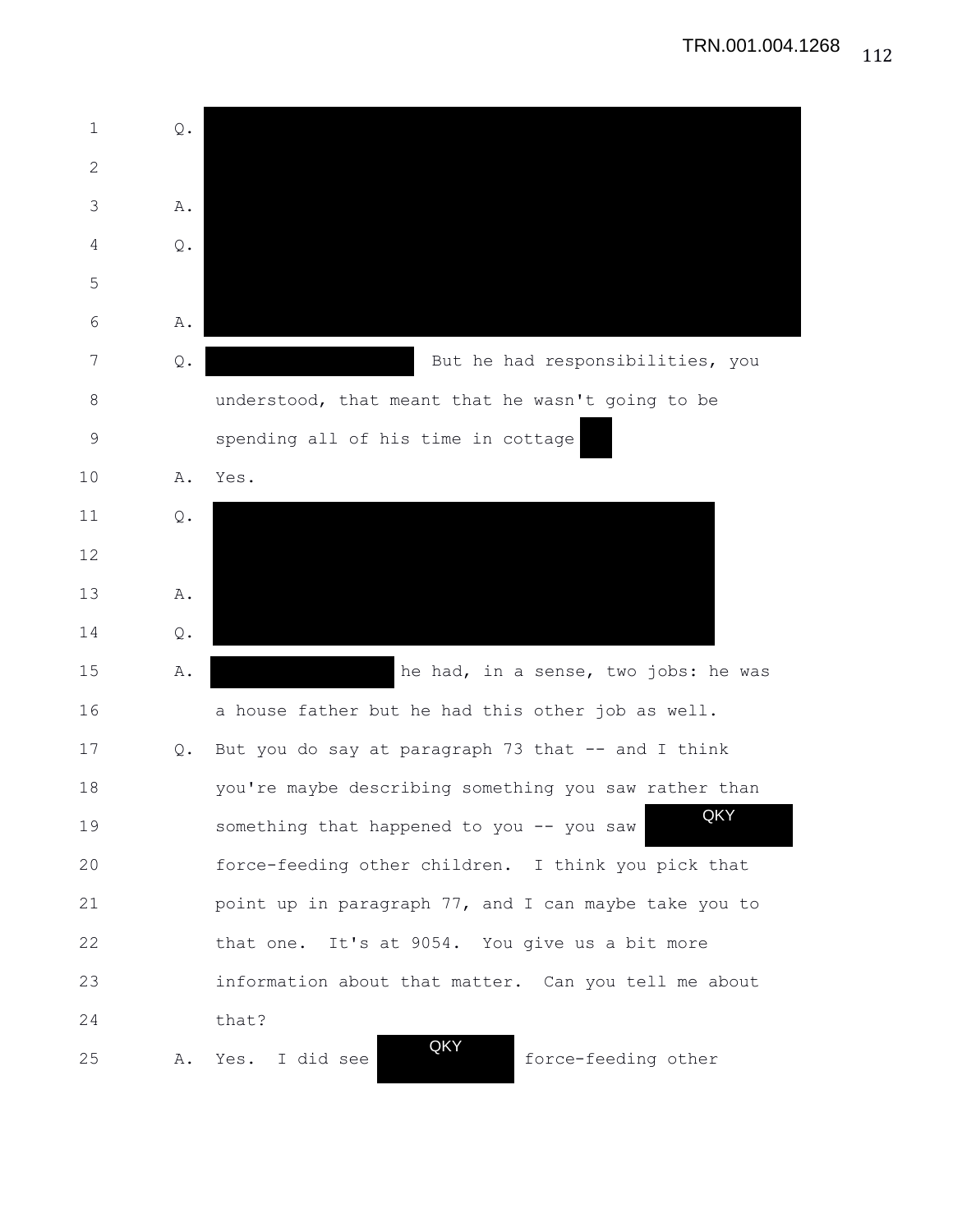1 Q.

2

3 A.

4 Q.

5

6 A.

7 Q. But he had responsibilities, you

8 understood, that meant that he wasn't going to be

9 spending all of his time in cottage

10 A. Yes.

11 Q.

12

13 A.

14 Q.

15 A. he had, in a sense, two jobs: he was

16 a house father but he had this other job as well.

17 Q. But you do say at paragraph 73 that -- and I think

18 you're maybe describing something you saw rather than

19 something that happened to you -- you saw QKY

20 force-feeding other children. I think you pick that

21 point up in paragraph 77, and I can maybe take you to

22 that one. It's at 9054. You give us a bit more

23 information about that matter. Can you tell me about

24 that?

25 A. Yes. I did see QKY force-feeding other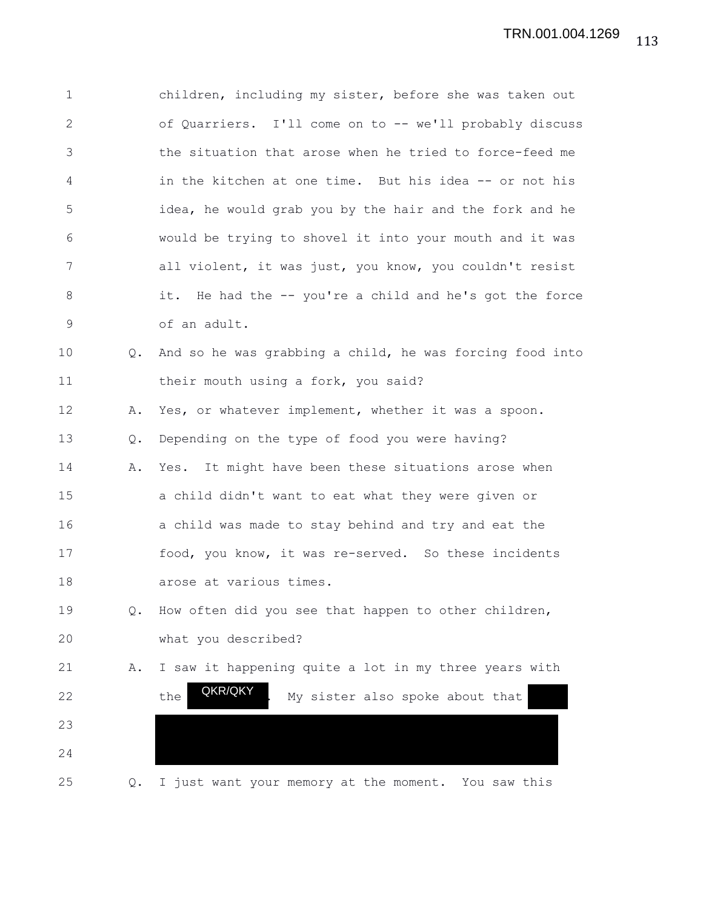1 children, including my sister, before she was taken out
2 of Quarriers. I'll come on to -- we'll probably discuss
3 the situation that arose when he tried to force-feed me
4 in the kitchen at one time. But his idea -- or not his
5 idea, he would grab you by the hair and the fork and he
6 would be trying to shovel it into your mouth and it was
7 all violent, it was just, you know, you couldn't resist
8 it. He had the -- you're a child and he's got the force
9 of an adult.

10 Q. And so he was grabbing a child, he was forcing food into
11 their mouth using a fork, you said?

12 A. Yes, or whatever implement, whether it was a spoon.

13 Q. Depending on the type of food you were having?

14 A. Yes. It might have been these situations arose when
15 a child didn't want to eat what they were given or
16 a child was made to stay behind and try and eat the
17 food, you know, it was re-served. So these incidents
18 arose at various times.

19 Q. How often did you see that happen to other children,
20 what you described?

21 A. I saw it happening quite a lot in my three years with
22 the QKR/QKY. My sister also spoke about that [REDACTED]
23 [REDACTED]
24 [REDACTED]

25 Q. I just want your memory at the moment. You saw this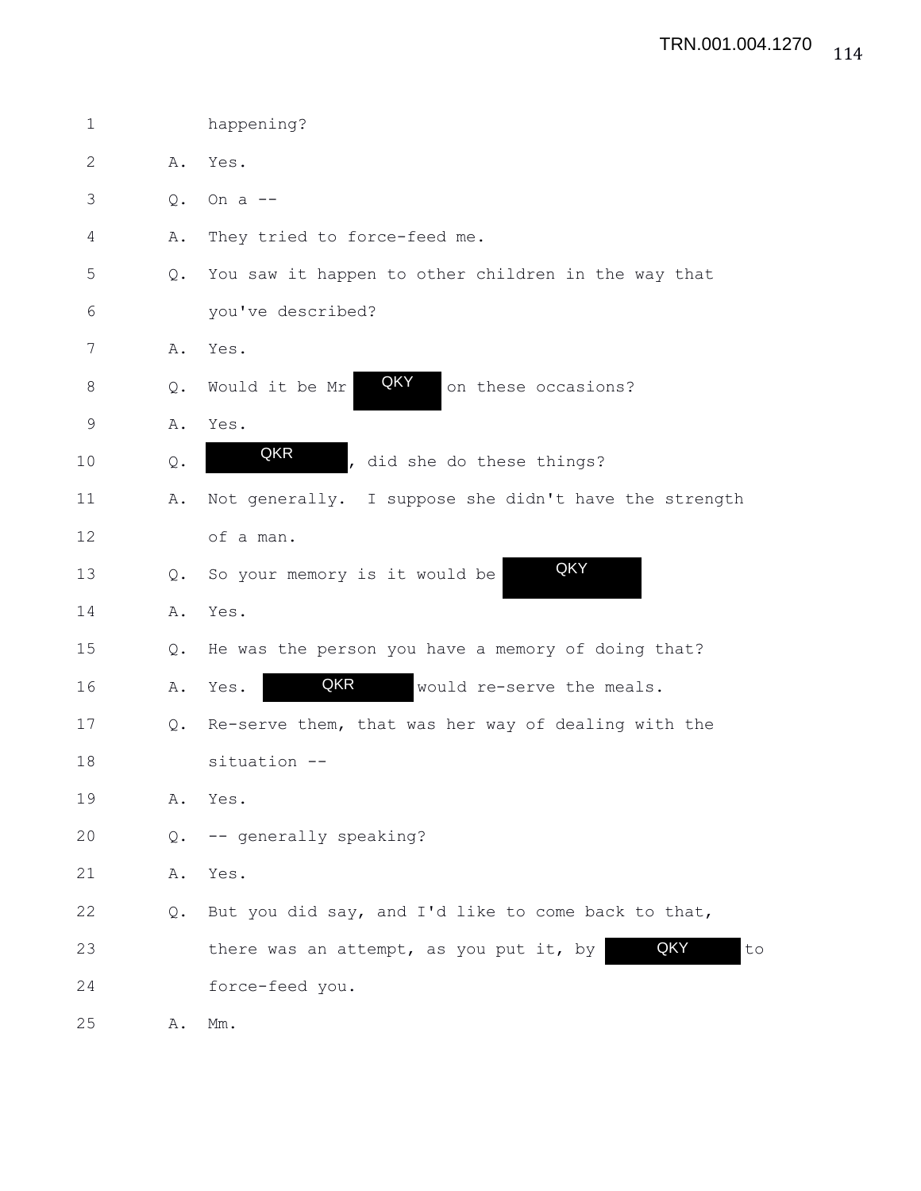1 happening?

2 A. Yes.

3 Q. On a --

4 A. They tried to force-feed me.

5 Q. You saw it happen to other children in the way that

6 you've described?

7 A. Yes.

8 Q. Would it be Mr QKY on these occasions?

9 A. Yes.

10 Q. QKR, did she do these things?

11 A. Not generally. I suppose she didn't have the strength

12 of a man.

13 Q. So your memory is it would be QKY

14 A. Yes.

15 Q. He was the person you have a memory of doing that?

16 A. Yes. QKR would re-serve the meals.

17 Q. Re-serve them, that was her way of dealing with the

18 situation --

19 A. Yes.

20 Q. -- generally speaking?

21 A. Yes.

22 Q. But you did say, and I'd like to come back to that,

23 there was an attempt, as you put it, by QKY to

24 force-feed you.

25 A. Mm.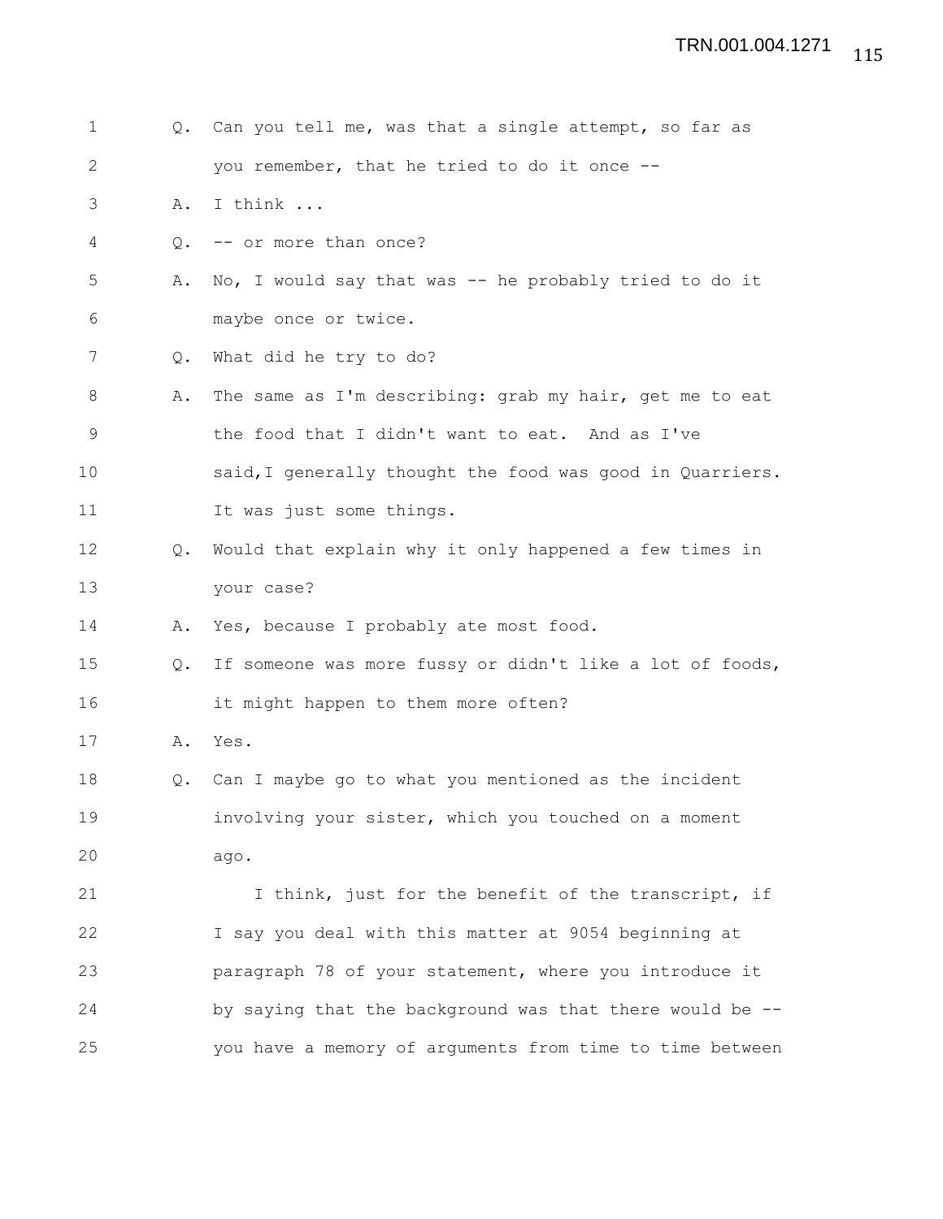Q. Can you tell me, was that a single attempt, so far as you remember, that he tried to do it once --

A. I think ...

Q. -- or more than once?

A. No, I would say that was -- he probably tried to do it maybe once or twice.

Q. What did he try to do?

A. The same as I'm describing: grab my hair, get me to eat the food that I didn't want to eat. And as I've said,I generally thought the food was good in Quarriers. It was just some things.

Q. Would that explain why it only happened a few times in your case?

A. Yes, because I probably ate most food.

Q. If someone was more fussy or didn't like a lot of foods, it might happen to them more often?

A. Yes.

Q. Can I maybe go to what you mentioned as the incident involving your sister, which you touched on a moment ago.

I think, just for the benefit of the transcript, if I say you deal with this matter at 9054 beginning at paragraph 78 of your statement, where you introduce it by saying that the background was that there would be -- you have a memory of arguments from time to time between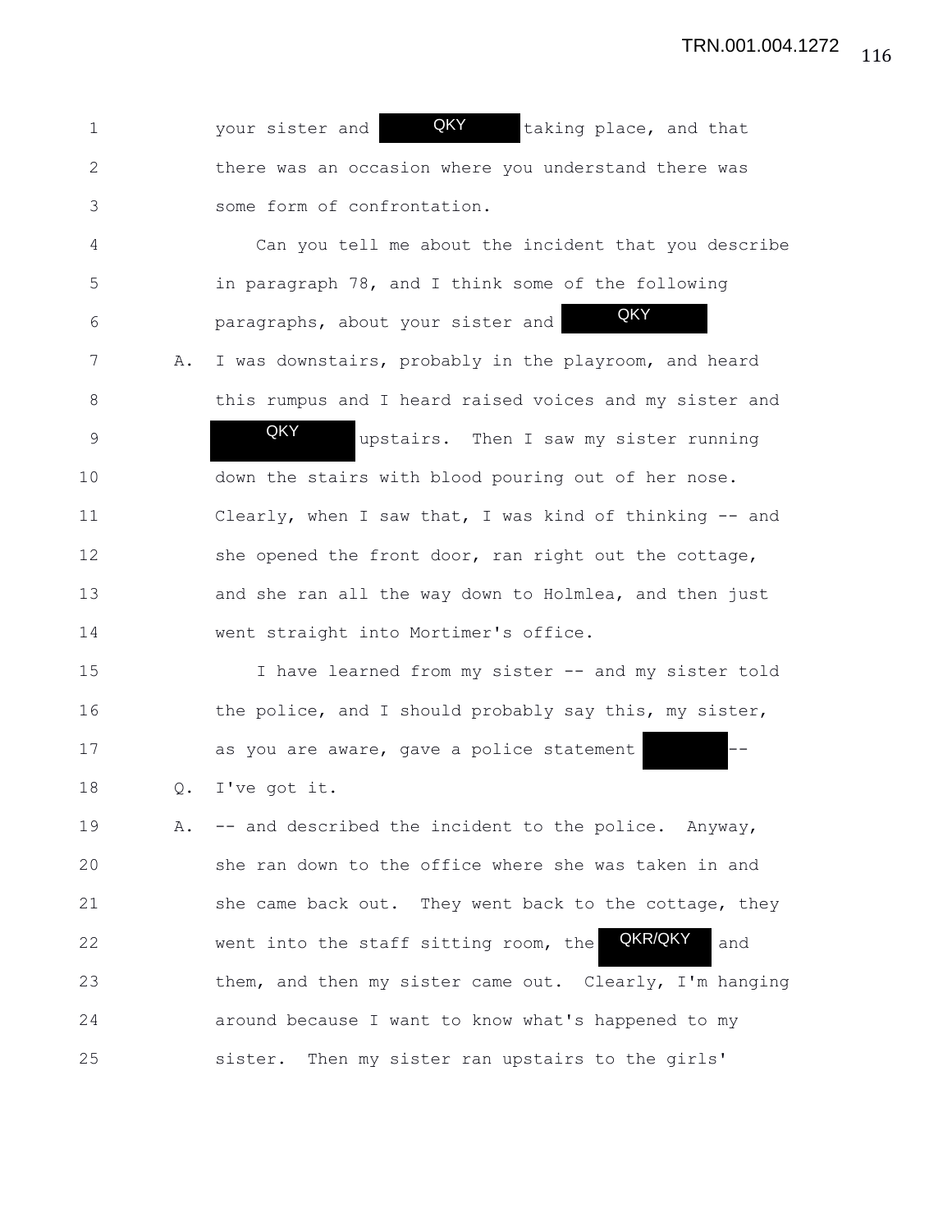1 your sister and QKY taking place, and that
2 there was an occasion where you understand there was
3 some form of confrontation.
4 Can you tell me about the incident that you describe
5 in paragraph 78, and I think some of the following
6 paragraphs, about your sister and QKY
7 A. I was downstairs, probably in the playroom, and heard
8 this rumpus and I heard raised voices and my sister and
9 QKY upstairs. Then I saw my sister running
10 down the stairs with blood pouring out of her nose.
11 Clearly, when I saw that, I was kind of thinking -- and
12 she opened the front door, ran right out the cottage,
13 and she ran all the way down to Holmlea, and then just
14 went straight into Mortimer's office.
15 I have learned from my sister -- and my sister told
16 the police, and I should probably say this, my sister,
17 as you are aware, gave a police statement --
18 Q. I've got it.
19 A. -- and described the incident to the police. Anyway,
20 she ran down to the office where she was taken in and
21 she came back out. They went back to the cottage, they
22 went into the staff sitting room, the QKR/QKY and
23 them, and then my sister came out. Clearly, I'm hanging
24 around because I want to know what's happened to my
25 sister. Then my sister ran upstairs to the girls'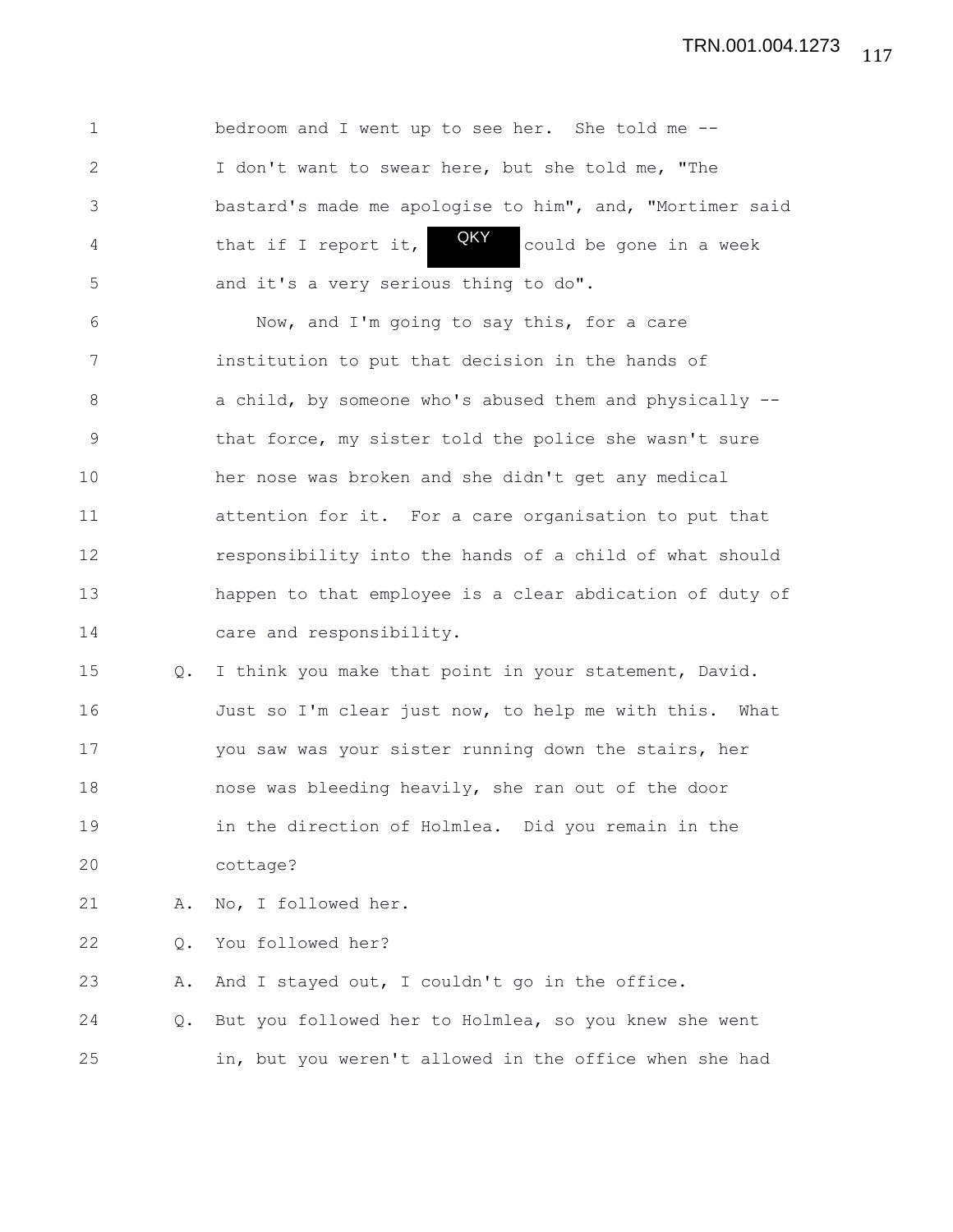1 bedroom and I went up to see her. She told me --
2 I don't want to swear here, but she told me, "The
3 bastard's made me apologise to him", and, "Mortimer said
4 that if I report it, QKY could be gone in a week
5 and it's a very serious thing to do".
6 Now, and I'm going to say this, for a care
7 institution to put that decision in the hands of
8 a child, by someone who's abused them and physically --
9 that force, my sister told the police she wasn't sure
10 her nose was broken and she didn't get any medical
11 attention for it. For a care organisation to put that
12 responsibility into the hands of a child of what should
13 happen to that employee is a clear abdication of duty of
14 care and responsibility.
15 Q. I think you make that point in your statement, David.
16 Just so I'm clear just now, to help me with this. What
17 you saw was your sister running down the stairs, her
18 nose was bleeding heavily, she ran out of the door
19 in the direction of Holmlea. Did you remain in the
20 cottage?
21 A. No, I followed her.
22 Q. You followed her?
23 A. And I stayed out, I couldn't go in the office.
24 Q. But you followed her to Holmlea, so you knew she went
25 in, but you weren't allowed in the office when she had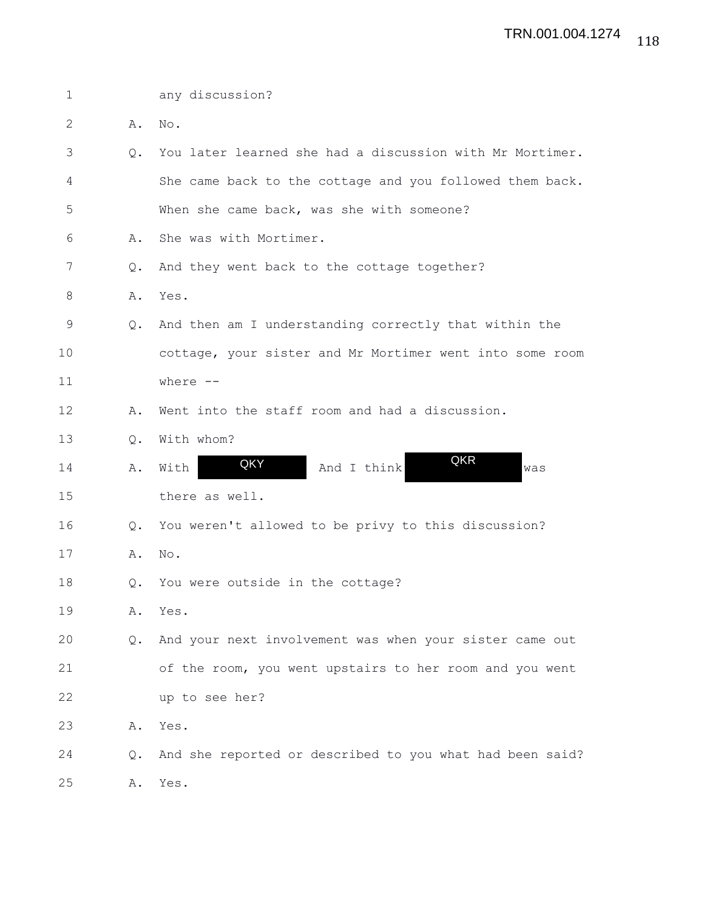1 any discussion?

2 A. No.

3 Q. You later learned she had a discussion with Mr Mortimer.

4 She came back to the cottage and you followed them back.

5 When she came back, was she with someone?

6 A. She was with Mortimer.

7 Q. And they went back to the cottage together?

8 A. Yes.

9 Q. And then am I understanding correctly that within the

10 cottage, your sister and Mr Mortimer went into some room

11 where --

12 A. Went into the staff room and had a discussion.

13 Q. With whom?

14 A. With QKY And I think QKR was

15 there as well.

16 Q. You weren't allowed to be privy to this discussion?

17 A. No.

18 Q. You were outside in the cottage?

19 A. Yes.

20 Q. And your next involvement was when your sister came out

21 of the room, you went upstairs to her room and you went

22 up to see her?

23 A. Yes.

24 Q. And she reported or described to you what had been said?

25 A. Yes.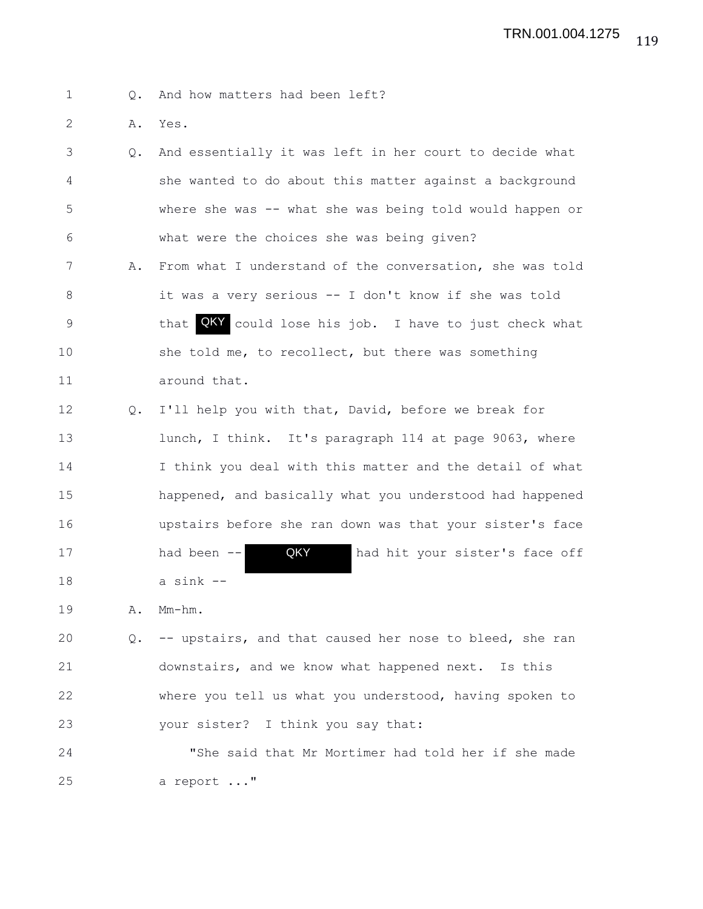1 Q. And how matters had been left?

2 A. Yes.

3 Q. And essentially it was left in her court to decide what
4 she wanted to do about this matter against a background
5 where she was -- what she was being told would happen or
6 what were the choices she was being given?

7 A. From what I understand of the conversation, she was told
8 it was a very serious -- I don't know if she was told
9 that QKY could lose his job. I have to just check what
10 she told me, to recollect, but there was something
11 around that.

12 Q. I'll help you with that, David, before we break for
13 lunch, I think. It's paragraph 114 at page 9063, where
14 I think you deal with this matter and the detail of what
15 happened, and basically what you understood had happened
16 upstairs before she ran down was that your sister's face
17 had been -- QKY had hit your sister's face off
18 a sink --

19 A. Mm-hm.

20 Q. -- upstairs, and that caused her nose to bleed, she ran
21 downstairs, and we know what happened next. Is this
22 where you tell us what you understood, having spoken to
23 your sister? I think you say that:

24 "She said that Mr Mortimer had told her if she made
25 a report ..."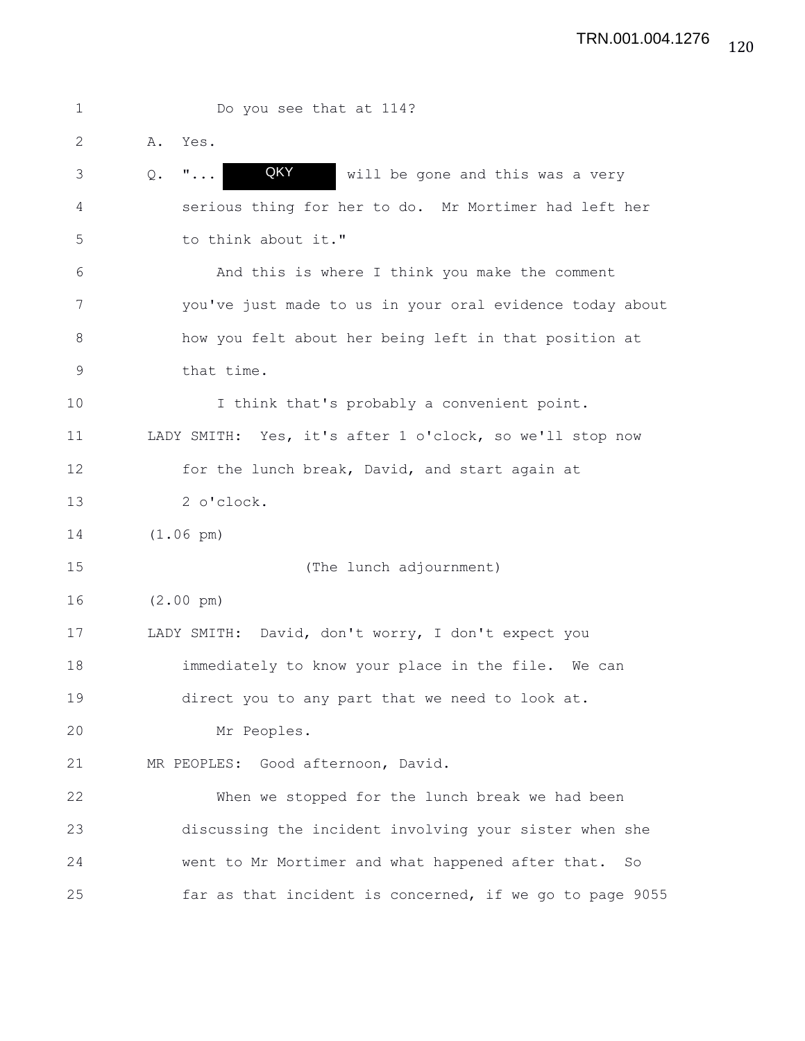1 Do you see that at 114?

2 A. Yes.

3 Q. "... QKY will be gone and this was a very

4 serious thing for her to do. Mr Mortimer had left her

5 to think about it."

6 And this is where I think you make the comment

7 you've just made to us in your oral evidence today about

8 how you felt about her being left in that position at

9 that time.

10 I think that's probably a convenient point.

11 LADY SMITH: Yes, it's after 1 o'clock, so we'll stop now

12 for the lunch break, David, and start again at

13 2 o'clock.

14 (1.06 pm)

15 (The lunch adjournment)

16 (2.00 pm)

17 LADY SMITH: David, don't worry, I don't expect you

18 immediately to know your place in the file. We can

19 direct you to any part that we need to look at.

20 Mr Peoples.

21 MR PEOPLES: Good afternoon, David.

22 When we stopped for the lunch break we had been

23 discussing the incident involving your sister when she

24 went to Mr Mortimer and what happened after that. So

25 far as that incident is concerned, if we go to page 9055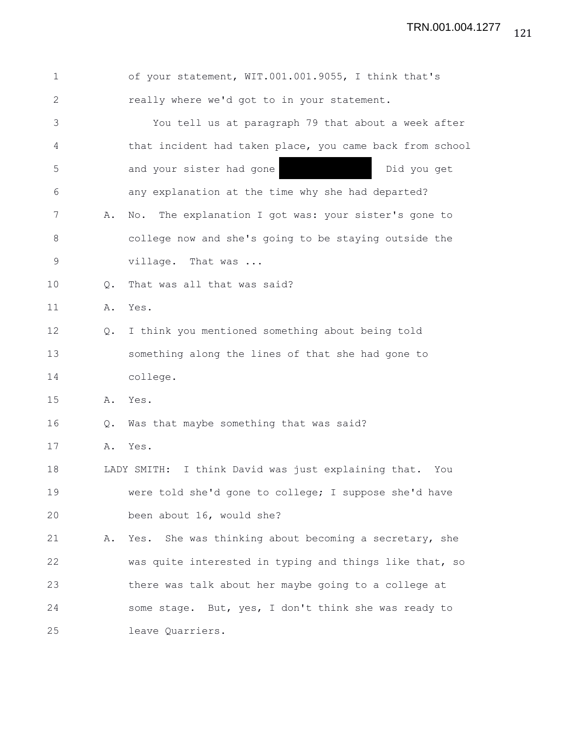1 of your statement, WIT.001.001.9055, I think that's
2 really where we'd got to in your statement.
3 You tell us at paragraph 79 that about a week after
4 that incident had taken place, you came back from school
5 and your sister had gone [REDACTED] Did you get
6 any explanation at the time why she had departed?
7 A. No. The explanation I got was: your sister's gone to
8 college now and she's going to be staying outside the
9 village. That was ...
10 Q. That was all that was said?
11 A. Yes.
12 Q. I think you mentioned something about being told
13 something along the lines of that she had gone to
14 college.
15 A. Yes.
16 Q. Was that maybe something that was said?
17 A. Yes.
18 LADY SMITH: I think David was just explaining that. You
19 were told she'd gone to college; I suppose she'd have
20 been about 16, would she?
21 A. Yes. She was thinking about becoming a secretary, she
22 was quite interested in typing and things like that, so
23 there was talk about her maybe going to a college at
24 some stage. But, yes, I don't think she was ready to
25 leave Quarriers.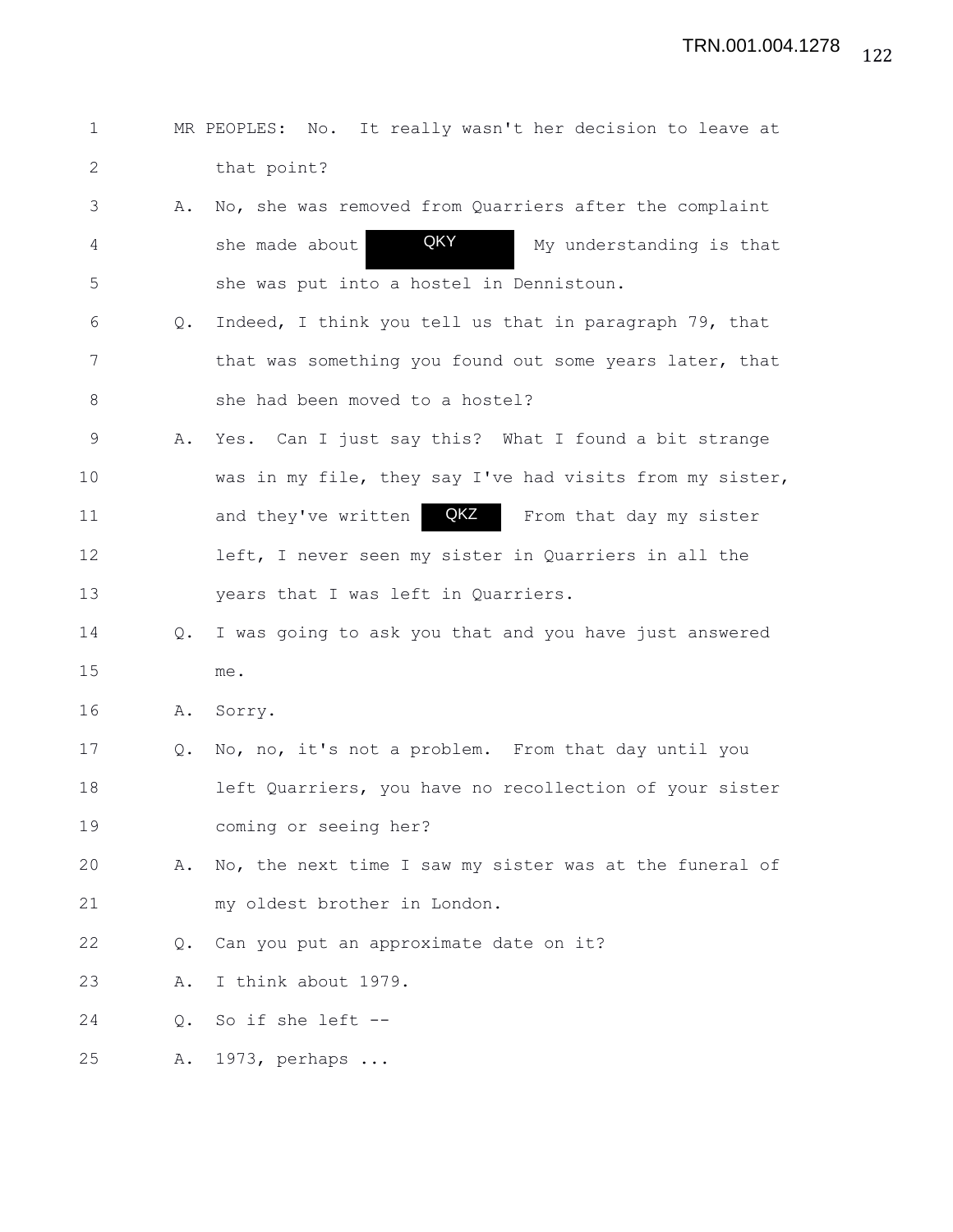1 MR PEOPLES: No. It really wasn't her decision to leave at
2 that point?
3 A. No, she was removed from Quarriers after the complaint
4 she made about QKY My understanding is that
5 she was put into a hostel in Dennistoun.
6 Q. Indeed, I think you tell us that in paragraph 79, that
7 that was something you found out some years later, that
8 she had been moved to a hostel?
9 A. Yes. Can I just say this? What I found a bit strange
10 was in my file, they say I've had visits from my sister,
11 and they've written QKZ From that day my sister
12 left, I never seen my sister in Quarriers in all the
13 years that I was left in Quarriers.
14 Q. I was going to ask you that and you have just answered
15 me.
16 A. Sorry.
17 Q. No, no, it's not a problem. From that day until you
18 left Quarriers, you have no recollection of your sister
19 coming or seeing her?
20 A. No, the next time I saw my sister was at the funeral of
21 my oldest brother in London.
22 Q. Can you put an approximate date on it?
23 A. I think about 1979.
24 Q. So if she left --
25 A. 1973, perhaps ...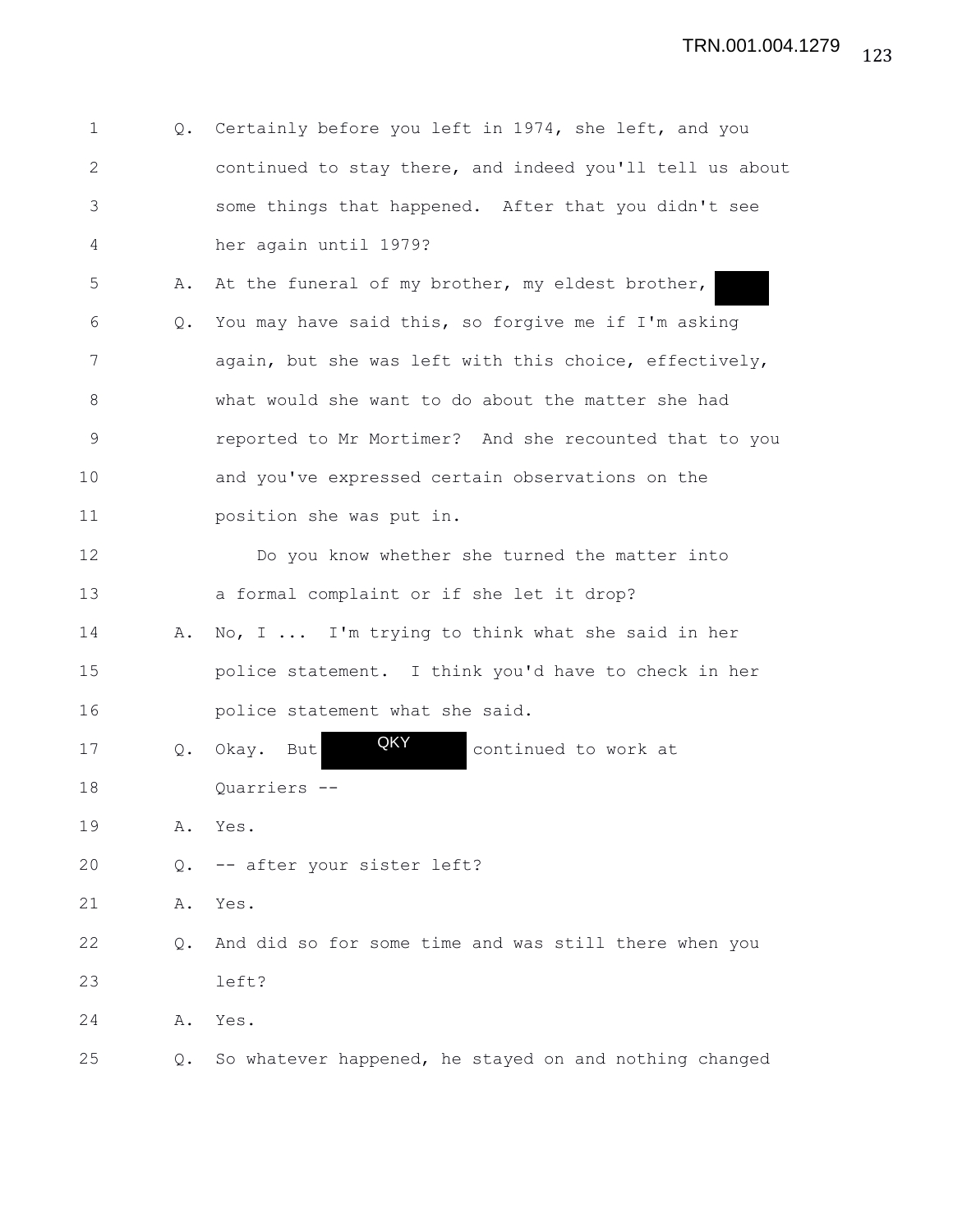1 Q. Certainly before you left in 1974, she left, and you
2 continued to stay there, and indeed you'll tell us about
3 some things that happened. After that you didn't see
4 her again until 1979?
5 A. At the funeral of my brother, my eldest brother, [redacted]
6 Q. You may have said this, so forgive me if I'm asking
7 again, but she was left with this choice, effectively,
8 what would she want to do about the matter she had
9 reported to Mr Mortimer? And she recounted that to you
10 and you've expressed certain observations on the
11 position she was put in.
12 Do you know whether she turned the matter into
13 a formal complaint or if she let it drop?
14 A. No, I ... I'm trying to think what she said in her
15 police statement. I think you'd have to check in her
16 police statement what she said.
17 Q. Okay. But QKY continued to work at
18 Quarriers --
19 A. Yes.
20 Q. -- after your sister left?
21 A. Yes.
22 Q. And did so for some time and was still there when you
23 left?
24 A. Yes.
25 Q. So whatever happened, he stayed on and nothing changed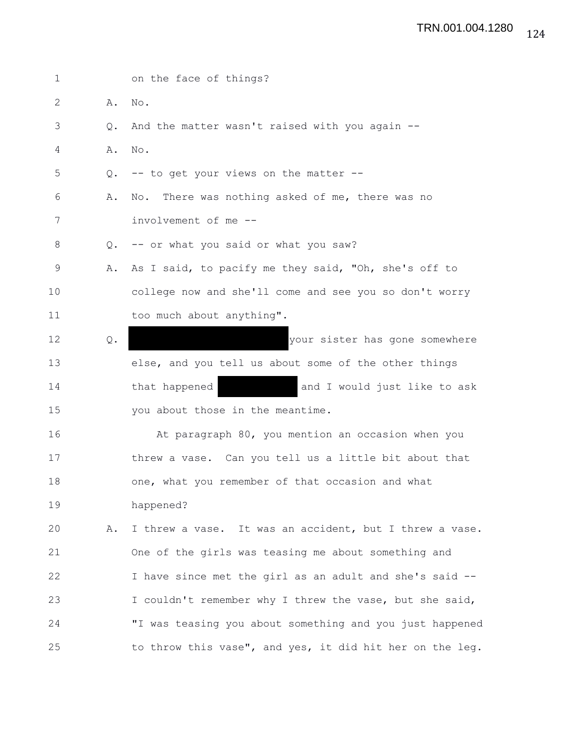1 on the face of things?

2 A. No.

3 Q. And the matter wasn't raised with you again --

4 A. No.

5 Q. -- to get your views on the matter --

6 A. No. There was nothing asked of me, there was no

7 involvement of me --

8 Q. -- or what you said or what you saw?

9 A. As I said, to pacify me they said, "Oh, she's off to

10 college now and she'll come and see you so don't worry

11 too much about anything".

12 Q. [REDACTED] your sister has gone somewhere

13 else, and you tell us about some of the other things

14 that happened [REDACTED] and I would just like to ask

15 you about those in the meantime.

16 At paragraph 80, you mention an occasion when you

17 threw a vase. Can you tell us a little bit about that

18 one, what you remember of that occasion and what

19 happened?

20 A. I threw a vase. It was an accident, but I threw a vase.

21 One of the girls was teasing me about something and

22 I have since met the girl as an adult and she's said --

23 I couldn't remember why I threw the vase, but she said,

24 "I was teasing you about something and you just happened

25 to throw this vase", and yes, it did hit her on the leg.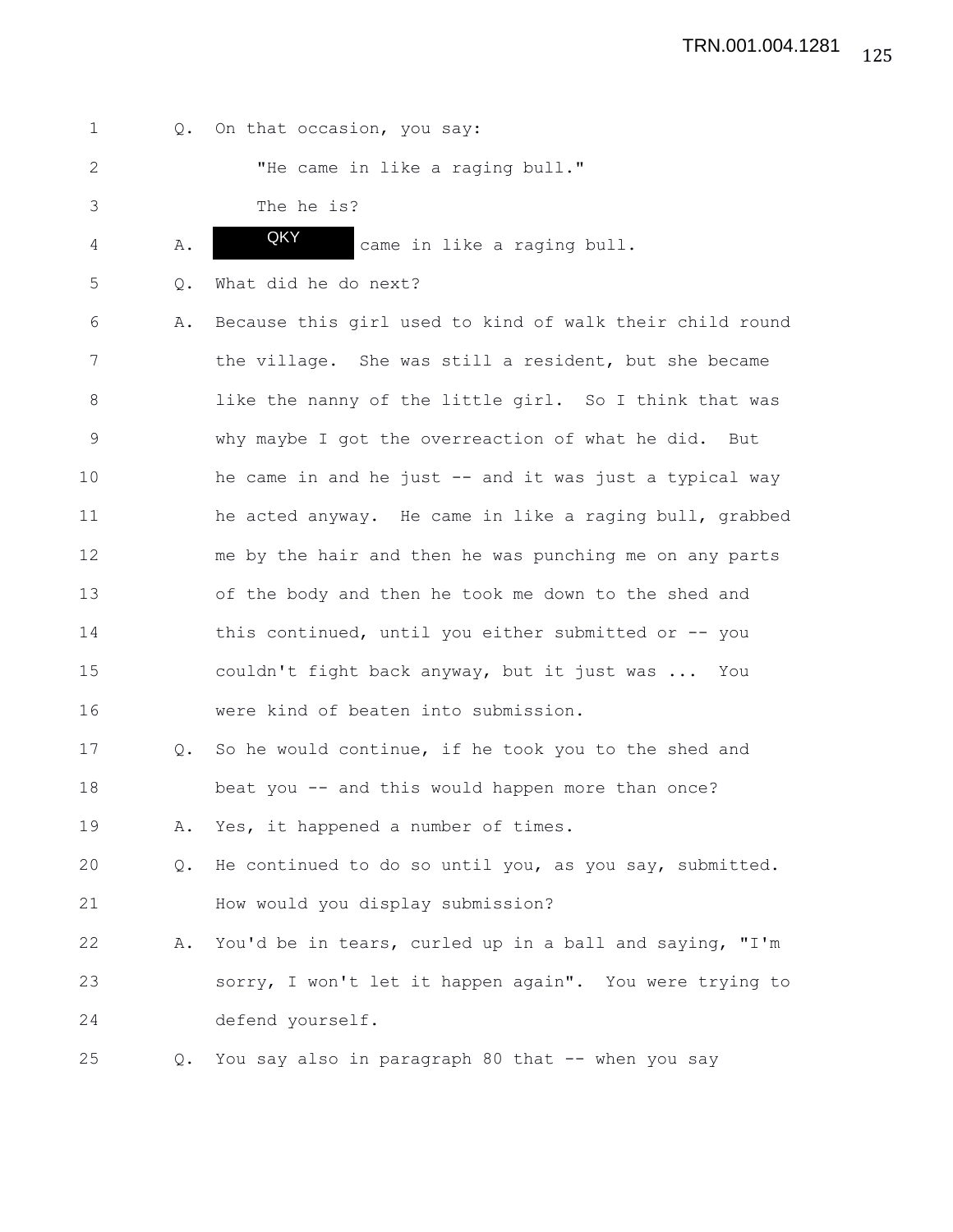Q. On that occasion, you say:

"He came in like a raging bull."

The he is?

A. QKY came in like a raging bull.

Q. What did he do next?

A. Because this girl used to kind of walk their child round the village. She was still a resident, but she became like the nanny of the little girl. So I think that was why maybe I got the overreaction of what he did. But he came in and he just -- and it was just a typical way he acted anyway. He came in like a raging bull, grabbed me by the hair and then he was punching me on any parts of the body and then he took me down to the shed and this continued, until you either submitted or -- you couldn't fight back anyway, but it just was ... You were kind of beaten into submission.

Q. So he would continue, if he took you to the shed and beat you -- and this would happen more than once?

A. Yes, it happened a number of times.

Q. He continued to do so until you, as you say, submitted. How would you display submission?

A. You'd be in tears, curled up in a ball and saying, "I'm sorry, I won't let it happen again". You were trying to defend yourself.

Q. You say also in paragraph 80 that -- when you say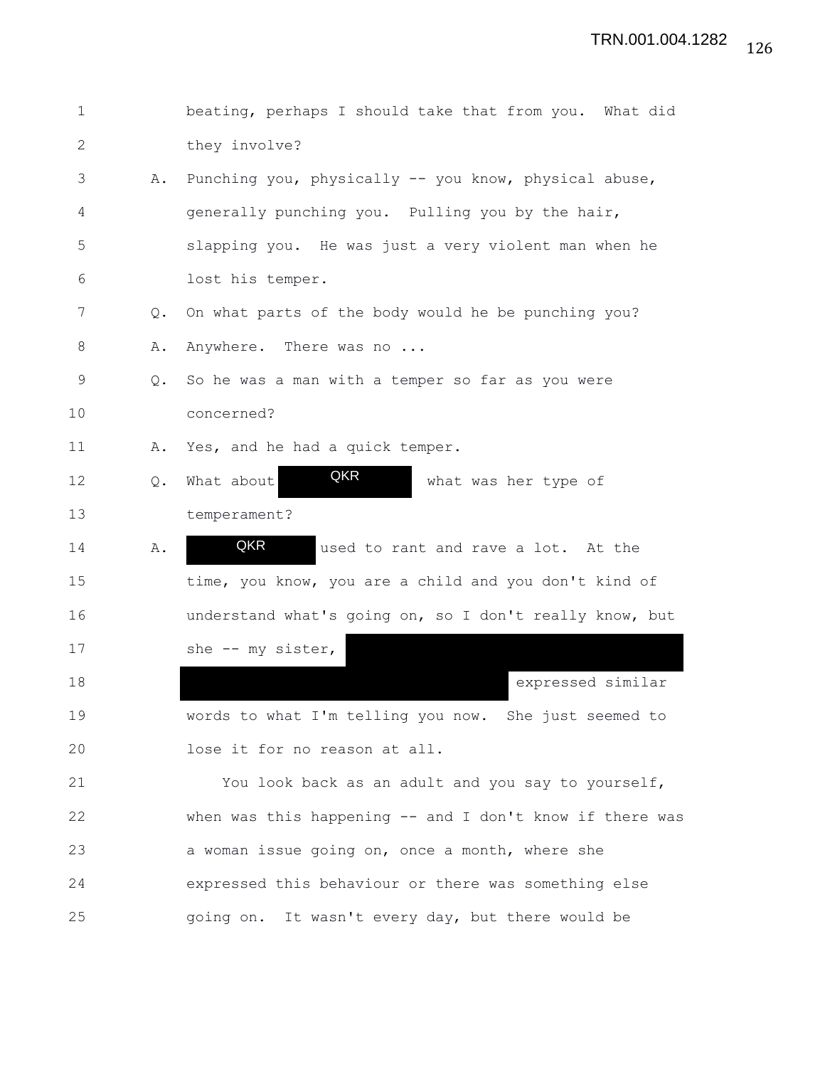beating, perhaps I should take that from you. What did they involve?

A. Punching you, physically -- you know, physical abuse, generally punching you. Pulling you by the hair, slapping you. He was just a very violent man when he lost his temper.

Q. On what parts of the body would he be punching you?

A. Anywhere. There was no ...

Q. So he was a man with a temper so far as you were concerned?

A. Yes, and he had a quick temper.

Q. What about QKR what was her type of temperament?

A. QKR used to rant and rave a lot. At the time, you know, you are a child and you don't kind of understand what's going on, so I don't really know, but she -- my sister, [REDACTED] expressed similar words to what I'm telling you now. She just seemed to lose it for no reason at all.

You look back as an adult and you say to yourself, when was this happening -- and I don't know if there was a woman issue going on, once a month, where she expressed this behaviour or there was something else going on. It wasn't every day, but there would be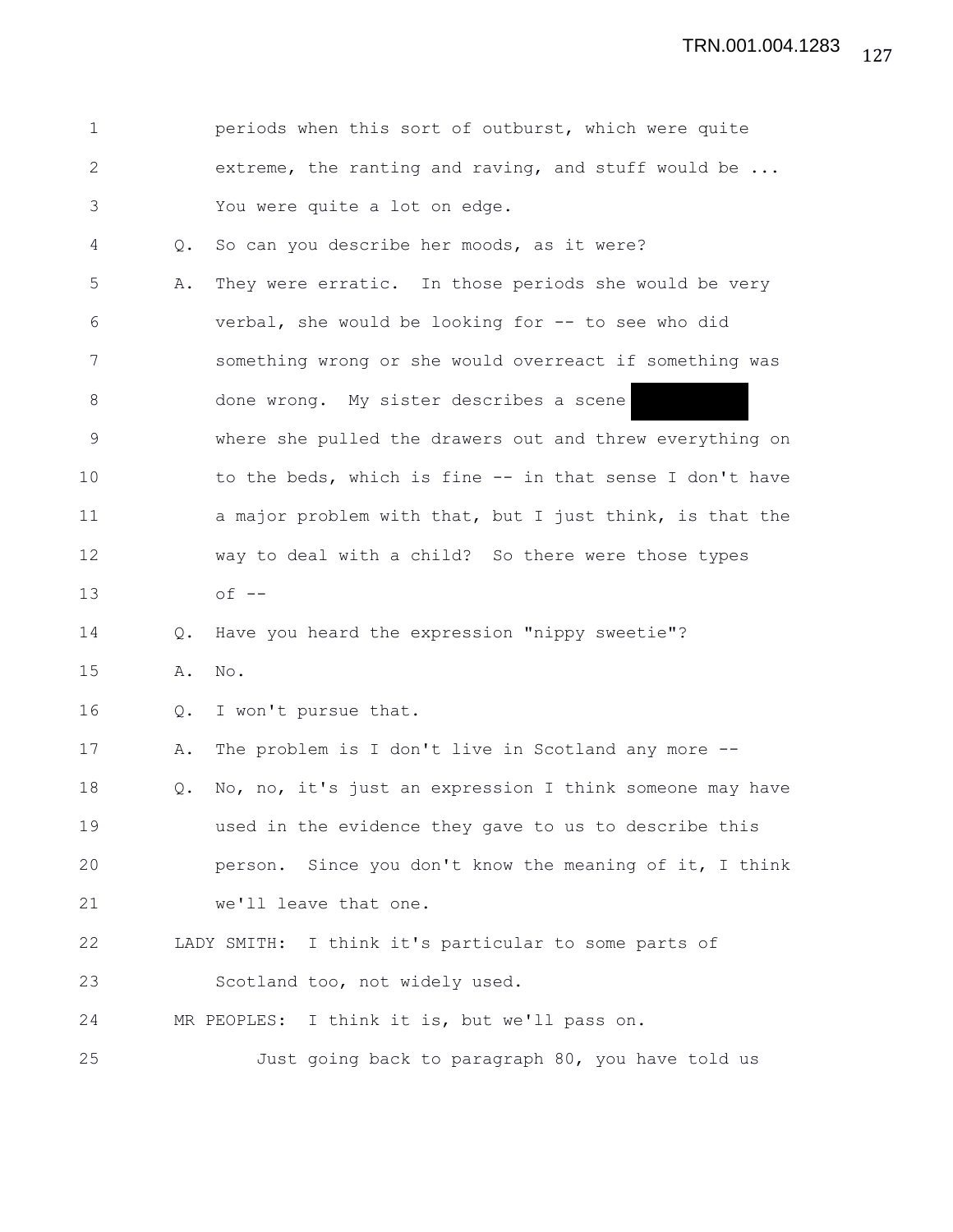periods when this sort of outburst, which were quite extreme, the ranting and raving, and stuff would be ... You were quite a lot on edge.

Q. So can you describe her moods, as it were?

A. They were erratic. In those periods she would be very verbal, she would be looking for -- to see who did something wrong or she would overreact if something was done wrong. My sister describes a scene [redacted] where she pulled the drawers out and threw everything on to the beds, which is fine -- in that sense I don't have a major problem with that, but I just think, is that the way to deal with a child? So there were those types of --

Q. Have you heard the expression "nippy sweetie"?

A. No.

Q. I won't pursue that.

A. The problem is I don't live in Scotland any more --

Q. No, no, it's just an expression I think someone may have used in the evidence they gave to us to describe this person. Since you don't know the meaning of it, I think we'll leave that one.

LADY SMITH: I think it's particular to some parts of Scotland too, not widely used.

MR PEOPLES: I think it is, but we'll pass on.

Just going back to paragraph 80, you have told us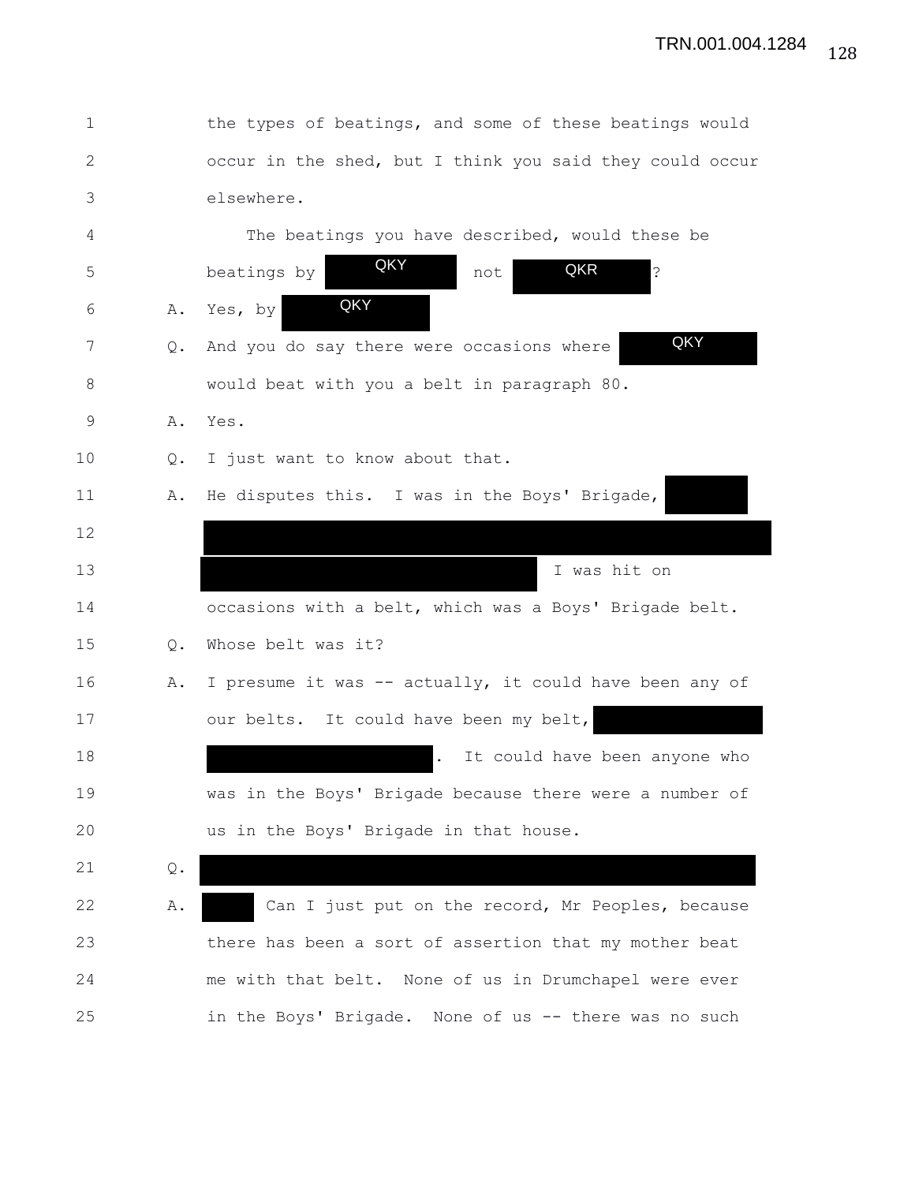1 the types of beatings, and some of these beatings would
2 occur in the shed, but I think you said they could occur
3 elsewhere.
4 The beatings you have described, would these be
5 beatings by QKY not QKR ?
6 A. Yes, by QKY
7 Q. And you do say there were occasions where QKY
8 would beat with you a belt in paragraph 80.
9 A. Yes.
10 Q. I just want to know about that.
11 A. He disputes this. I was in the Boys' Brigade,
12
13 I was hit on
14 occasions with a belt, which was a Boys' Brigade belt.
15 Q. Whose belt was it?
16 A. I presume it was -- actually, it could have been any of
17 our belts. It could have been my belt,
18 . It could have been anyone who
19 was in the Boys' Brigade because there were a number of
20 us in the Boys' Brigade in that house.
21 Q.
22 A. Can I just put on the record, Mr Peoples, because
23 there has been a sort of assertion that my mother beat
24 me with that belt. None of us in Drumchapel were ever
25 in the Boys' Brigade. None of us -- there was no such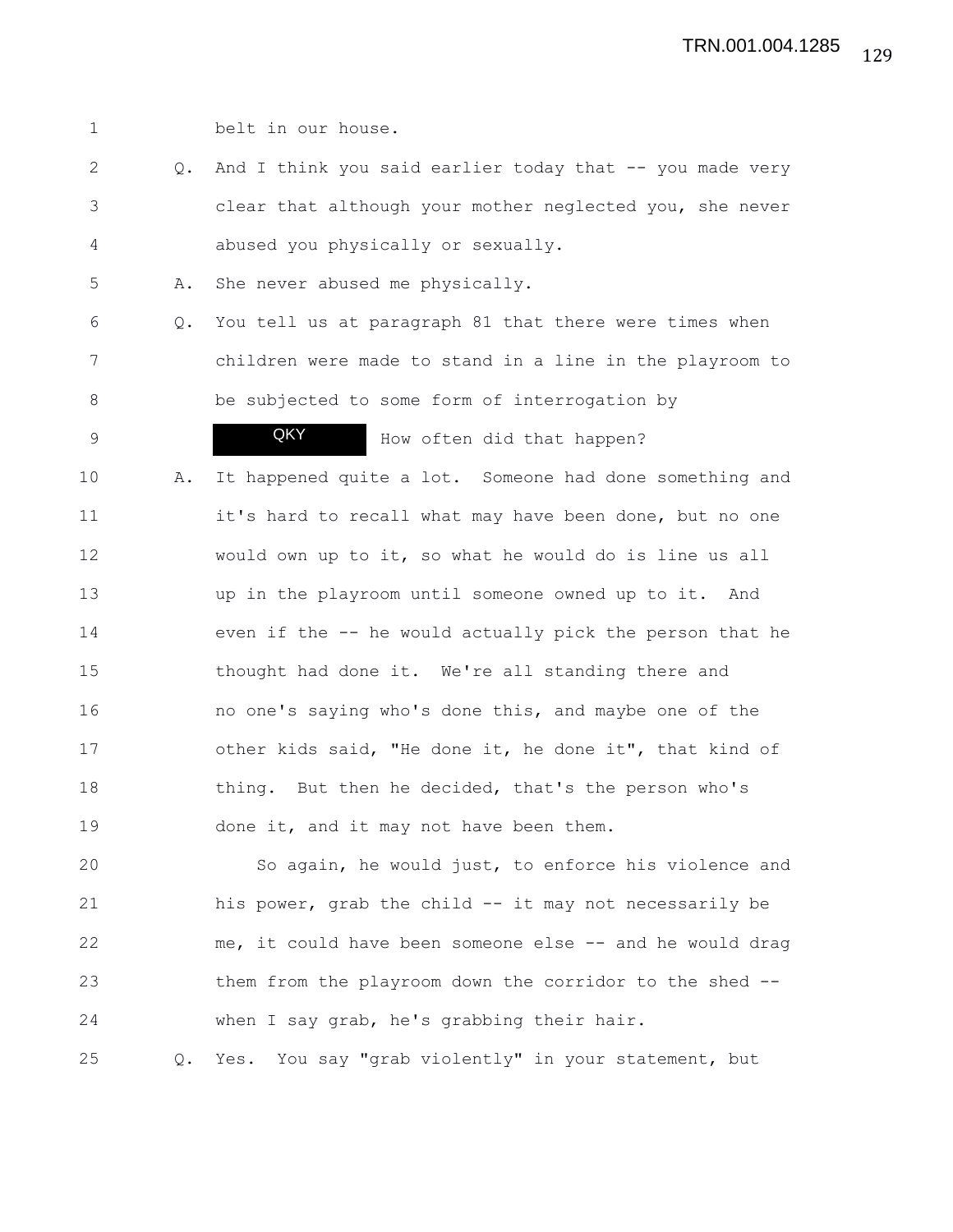1 belt in our house.

2 Q. And I think you said earlier today that -- you made very
3 clear that although your mother neglected you, she never
4 abused you physically or sexually.

5 A. She never abused me physically.

6 Q. You tell us at paragraph 81 that there were times when
7 children were made to stand in a line in the playroom to
8 be subjected to some form of interrogation by
9 QKY How often did that happen?

10 A. It happened quite a lot. Someone had done something and
11 it's hard to recall what may have been done, but no one
12 would own up to it, so what he would do is line us all
13 up in the playroom until someone owned up to it. And
14 even if the -- he would actually pick the person that he
15 thought had done it. We're all standing there and
16 no one's saying who's done this, and maybe one of the
17 other kids said, "He done it, he done it", that kind of
18 thing. But then he decided, that's the person who's
19 done it, and it may not have been them.

20 So again, he would just, to enforce his violence and
21 his power, grab the child -- it may not necessarily be
22 me, it could have been someone else -- and he would drag
23 them from the playroom down the corridor to the shed --
24 when I say grab, he's grabbing their hair.

25 Q. Yes. You say "grab violently" in your statement, but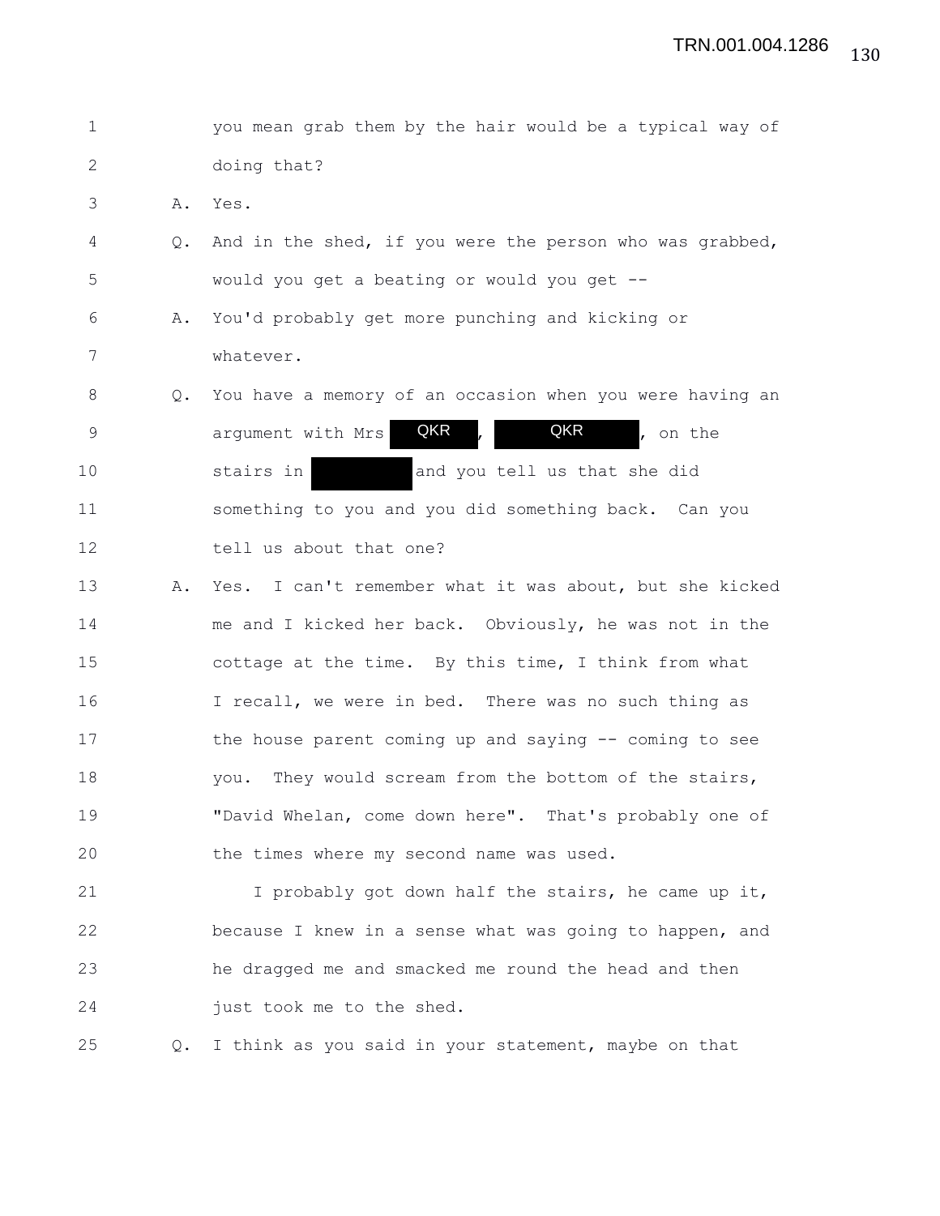1 you mean grab them by the hair would be a typical way of
2 doing that?

3 A. Yes.

4 Q. And in the shed, if you were the person who was grabbed,
5 would you get a beating or would you get --

6 A. You'd probably get more punching and kicking or
7 whatever.

8 Q. You have a memory of an occasion when you were having an
9 argument with Mrs QKR , QKR , on the
10 stairs in and you tell us that she did
11 something to you and you did something back. Can you
12 tell us about that one?

13 A. Yes. I can't remember what it was about, but she kicked
14 me and I kicked her back. Obviously, he was not in the
15 cottage at the time. By this time, I think from what
16 I recall, we were in bed. There was no such thing as
17 the house parent coming up and saying -- coming to see
18 you. They would scream from the bottom of the stairs,
19 "David Whelan, come down here". That's probably one of
20 the times where my second name was used.

21 I probably got down half the stairs, he came up it,
22 because I knew in a sense what was going to happen, and
23 he dragged me and smacked me round the head and then
24 just took me to the shed.

25 Q. I think as you said in your statement, maybe on that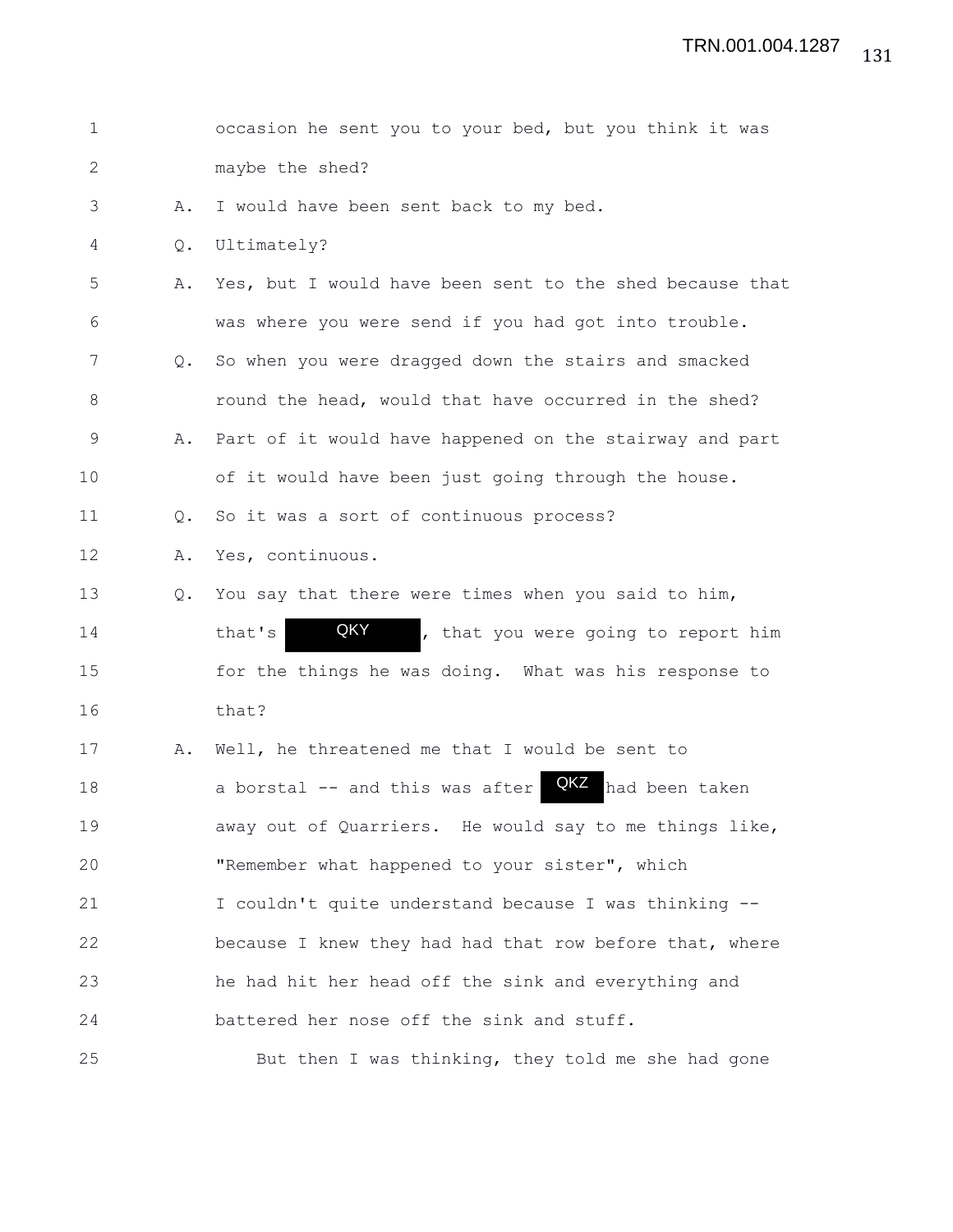1 occasion he sent you to your bed, but you think it was
2 maybe the shed?
3 A. I would have been sent back to my bed.
4 Q. Ultimately?
5 A. Yes, but I would have been sent to the shed because that
6 was where you were send if you had got into trouble.
7 Q. So when you were dragged down the stairs and smacked
8 round the head, would that have occurred in the shed?
9 A. Part of it would have happened on the stairway and part
10 of it would have been just going through the house.
11 Q. So it was a sort of continuous process?
12 A. Yes, continuous.
13 Q. You say that there were times when you said to him,
14 that's QKY, that you were going to report him
15 for the things he was doing. What was his response to
16 that?
17 A. Well, he threatened me that I would be sent to
18 a borstal -- and this was after QKZ had been taken
19 away out of Quarriers. He would say to me things like,
20 "Remember what happened to your sister", which
21 I couldn't quite understand because I was thinking --
22 because I knew they had had that row before that, where
23 he had hit her head off the sink and everything and
24 battered her nose off the sink and stuff.
25 But then I was thinking, they told me she had gone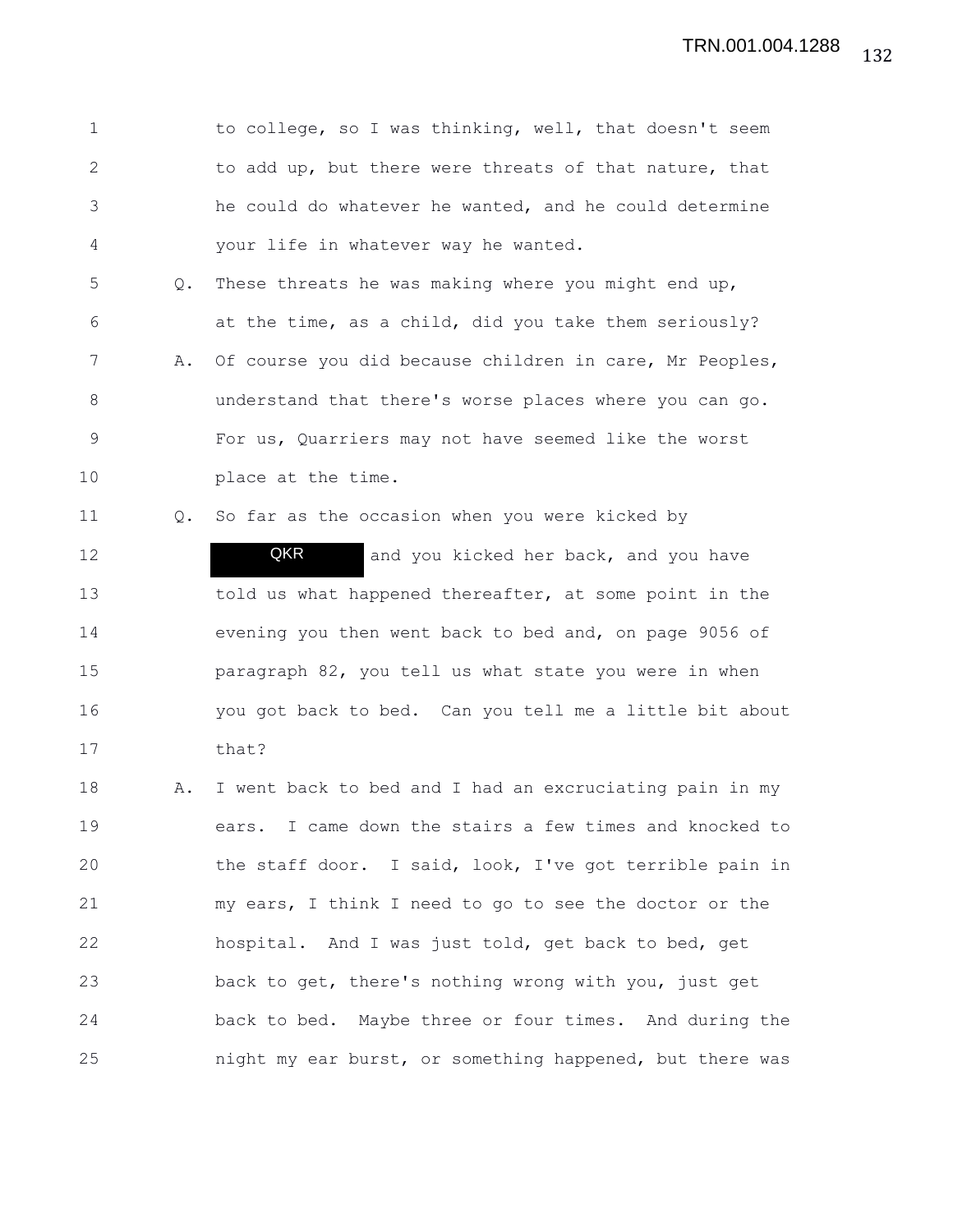1 to college, so I was thinking, well, that doesn't seem
2 to add up, but there were threats of that nature, that
3 he could do whatever he wanted, and he could determine
4 your life in whatever way he wanted.

5 Q. These threats he was making where you might end up,
6 at the time, as a child, did you take them seriously?

7 A. Of course you did because children in care, Mr Peoples,
8 understand that there's worse places where you can go.
9 For us, Quarriers may not have seemed like the worst
10 place at the time.

11 Q. So far as the occasion when you were kicked by
12 QKR and you kicked her back, and you have
13 told us what happened thereafter, at some point in the
14 evening you then went back to bed and, on page 9056 of
15 paragraph 82, you tell us what state you were in when
16 you got back to bed. Can you tell me a little bit about
17 that?

18 A. I went back to bed and I had an excruciating pain in my
19 ears. I came down the stairs a few times and knocked to
20 the staff door. I said, look, I've got terrible pain in
21 my ears, I think I need to go to see the doctor or the
22 hospital. And I was just told, get back to bed, get
23 back to get, there's nothing wrong with you, just get
24 back to bed. Maybe three or four times. And during the
25 night my ear burst, or something happened, but there was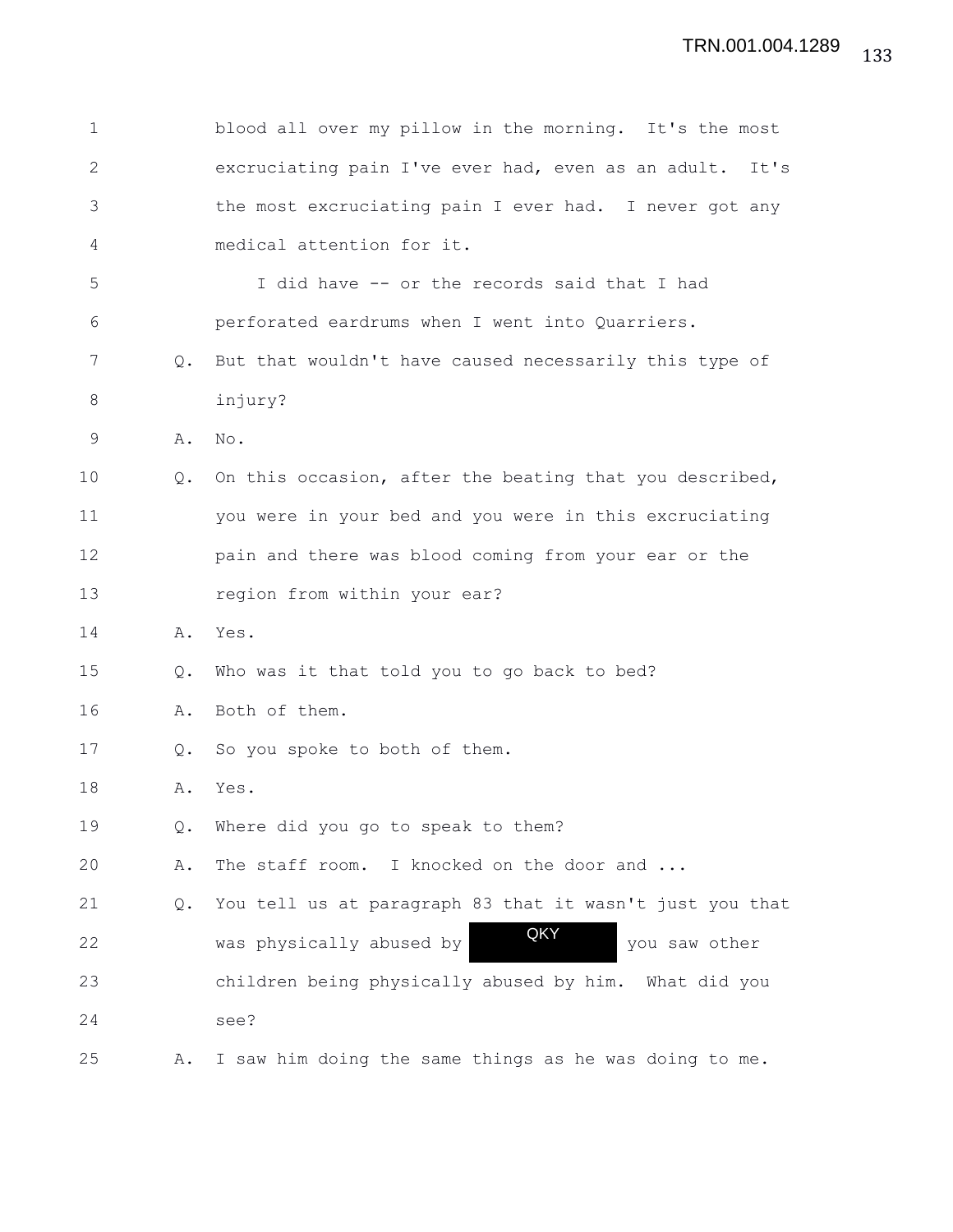1 blood all over my pillow in the morning. It's the most
2 excruciating pain I've ever had, even as an adult. It's
3 the most excruciating pain I ever had. I never got any
4 medical attention for it.
5 I did have -- or the records said that I had
6 perforated eardrums when I went into Quarriers.
7 Q. But that wouldn't have caused necessarily this type of
8 injury?
9 A. No.
10 Q. On this occasion, after the beating that you described,
11 you were in your bed and you were in this excruciating
12 pain and there was blood coming from your ear or the
13 region from within your ear?
14 A. Yes.
15 Q. Who was it that told you to go back to bed?
16 A. Both of them.
17 Q. So you spoke to both of them.
18 A. Yes.
19 Q. Where did you go to speak to them?
20 A. The staff room. I knocked on the door and ...
21 Q. You tell us at paragraph 83 that it wasn't just you that
22 was physically abused by QKY you saw other
23 children being physically abused by him. What did you
24 see?
25 A. I saw him doing the same things as he was doing to me.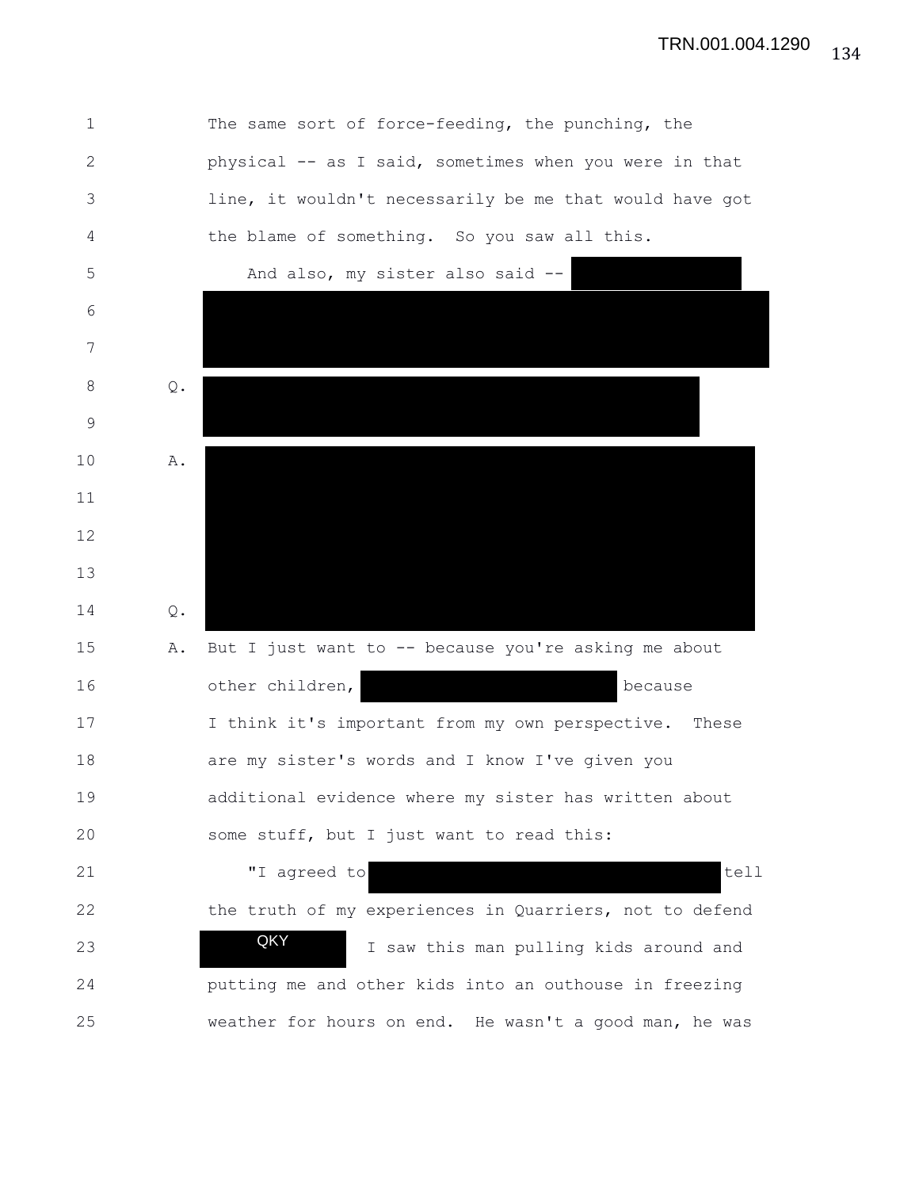The same sort of force-feeding, the punching, the physical -- as I said, sometimes when you were in that line, it wouldn't necessarily be me that would have got the blame of something. So you saw all this.

And also, my sister also said --

Q.

A.

Q.

A. But I just want to -- because you're asking me about other children, because I think it's important from my own perspective. These are my sister's words and I know I've given you additional evidence where my sister has written about some stuff, but I just want to read this:

"I agreed to tell the truth of my experiences in Quarriers, not to defend QKY I saw this man pulling kids around and putting me and other kids into an outhouse in freezing weather for hours on end. He wasn't a good man, he was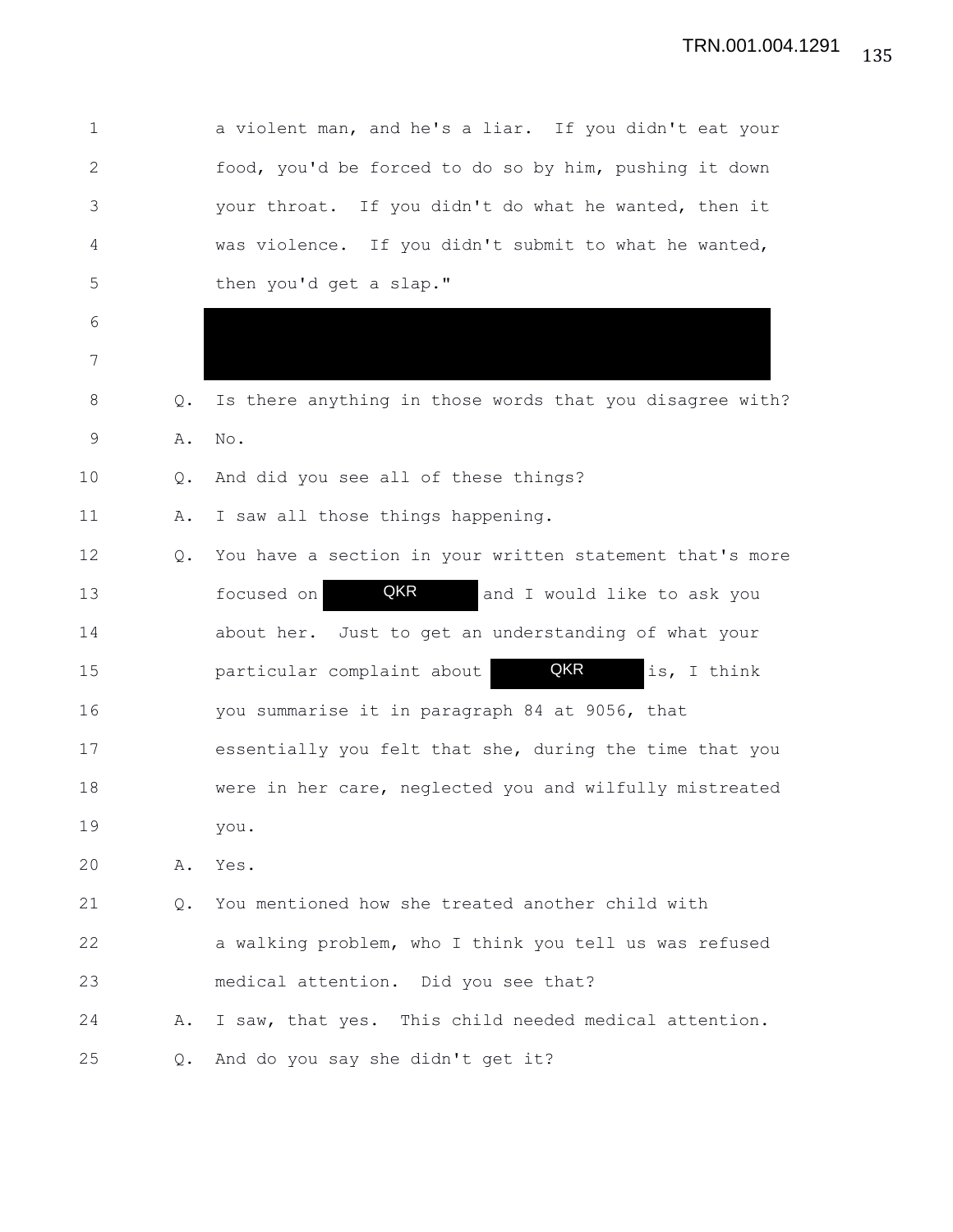1 a violent man, and he's a liar. If you didn't eat your
2 food, you'd be forced to do so by him, pushing it down
3 your throat. If you didn't do what he wanted, then it
4 was violence. If you didn't submit to what he wanted,
5 then you'd get a slap."
6
7
8 Q. Is there anything in those words that you disagree with?
9 A. No.
10 Q. And did you see all of these things?
11 A. I saw all those things happening.
12 Q. You have a section in your written statement that's more
13 focused on QKR and I would like to ask you
14 about her. Just to get an understanding of what your
15 particular complaint about QKR is, I think
16 you summarise it in paragraph 84 at 9056, that
17 essentially you felt that she, during the time that you
18 were in her care, neglected you and wilfully mistreated
19 you.
20 A. Yes.
21 Q. You mentioned how she treated another child with
22 a walking problem, who I think you tell us was refused
23 medical attention. Did you see that?
24 A. I saw, that yes. This child needed medical attention.
25 Q. And do you say she didn't get it?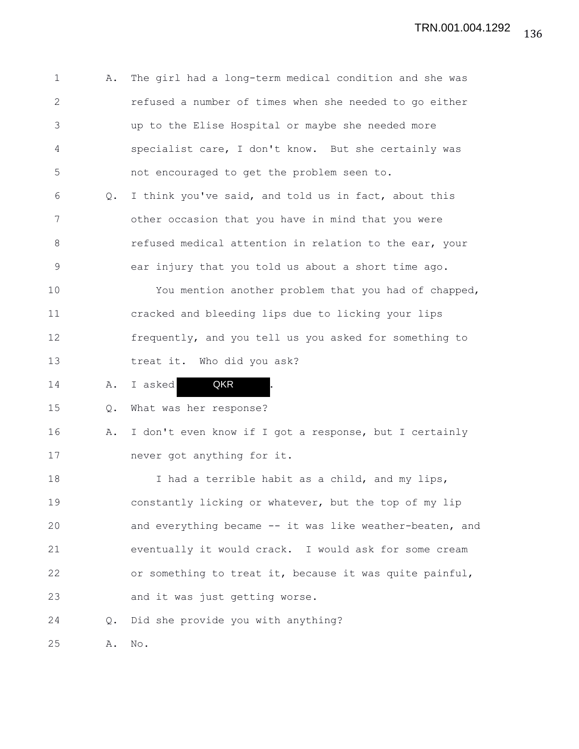1 A. The girl had a long-term medical condition and she was
2 refused a number of times when she needed to go either
3 up to the Elise Hospital or maybe she needed more
4 specialist care, I don't know. But she certainly was
5 not encouraged to get the problem seen to.
6 Q. I think you've said, and told us in fact, about this
7 other occasion that you have in mind that you were
8 refused medical attention in relation to the ear, your
9 ear injury that you told us about a short time ago.
10 You mention another problem that you had of chapped,
11 cracked and bleeding lips due to licking your lips
12 frequently, and you tell us you asked for something to
13 treat it. Who did you ask?
14 A. I asked QKR .
15 Q. What was her response?
16 A. I don't even know if I got a response, but I certainly
17 never got anything for it.
18 I had a terrible habit as a child, and my lips,
19 constantly licking or whatever, but the top of my lip
20 and everything became -- it was like weather-beaten, and
21 eventually it would crack. I would ask for some cream
22 or something to treat it, because it was quite painful,
23 and it was just getting worse.
24 Q. Did she provide you with anything?
25 A. No.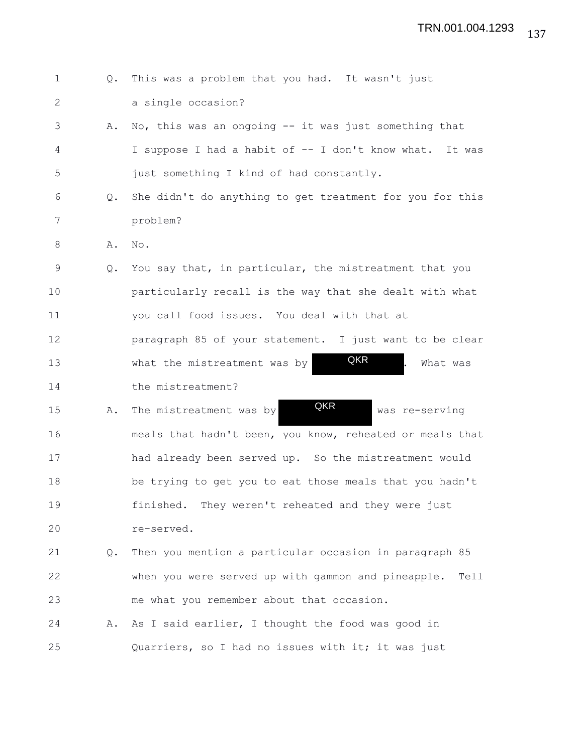1 Q. This was a problem that you had. It wasn't just
2 a single occasion?
3 A. No, this was an ongoing -- it was just something that
4 I suppose I had a habit of -- I don't know what. It was
5 just something I kind of had constantly.
6 Q. She didn't do anything to get treatment for you for this
7 problem?
8 A. No.
9 Q. You say that, in particular, the mistreatment that you
10 particularly recall is the way that she dealt with what
11 you call food issues. You deal with that at
12 paragraph 85 of your statement. I just want to be clear
13 what the mistreatment was by QKR. What was
14 the mistreatment?
15 A. The mistreatment was by QKR was re-serving
16 meals that hadn't been, you know, reheated or meals that
17 had already been served up. So the mistreatment would
18 be trying to get you to eat those meals that you hadn't
19 finished. They weren't reheated and they were just
20 re-served.
21 Q. Then you mention a particular occasion in paragraph 85
22 when you were served up with gammon and pineapple. Tell
23 me what you remember about that occasion.
24 A. As I said earlier, I thought the food was good in
25 Quarriers, so I had no issues with it; it was just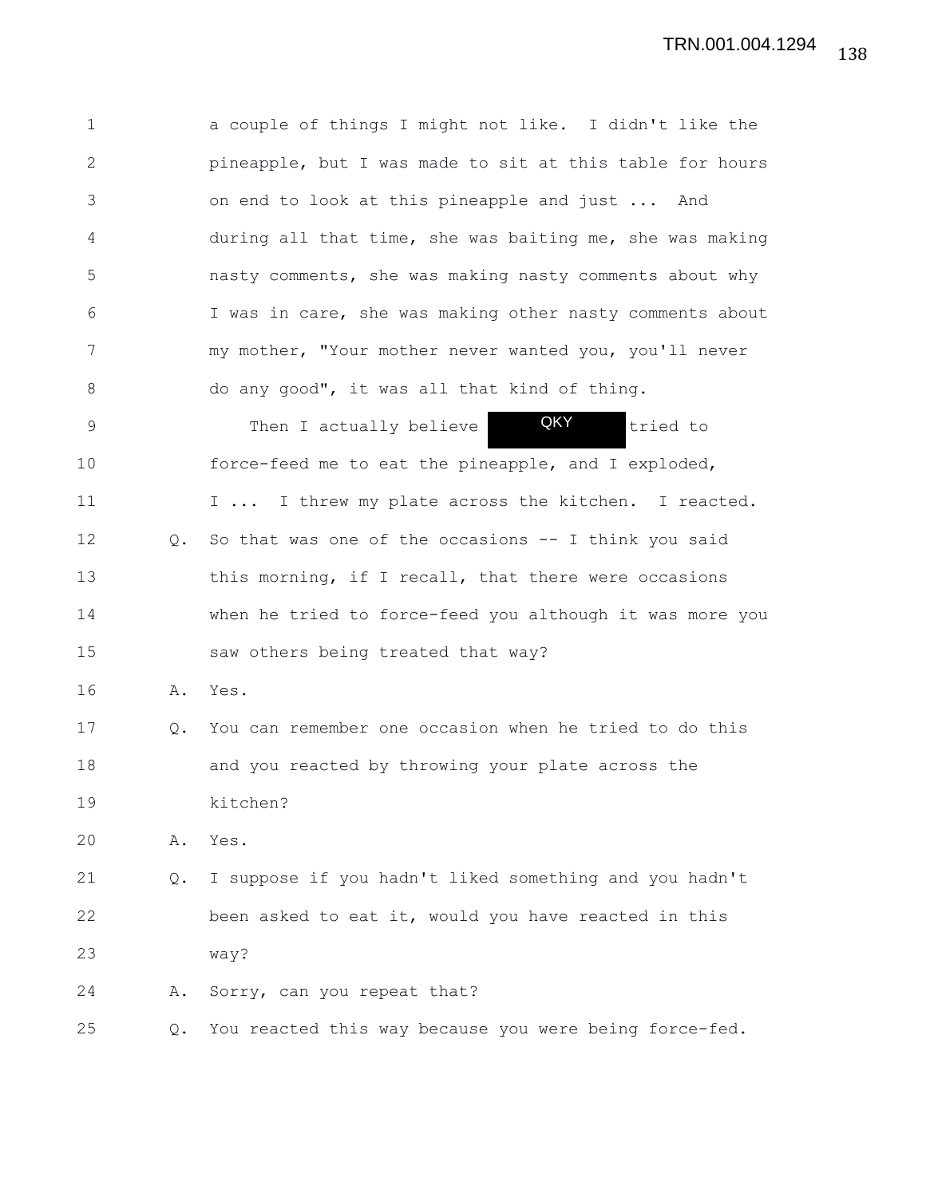a couple of things I might not like. I didn't like the pineapple, but I was made to sit at this table for hours on end to look at this pineapple and just ... And during all that time, she was baiting me, she was making nasty comments, she was making nasty comments about why I was in care, she was making other nasty comments about my mother, "Your mother never wanted you, you'll never do any good", it was all that kind of thing.

Then I actually believe QKY tried to force-feed me to eat the pineapple, and I exploded, I ... I threw my plate across the kitchen. I reacted.

Q. So that was one of the occasions -- I think you said this morning, if I recall, that there were occasions when he tried to force-feed you although it was more you saw others being treated that way?

A. Yes.

Q. You can remember one occasion when he tried to do this and you reacted by throwing your plate across the kitchen?

A. Yes.

Q. I suppose if you hadn't liked something and you hadn't been asked to eat it, would you have reacted in this way?

A. Sorry, can you repeat that?

Q. You reacted this way because you were being force-fed.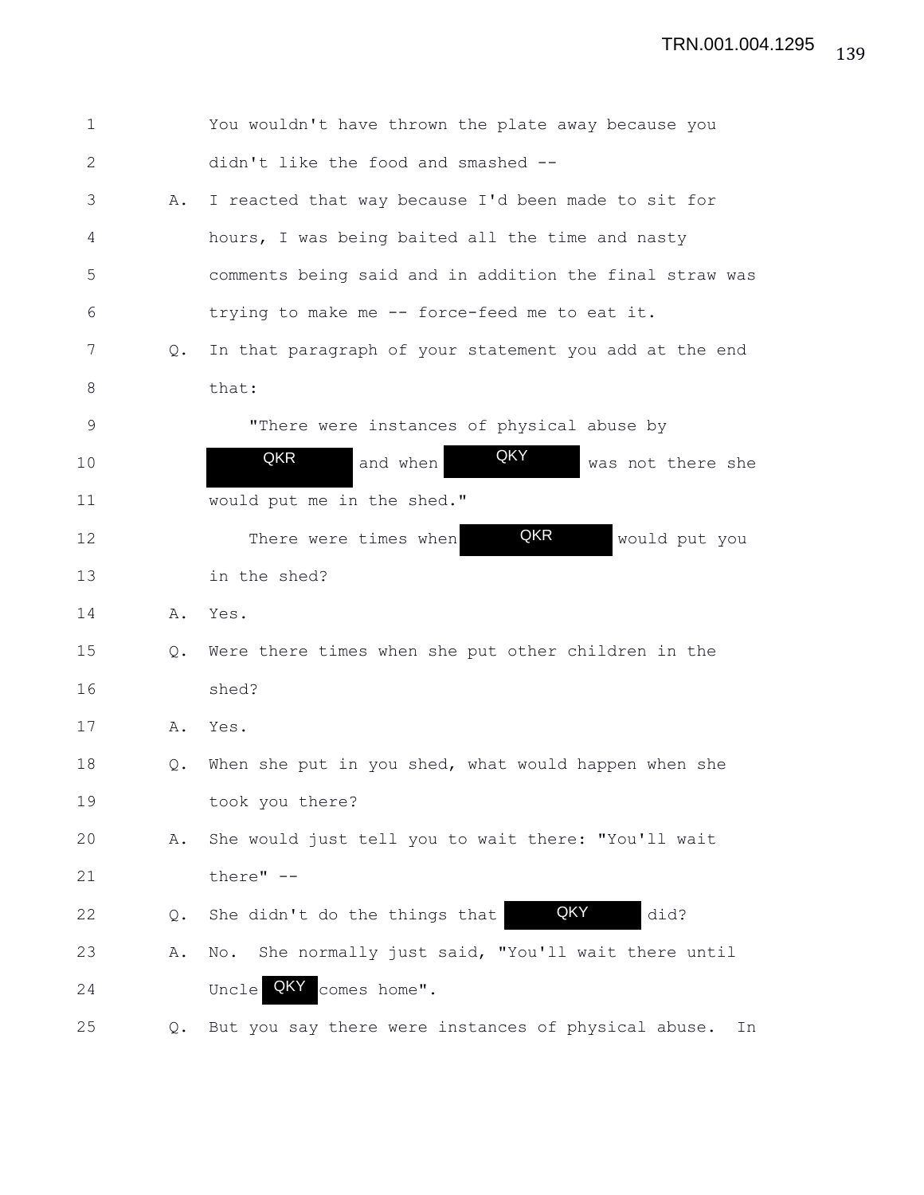You wouldn't have thrown the plate away because you didn't like the food and smashed --

A. I reacted that way because I'd been made to sit for hours, I was being baited all the time and nasty comments being said and in addition the final straw was trying to make me -- force-feed me to eat it.

Q. In that paragraph of your statement you add at the end that:

"There were instances of physical abuse by QKR and when QKY was not there she would put me in the shed."

There were times when QKR would put you in the shed?

A. Yes.

Q. Were there times when she put other children in the shed?

A. Yes.

Q. When she put in you shed, what would happen when she took you there?

A. She would just tell you to wait there: "You'll wait there" --

Q. She didn't do the things that QKY did?

A. No. She normally just said, "You'll wait there until Uncle QKY comes home".

Q. But you say there were instances of physical abuse. In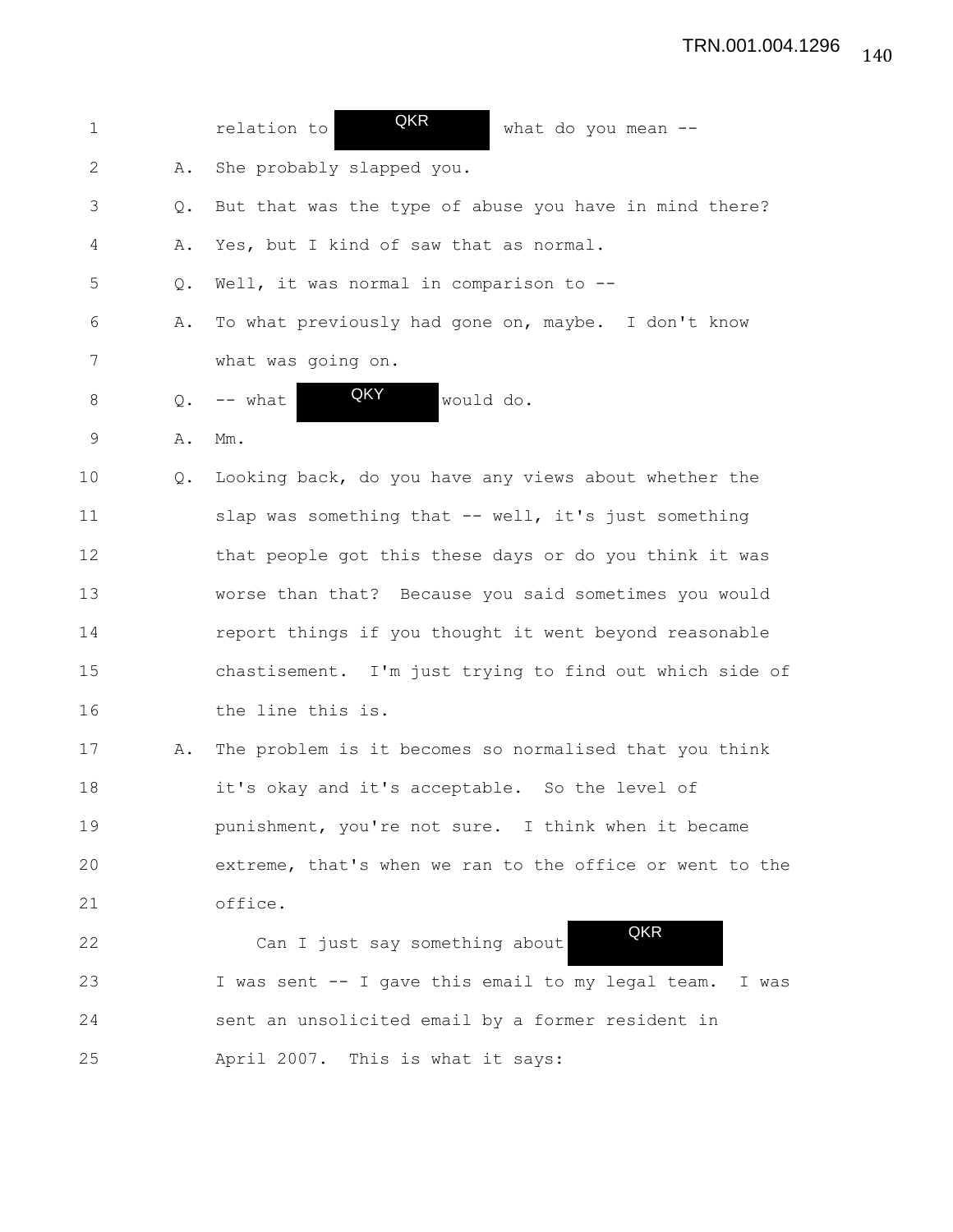1 relation to QKR what do you mean --

2 A. She probably slapped you.

3 Q. But that was the type of abuse you have in mind there?

4 A. Yes, but I kind of saw that as normal.

5 Q. Well, it was normal in comparison to --

6 A. To what previously had gone on, maybe. I don't know

7 what was going on.

8 Q. -- what QKY would do.

9 A. Mm.

10 Q. Looking back, do you have any views about whether the

11 slap was something that -- well, it's just something

12 that people got this these days or do you think it was

13 worse than that? Because you said sometimes you would

14 report things if you thought it went beyond reasonable

15 chastisement. I'm just trying to find out which side of

16 the line this is.

17 A. The problem is it becomes so normalised that you think

18 it's okay and it's acceptable. So the level of

19 punishment, you're not sure. I think when it became

20 extreme, that's when we ran to the office or went to the

21 office.

22 Can I just say something about QKR

23 I was sent -- I gave this email to my legal team. I was

24 sent an unsolicited email by a former resident in

25 April 2007. This is what it says: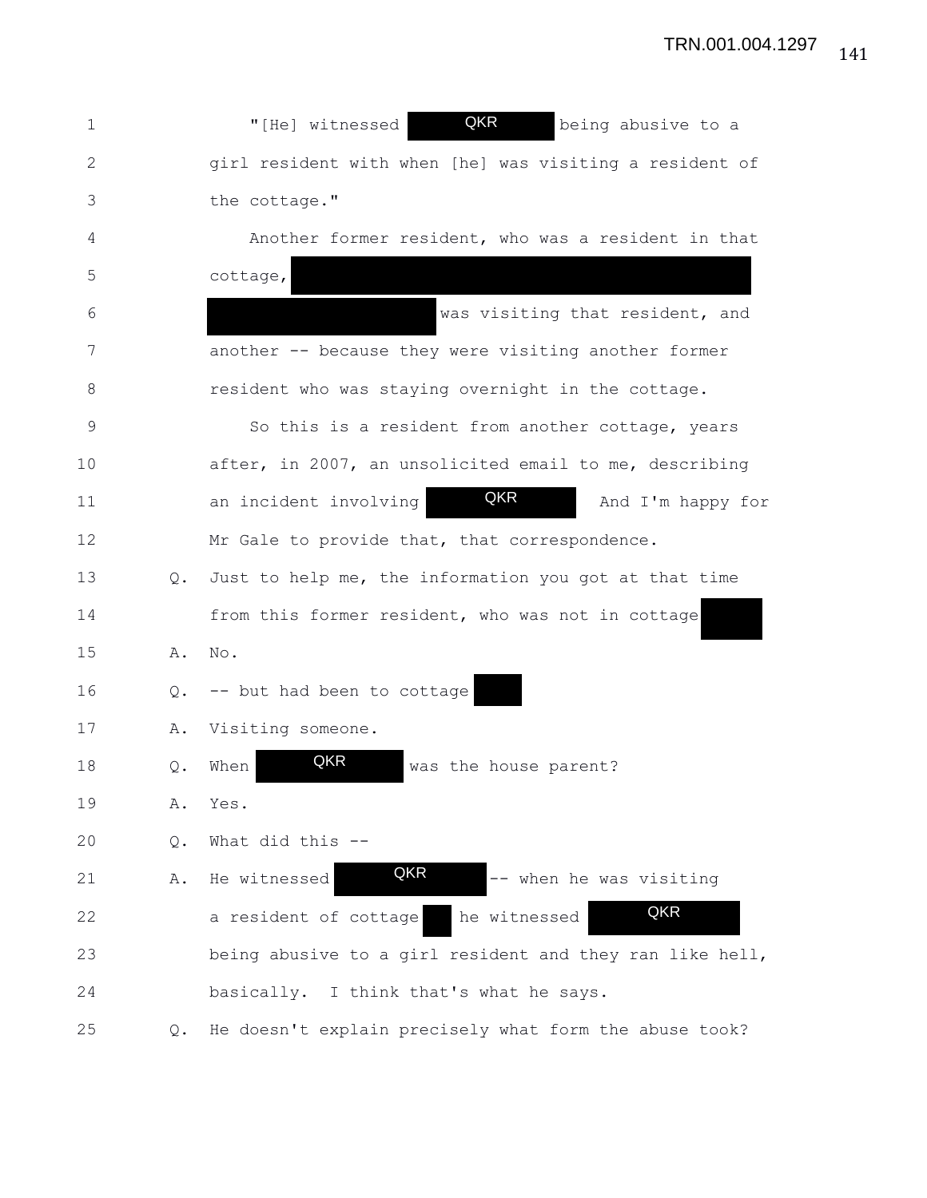"[He] witnessed QKR being abusive to a girl resident with when [he] was visiting a resident of the cottage."

Another former resident, who was a resident in that cottage, [redacted] was visiting that resident, and another -- because they were visiting another former resident who was staying overnight in the cottage.

So this is a resident from another cottage, years after, in 2007, an unsolicited email to me, describing an incident involving QKR And I'm happy for Mr Gale to provide that, that correspondence.

Q. Just to help me, the information you got at that time from this former resident, who was not in cottage [redacted]

A. No.

Q. -- but had been to cottage [redacted]

A. Visiting someone.

Q. When QKR was the house parent?

A. Yes.

Q. What did this --

A. He witnessed QKR -- when he was visiting a resident of cottage [redacted] he witnessed QKR being abusive to a girl resident and they ran like hell, basically. I think that's what he says.

Q. He doesn't explain precisely what form the abuse took?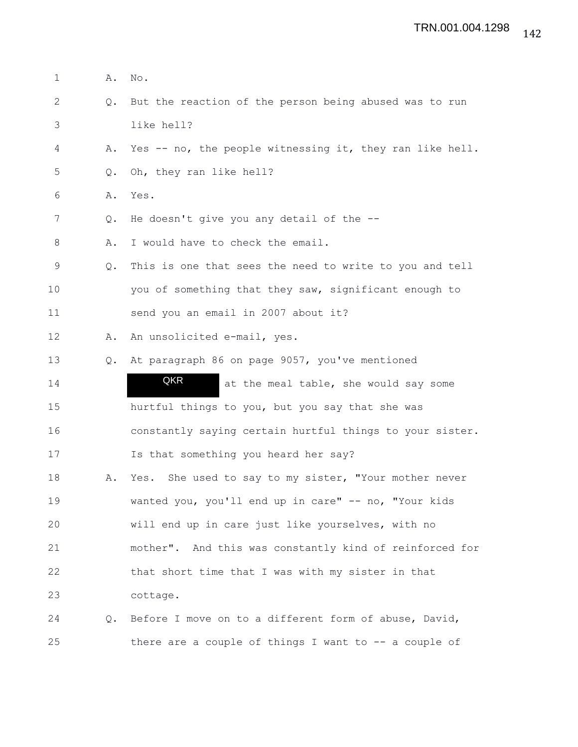1 A. No.

2 Q. But the reaction of the person being abused was to run

3 like hell?

4 A. Yes -- no, the people witnessing it, they ran like hell.

5 Q. Oh, they ran like hell?

6 A. Yes.

7 Q. He doesn't give you any detail of the --

8 A. I would have to check the email.

9 Q. This is one that sees the need to write to you and tell

10 you of something that they saw, significant enough to

11 send you an email in 2007 about it?

12 A. An unsolicited e-mail, yes.

13 Q. At paragraph 86 on page 9057, you've mentioned

14 QKR at the meal table, she would say some

15 hurtful things to you, but you say that she was

16 constantly saying certain hurtful things to your sister.

17 Is that something you heard her say?

18 A. Yes. She used to say to my sister, "Your mother never

19 wanted you, you'll end up in care" -- no, "Your kids

20 will end up in care just like yourselves, with no

21 mother". And this was constantly kind of reinforced for

22 that short time that I was with my sister in that

23 cottage.

24 Q. Before I move on to a different form of abuse, David,

25 there are a couple of things I want to -- a couple of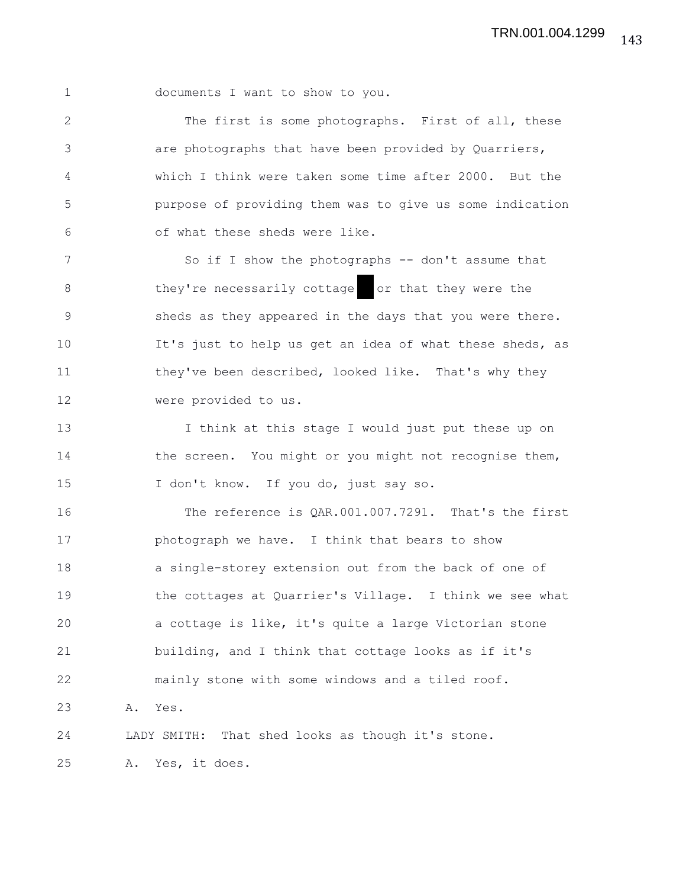documents I want to show to you.

The first is some photographs. First of all, these are photographs that have been provided by Quarriers, which I think were taken some time after 2000. But the purpose of providing them was to give us some indication of what these sheds were like.

So if I show the photographs -- don't assume that they're necessarily cottage █ or that they were the sheds as they appeared in the days that you were there. It's just to help us get an idea of what these sheds, as they've been described, looked like. That's why they were provided to us.

I think at this stage I would just put these up on the screen. You might or you might not recognise them, I don't know. If you do, just say so.

The reference is QAR.001.007.7291. That's the first photograph we have. I think that bears to show a single-storey extension out from the back of one of the cottages at Quarrier's Village. I think we see what a cottage is like, it's quite a large Victorian stone building, and I think that cottage looks as if it's mainly stone with some windows and a tiled roof.

A. Yes.

LADY SMITH: That shed looks as though it's stone.

A. Yes, it does.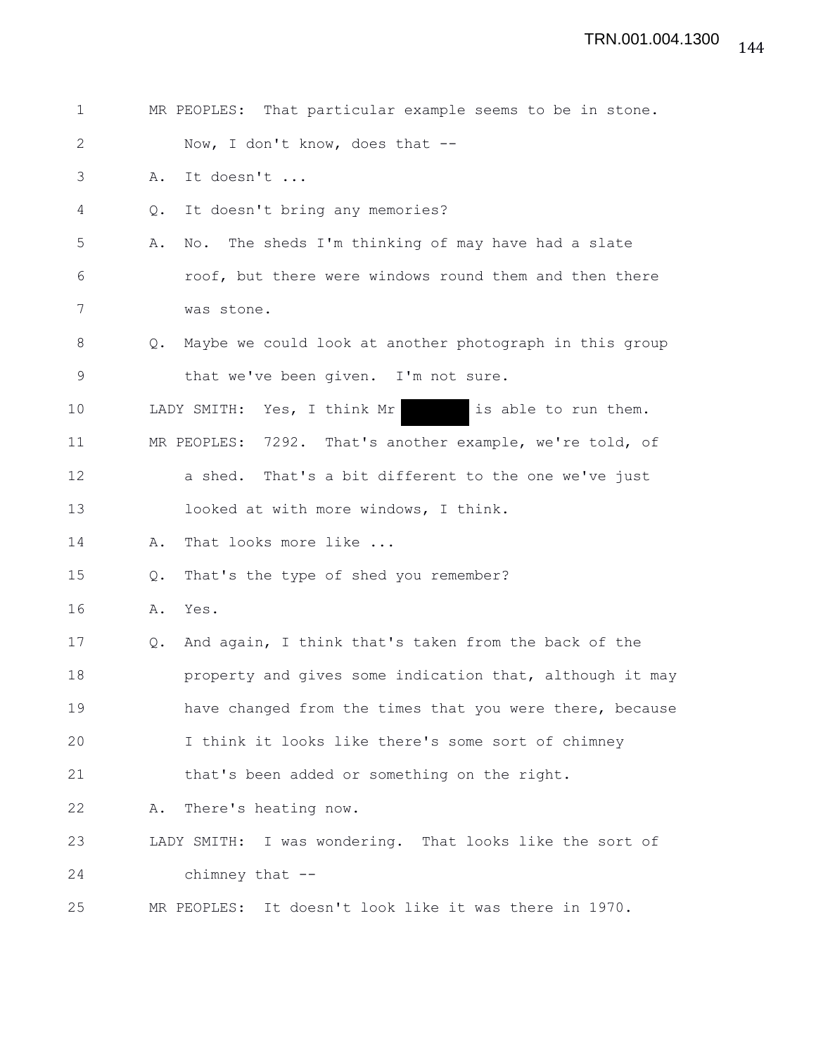1 MR PEOPLES: That particular example seems to be in stone.

2 Now, I don't know, does that --

3 A. It doesn't ...

4 Q. It doesn't bring any memories?

5 A. No. The sheds I'm thinking of may have had a slate

6 roof, but there were windows round them and then there

7 was stone.

8 Q. Maybe we could look at another photograph in this group

9 that we've been given. I'm not sure.

10 LADY SMITH: Yes, I think Mr ██████ is able to run them.

11 MR PEOPLES: 7292. That's another example, we're told, of

12 a shed. That's a bit different to the one we've just

13 looked at with more windows, I think.

14 A. That looks more like ...

15 Q. That's the type of shed you remember?

16 A. Yes.

17 Q. And again, I think that's taken from the back of the

18 property and gives some indication that, although it may

19 have changed from the times that you were there, because

20 I think it looks like there's some sort of chimney

21 that's been added or something on the right.

22 A. There's heating now.

23 LADY SMITH: I was wondering. That looks like the sort of

24 chimney that --

25 MR PEOPLES: It doesn't look like it was there in 1970.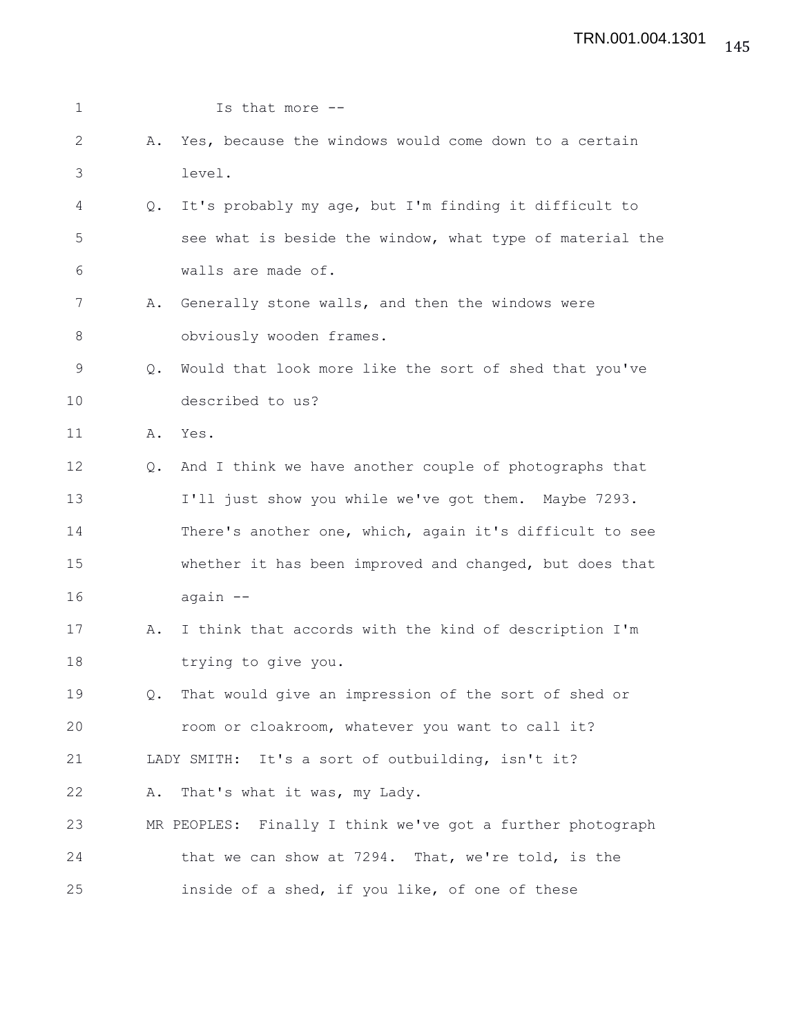Is that more --

A. Yes, because the windows would come down to a certain level.

Q. It's probably my age, but I'm finding it difficult to see what is beside the window, what type of material the walls are made of.

A. Generally stone walls, and then the windows were obviously wooden frames.

Q. Would that look more like the sort of shed that you've described to us?

A. Yes.

Q. And I think we have another couple of photographs that I'll just show you while we've got them. Maybe 7293. There's another one, which, again it's difficult to see whether it has been improved and changed, but does that again --

A. I think that accords with the kind of description I'm trying to give you.

Q. That would give an impression of the sort of shed or room or cloakroom, whatever you want to call it?

LADY SMITH: It's a sort of outbuilding, isn't it?

A. That's what it was, my Lady.

MR PEOPLES: Finally I think we've got a further photograph that we can show at 7294. That, we're told, is the inside of a shed, if you like, of one of these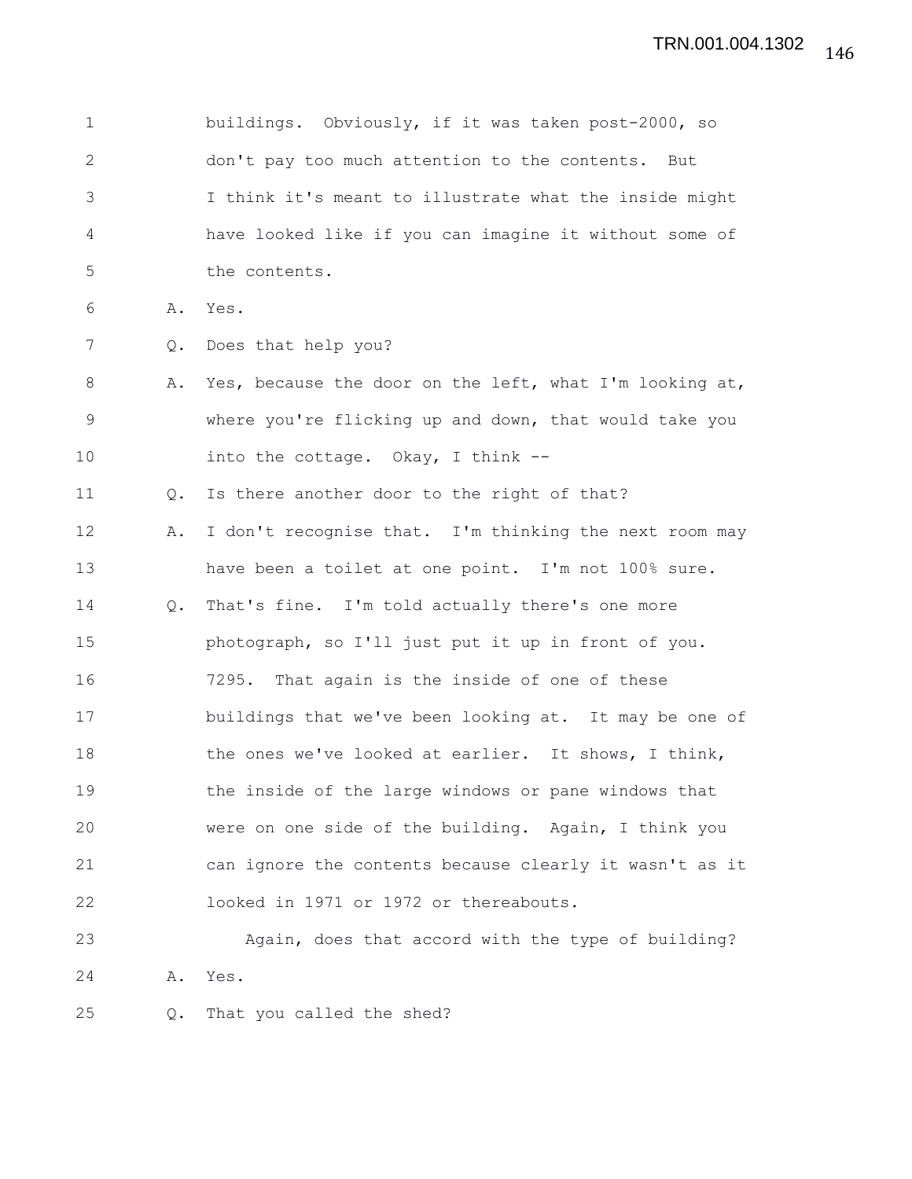buildings. Obviously, if it was taken post-2000, so don't pay too much attention to the contents. But I think it's meant to illustrate what the inside might have looked like if you can imagine it without some of the contents.

A. Yes.

Q. Does that help you?

A. Yes, because the door on the left, what I'm looking at, where you're flicking up and down, that would take you into the cottage. Okay, I think --

Q. Is there another door to the right of that?

A. I don't recognise that. I'm thinking the next room may have been a toilet at one point. I'm not 100% sure.

Q. That's fine. I'm told actually there's one more photograph, so I'll just put it up in front of you. 7295. That again is the inside of one of these buildings that we've been looking at. It may be one of the ones we've looked at earlier. It shows, I think, the inside of the large windows or pane windows that were on one side of the building. Again, I think you can ignore the contents because clearly it wasn't as it looked in 1971 or 1972 or thereabouts.

Again, does that accord with the type of building?

A. Yes.

Q. That you called the shed?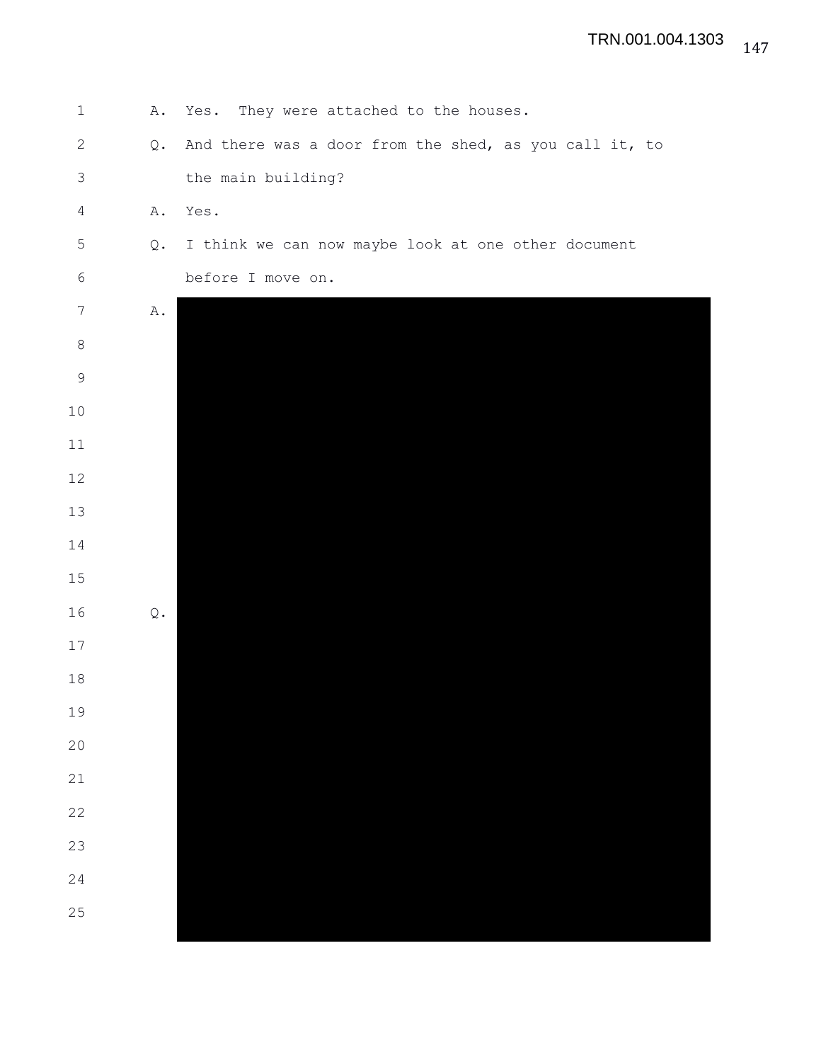A. Yes. They were attached to the houses.

Q. And there was a door from the shed, as you call it, to the main building?

A. Yes.

Q. I think we can now maybe look at one other document before I move on.

A.

Q.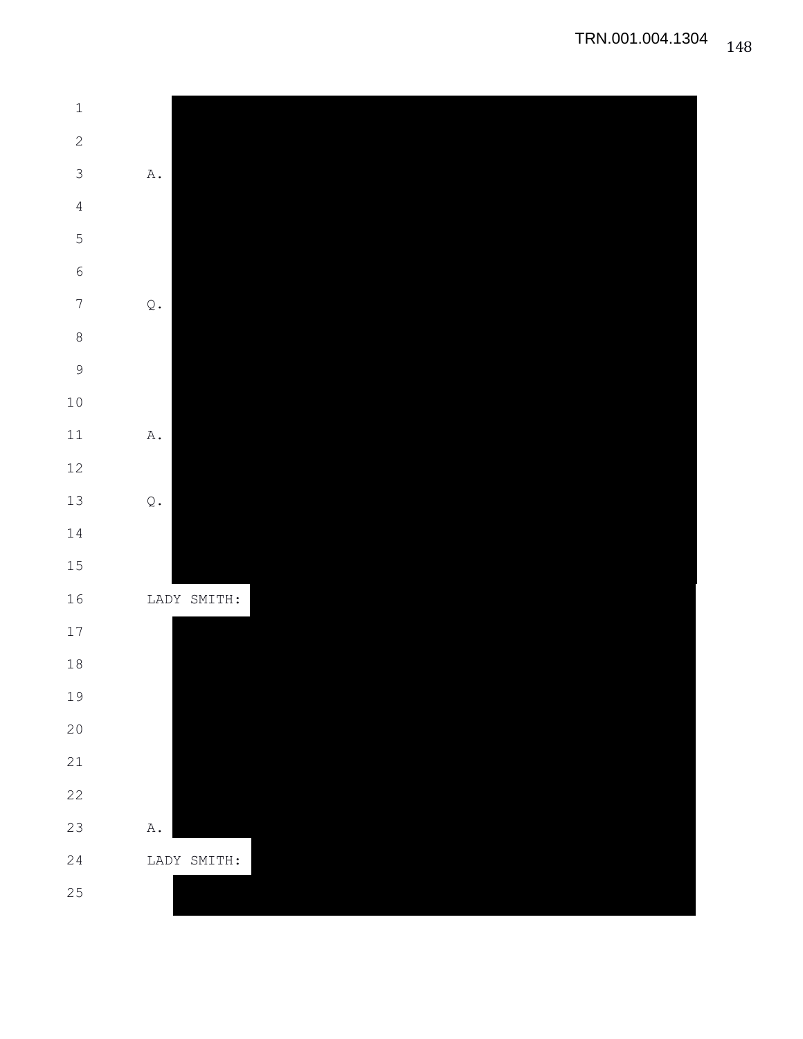A.

Q.

A.

Q.

LADY SMITH:

A.

LADY SMITH: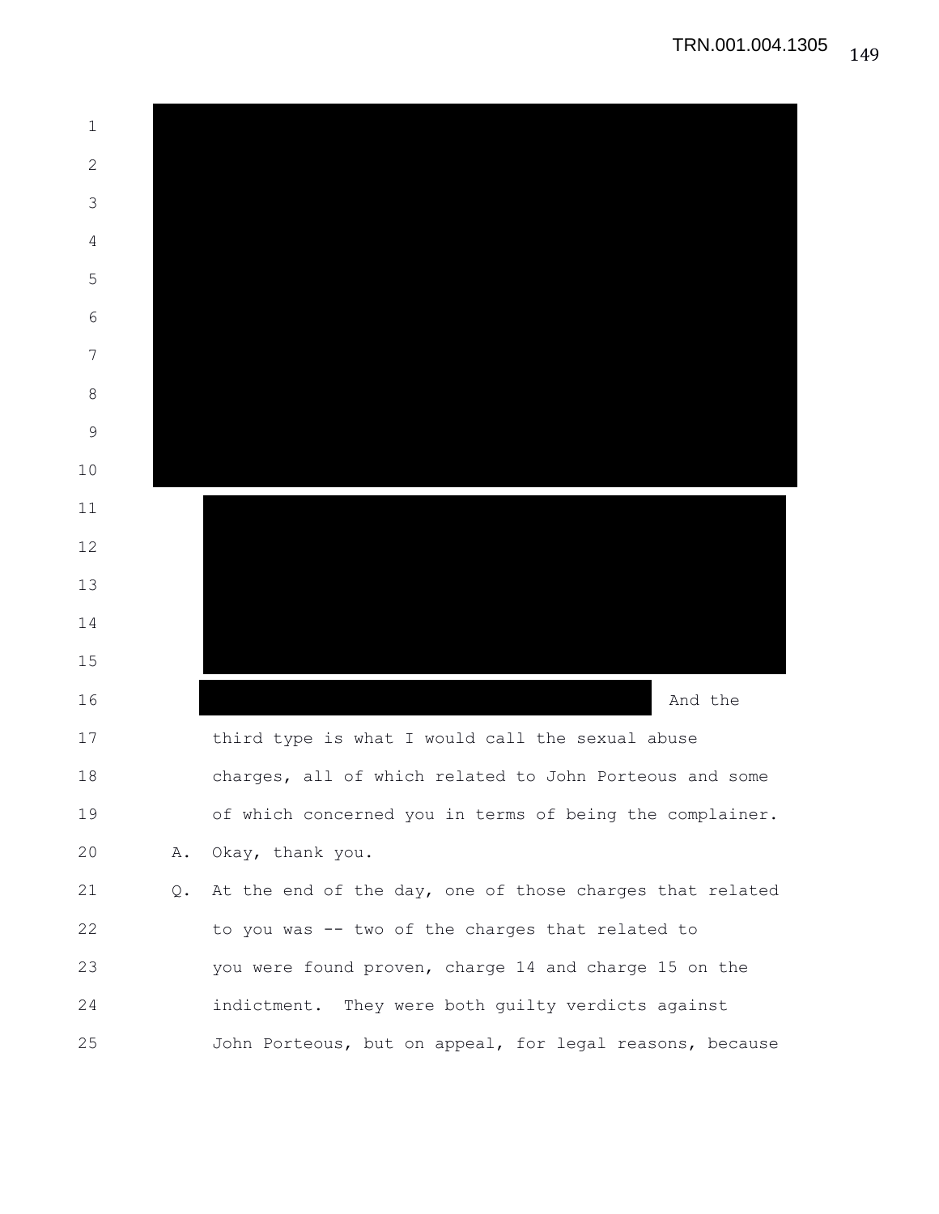And the third type is what I would call the sexual abuse charges, all of which related to John Porteous and some of which concerned you in terms of being the complainer.

A. Okay, thank you.

Q. At the end of the day, one of those charges that related to you was -- two of the charges that related to you were found proven, charge 14 and charge 15 on the indictment. They were both guilty verdicts against John Porteous, but on appeal, for legal reasons, because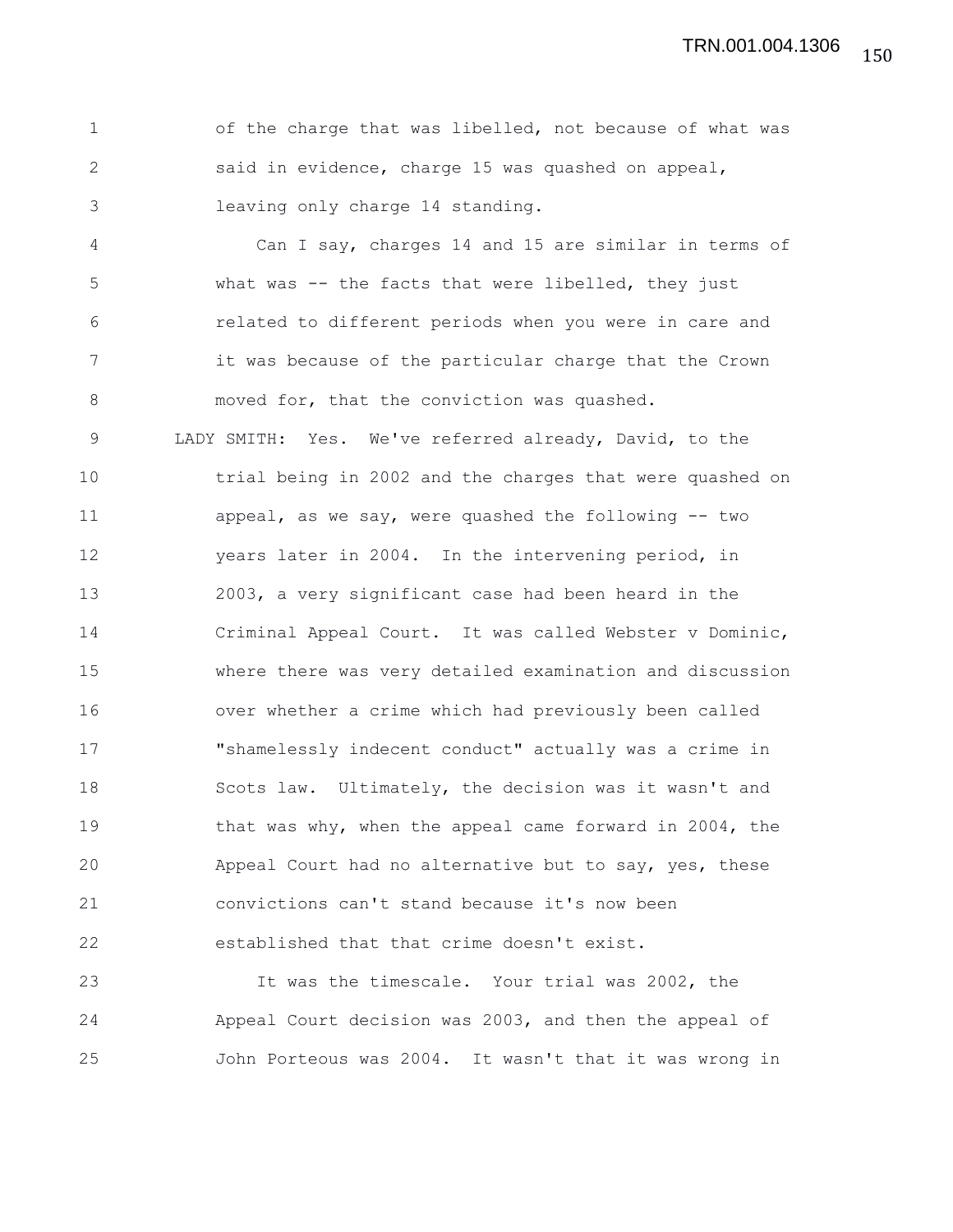of the charge that was libelled, not because of what was said in evidence, charge 15 was quashed on appeal, leaving only charge 14 standing.

Can I say, charges 14 and 15 are similar in terms of what was -- the facts that were libelled, they just related to different periods when you were in care and it was because of the particular charge that the Crown moved for, that the conviction was quashed.

LADY SMITH: Yes. We've referred already, David, to the trial being in 2002 and the charges that were quashed on appeal, as we say, were quashed the following -- two years later in 2004. In the intervening period, in 2003, a very significant case had been heard in the Criminal Appeal Court. It was called Webster v Dominic, where there was very detailed examination and discussion over whether a crime which had previously been called "shamelessly indecent conduct" actually was a crime in Scots law. Ultimately, the decision was it wasn't and that was why, when the appeal came forward in 2004, the Appeal Court had no alternative but to say, yes, these convictions can't stand because it's now been established that that crime doesn't exist.

It was the timescale. Your trial was 2002, the Appeal Court decision was 2003, and then the appeal of John Porteous was 2004. It wasn't that it was wrong in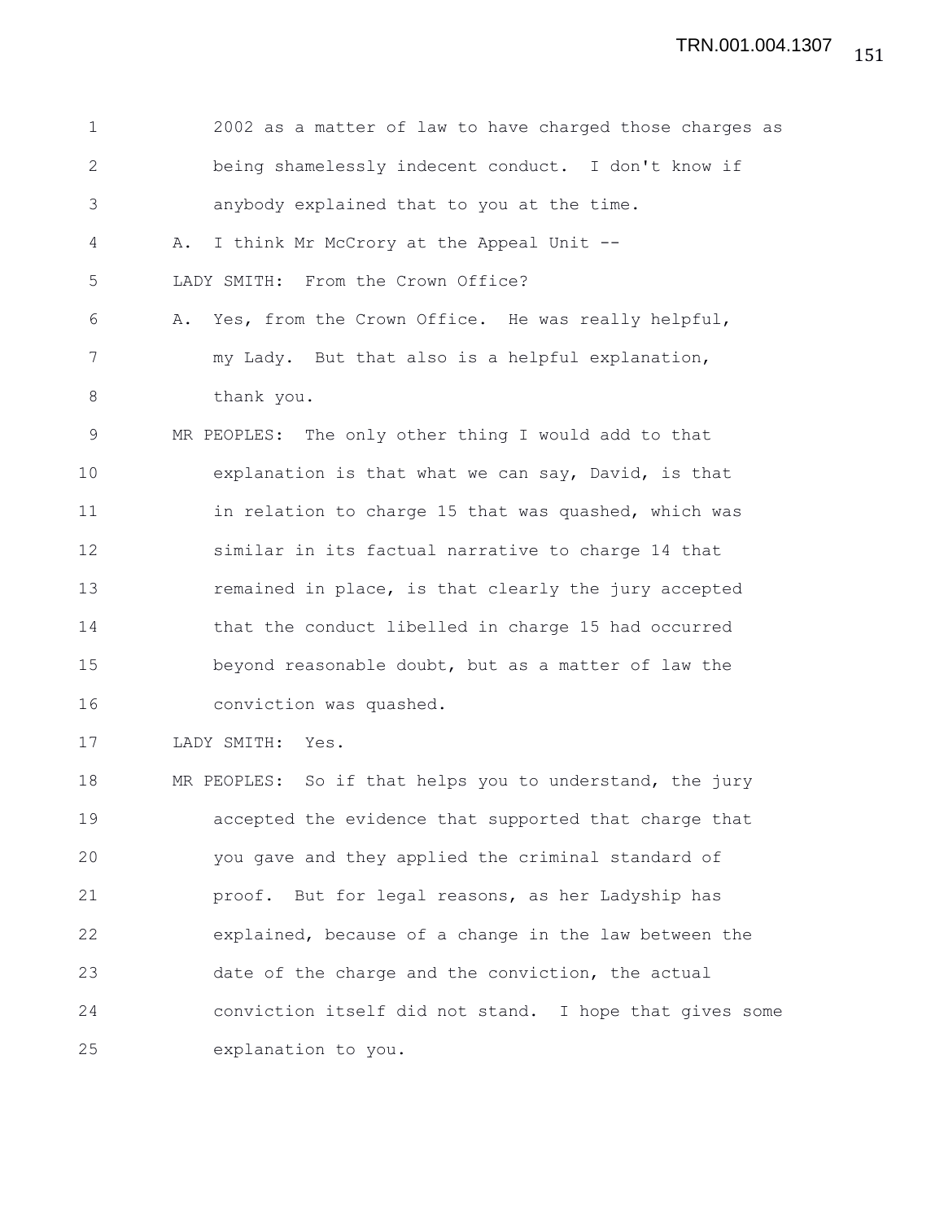2002 as a matter of law to have charged those charges as being shamelessly indecent conduct. I don't know if anybody explained that to you at the time.

A. I think Mr McCrory at the Appeal Unit --

LADY SMITH: From the Crown Office?

A. Yes, from the Crown Office. He was really helpful, my Lady. But that also is a helpful explanation, thank you.

MR PEOPLES: The only other thing I would add to that explanation is that what we can say, David, is that in relation to charge 15 that was quashed, which was similar in its factual narrative to charge 14 that remained in place, is that clearly the jury accepted that the conduct libelled in charge 15 had occurred beyond reasonable doubt, but as a matter of law the conviction was quashed.

LADY SMITH: Yes.

MR PEOPLES: So if that helps you to understand, the jury accepted the evidence that supported that charge that you gave and they applied the criminal standard of proof. But for legal reasons, as her Ladyship has explained, because of a change in the law between the date of the charge and the conviction, the actual conviction itself did not stand. I hope that gives some explanation to you.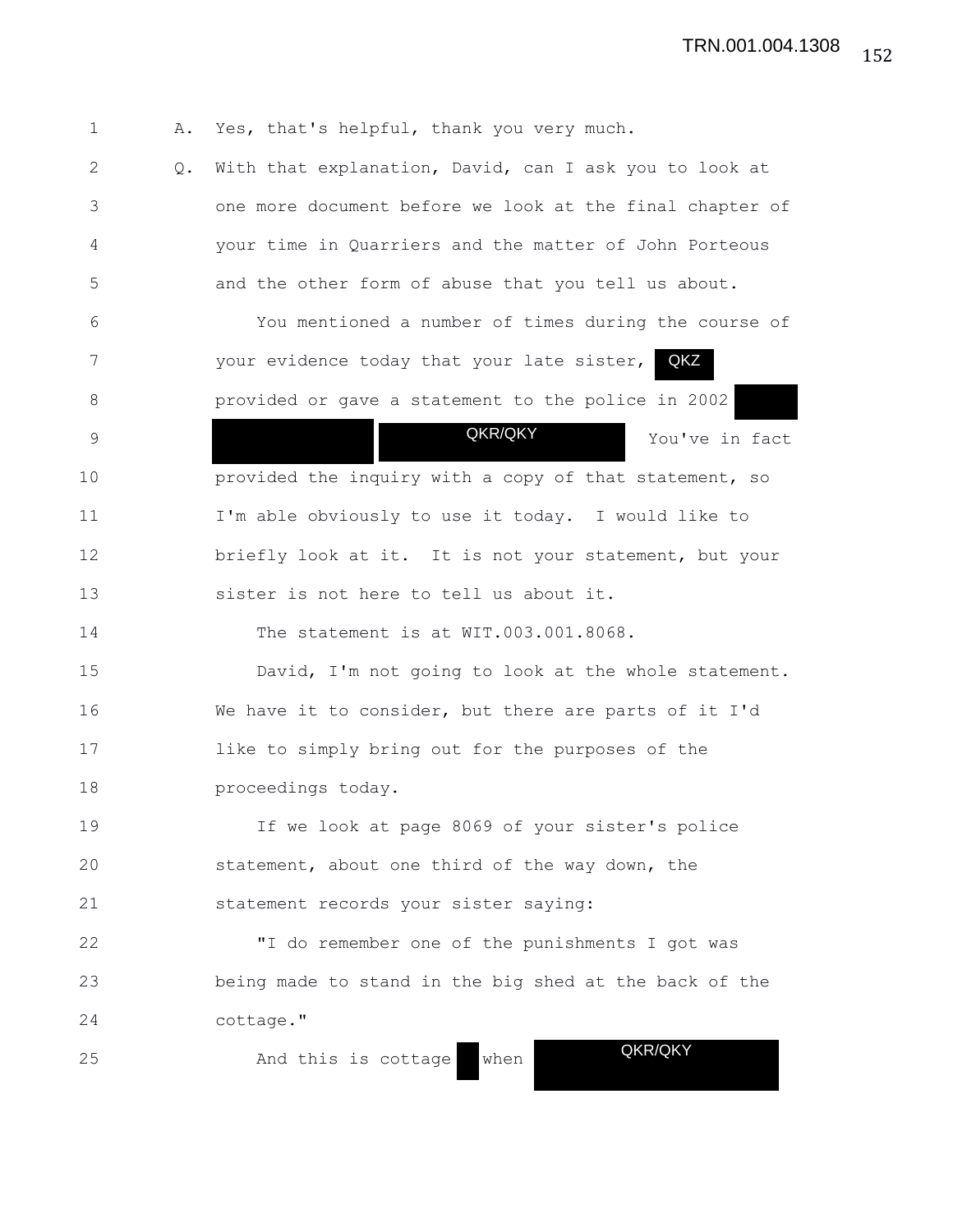1 A. Yes, that's helpful, thank you very much.

2 Q. With that explanation, David, can I ask you to look at

3 one more document before we look at the final chapter of

4 your time in Quarriers and the matter of John Porteous

5 and the other form of abuse that you tell us about.

6 You mentioned a number of times during the course of

7 your evidence today that your late sister, QKZ

8 provided or gave a statement to the police in 2002

9 QKR/QKY You've in fact

10 provided the inquiry with a copy of that statement, so

11 I'm able obviously to use it today. I would like to

12 briefly look at it. It is not your statement, but your

13 sister is not here to tell us about it.

14 The statement is at WIT.003.001.8068.

15 David, I'm not going to look at the whole statement.

16 We have it to consider, but there are parts of it I'd

17 like to simply bring out for the purposes of the

18 proceedings today.

19 If we look at page 8069 of your sister's police

20 statement, about one third of the way down, the

21 statement records your sister saying:

22 "I do remember one of the punishments I got was

23 being made to stand in the big shed at the back of the

24 cottage."

25 And this is cottage when QKR/QKY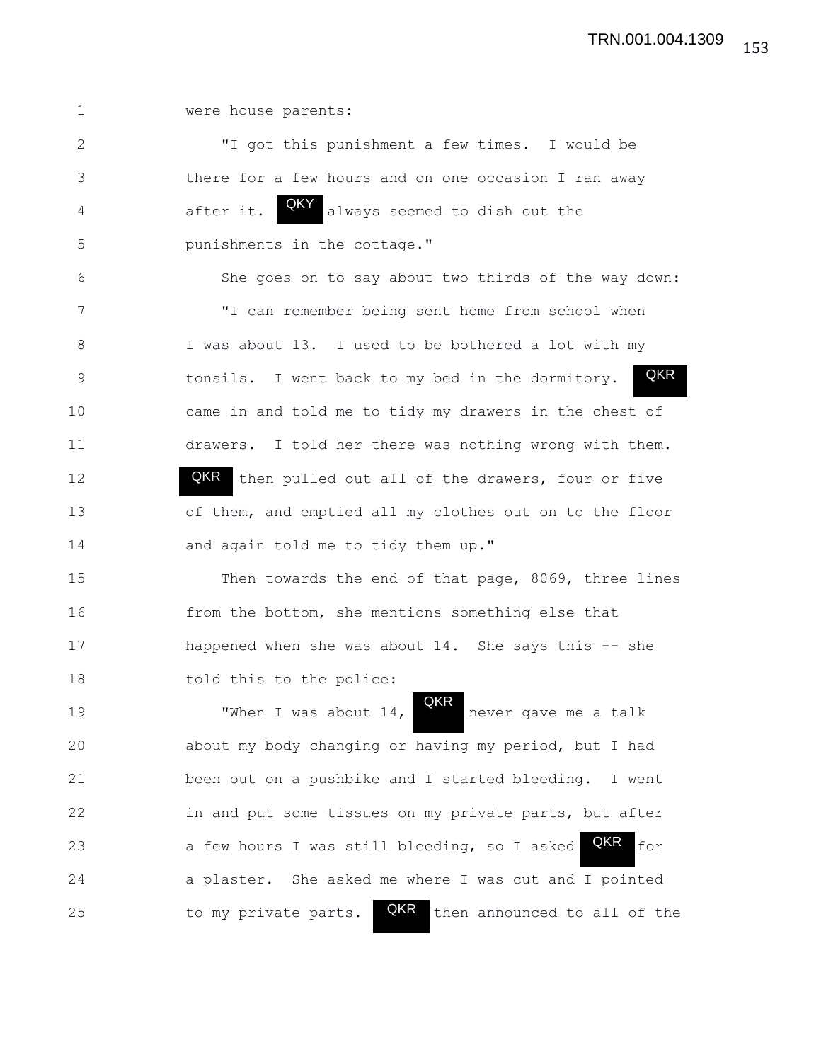were house parents:

"I got this punishment a few times. I would be there for a few hours and on one occasion I ran away after it. QKY always seemed to dish out the punishments in the cottage."

She goes on to say about two thirds of the way down:

"I can remember being sent home from school when I was about 13. I used to be bothered a lot with my tonsils. I went back to my bed in the dormitory. QKR came in and told me to tidy my drawers in the chest of drawers. I told her there was nothing wrong with them. QKR then pulled out all of the drawers, four or five of them, and emptied all my clothes out on to the floor and again told me to tidy them up."

Then towards the end of that page, 8069, three lines from the bottom, she mentions something else that happened when she was about 14. She says this -- she told this to the police:

"When I was about 14, QKR never gave me a talk about my body changing or having my period, but I had been out on a pushbike and I started bleeding. I went in and put some tissues on my private parts, but after a few hours I was still bleeding, so I asked QKR for a plaster. She asked me where I was cut and I pointed to my private parts. QKR then announced to all of the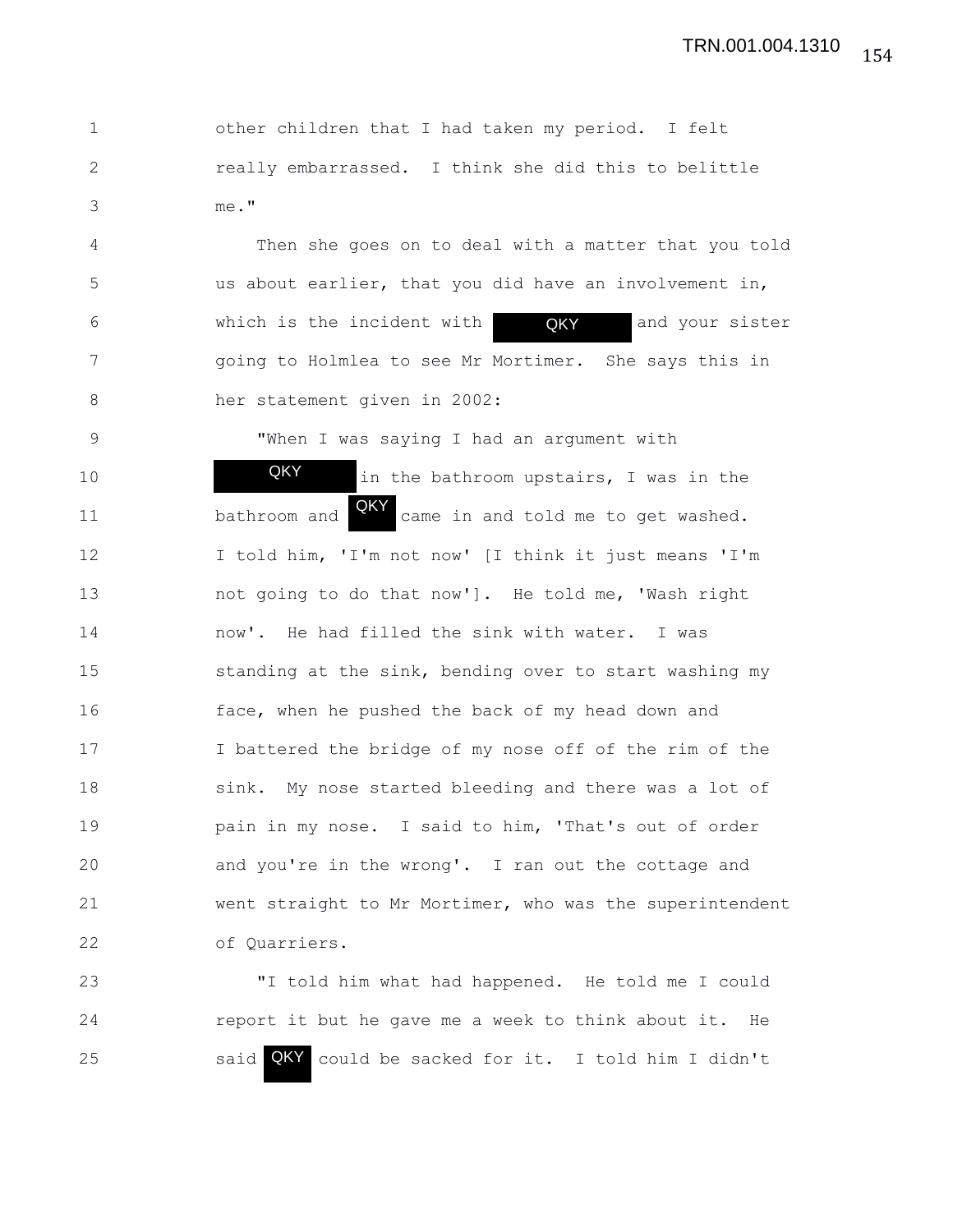1 other children that I had taken my period. I felt
2 really embarrassed. I think she did this to belittle
3 me."

4 Then she goes on to deal with a matter that you told
5 us about earlier, that you did have an involvement in,
6 which is the incident with QKY and your sister
7 going to Holmlea to see Mr Mortimer. She says this in
8 her statement given in 2002:

9 "When I was saying I had an argument with
10 QKY in the bathroom upstairs, I was in the
11 bathroom and QKY came in and told me to get washed.
12 I told him, 'I'm not now' [I think it just means 'I'm
13 not going to do that now']. He told me, 'Wash right
14 now'. He had filled the sink with water. I was
15 standing at the sink, bending over to start washing my
16 face, when he pushed the back of my head down and
17 I battered the bridge of my nose off of the rim of the
18 sink. My nose started bleeding and there was a lot of
19 pain in my nose. I said to him, 'That's out of order
20 and you're in the wrong'. I ran out the cottage and
21 went straight to Mr Mortimer, who was the superintendent
22 of Quarriers.

23 "I told him what had happened. He told me I could
24 report it but he gave me a week to think about it. He
25 said QKY could be sacked for it. I told him I didn't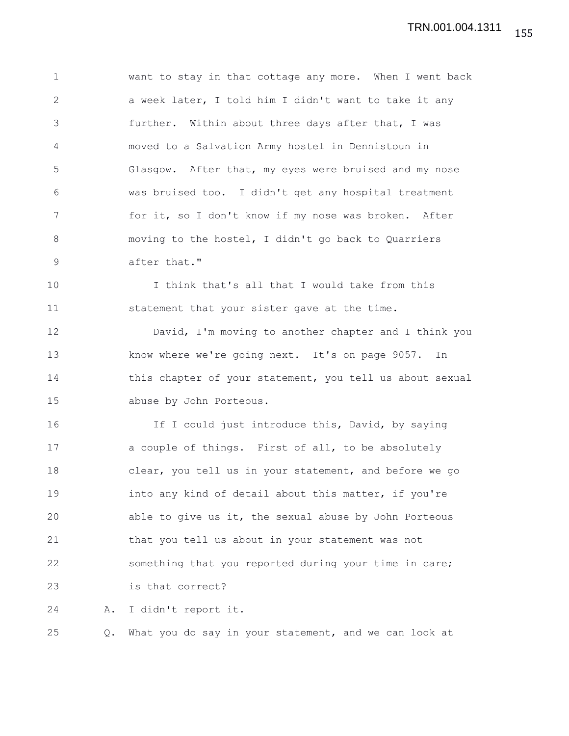1 want to stay in that cottage any more. When I went back
2 a week later, I told him I didn't want to take it any
3 further. Within about three days after that, I was
4 moved to a Salvation Army hostel in Dennistoun in
5 Glasgow. After that, my eyes were bruised and my nose
6 was bruised too. I didn't get any hospital treatment
7 for it, so I don't know if my nose was broken. After
8 moving to the hostel, I didn't go back to Quarriers
9 after that."

10 I think that's all that I would take from this
11 statement that your sister gave at the time.

12 David, I'm moving to another chapter and I think you
13 know where we're going next. It's on page 9057. In
14 this chapter of your statement, you tell us about sexual
15 abuse by John Porteous.

16 If I could just introduce this, David, by saying
17 a couple of things. First of all, to be absolutely
18 clear, you tell us in your statement, and before we go
19 into any kind of detail about this matter, if you're
20 able to give us it, the sexual abuse by John Porteous
21 that you tell us about in your statement was not
22 something that you reported during your time in care;
23 is that correct?

24 A. I didn't report it.

25 Q. What you do say in your statement, and we can look at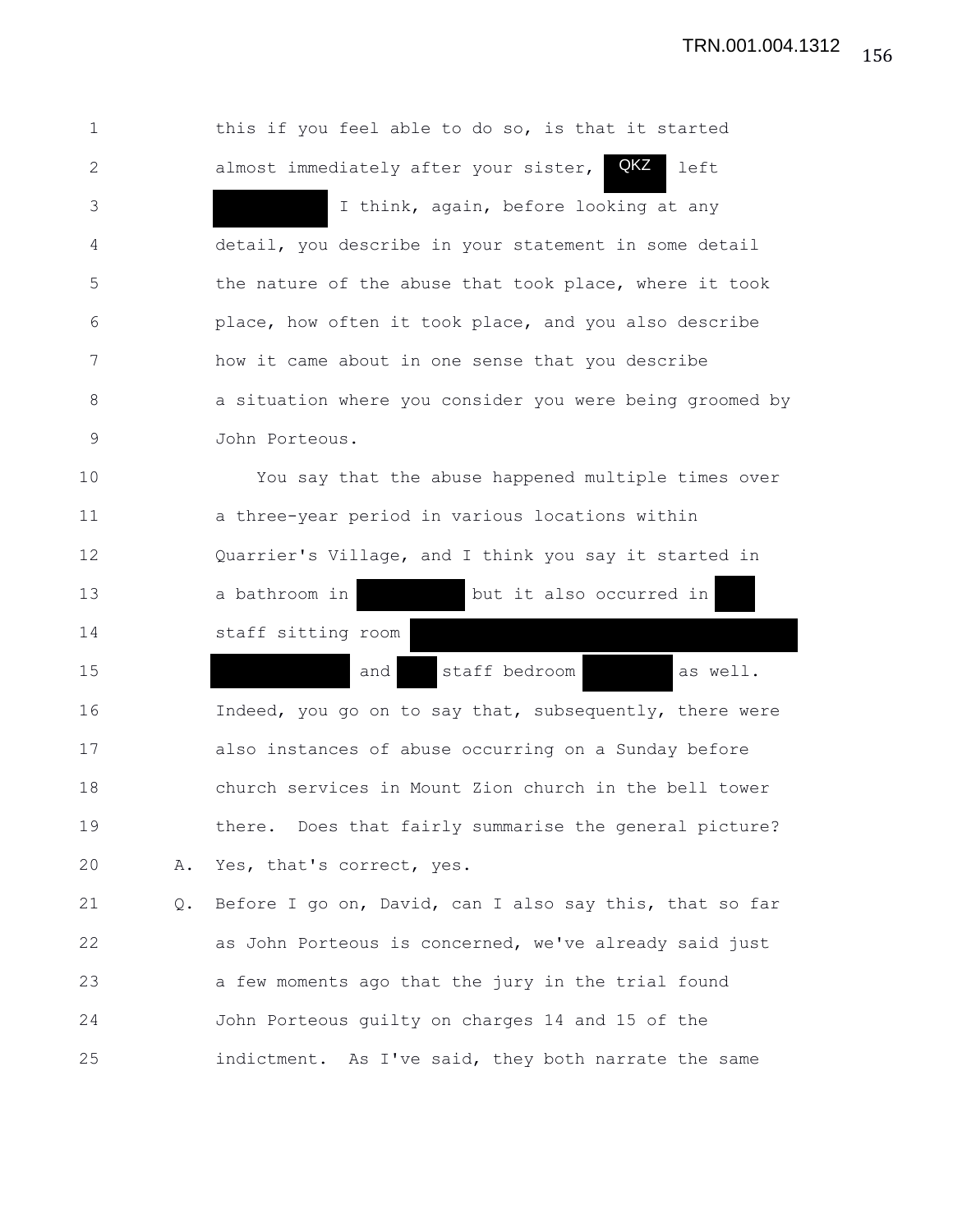1 this if you feel able to do so, is that it started
2 almost immediately after your sister, QKZ left
3 I think, again, before looking at any
4 detail, you describe in your statement in some detail
5 the nature of the abuse that took place, where it took
6 place, how often it took place, and you also describe
7 how it came about in one sense that you describe
8 a situation where you consider you were being groomed by
9 John Porteous.
10 You say that the abuse happened multiple times over
11 a three-year period in various locations within
12 Quarrier's Village, and I think you say it started in
13 a bathroom in but it also occurred in
14 staff sitting room
15 and staff bedroom as well.
16 Indeed, you go on to say that, subsequently, there were
17 also instances of abuse occurring on a Sunday before
18 church services in Mount Zion church in the bell tower
19 there. Does that fairly summarise the general picture?
20 A. Yes, that's correct, yes.
21 Q. Before I go on, David, can I also say this, that so far
22 as John Porteous is concerned, we've already said just
23 a few moments ago that the jury in the trial found
24 John Porteous guilty on charges 14 and 15 of the
25 indictment. As I've said, they both narrate the same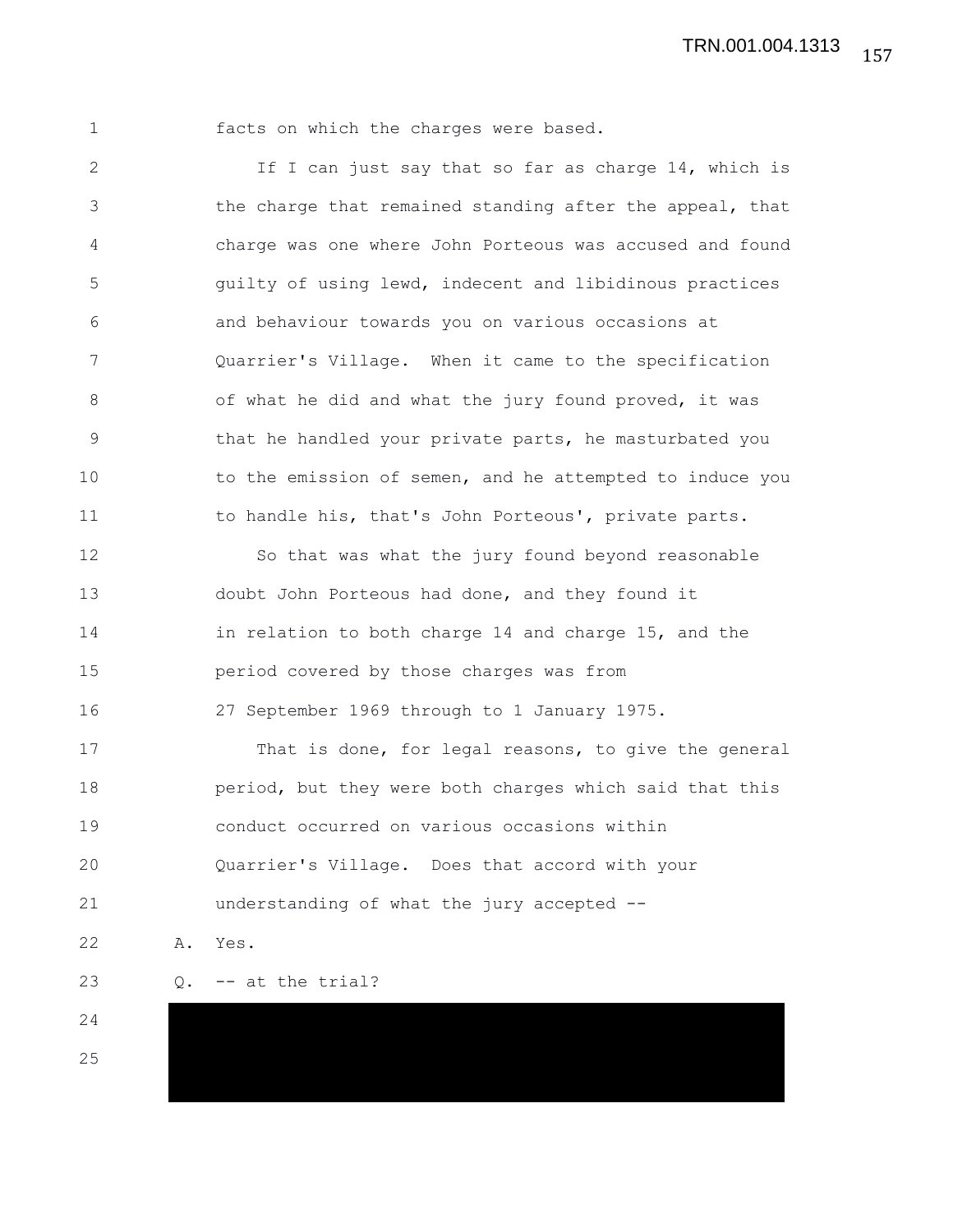facts on which the charges were based.

If I can just say that so far as charge 14, which is the charge that remained standing after the appeal, that charge was one where John Porteous was accused and found guilty of using lewd, indecent and libidinous practices and behaviour towards you on various occasions at Quarrier's Village. When it came to the specification of what he did and what the jury found proved, it was that he handled your private parts, he masturbated you to the emission of semen, and he attempted to induce you to handle his, that's John Porteous', private parts.

So that was what the jury found beyond reasonable doubt John Porteous had done, and they found it in relation to both charge 14 and charge 15, and the period covered by those charges was from 27 September 1969 through to 1 January 1975.

That is done, for legal reasons, to give the general period, but they were both charges which said that this conduct occurred on various occasions within Quarrier's Village. Does that accord with your understanding of what the jury accepted --

A. Yes.

Q. -- at the trial?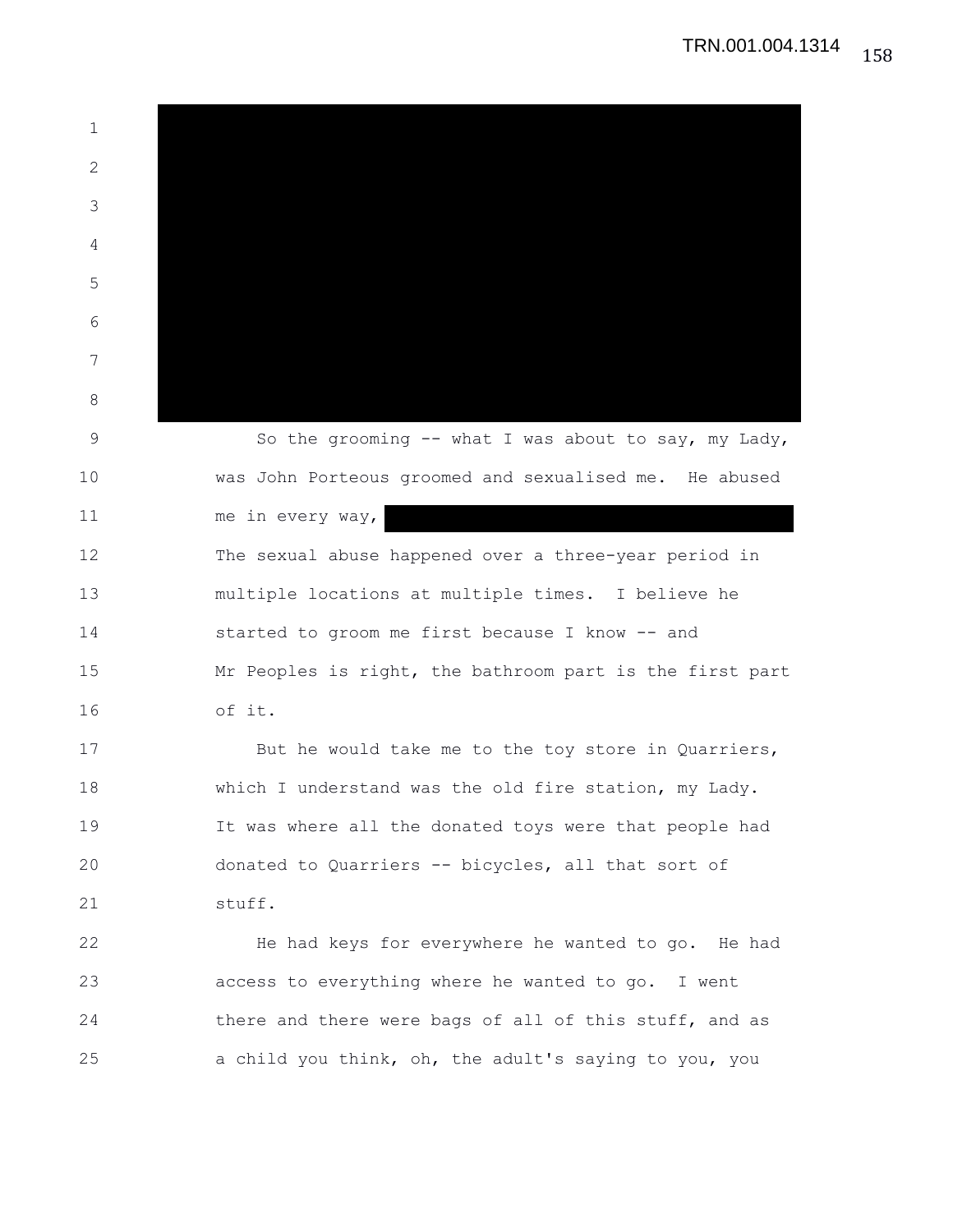So the grooming -- what I was about to say, my Lady, was John Porteous groomed and sexualised me. He abused me in every way,

The sexual abuse happened over a three-year period in multiple locations at multiple times. I believe he started to groom me first because I know -- and Mr Peoples is right, the bathroom part is the first part of it.

But he would take me to the toy store in Quarriers, which I understand was the old fire station, my Lady. It was where all the donated toys were that people had donated to Quarriers -- bicycles, all that sort of stuff.

He had keys for everywhere he wanted to go. He had access to everything where he wanted to go. I went there and there were bags of all of this stuff, and as a child you think, oh, the adult's saying to you, you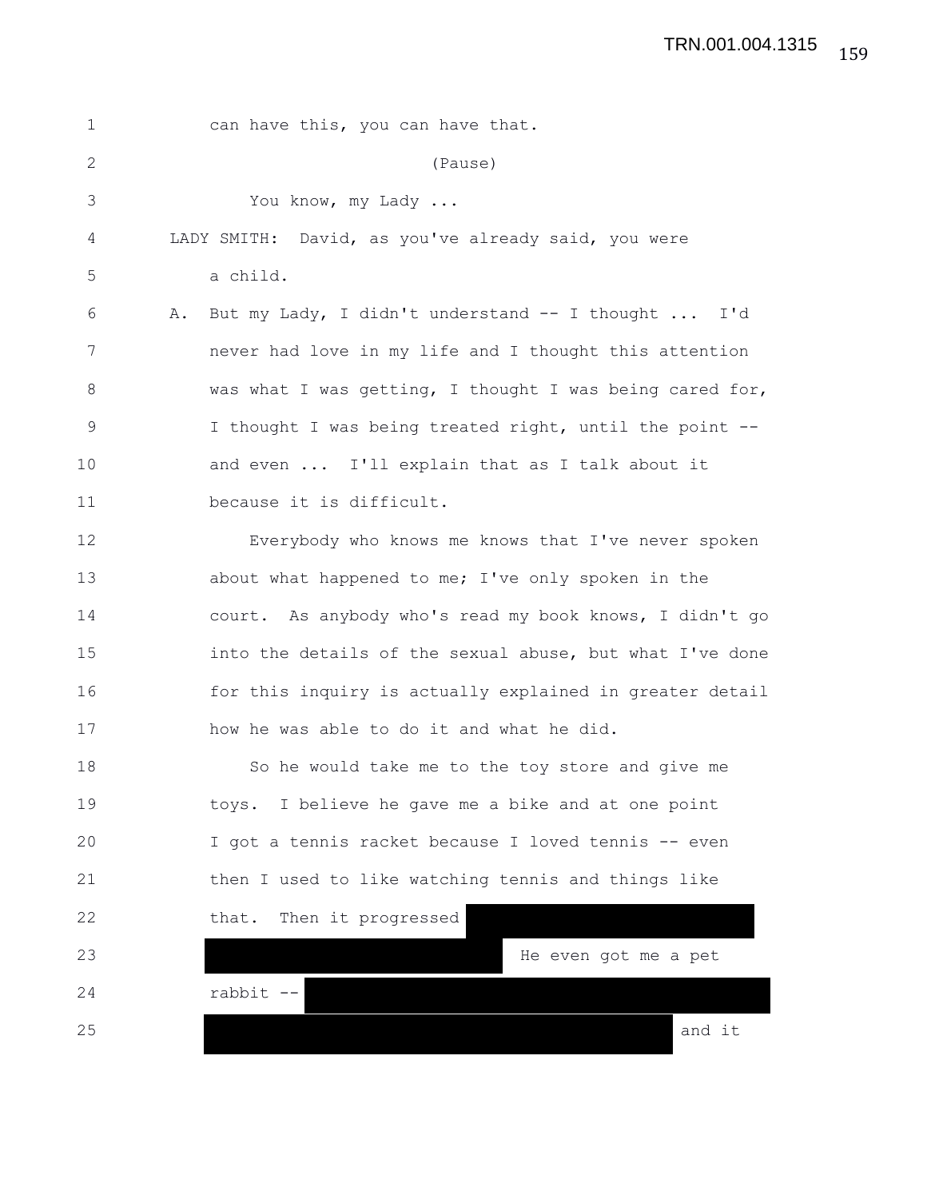1 can have this, you can have that.

2 (Pause)

3 You know, my Lady ...

4 LADY SMITH: David, as you've already said, you were

5 a child.

6 A. But my Lady, I didn't understand -- I thought ... I'd

7 never had love in my life and I thought this attention

8 was what I was getting, I thought I was being cared for,

9 I thought I was being treated right, until the point --

10 and even ... I'll explain that as I talk about it

11 because it is difficult.

12 Everybody who knows me knows that I've never spoken

13 about what happened to me; I've only spoken in the

14 court. As anybody who's read my book knows, I didn't go

15 into the details of the sexual abuse, but what I've done

16 for this inquiry is actually explained in greater detail

17 how he was able to do it and what he did.

18 So he would take me to the toy store and give me

19 toys. I believe he gave me a bike and at one point

20 I got a tennis racket because I loved tennis -- even

21 then I used to like watching tennis and things like

22 that. Then it progressed [REDACTED]

23 [REDACTED] He even got me a pet

24 rabbit -- [REDACTED]

25 [REDACTED] and it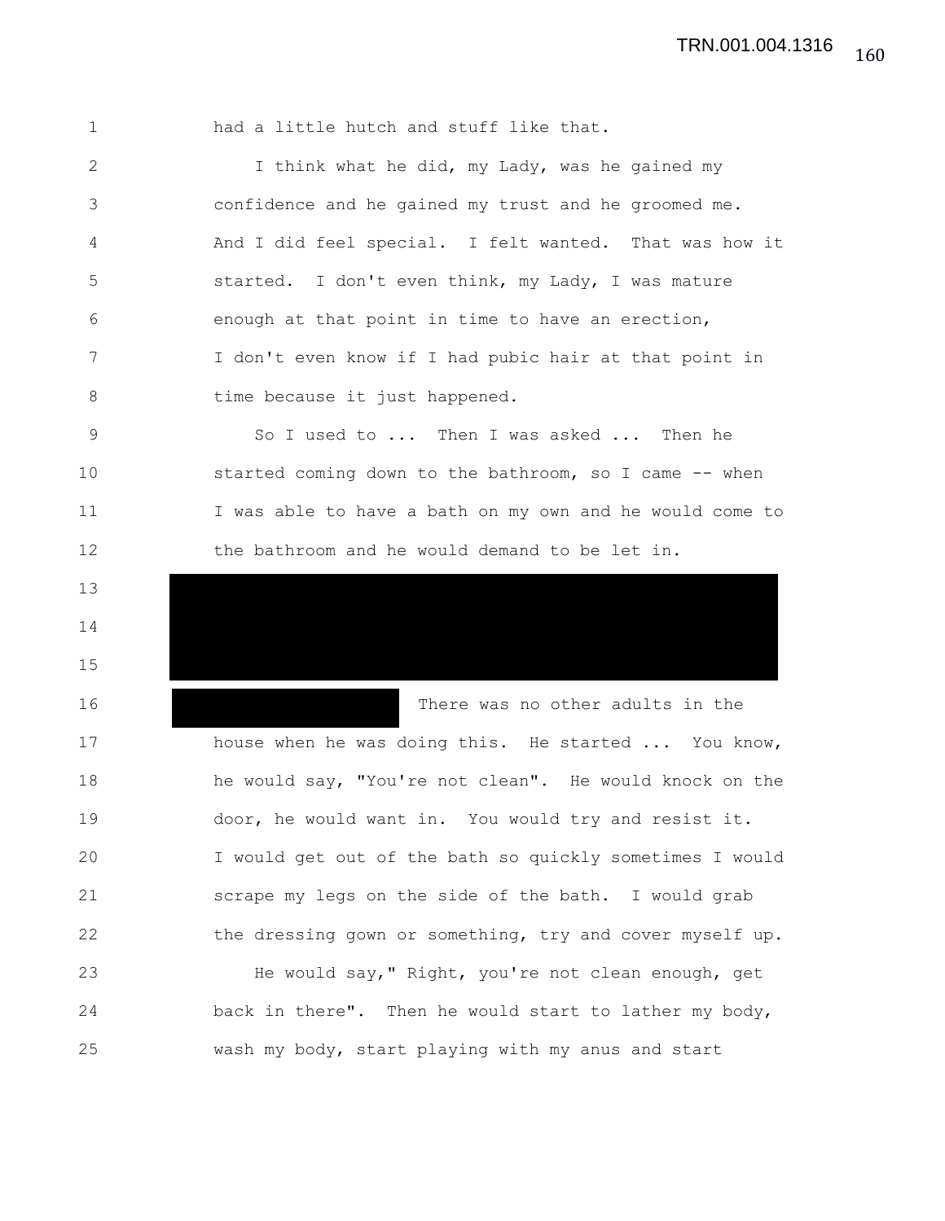had a little hutch and stuff like that.

I think what he did, my Lady, was he gained my confidence and he gained my trust and he groomed me. And I did feel special. I felt wanted. That was how it started. I don't even think, my Lady, I was mature enough at that point in time to have an erection, I don't even know if I had pubic hair at that point in time because it just happened.

So I used to ... Then I was asked ... Then he started coming down to the bathroom, so I came -- when I was able to have a bath on my own and he would come to the bathroom and he would demand to be let in.

There was no other adults in the house when he was doing this. He started ... You know, he would say, "You're not clean". He would knock on the door, he would want in. You would try and resist it. I would get out of the bath so quickly sometimes I would scrape my legs on the side of the bath. I would grab the dressing gown or something, try and cover myself up.

He would say," Right, you're not clean enough, get back in there". Then he would start to lather my body, wash my body, start playing with my anus and start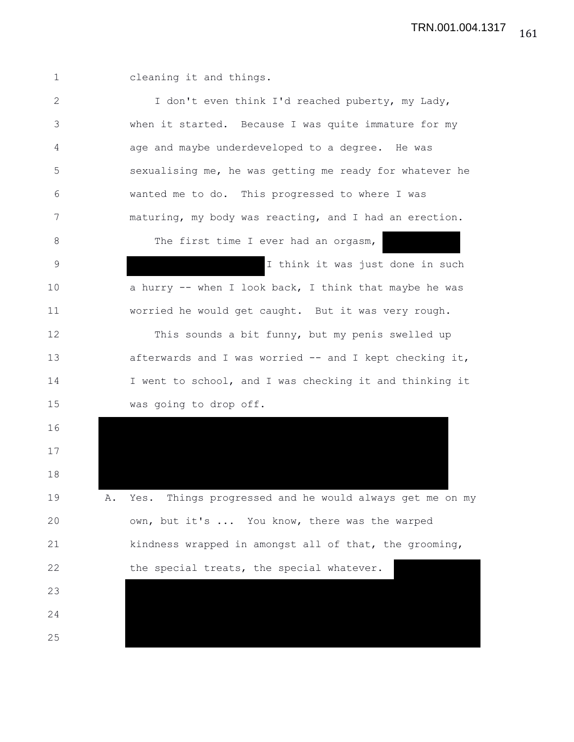cleaning it and things.

I don't even think I'd reached puberty, my Lady, when it started. Because I was quite immature for my age and maybe underdeveloped to a degree. He was sexualising me, he was getting me ready for whatever he wanted me to do. This progressed to where I was maturing, my body was reacting, and I had an erection.

The first time I ever had an orgasm, [REDACTED] [REDACTED] I think it was just done in such a hurry -- when I look back, I think that maybe he was worried he would get caught. But it was very rough.

This sounds a bit funny, but my penis swelled up afterwards and I was worried -- and I kept checking it, I went to school, and I was checking it and thinking it was going to drop off.

[REDACTED]

A. Yes. Things progressed and he would always get me on my own, but it's ... You know, there was the warped kindness wrapped in amongst all of that, the grooming, the special treats, the special whatever. [REDACTED]

[REDACTED]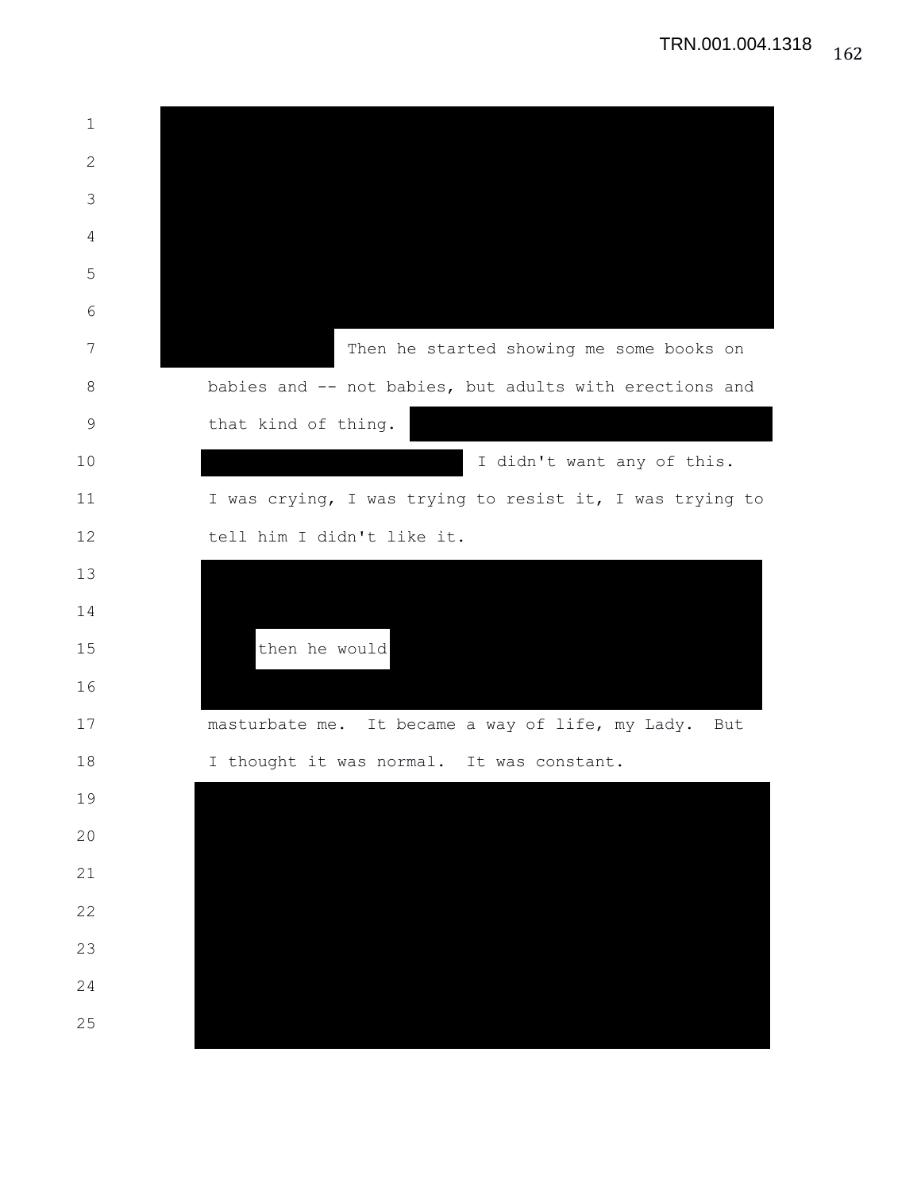Then he started showing me some books on babies and -- not babies, but adults with erections and that kind of thing.

I didn't want any of this. I was crying, I was trying to resist it, I was trying to tell him I didn't like it.

then he would

masturbate me. It became a way of life, my Lady. But I thought it was normal. It was constant.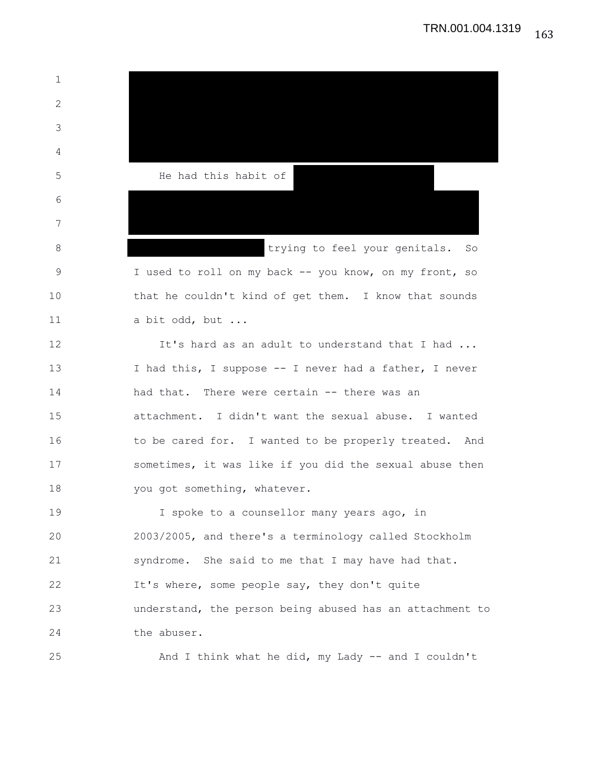He had this habit of

trying to feel your genitals. So I used to roll on my back -- you know, on my front, so that he couldn't kind of get them. I know that sounds a bit odd, but ...

It's hard as an adult to understand that I had ... I had this, I suppose -- I never had a father, I never had that. There were certain -- there was an attachment. I didn't want the sexual abuse. I wanted to be cared for. I wanted to be properly treated. And sometimes, it was like if you did the sexual abuse then you got something, whatever.

I spoke to a counsellor many years ago, in 2003/2005, and there's a terminology called Stockholm syndrome. She said to me that I may have had that. It's where, some people say, they don't quite understand, the person being abused has an attachment to the abuser.

And I think what he did, my Lady -- and I couldn't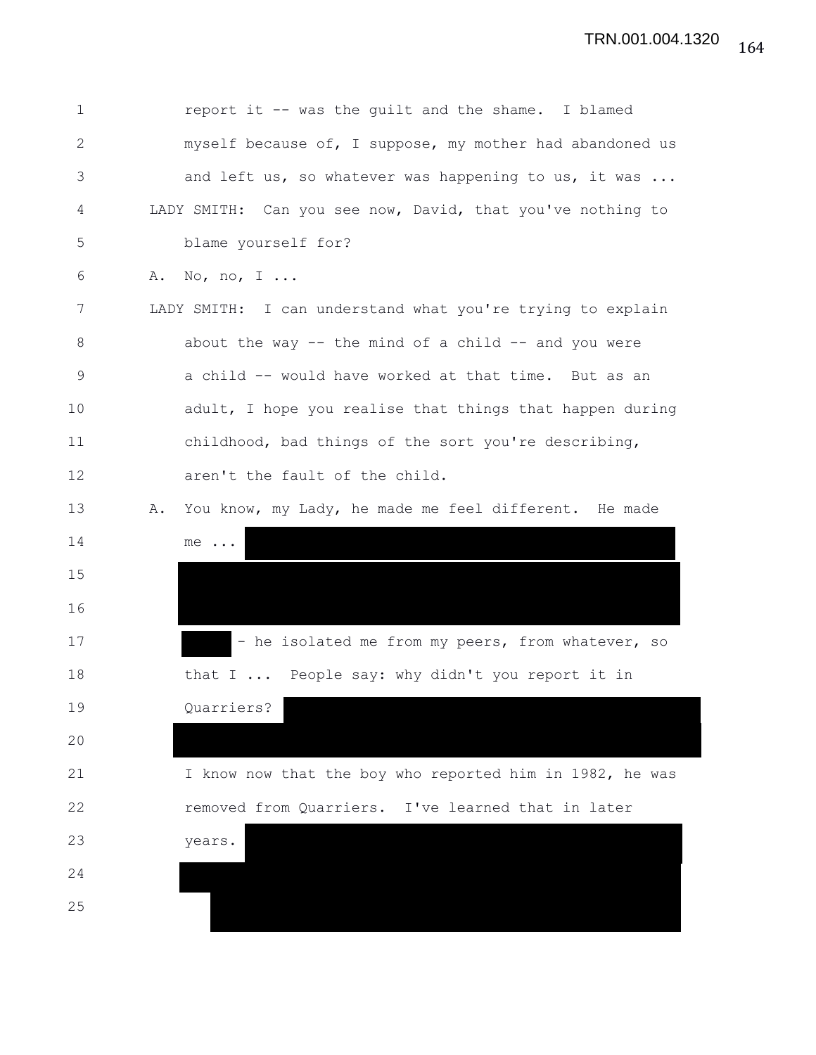report it -- was the guilt and the shame. I blamed myself because of, I suppose, my mother had abandoned us and left us, so whatever was happening to us, it was ...

LADY SMITH: Can you see now, David, that you've nothing to blame yourself for?

A. No, no, I ...

LADY SMITH: I can understand what you're trying to explain about the way -- the mind of a child -- and you were a child -- would have worked at that time. But as an adult, I hope you realise that things that happen during childhood, bad things of the sort you're describing, aren't the fault of the child.

A. You know, my Lady, he made me feel different. He made me ...

- he isolated me from my peers, from whatever, so that I ... People say: why didn't you report it in Quarriers?

I know now that the boy who reported him in 1982, he was removed from Quarriers. I've learned that in later years.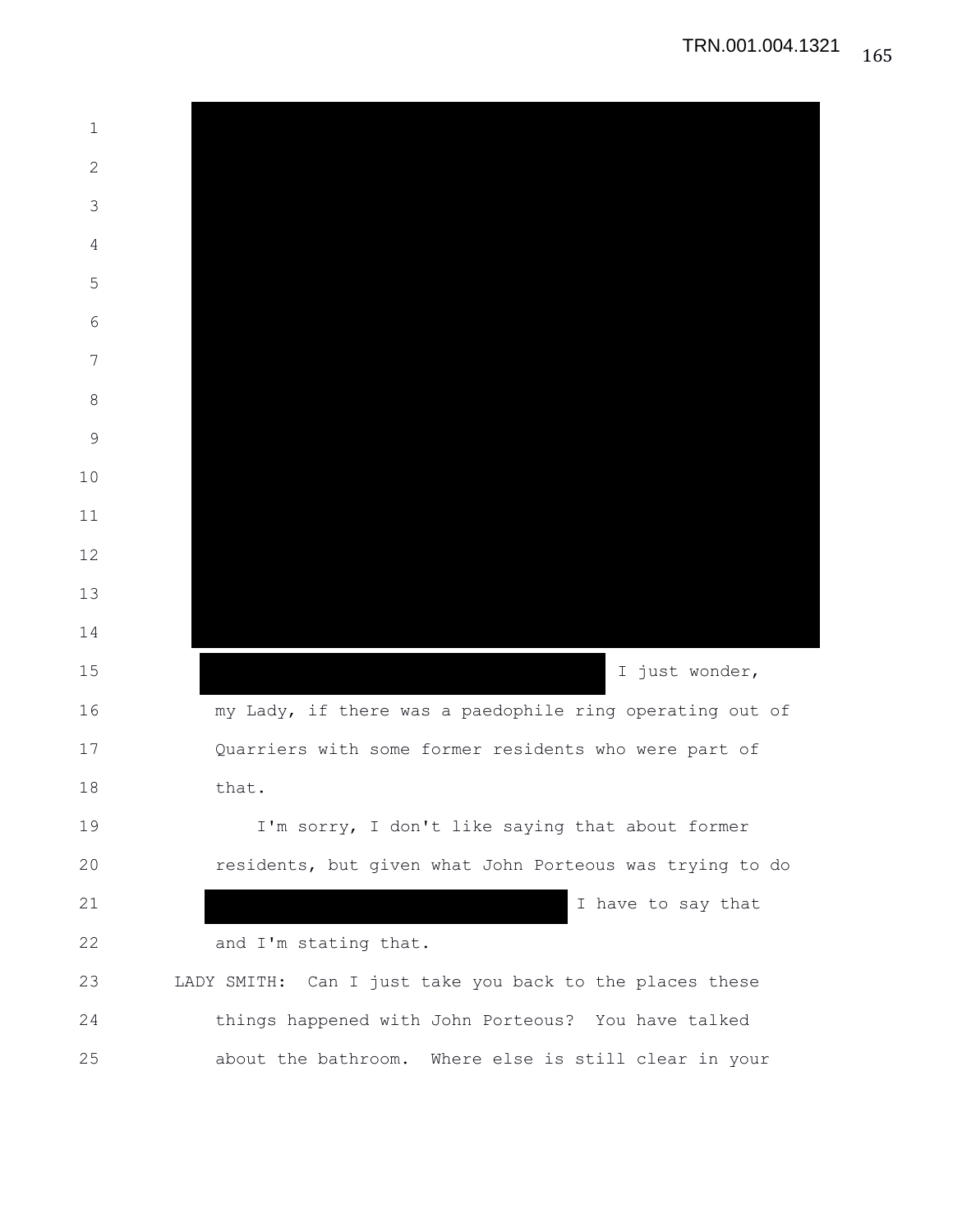I just wonder, my Lady, if there was a paedophile ring operating out of Quarriers with some former residents who were part of that.

I'm sorry, I don't like saying that about former residents, but given what John Porteous was trying to do I have to say that and I'm stating that.

LADY SMITH: Can I just take you back to the places these things happened with John Porteous? You have talked about the bathroom. Where else is still clear in your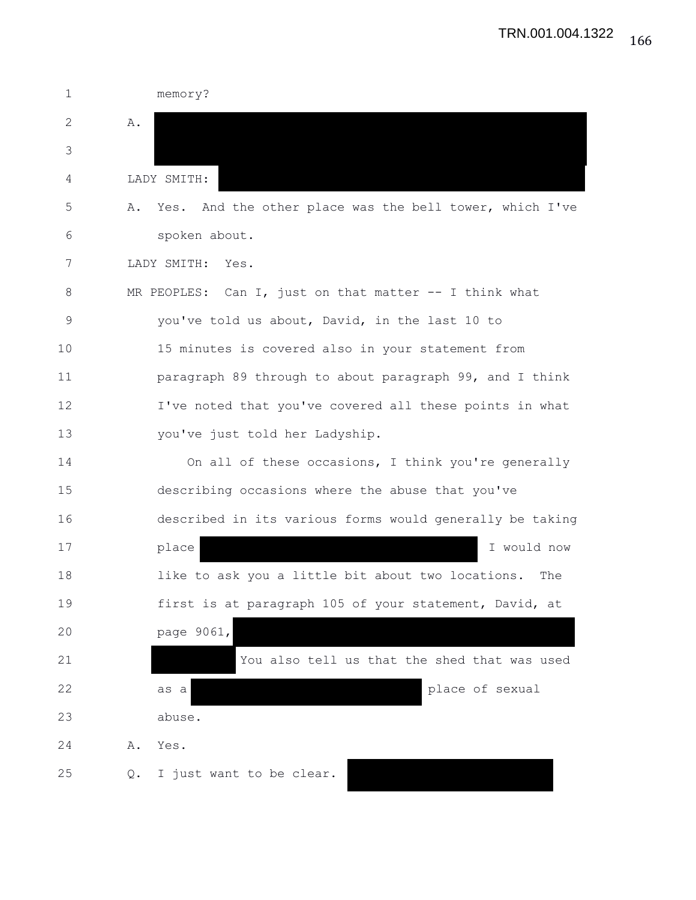1 memory?

2 A. [REDACTED]

3 

4 LADY SMITH: [REDACTED]

5 A. Yes. And the other place was the bell tower, which I've

6 spoken about.

7 LADY SMITH: Yes.

8 MR PEOPLES: Can I, just on that matter -- I think what

9 you've told us about, David, in the last 10 to

10 15 minutes is covered also in your statement from

11 paragraph 89 through to about paragraph 99, and I think

12 I've noted that you've covered all these points in what

13 you've just told her Ladyship.

14 On all of these occasions, I think you're generally

15 describing occasions where the abuse that you've

16 described in its various forms would generally be taking

17 place [REDACTED] I would now

18 like to ask you a little bit about two locations. The

19 first is at paragraph 105 of your statement, David, at

20 page 9061, [REDACTED]

21 [REDACTED] You also tell us that the shed that was used

22 as a [REDACTED] place of sexual

23 abuse.

24 A. Yes.

25 Q. I just want to be clear. [REDACTED]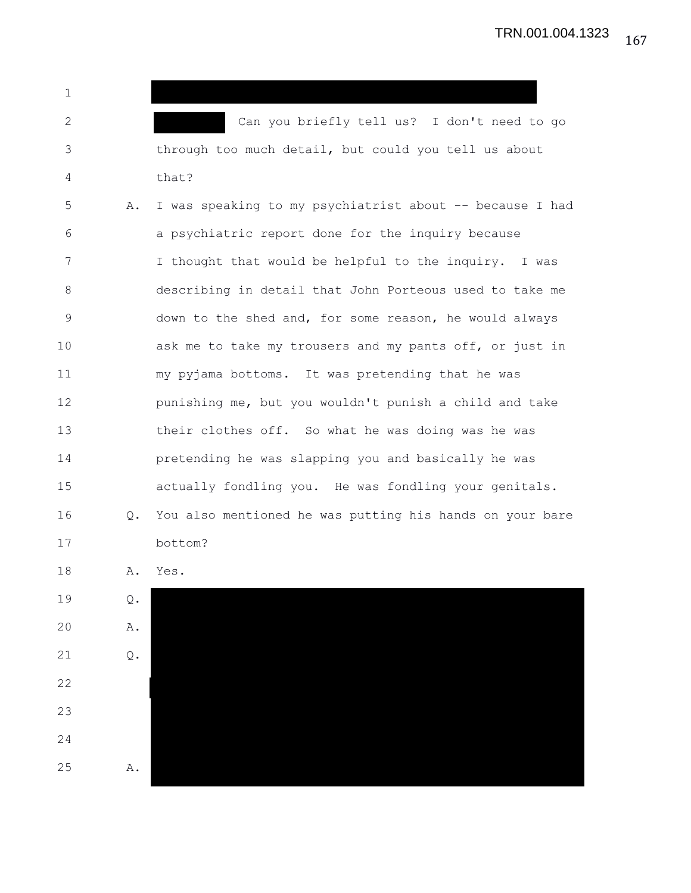1

2 Can you briefly tell us? I don't need to go

3 through too much detail, but could you tell us about

4 that?

5 A. I was speaking to my psychiatrist about -- because I had

6 a psychiatric report done for the inquiry because

7 I thought that would be helpful to the inquiry. I was

8 describing in detail that John Porteous used to take me

9 down to the shed and, for some reason, he would always

10 ask me to take my trousers and my pants off, or just in

11 my pyjama bottoms. It was pretending that he was

12 punishing me, but you wouldn't punish a child and take

13 their clothes off. So what he was doing was he was

14 pretending he was slapping you and basically he was

15 actually fondling you. He was fondling your genitals.

16 Q. You also mentioned he was putting his hands on your bare

17 bottom?

18 A. Yes.

19 Q.

20 A.

21 Q.

22

23

24

25 A.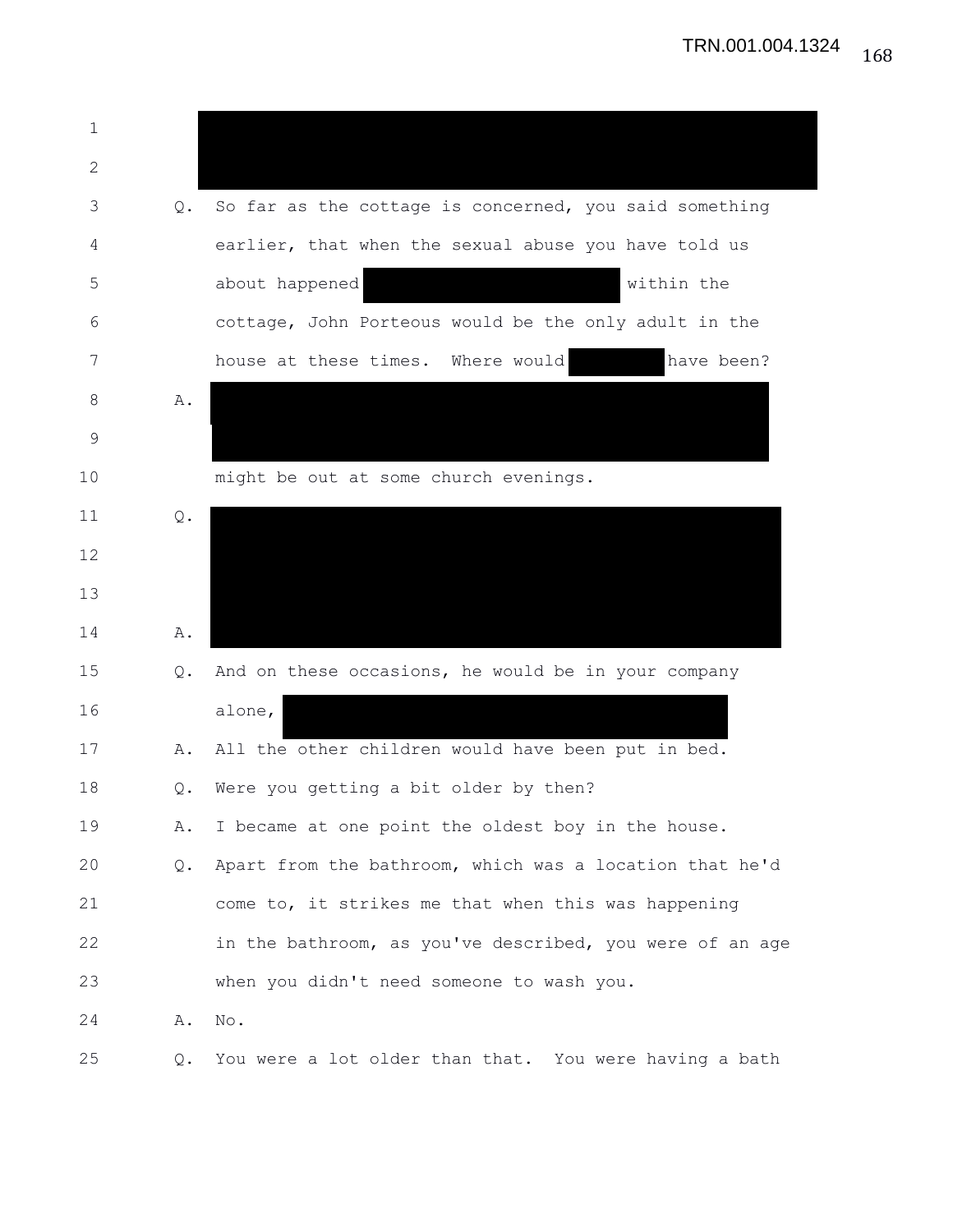Q. So far as the cottage is concerned, you said something earlier, that when the sexual abuse you have told us about happened [REDACTED] within the cottage, John Porteous would be the only adult in the house at these times. Where would [REDACTED] have been?

A. [REDACTED] might be out at some church evenings.

Q. [REDACTED]

A. [REDACTED]

Q. And on these occasions, he would be in your company alone, [REDACTED]

A. All the other children would have been put in bed.

Q. Were you getting a bit older by then?

A. I became at one point the oldest boy in the house.

Q. Apart from the bathroom, which was a location that he'd come to, it strikes me that when this was happening in the bathroom, as you've described, you were of an age when you didn't need someone to wash you.

A. No.

Q. You were a lot older than that. You were having a bath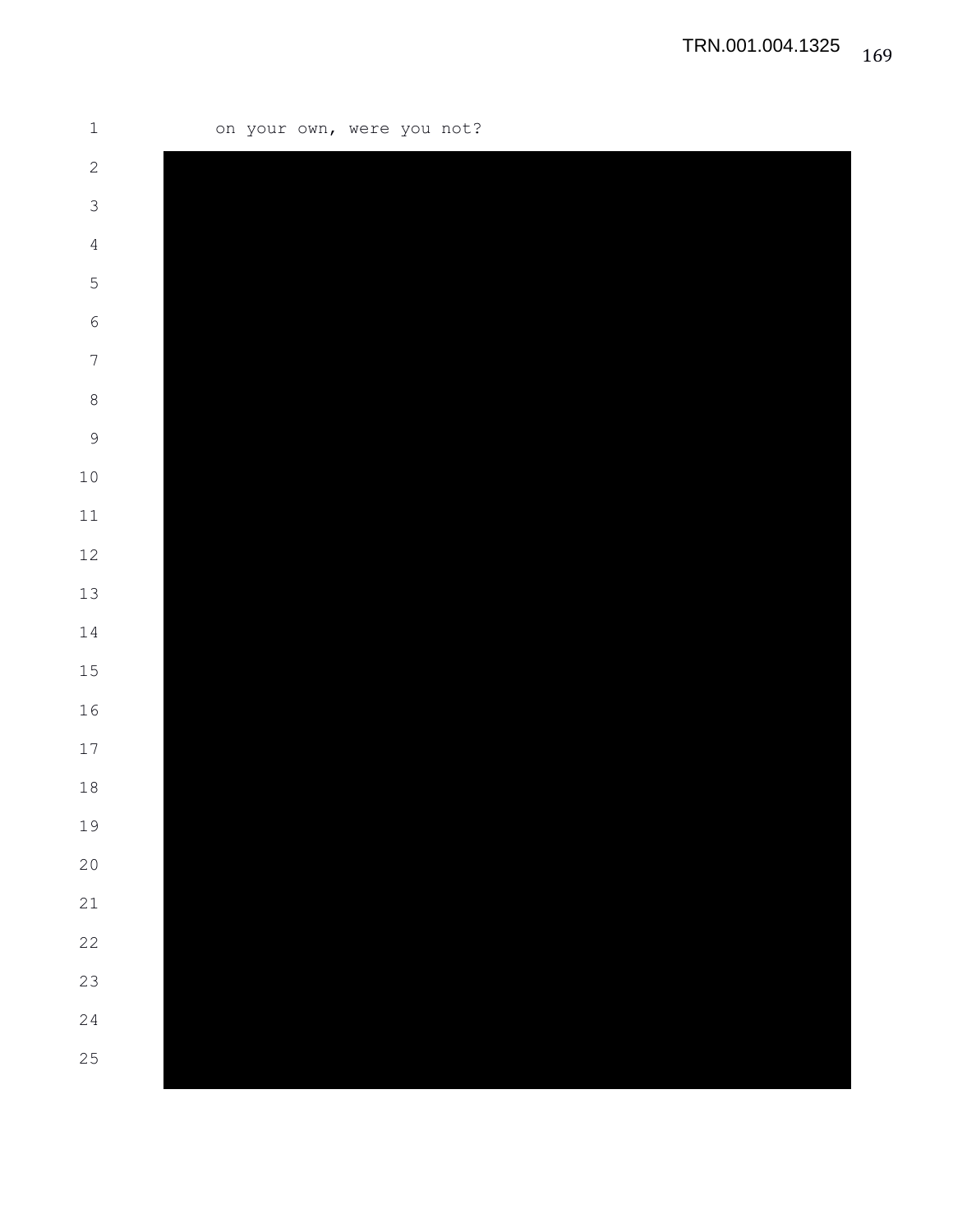on your own, were you not?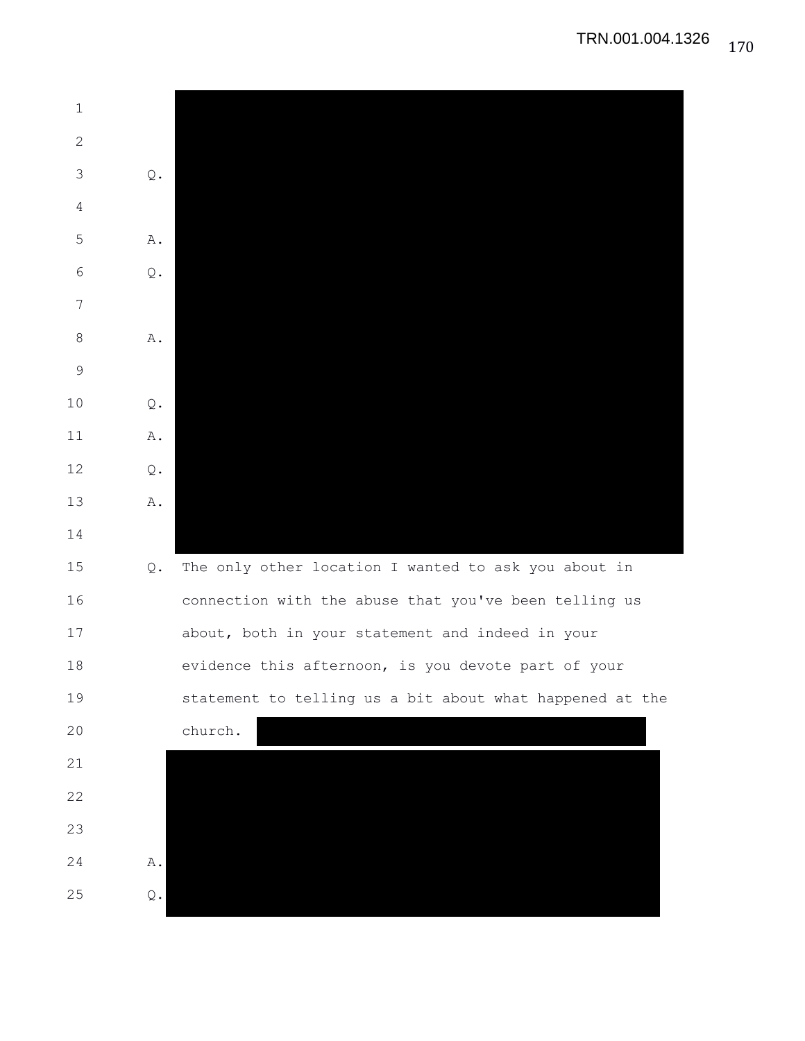Q.

A.

Q.

A.

Q.

A.

Q.

A.

Q. The only other location I wanted to ask you about in connection with the abuse that you've been telling us about, both in your statement and indeed in your evidence this afternoon, is you devote part of your statement to telling us a bit about what happened at the church.

A.

Q.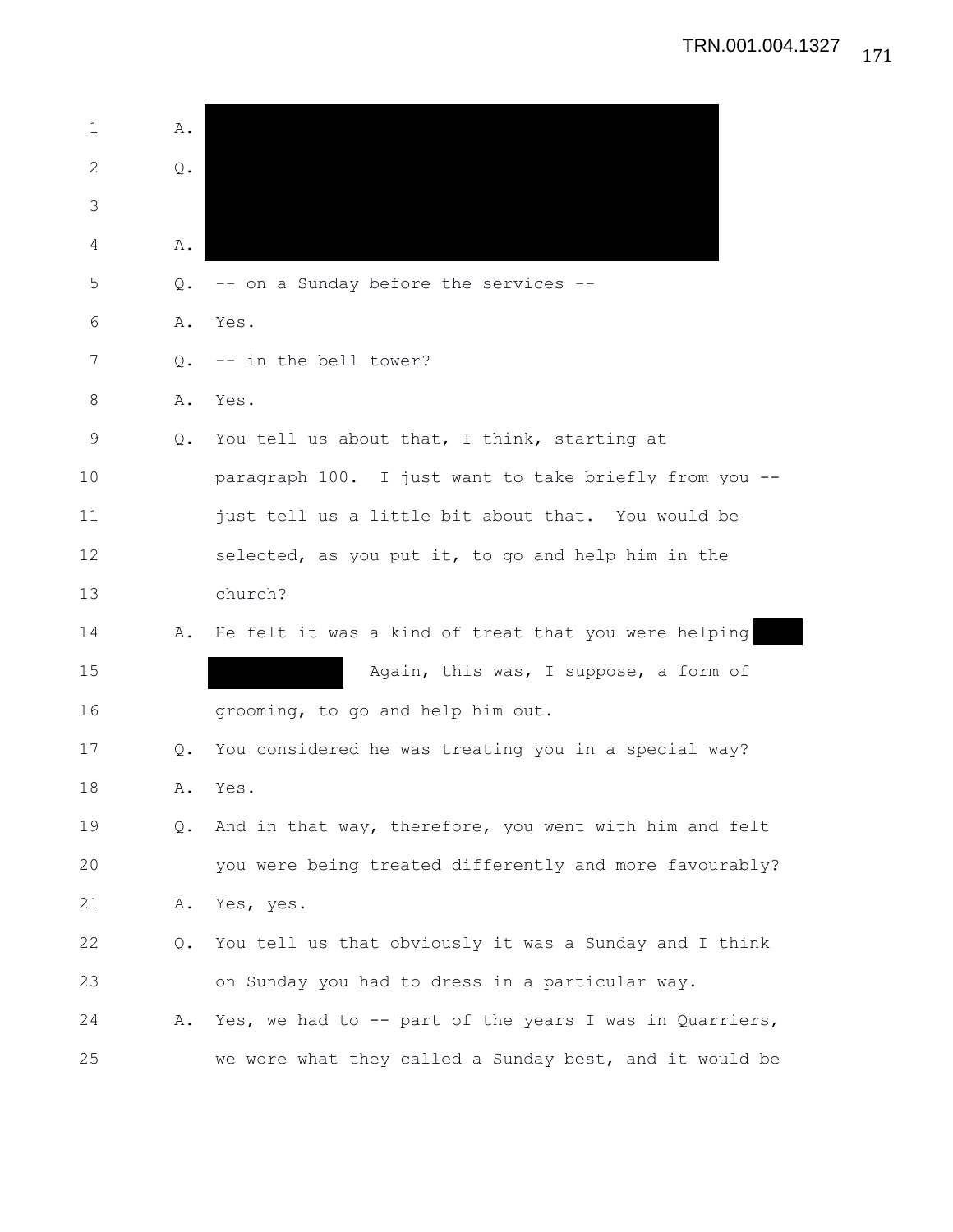1 A. 

2 Q. 

3 

4 A. 

5 Q. -- on a Sunday before the services --

6 A. Yes.

7 Q. -- in the bell tower?

8 A. Yes.

9 Q. You tell us about that, I think, starting at

10 paragraph 100. I just want to take briefly from you --

11 just tell us a little bit about that. You would be

12 selected, as you put it, to go and help him in the

13 church?

14 A. He felt it was a kind of treat that you were helping

15 Again, this was, I suppose, a form of

16 grooming, to go and help him out.

17 Q. You considered he was treating you in a special way?

18 A. Yes.

19 Q. And in that way, therefore, you went with him and felt

20 you were being treated differently and more favourably?

21 A. Yes, yes.

22 Q. You tell us that obviously it was a Sunday and I think

23 on Sunday you had to dress in a particular way.

24 A. Yes, we had to -- part of the years I was in Quarriers,

25 we wore what they called a Sunday best, and it would be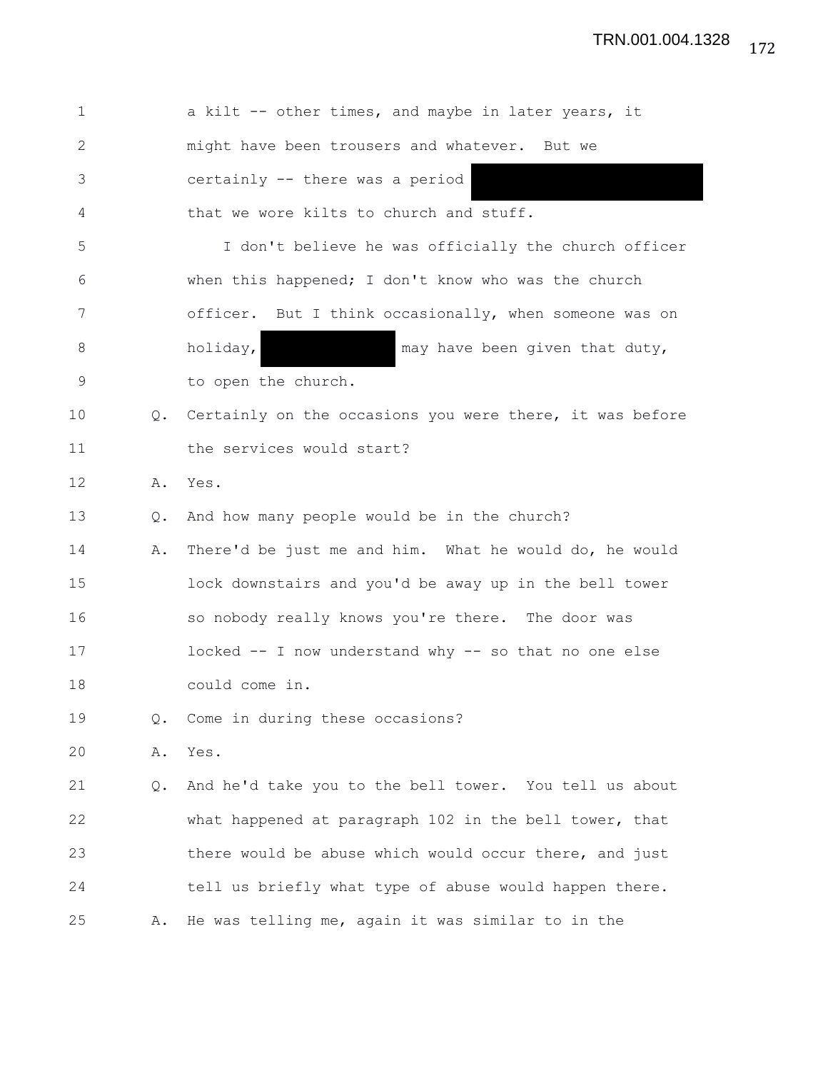1 a kilt -- other times, and maybe in later years, it
2 might have been trousers and whatever. But we
3 certainly -- there was a period [redacted]
4 that we wore kilts to church and stuff.
5 I don't believe he was officially the church officer
6 when this happened; I don't know who was the church
7 officer. But I think occasionally, when someone was on
8 holiday, [redacted] may have been given that duty,
9 to open the church.
10 Q. Certainly on the occasions you were there, it was before
11 the services would start?
12 A. Yes.
13 Q. And how many people would be in the church?
14 A. There'd be just me and him. What he would do, he would
15 lock downstairs and you'd be away up in the bell tower
16 so nobody really knows you're there. The door was
17 locked -- I now understand why -- so that no one else
18 could come in.
19 Q. Come in during these occasions?
20 A. Yes.
21 Q. And he'd take you to the bell tower. You tell us about
22 what happened at paragraph 102 in the bell tower, that
23 there would be abuse which would occur there, and just
24 tell us briefly what type of abuse would happen there.
25 A. He was telling me, again it was similar to in the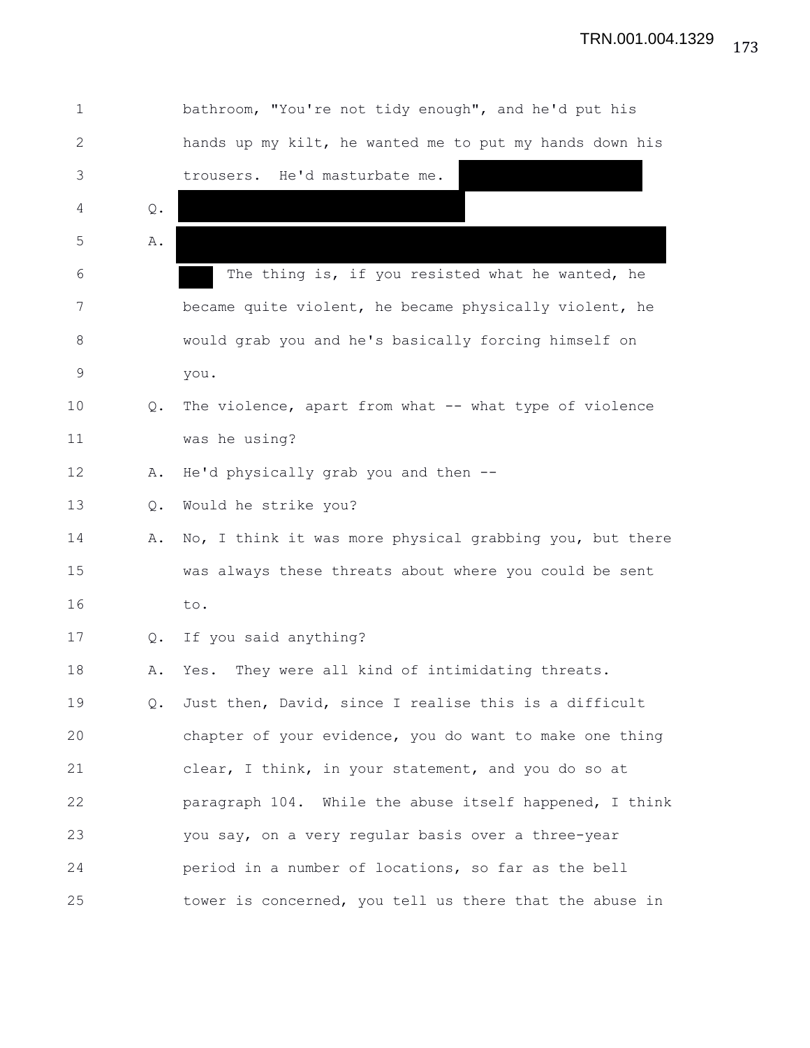bathroom, "You're not tidy enough", and he'd put his hands up my kilt, he wanted me to put my hands down his trousers. He'd masturbate me. [REDACTED]

Q. [REDACTED]

A. [REDACTED]

[REDACTED] The thing is, if you resisted what he wanted, he became quite violent, he became physically violent, he would grab you and he's basically forcing himself on you.

Q. The violence, apart from what -- what type of violence was he using?

A. He'd physically grab you and then --

Q. Would he strike you?

A. No, I think it was more physical grabbing you, but there was always these threats about where you could be sent to.

Q. If you said anything?

A. Yes. They were all kind of intimidating threats.

Q. Just then, David, since I realise this is a difficult chapter of your evidence, you do want to make one thing clear, I think, in your statement, and you do so at paragraph 104. While the abuse itself happened, I think you say, on a very regular basis over a three-year period in a number of locations, so far as the bell tower is concerned, you tell us there that the abuse in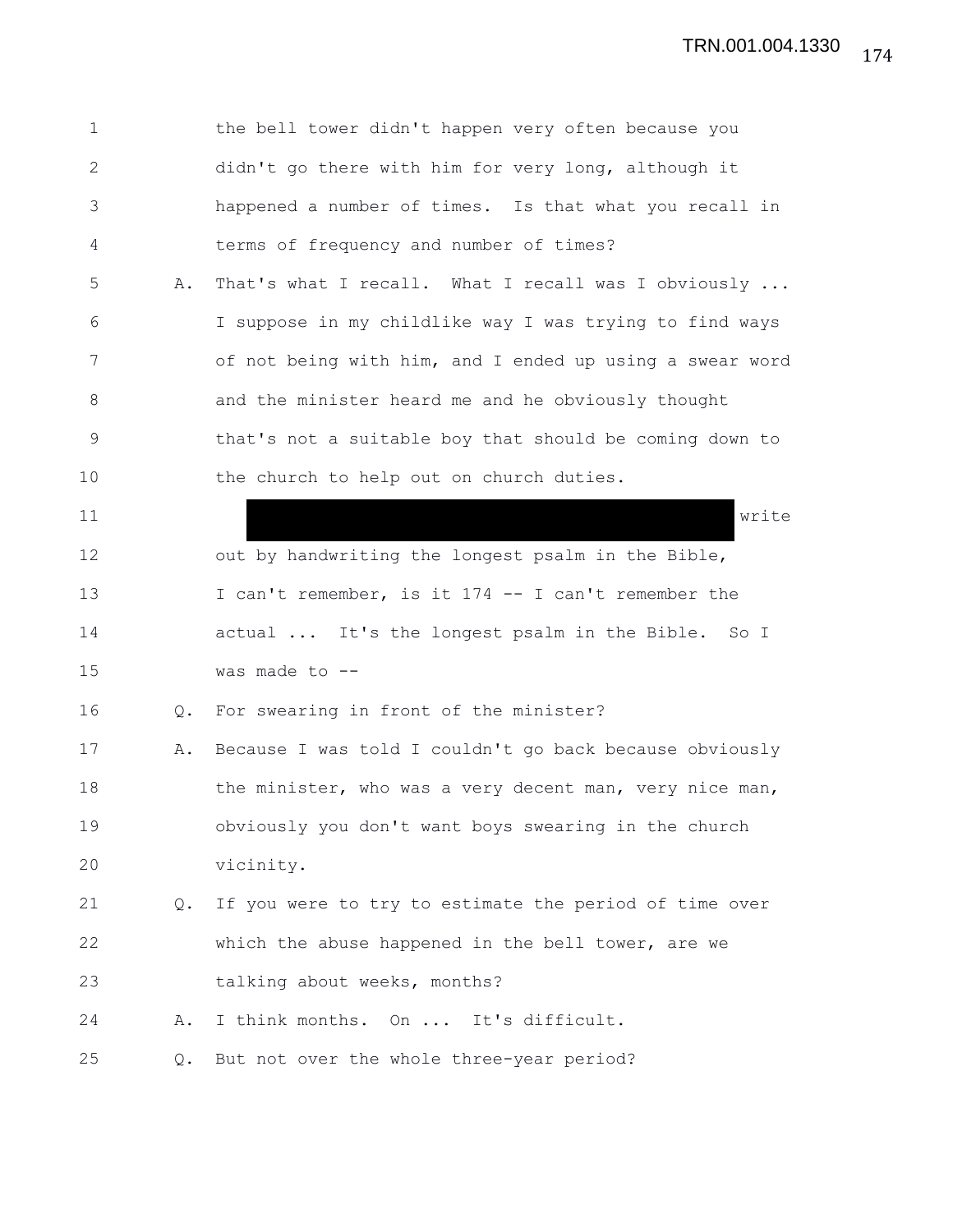1 the bell tower didn't happen very often because you
2 didn't go there with him for very long, although it
3 happened a number of times. Is that what you recall in
4 terms of frequency and number of times?

5 A. That's what I recall. What I recall was I obviously ...
6 I suppose in my childlike way I was trying to find ways
7 of not being with him, and I ended up using a swear word
8 and the minister heard me and he obviously thought
9 that's not a suitable boy that should be coming down to
10 the church to help out on church duties.
11 write
12 out by handwriting the longest psalm in the Bible,
13 I can't remember, is it 174 -- I can't remember the
14 actual ... It's the longest psalm in the Bible. So I
15 was made to --

16 Q. For swearing in front of the minister?

17 A. Because I was told I couldn't go back because obviously
18 the minister, who was a very decent man, very nice man,
19 obviously you don't want boys swearing in the church
20 vicinity.

21 Q. If you were to try to estimate the period of time over
22 which the abuse happened in the bell tower, are we
23 talking about weeks, months?

24 A. I think months. On ... It's difficult.

25 Q. But not over the whole three-year period?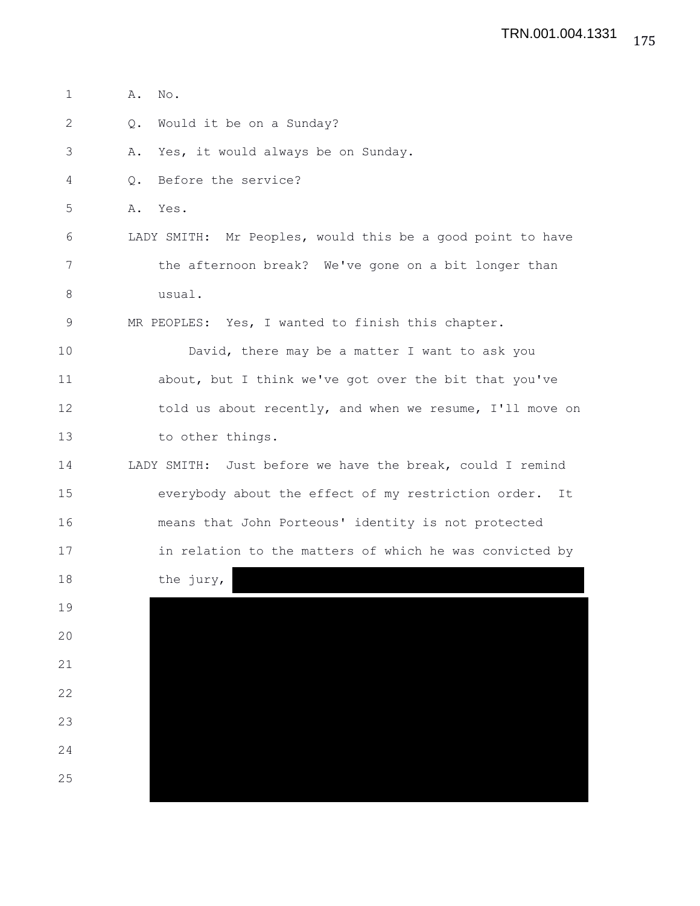A. No.

Q. Would it be on a Sunday?

A. Yes, it would always be on Sunday.

Q. Before the service?

A. Yes.

LADY SMITH: Mr Peoples, would this be a good point to have the afternoon break? We've gone on a bit longer than usual.

MR PEOPLES: Yes, I wanted to finish this chapter.

David, there may be a matter I want to ask you about, but I think we've got over the bit that you've told us about recently, and when we resume, I'll move on to other things.

LADY SMITH: Just before we have the break, could I remind everybody about the effect of my restriction order. It means that John Porteous' identity is not protected in relation to the matters of which he was convicted by the jury,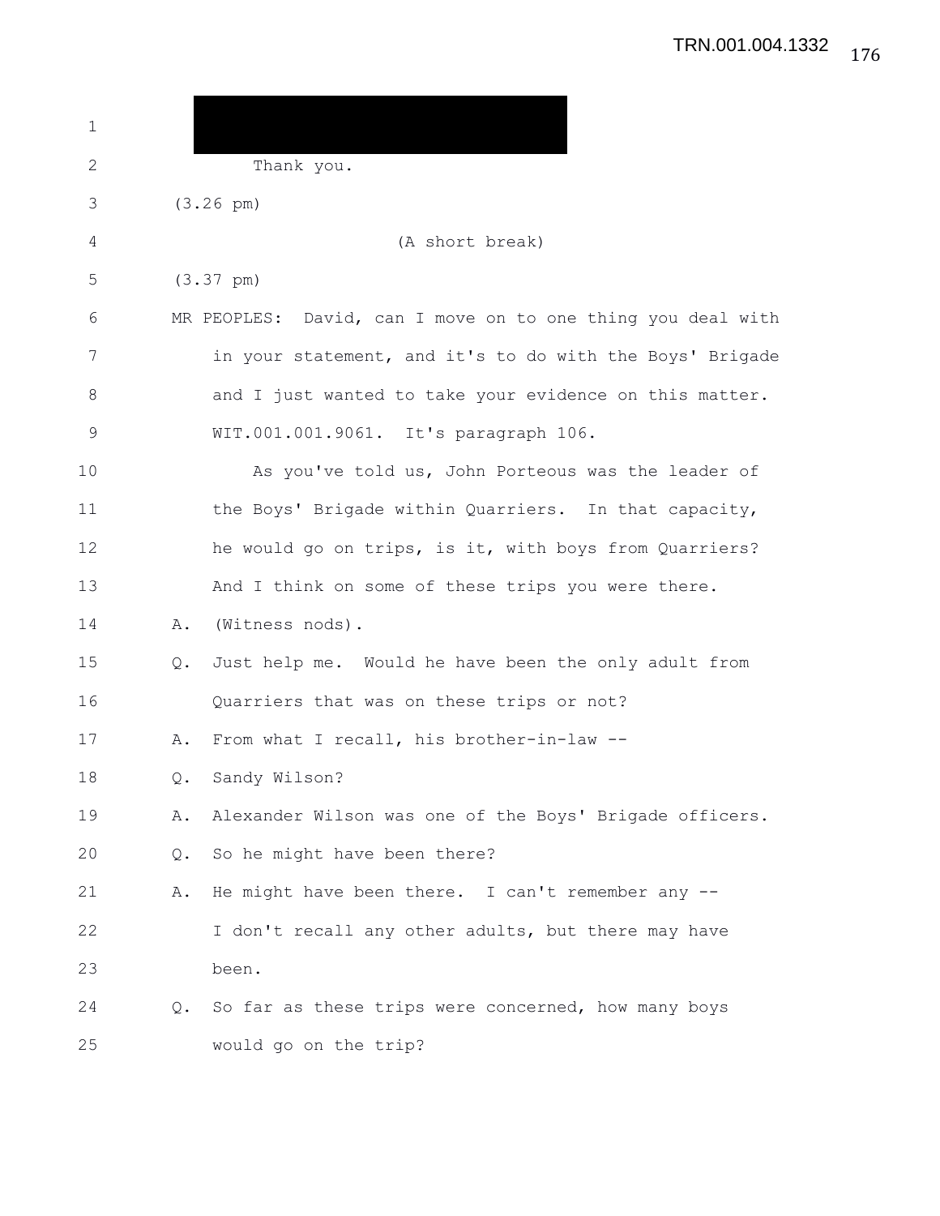Thank you.

(3.26 pm)

(A short break)

(3.37 pm)

MR PEOPLES: David, can I move on to one thing you deal with in your statement, and it's to do with the Boys' Brigade and I just wanted to take your evidence on this matter. WIT.001.001.9061. It's paragraph 106.

As you've told us, John Porteous was the leader of the Boys' Brigade within Quarriers. In that capacity, he would go on trips, is it, with boys from Quarriers? And I think on some of these trips you were there.

A. (Witness nods).

Q. Just help me. Would he have been the only adult from Quarriers that was on these trips or not?

A. From what I recall, his brother-in-law --

Q. Sandy Wilson?

A. Alexander Wilson was one of the Boys' Brigade officers.

Q. So he might have been there?

A. He might have been there. I can't remember any -- I don't recall any other adults, but there may have been.

Q. So far as these trips were concerned, how many boys would go on the trip?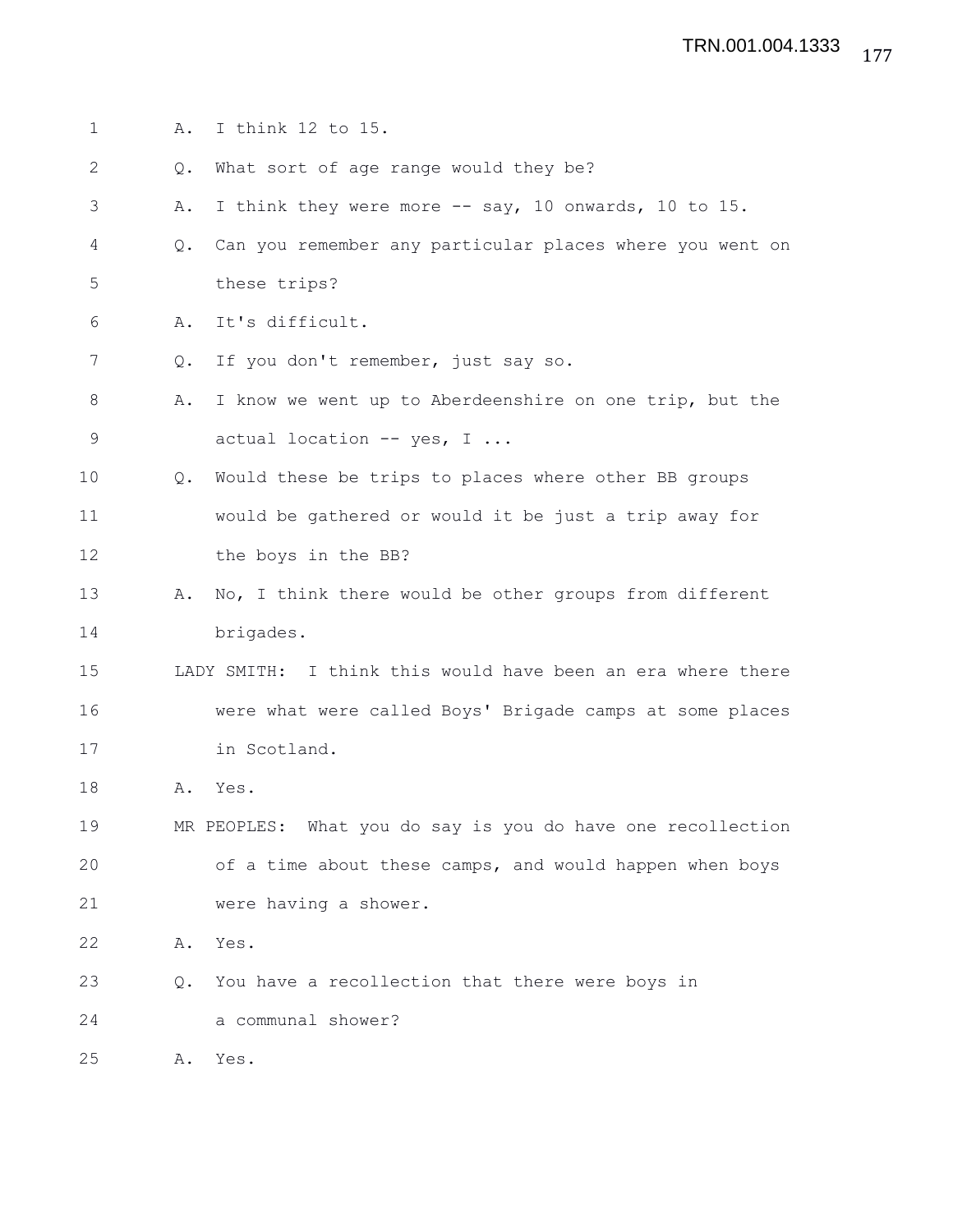1 A. I think 12 to 15.

2 Q. What sort of age range would they be?

3 A. I think they were more -- say, 10 onwards, 10 to 15.

4 Q. Can you remember any particular places where you went on

5 these trips?

6 A. It's difficult.

7 Q. If you don't remember, just say so.

8 A. I know we went up to Aberdeenshire on one trip, but the

9 actual location -- yes, I ...

10 Q. Would these be trips to places where other BB groups

11 would be gathered or would it be just a trip away for

12 the boys in the BB?

13 A. No, I think there would be other groups from different

14 brigades.

15 LADY SMITH: I think this would have been an era where there

16 were what were called Boys' Brigade camps at some places

17 in Scotland.

18 A. Yes.

19 MR PEOPLES: What you do say is you do have one recollection

20 of a time about these camps, and would happen when boys

21 were having a shower.

22 A. Yes.

23 Q. You have a recollection that there were boys in

24 a communal shower?

25 A. Yes.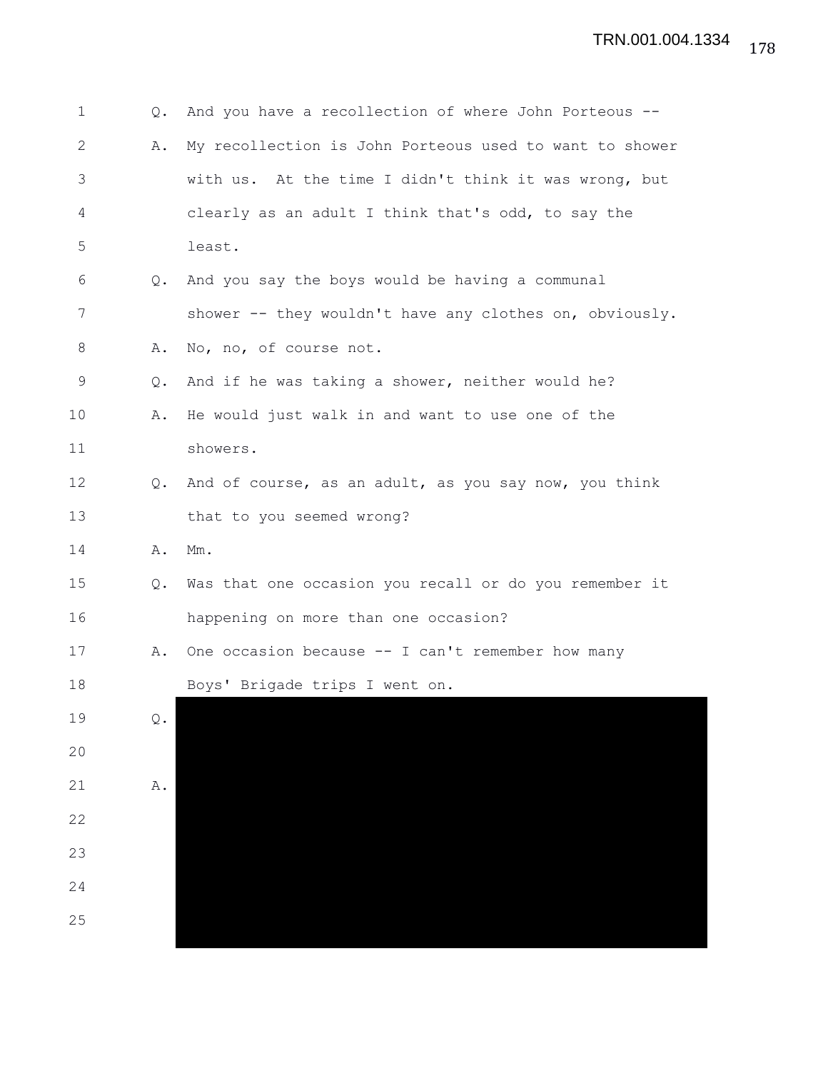1 Q. And you have a recollection of where John Porteous --

2 A. My recollection is John Porteous used to want to shower

3 with us. At the time I didn't think it was wrong, but

4 clearly as an adult I think that's odd, to say the

5 least.

6 Q. And you say the boys would be having a communal

7 shower -- they wouldn't have any clothes on, obviously.

8 A. No, no, of course not.

9 Q. And if he was taking a shower, neither would he?

10 A. He would just walk in and want to use one of the

11 showers.

12 Q. And of course, as an adult, as you say now, you think

13 that to you seemed wrong?

14 A. Mm.

15 Q. Was that one occasion you recall or do you remember it

16 happening on more than one occasion?

17 A. One occasion because -- I can't remember how many

18 Boys' Brigade trips I went on.

19 Q.

20

21 A.

22

23

24

25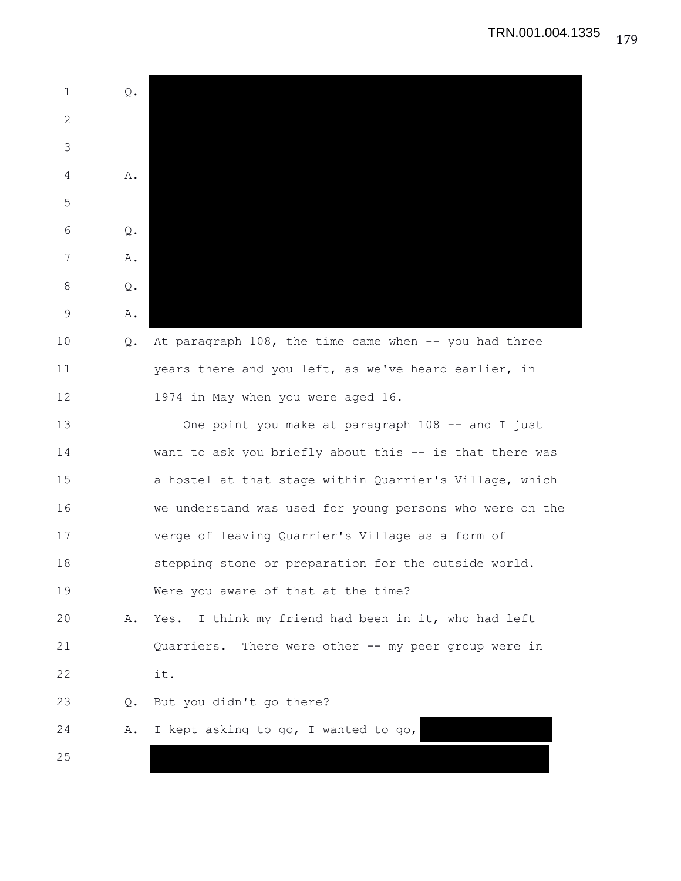1 Q.

2

3

4 A.

5

6 Q.

7 A.

8 Q.

9 A.

10 Q. At paragraph 108, the time came when -- you had three

11 years there and you left, as we've heard earlier, in

12 1974 in May when you were aged 16.

13 One point you make at paragraph 108 -- and I just

14 want to ask you briefly about this -- is that there was

15 a hostel at that stage within Quarrier's Village, which

16 we understand was used for young persons who were on the

17 verge of leaving Quarrier's Village as a form of

18 stepping stone or preparation for the outside world.

19 Were you aware of that at the time?

20 A. Yes. I think my friend had been in it, who had left

21 Quarriers. There were other -- my peer group were in

22 it.

23 Q. But you didn't go there?

24 A. I kept asking to go, I wanted to go,

25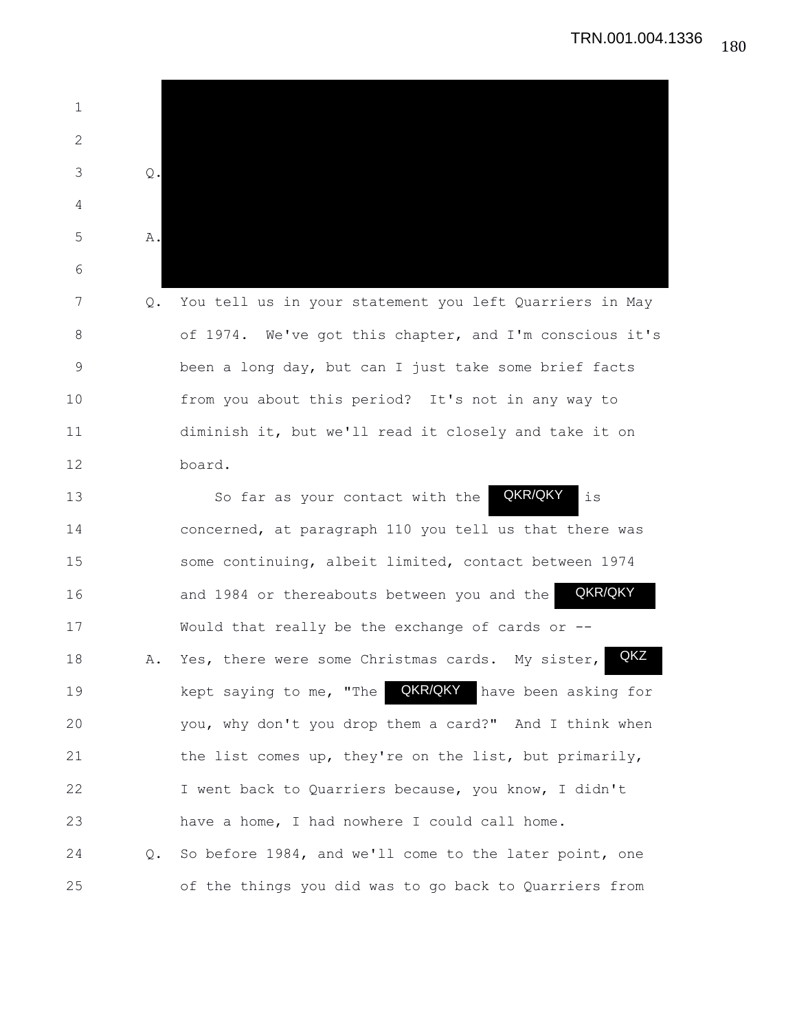1

2

3 Q.

4

5 A.

6

7 Q. You tell us in your statement you left Quarriers in May
8 of 1974. We've got this chapter, and I'm conscious it's
9 been a long day, but can I just take some brief facts
10 from you about this period? It's not in any way to
11 diminish it, but we'll read it closely and take it on
12 board.

13 So far as your contact with the QKR/QKY is
14 concerned, at paragraph 110 you tell us that there was
15 some continuing, albeit limited, contact between 1974
16 and 1984 or thereabouts between you and the QKR/QKY
17 Would that really be the exchange of cards or --

18 A. Yes, there were some Christmas cards. My sister, QKZ
19 kept saying to me, "The QKR/QKY have been asking for
20 you, why don't you drop them a card?" And I think when
21 the list comes up, they're on the list, but primarily,
22 I went back to Quarriers because, you know, I didn't
23 have a home, I had nowhere I could call home.

24 Q. So before 1984, and we'll come to the later point, one
25 of the things you did was to go back to Quarriers from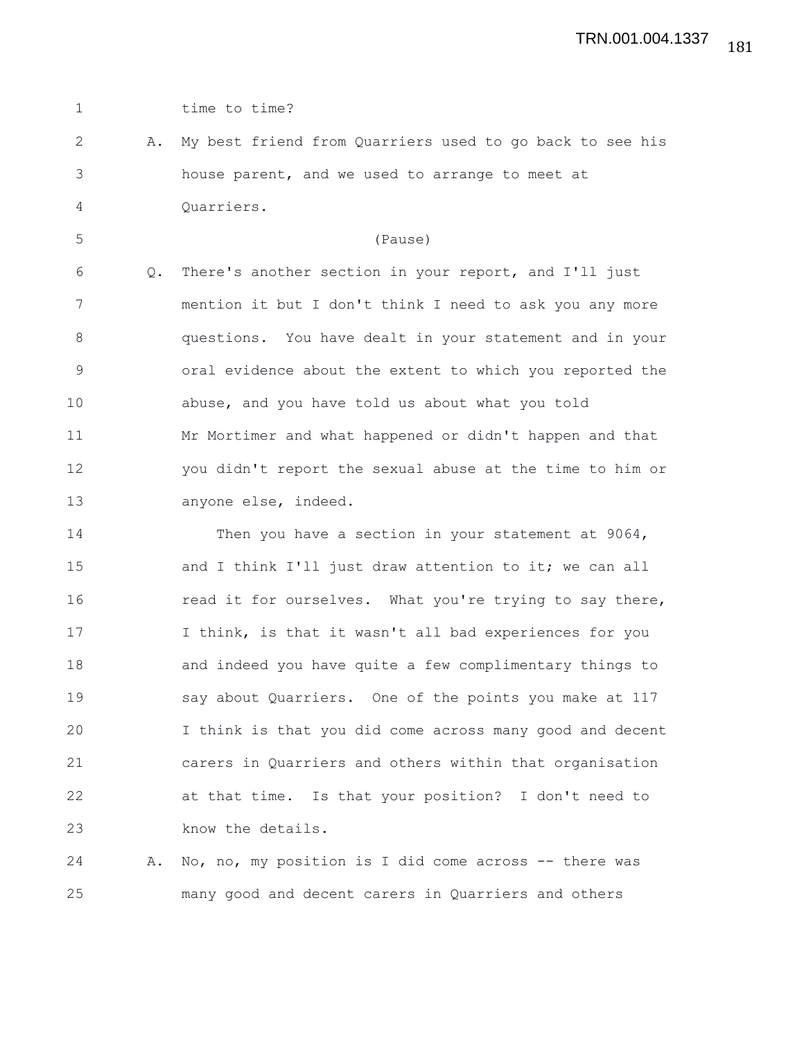1 time to time?

2 A. My best friend from Quarriers used to go back to see his
3 house parent, and we used to arrange to meet at
4 Quarriers.

5 (Pause)

6 Q. There's another section in your report, and I'll just
7 mention it but I don't think I need to ask you any more
8 questions. You have dealt in your statement and in your
9 oral evidence about the extent to which you reported the
10 abuse, and you have told us about what you told
11 Mr Mortimer and what happened or didn't happen and that
12 you didn't report the sexual abuse at the time to him or
13 anyone else, indeed.

14 Then you have a section in your statement at 9064,
15 and I think I'll just draw attention to it; we can all
16 read it for ourselves. What you're trying to say there,
17 I think, is that it wasn't all bad experiences for you
18 and indeed you have quite a few complimentary things to
19 say about Quarriers. One of the points you make at 117
20 I think is that you did come across many good and decent
21 carers in Quarriers and others within that organisation
22 at that time. Is that your position? I don't need to
23 know the details.

24 A. No, no, my position is I did come across -- there was
25 many good and decent carers in Quarriers and others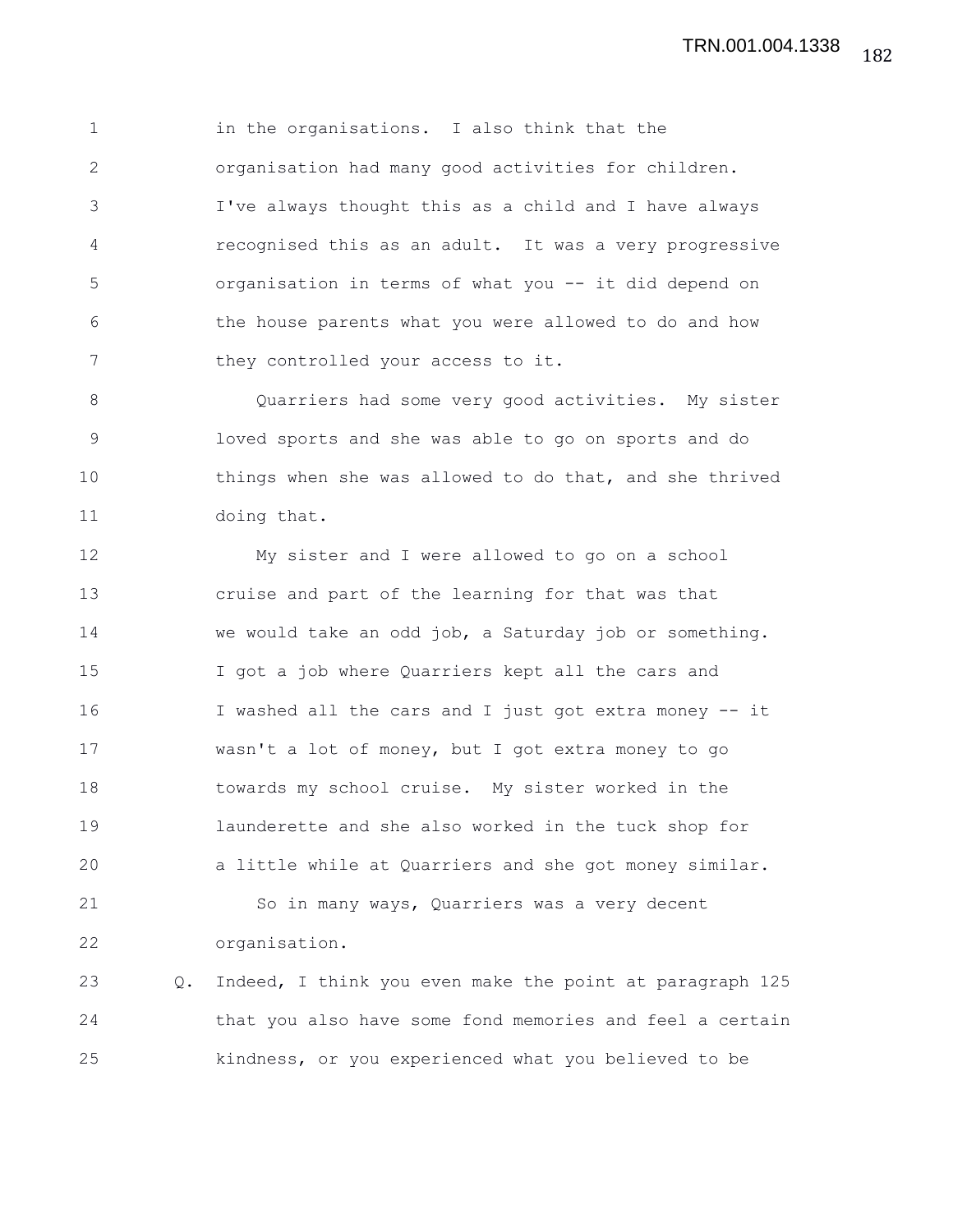in the organisations. I also think that the organisation had many good activities for children. I've always thought this as a child and I have always recognised this as an adult. It was a very progressive organisation in terms of what you -- it did depend on the house parents what you were allowed to do and how they controlled your access to it.

Quarriers had some very good activities. My sister loved sports and she was able to go on sports and do things when she was allowed to do that, and she thrived doing that.

My sister and I were allowed to go on a school cruise and part of the learning for that was that we would take an odd job, a Saturday job or something. I got a job where Quarriers kept all the cars and I washed all the cars and I just got extra money -- it wasn't a lot of money, but I got extra money to go towards my school cruise. My sister worked in the launderette and she also worked in the tuck shop for a little while at Quarriers and she got money similar.

So in many ways, Quarriers was a very decent organisation.

Q. Indeed, I think you even make the point at paragraph 125 that you also have some fond memories and feel a certain kindness, or you experienced what you believed to be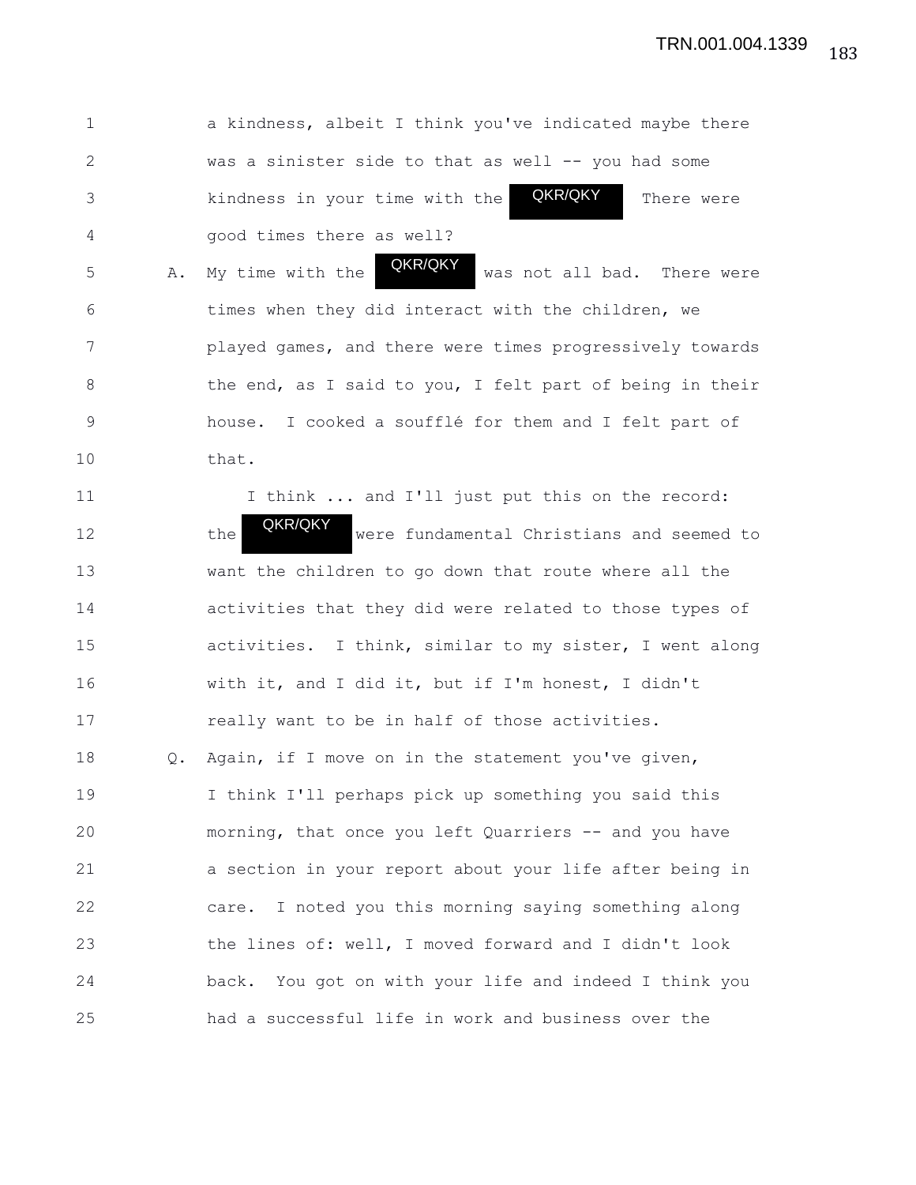1 a kindness, albeit I think you've indicated maybe there
2 was a sinister side to that as well -- you had some
3 kindness in your time with the QKR/QKY There were
4 good times there as well?
5 A. My time with the QKR/QKY was not all bad. There were
6 times when they did interact with the children, we
7 played games, and there were times progressively towards
8 the end, as I said to you, I felt part of being in their
9 house. I cooked a soufflé for them and I felt part of
10 that.
11 I think ... and I'll just put this on the record:
12 the QKR/QKY were fundamental Christians and seemed to
13 want the children to go down that route where all the
14 activities that they did were related to those types of
15 activities. I think, similar to my sister, I went along
16 with it, and I did it, but if I'm honest, I didn't
17 really want to be in half of those activities.
18 Q. Again, if I move on in the statement you've given,
19 I think I'll perhaps pick up something you said this
20 morning, that once you left Quarriers -- and you have
21 a section in your report about your life after being in
22 care. I noted you this morning saying something along
23 the lines of: well, I moved forward and I didn't look
24 back. You got on with your life and indeed I think you
25 had a successful life in work and business over the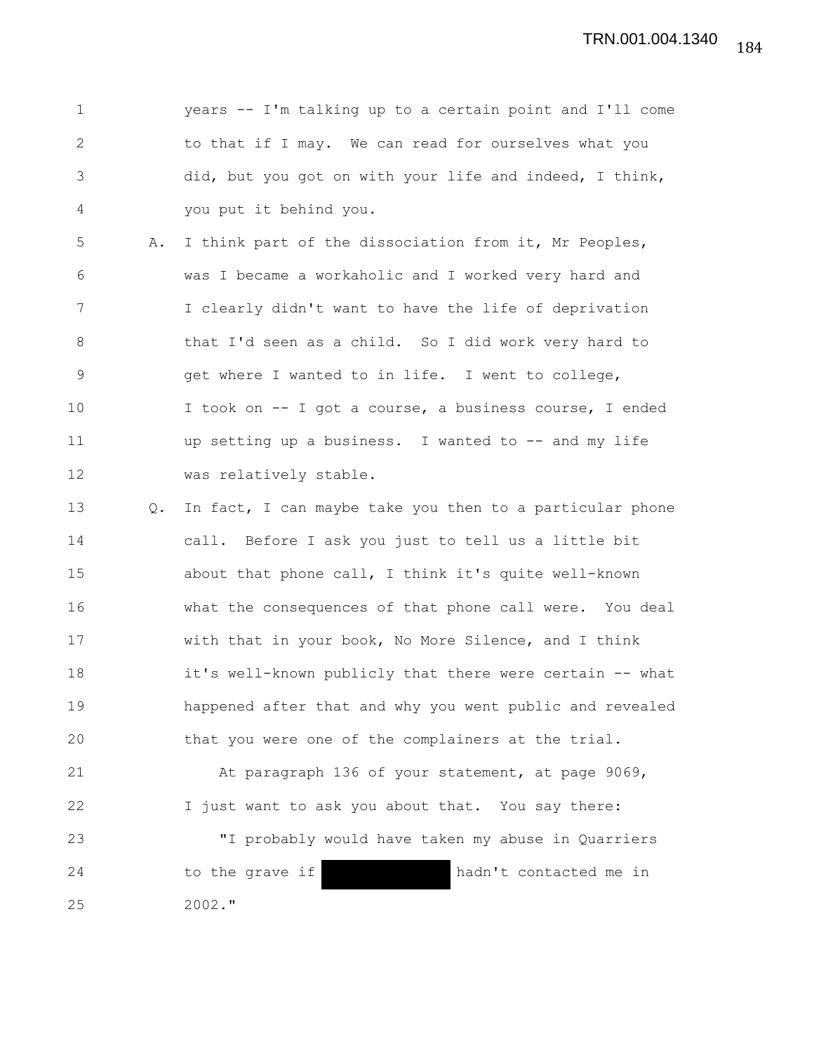1 years -- I'm talking up to a certain point and I'll come
2 to that if I may. We can read for ourselves what you
3 did, but you got on with your life and indeed, I think,
4 you put it behind you.

5 A. I think part of the dissociation from it, Mr Peoples,
6 was I became a workaholic and I worked very hard and
7 I clearly didn't want to have the life of deprivation
8 that I'd seen as a child. So I did work very hard to
9 get where I wanted to in life. I went to college,
10 I took on -- I got a course, a business course, I ended
11 up setting up a business. I wanted to -- and my life
12 was relatively stable.

13 Q. In fact, I can maybe take you then to a particular phone
14 call. Before I ask you just to tell us a little bit
15 about that phone call, I think it's quite well-known
16 what the consequences of that phone call were. You deal
17 with that in your book, No More Silence, and I think
18 it's well-known publicly that there were certain -- what
19 happened after that and why you went public and revealed
20 that you were one of the complainers at the trial.

21 At paragraph 136 of your statement, at page 9069,
22 I just want to ask you about that. You say there:

23 "I probably would have taken my abuse in Quarriers
24 to the grave if [REDACTED] hadn't contacted me in
25 2002."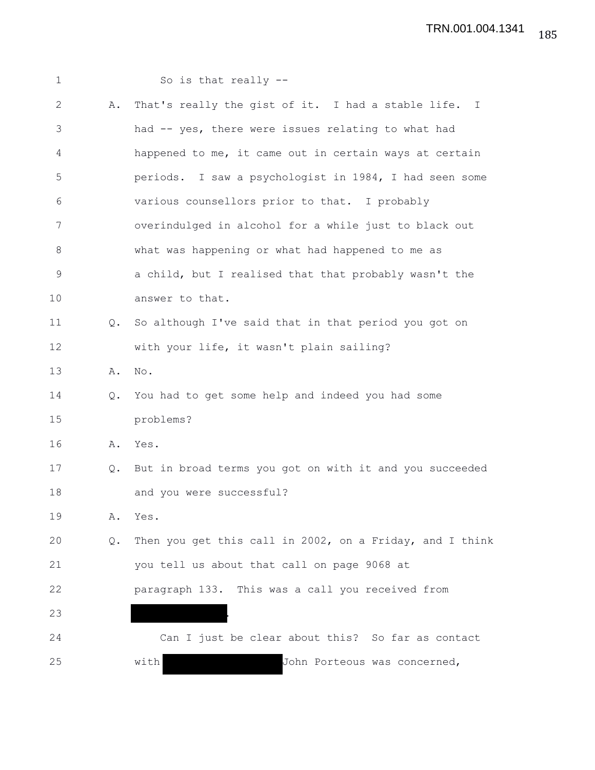1 So is that really --

2 A. That's really the gist of it. I had a stable life. I

3 had -- yes, there were issues relating to what had

4 happened to me, it came out in certain ways at certain

5 periods. I saw a psychologist in 1984, I had seen some

6 various counsellors prior to that. I probably

7 overindulged in alcohol for a while just to black out

8 what was happening or what had happened to me as

9 a child, but I realised that that probably wasn't the

10 answer to that.

11 Q. So although I've said that in that period you got on

12 with your life, it wasn't plain sailing?

13 A. No.

14 Q. You had to get some help and indeed you had some

15 problems?

16 A. Yes.

17 Q. But in broad terms you got on with it and you succeeded

18 and you were successful?

19 A. Yes.

20 Q. Then you get this call in 2002, on a Friday, and I think

21 you tell us about that call on page 9068 at

22 paragraph 133. This was a call you received from

23 ██████████.

24 Can I just be clear about this? So far as contact

25 with ████████████ John Porteous was concerned,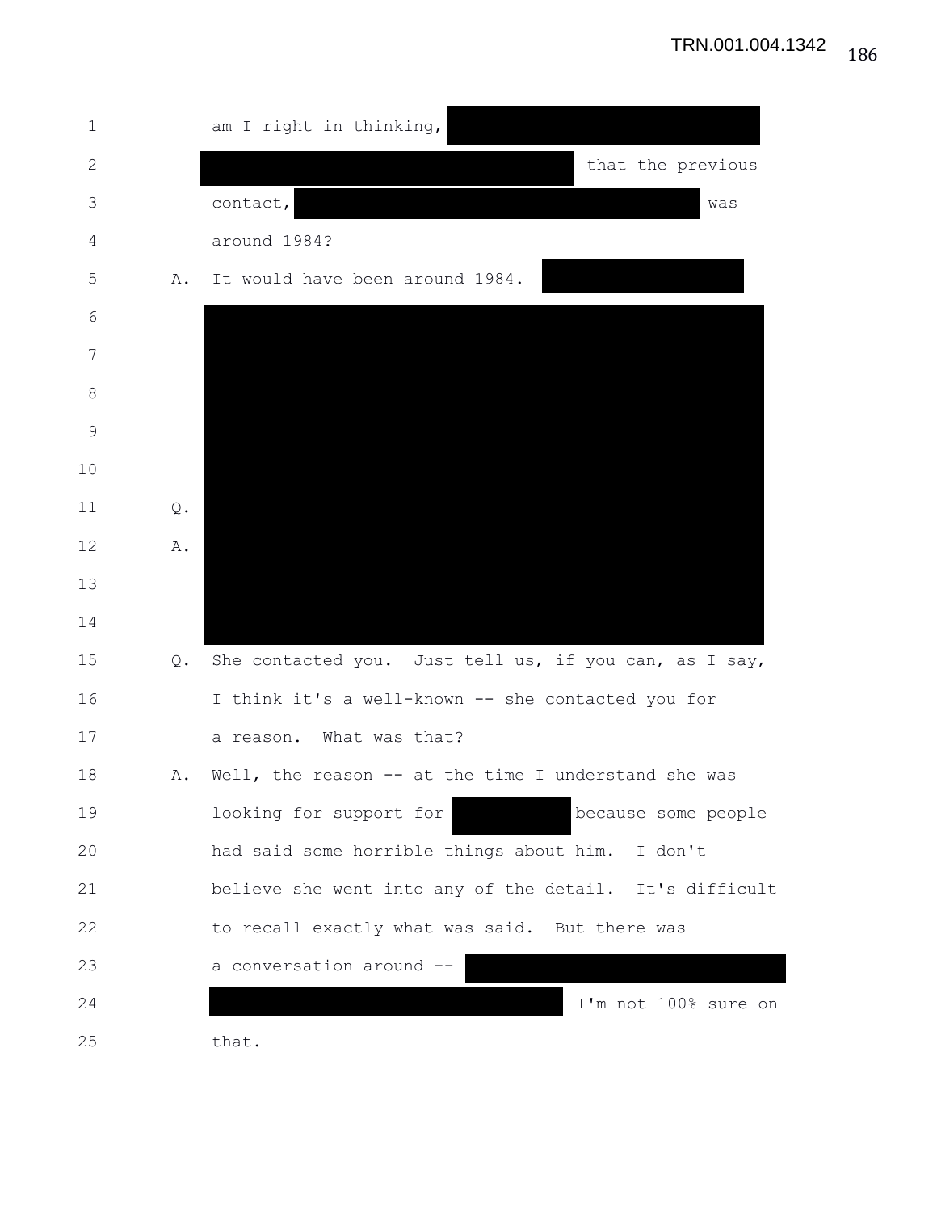am I right in thinking, [REDACTED]

[REDACTED] that the previous

contact, [REDACTED] was

around 1984?

A. It would have been around 1984. [REDACTED]

[REDACTED]

Q. [REDACTED]

A. [REDACTED]

Q. She contacted you. Just tell us, if you can, as I say, I think it's a well-known -- she contacted you for a reason. What was that?

A. Well, the reason -- at the time I understand she was looking for support for [REDACTED] because some people had said some horrible things about him. I don't believe she went into any of the detail. It's difficult to recall exactly what was said. But there was a conversation around -- [REDACTED]

[REDACTED] I'm not 100% sure on that.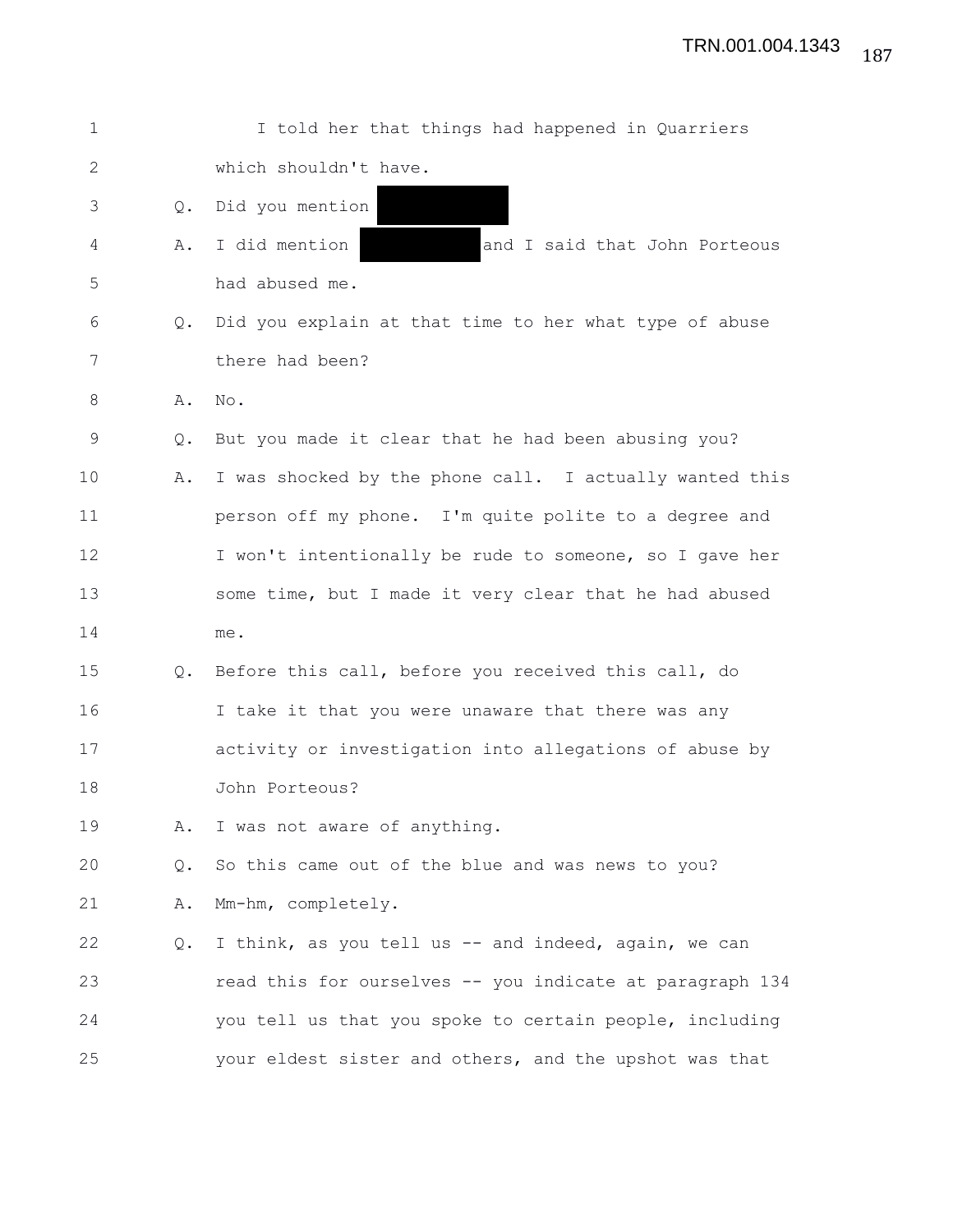1 I told her that things had happened in Quarriers
2 which shouldn't have.
3 Q. Did you mention
4 A. I did mention and I said that John Porteous
5 had abused me.
6 Q. Did you explain at that time to her what type of abuse
7 there had been?
8 A. No.
9 Q. But you made it clear that he had been abusing you?
10 A. I was shocked by the phone call. I actually wanted this
11 person off my phone. I'm quite polite to a degree and
12 I won't intentionally be rude to someone, so I gave her
13 some time, but I made it very clear that he had abused
14 me.
15 Q. Before this call, before you received this call, do
16 I take it that you were unaware that there was any
17 activity or investigation into allegations of abuse by
18 John Porteous?
19 A. I was not aware of anything.
20 Q. So this came out of the blue and was news to you?
21 A. Mm-hm, completely.
22 Q. I think, as you tell us -- and indeed, again, we can
23 read this for ourselves -- you indicate at paragraph 134
24 you tell us that you spoke to certain people, including
25 your eldest sister and others, and the upshot was that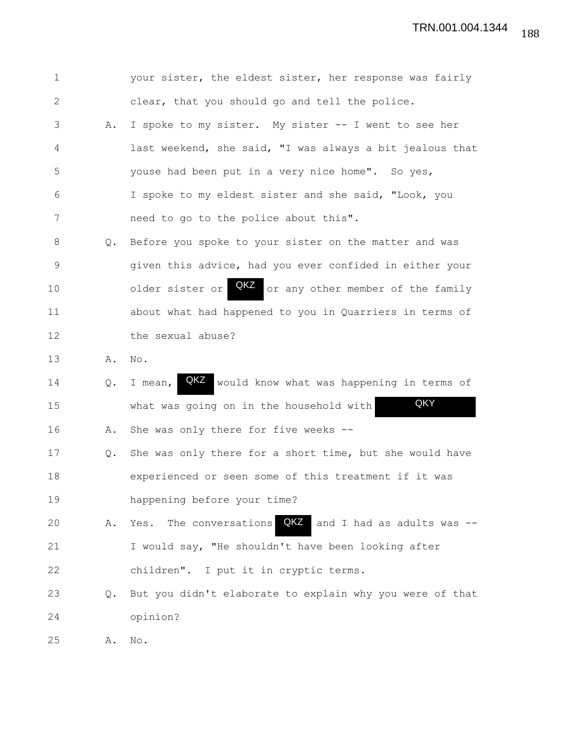1 your sister, the eldest sister, her response was fairly
2 clear, that you should go and tell the police.
3 A. I spoke to my sister. My sister -- I went to see her
4 last weekend, she said, "I was always a bit jealous that
5 youse had been put in a very nice home". So yes,
6 I spoke to my eldest sister and she said, "Look, you
7 need to go to the police about this".
8 Q. Before you spoke to your sister on the matter and was
9 given this advice, had you ever confided in either your
10 older sister or QKZ or any other member of the family
11 about what had happened to you in Quarriers in terms of
12 the sexual abuse?
13 A. No.
14 Q. I mean, QKZ would know what was happening in terms of
15 what was going on in the household with QKY
16 A. She was only there for five weeks --
17 Q. She was only there for a short time, but she would have
18 experienced or seen some of this treatment if it was
19 happening before your time?
20 A. Yes. The conversations QKZ and I had as adults was --
21 I would say, "He shouldn't have been looking after
22 children". I put it in cryptic terms.
23 Q. But you didn't elaborate to explain why you were of that
24 opinion?
25 A. No.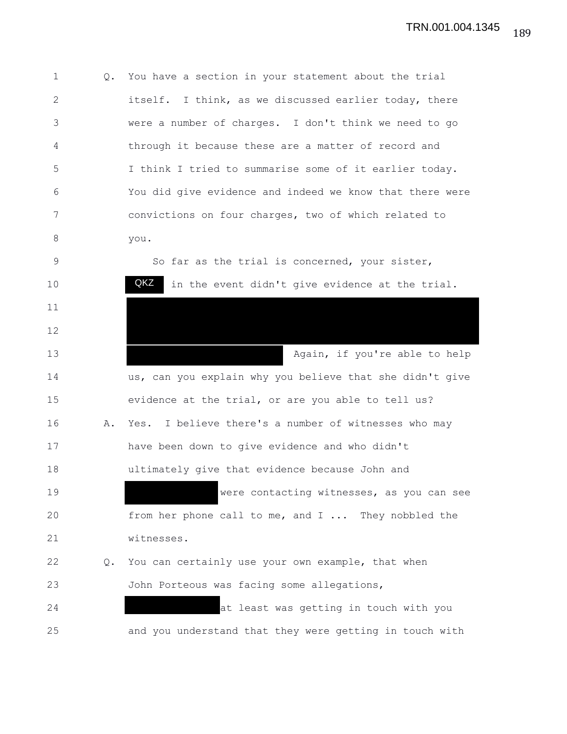1 Q. You have a section in your statement about the trial
2 itself. I think, as we discussed earlier today, there
3 were a number of charges. I don't think we need to go
4 through it because these are a matter of record and
5 I think I tried to summarise some of it earlier today.
6 You did give evidence and indeed we know that there were
7 convictions on four charges, two of which related to
8 you.
9 So far as the trial is concerned, your sister,
10 QKZ in the event didn't give evidence at the trial.
11
12
13 Again, if you're able to help
14 us, can you explain why you believe that she didn't give
15 evidence at the trial, or are you able to tell us?
16 A. Yes. I believe there's a number of witnesses who may
17 have been down to give evidence and who didn't
18 ultimately give that evidence because John and
19 were contacting witnesses, as you can see
20 from her phone call to me, and I ... They nobbled the
21 witnesses.
22 Q. You can certainly use your own example, that when
23 John Porteous was facing some allegations,
24 at least was getting in touch with you
25 and you understand that they were getting in touch with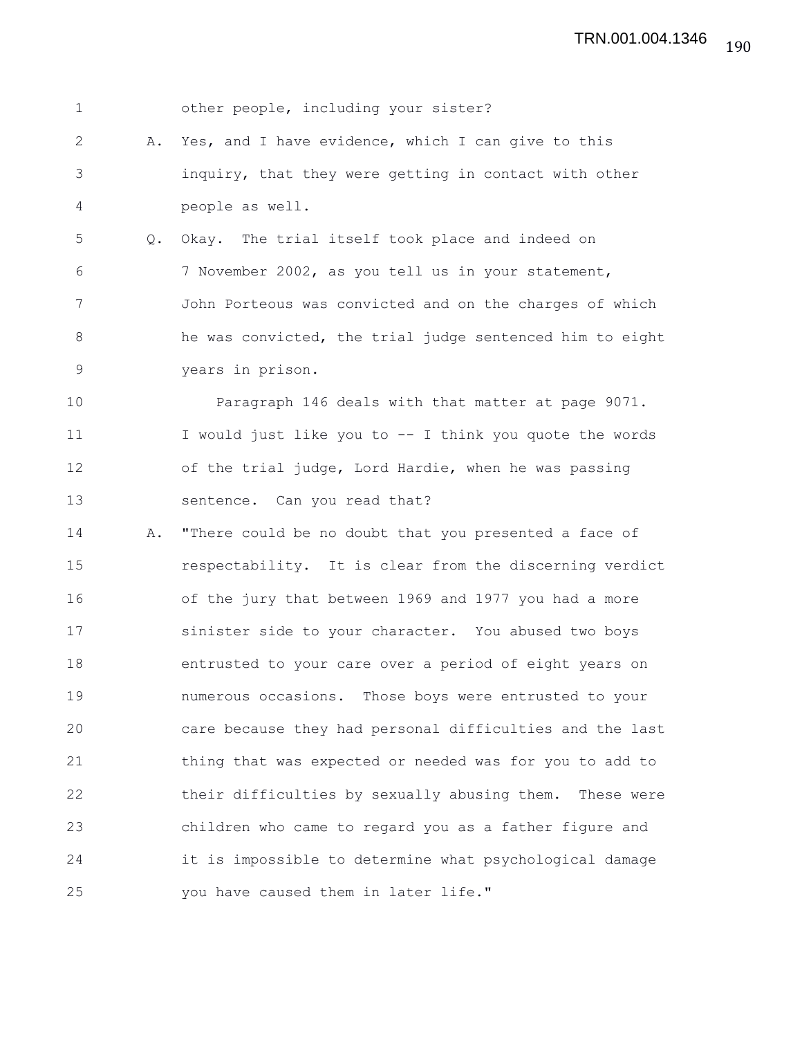other people, including your sister?

A. Yes, and I have evidence, which I can give to this inquiry, that they were getting in contact with other people as well.

Q. Okay. The trial itself took place and indeed on 7 November 2002, as you tell us in your statement, John Porteous was convicted and on the charges of which he was convicted, the trial judge sentenced him to eight years in prison.

Paragraph 146 deals with that matter at page 9071. I would just like you to -- I think you quote the words of the trial judge, Lord Hardie, when he was passing sentence. Can you read that?

A. "There could be no doubt that you presented a face of respectability. It is clear from the discerning verdict of the jury that between 1969 and 1977 you had a more sinister side to your character. You abused two boys entrusted to your care over a period of eight years on numerous occasions. Those boys were entrusted to your care because they had personal difficulties and the last thing that was expected or needed was for you to add to their difficulties by sexually abusing them. These were children who came to regard you as a father figure and it is impossible to determine what psychological damage you have caused them in later life."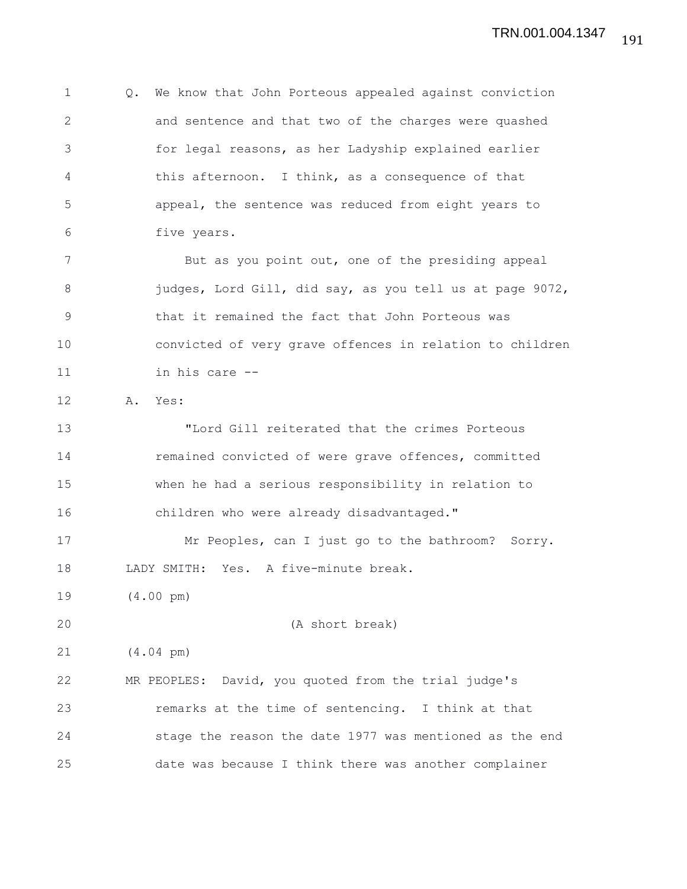Q. We know that John Porteous appealed against conviction and sentence and that two of the charges were quashed for legal reasons, as her Ladyship explained earlier this afternoon. I think, as a consequence of that appeal, the sentence was reduced from eight years to five years.

But as you point out, one of the presiding appeal judges, Lord Gill, did say, as you tell us at page 9072, that it remained the fact that John Porteous was convicted of very grave offences in relation to children in his care --

A. Yes:

"Lord Gill reiterated that the crimes Porteous remained convicted of were grave offences, committed when he had a serious responsibility in relation to children who were already disadvantaged."

Mr Peoples, can I just go to the bathroom? Sorry.

LADY SMITH: Yes. A five-minute break.

(4.00 pm)

(A short break)

(4.04 pm)

MR PEOPLES: David, you quoted from the trial judge's remarks at the time of sentencing. I think at that stage the reason the date 1977 was mentioned as the end date was because I think there was another complainer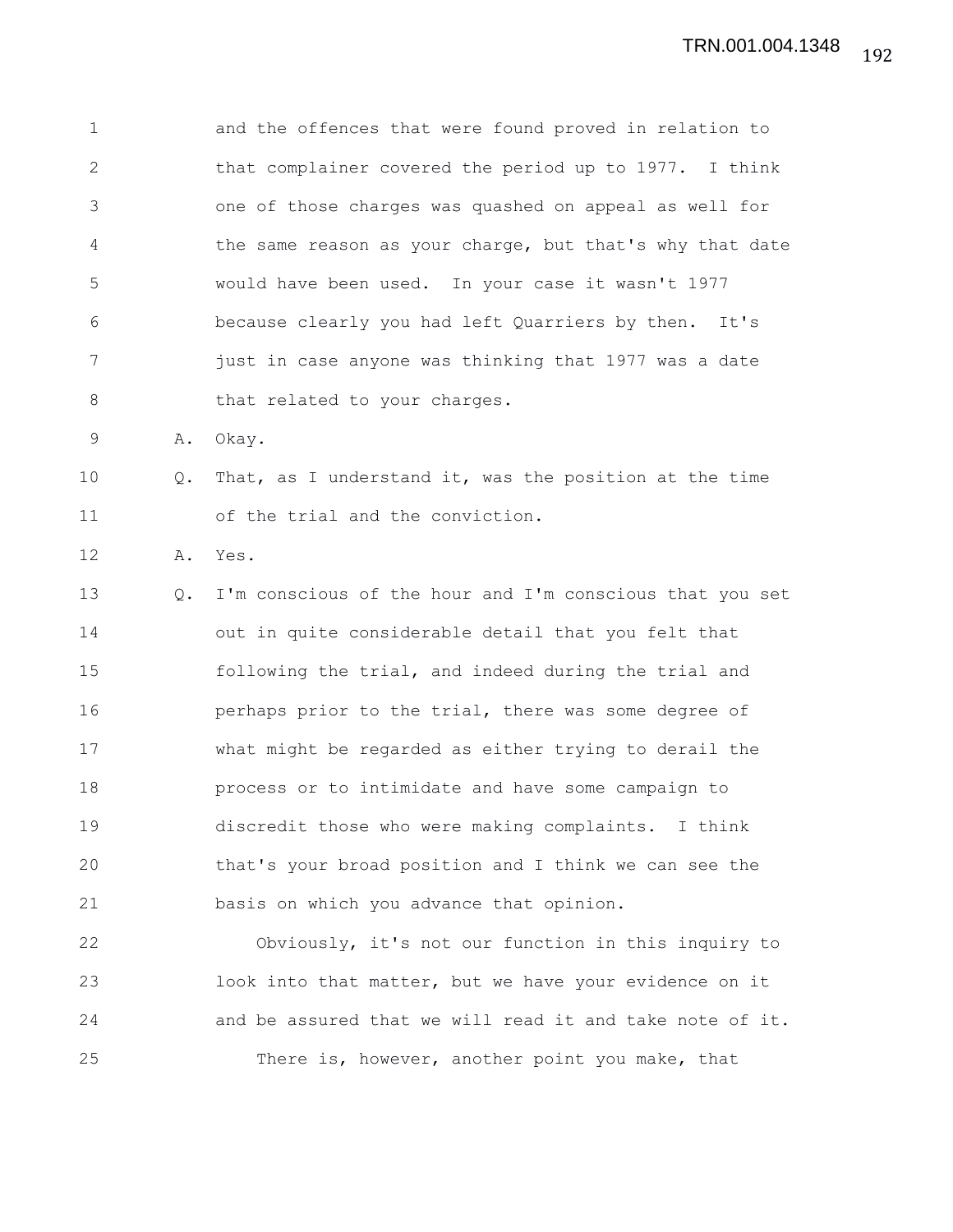1 and the offences that were found proved in relation to
2 that complainer covered the period up to 1977. I think
3 one of those charges was quashed on appeal as well for
4 the same reason as your charge, but that's why that date
5 would have been used. In your case it wasn't 1977
6 because clearly you had left Quarriers by then. It's
7 just in case anyone was thinking that 1977 was a date
8 that related to your charges.

9 A. Okay.

10 Q. That, as I understand it, was the position at the time
11 of the trial and the conviction.

12 A. Yes.

13 Q. I'm conscious of the hour and I'm conscious that you set
14 out in quite considerable detail that you felt that
15 following the trial, and indeed during the trial and
16 perhaps prior to the trial, there was some degree of
17 what might be regarded as either trying to derail the
18 process or to intimidate and have some campaign to
19 discredit those who were making complaints. I think
20 that's your broad position and I think we can see the
21 basis on which you advance that opinion.

22 Obviously, it's not our function in this inquiry to
23 look into that matter, but we have your evidence on it
24 and be assured that we will read it and take note of it.

25 There is, however, another point you make, that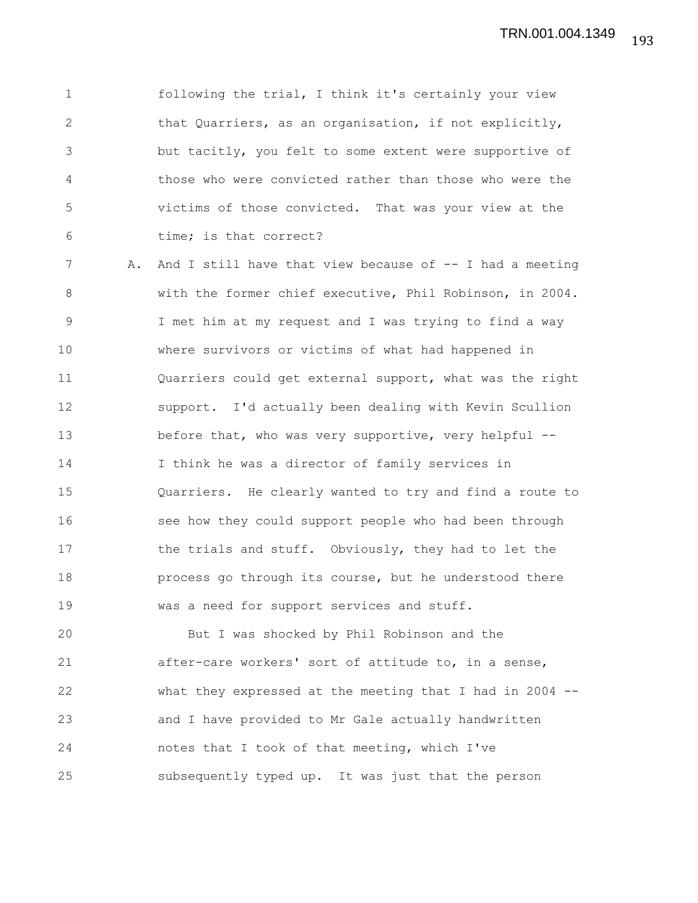following the trial, I think it's certainly your view that Quarriers, as an organisation, if not explicitly, but tacitly, you felt to some extent were supportive of those who were convicted rather than those who were the victims of those convicted. That was your view at the time; is that correct?

A. And I still have that view because of -- I had a meeting with the former chief executive, Phil Robinson, in 2004. I met him at my request and I was trying to find a way where survivors or victims of what had happened in Quarriers could get external support, what was the right support. I'd actually been dealing with Kevin Scullion before that, who was very supportive, very helpful -- I think he was a director of family services in Quarriers. He clearly wanted to try and find a route to see how they could support people who had been through the trials and stuff. Obviously, they had to let the process go through its course, but he understood there was a need for support services and stuff.

But I was shocked by Phil Robinson and the after-care workers' sort of attitude to, in a sense, what they expressed at the meeting that I had in 2004 -- and I have provided to Mr Gale actually handwritten notes that I took of that meeting, which I've subsequently typed up. It was just that the person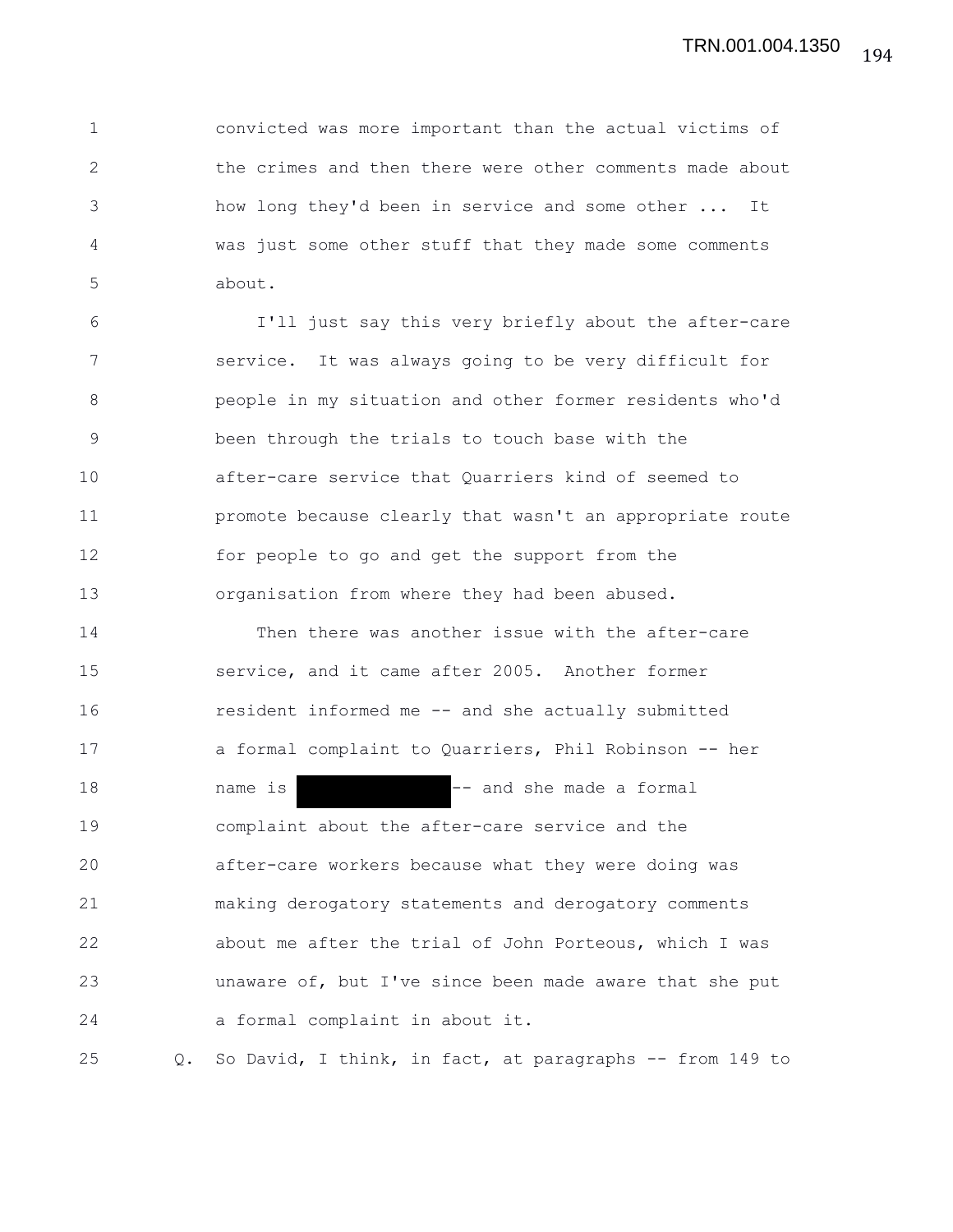convicted was more important than the actual victims of the crimes and then there were other comments made about how long they'd been in service and some other ... It was just some other stuff that they made some comments about.

I'll just say this very briefly about the after-care service. It was always going to be very difficult for people in my situation and other former residents who'd been through the trials to touch base with the after-care service that Quarriers kind of seemed to promote because clearly that wasn't an appropriate route for people to go and get the support from the organisation from where they had been abused.

Then there was another issue with the after-care service, and it came after 2005. Another former resident informed me -- and she actually submitted a formal complaint to Quarriers, Phil Robinson -- her name is [REDACTED] -- and she made a formal complaint about the after-care service and the after-care workers because what they were doing was making derogatory statements and derogatory comments about me after the trial of John Porteous, which I was unaware of, but I've since been made aware that she put a formal complaint in about it.

Q. So David, I think, in fact, at paragraphs -- from 149 to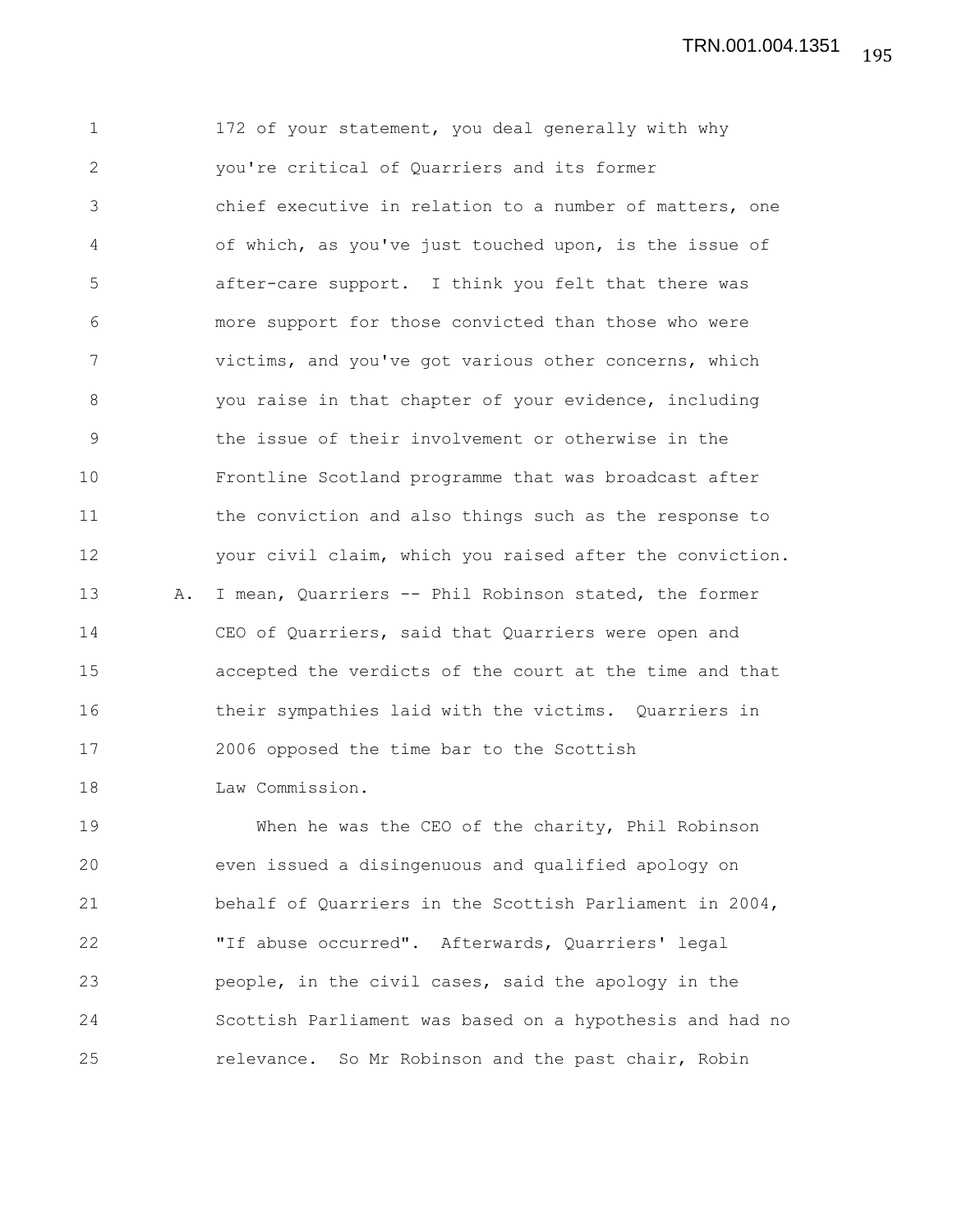172 of your statement, you deal generally with why you're critical of Quarriers and its former chief executive in relation to a number of matters, one of which, as you've just touched upon, is the issue of after-care support. I think you felt that there was more support for those convicted than those who were victims, and you've got various other concerns, which you raise in that chapter of your evidence, including the issue of their involvement or otherwise in the Frontline Scotland programme that was broadcast after the conviction and also things such as the response to your civil claim, which you raised after the conviction.

A. I mean, Quarriers -- Phil Robinson stated, the former CEO of Quarriers, said that Quarriers were open and accepted the verdicts of the court at the time and that their sympathies laid with the victims. Quarriers in 2006 opposed the time bar to the Scottish Law Commission.

When he was the CEO of the charity, Phil Robinson even issued a disingenuous and qualified apology on behalf of Quarriers in the Scottish Parliament in 2004, "If abuse occurred". Afterwards, Quarriers' legal people, in the civil cases, said the apology in the Scottish Parliament was based on a hypothesis and had no relevance. So Mr Robinson and the past chair, Robin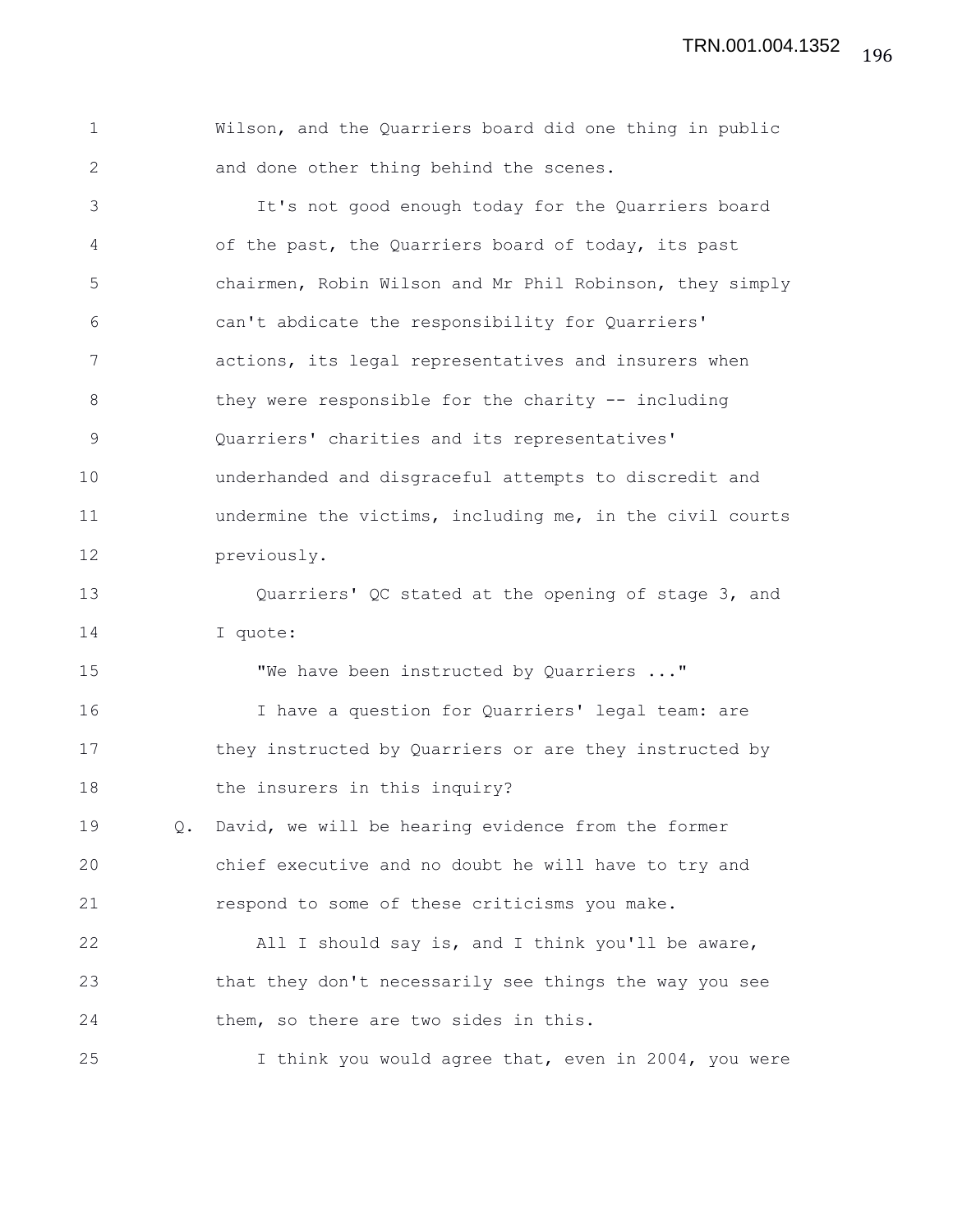Wilson, and the Quarriers board did one thing in public and done other thing behind the scenes.

It's not good enough today for the Quarriers board of the past, the Quarriers board of today, its past chairmen, Robin Wilson and Mr Phil Robinson, they simply can't abdicate the responsibility for Quarriers' actions, its legal representatives and insurers when they were responsible for the charity -- including Quarriers' charities and its representatives' underhanded and disgraceful attempts to discredit and undermine the victims, including me, in the civil courts previously.

Quarriers' QC stated at the opening of stage 3, and I quote:

"We have been instructed by Quarriers ..."

I have a question for Quarriers' legal team: are they instructed by Quarriers or are they instructed by the insurers in this inquiry?

Q. David, we will be hearing evidence from the former chief executive and no doubt he will have to try and respond to some of these criticisms you make.

All I should say is, and I think you'll be aware, that they don't necessarily see things the way you see them, so there are two sides in this.

I think you would agree that, even in 2004, you were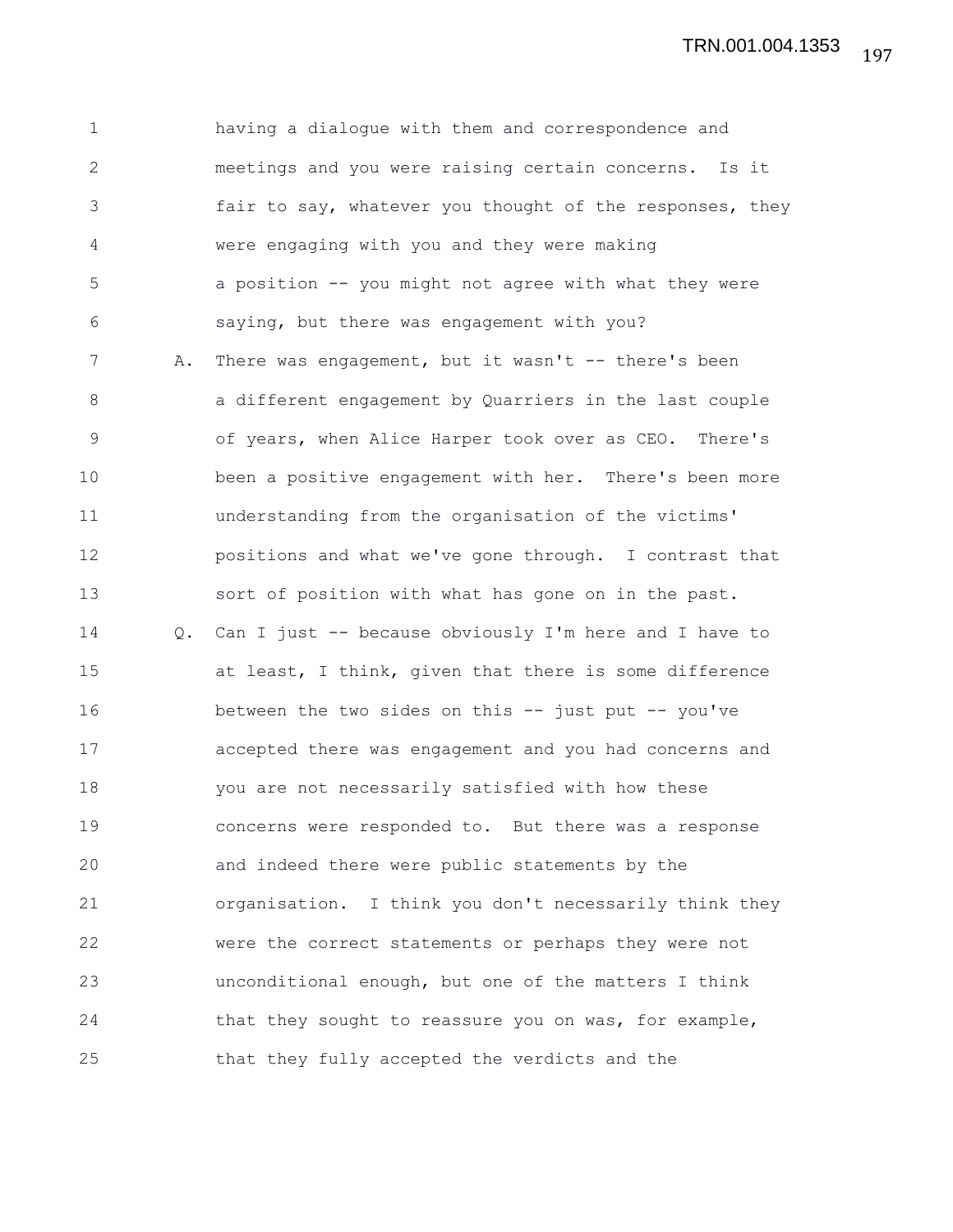having a dialogue with them and correspondence and meetings and you were raising certain concerns. Is it fair to say, whatever you thought of the responses, they were engaging with you and they were making a position -- you might not agree with what they were saying, but there was engagement with you?

A. There was engagement, but it wasn't -- there's been a different engagement by Quarriers in the last couple of years, when Alice Harper took over as CEO. There's been a positive engagement with her. There's been more understanding from the organisation of the victims' positions and what we've gone through. I contrast that sort of position with what has gone on in the past.

Q. Can I just -- because obviously I'm here and I have to at least, I think, given that there is some difference between the two sides on this -- just put -- you've accepted there was engagement and you had concerns and you are not necessarily satisfied with how these concerns were responded to. But there was a response and indeed there were public statements by the organisation. I think you don't necessarily think they were the correct statements or perhaps they were not unconditional enough, but one of the matters I think that they sought to reassure you on was, for example, that they fully accepted the verdicts and the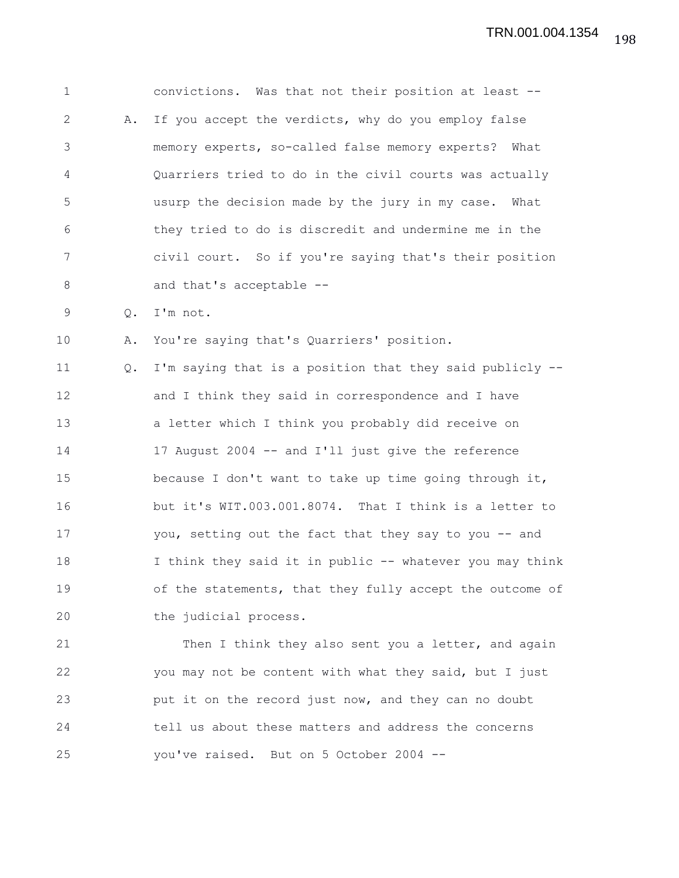convictions. Was that not their position at least --

A. If you accept the verdicts, why do you employ false memory experts, so-called false memory experts? What Quarriers tried to do in the civil courts was actually usurp the decision made by the jury in my case. What they tried to do is discredit and undermine me in the civil court. So if you're saying that's their position and that's acceptable --

Q. I'm not.

A. You're saying that's Quarriers' position.

Q. I'm saying that is a position that they said publicly -- and I think they said in correspondence and I have a letter which I think you probably did receive on 17 August 2004 -- and I'll just give the reference because I don't want to take up time going through it, but it's WIT.003.001.8074. That I think is a letter to you, setting out the fact that they say to you -- and I think they said it in public -- whatever you may think of the statements, that they fully accept the outcome of the judicial process.

Then I think they also sent you a letter, and again you may not be content with what they said, but I just put it on the record just now, and they can no doubt tell us about these matters and address the concerns you've raised. But on 5 October 2004 --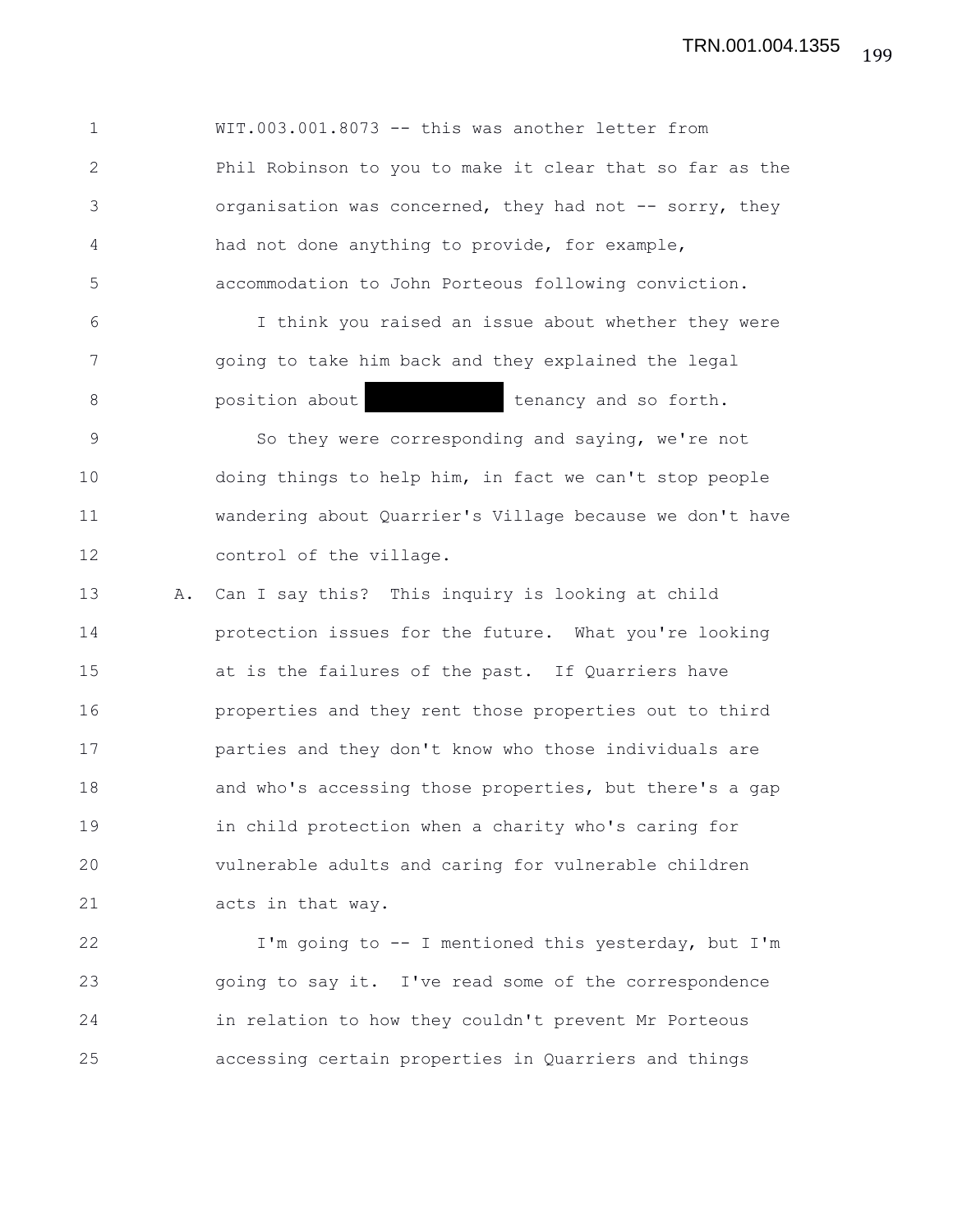1 WIT.003.001.8073 -- this was another letter from
2 Phil Robinson to you to make it clear that so far as the
3 organisation was concerned, they had not -- sorry, they
4 had not done anything to provide, for example,
5 accommodation to John Porteous following conviction.

6 I think you raised an issue about whether they were
7 going to take him back and they explained the legal
8 position about [REDACTED] tenancy and so forth.

9 So they were corresponding and saying, we're not
10 doing things to help him, in fact we can't stop people
11 wandering about Quarrier's Village because we don't have
12 control of the village.

13 A. Can I say this? This inquiry is looking at child
14 protection issues for the future. What you're looking
15 at is the failures of the past. If Quarriers have
16 properties and they rent those properties out to third
17 parties and they don't know who those individuals are
18 and who's accessing those properties, but there's a gap
19 in child protection when a charity who's caring for
20 vulnerable adults and caring for vulnerable children
21 acts in that way.

22 I'm going to -- I mentioned this yesterday, but I'm
23 going to say it. I've read some of the correspondence
24 in relation to how they couldn't prevent Mr Porteous
25 accessing certain properties in Quarriers and things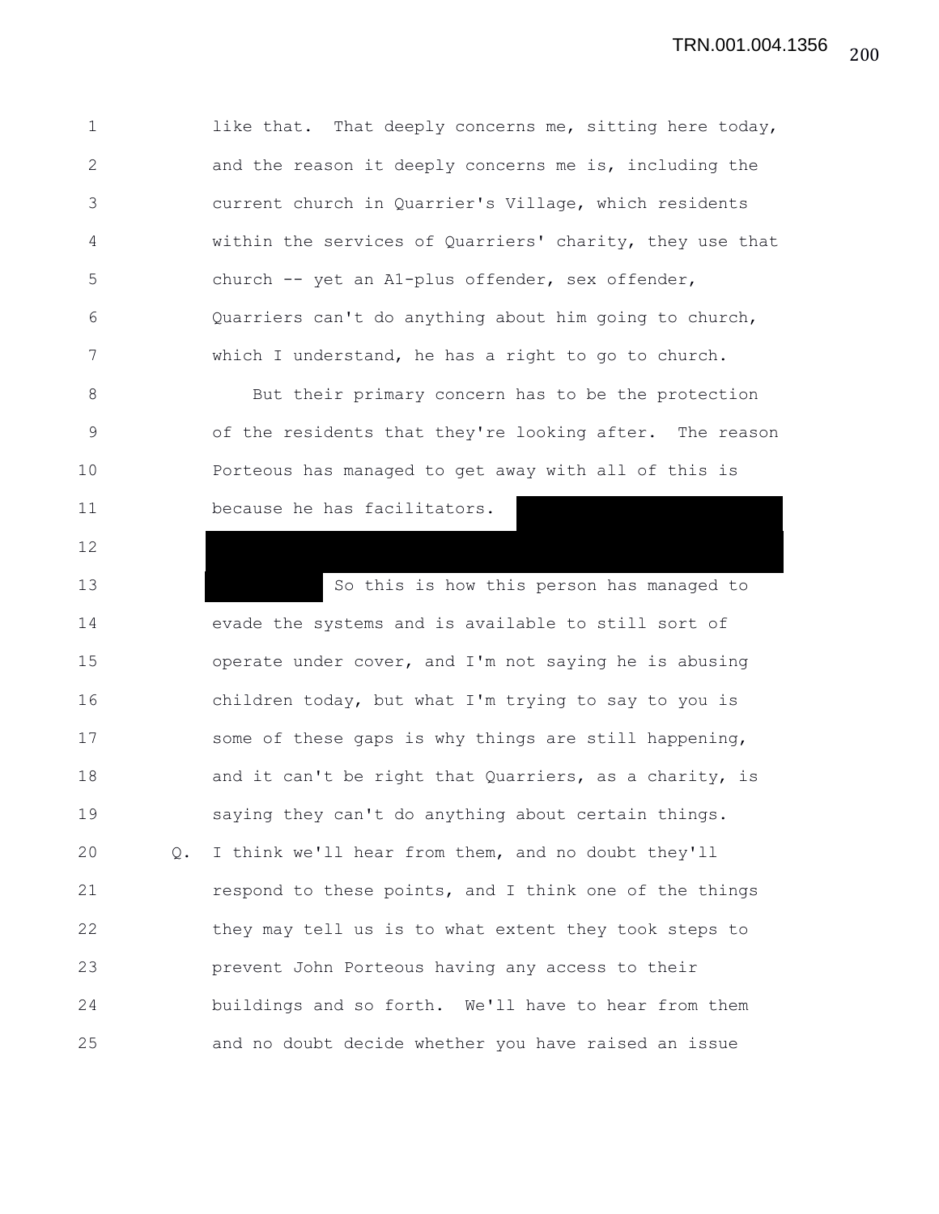1 like that. That deeply concerns me, sitting here today,
2 and the reason it deeply concerns me is, including the
3 current church in Quarrier's Village, which residents
4 within the services of Quarriers' charity, they use that
5 church -- yet an A1-plus offender, sex offender,
6 Quarriers can't do anything about him going to church,
7 which I understand, he has a right to go to church.

8 But their primary concern has to be the protection
9 of the residents that they're looking after. The reason
10 Porteous has managed to get away with all of this is
11 because he has facilitators.
12
13 So this is how this person has managed to
14 evade the systems and is available to still sort of
15 operate under cover, and I'm not saying he is abusing
16 children today, but what I'm trying to say to you is
17 some of these gaps is why things are still happening,
18 and it can't be right that Quarriers, as a charity, is
19 saying they can't do anything about certain things.

20 Q. I think we'll hear from them, and no doubt they'll
21 respond to these points, and I think one of the things
22 they may tell us is to what extent they took steps to
23 prevent John Porteous having any access to their
24 buildings and so forth. We'll have to hear from them
25 and no doubt decide whether you have raised an issue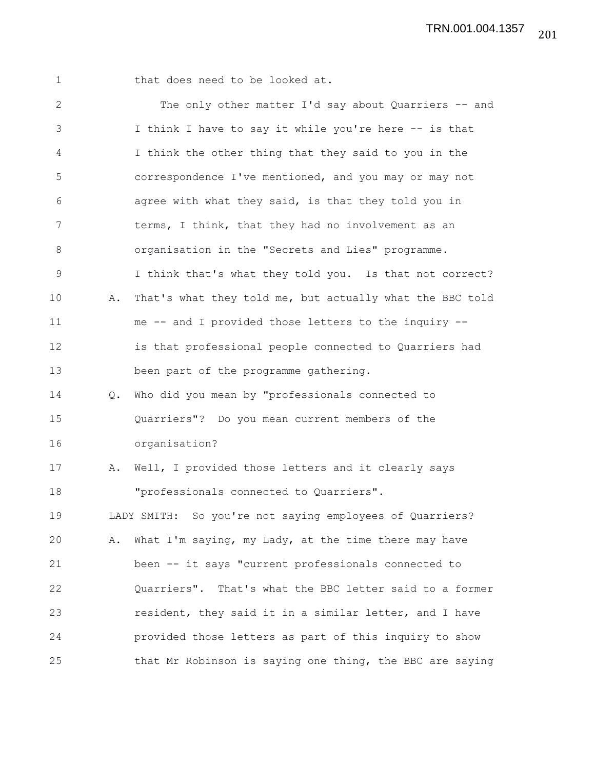that does need to be looked at.

The only other matter I'd say about Quarriers -- and I think I have to say it while you're here -- is that I think the other thing that they said to you in the correspondence I've mentioned, and you may or may not agree with what they said, is that they told you in terms, I think, that they had no involvement as an organisation in the "Secrets and Lies" programme. I think that's what they told you. Is that not correct?

A. That's what they told me, but actually what the BBC told me -- and I provided those letters to the inquiry -- is that professional people connected to Quarriers had been part of the programme gathering.

Q. Who did you mean by "professionals connected to Quarriers"? Do you mean current members of the organisation?

A. Well, I provided those letters and it clearly says "professionals connected to Quarriers".

LADY SMITH: So you're not saying employees of Quarriers?

A. What I'm saying, my Lady, at the time there may have been -- it says "current professionals connected to Quarriers". That's what the BBC letter said to a former resident, they said it in a similar letter, and I have provided those letters as part of this inquiry to show that Mr Robinson is saying one thing, the BBC are saying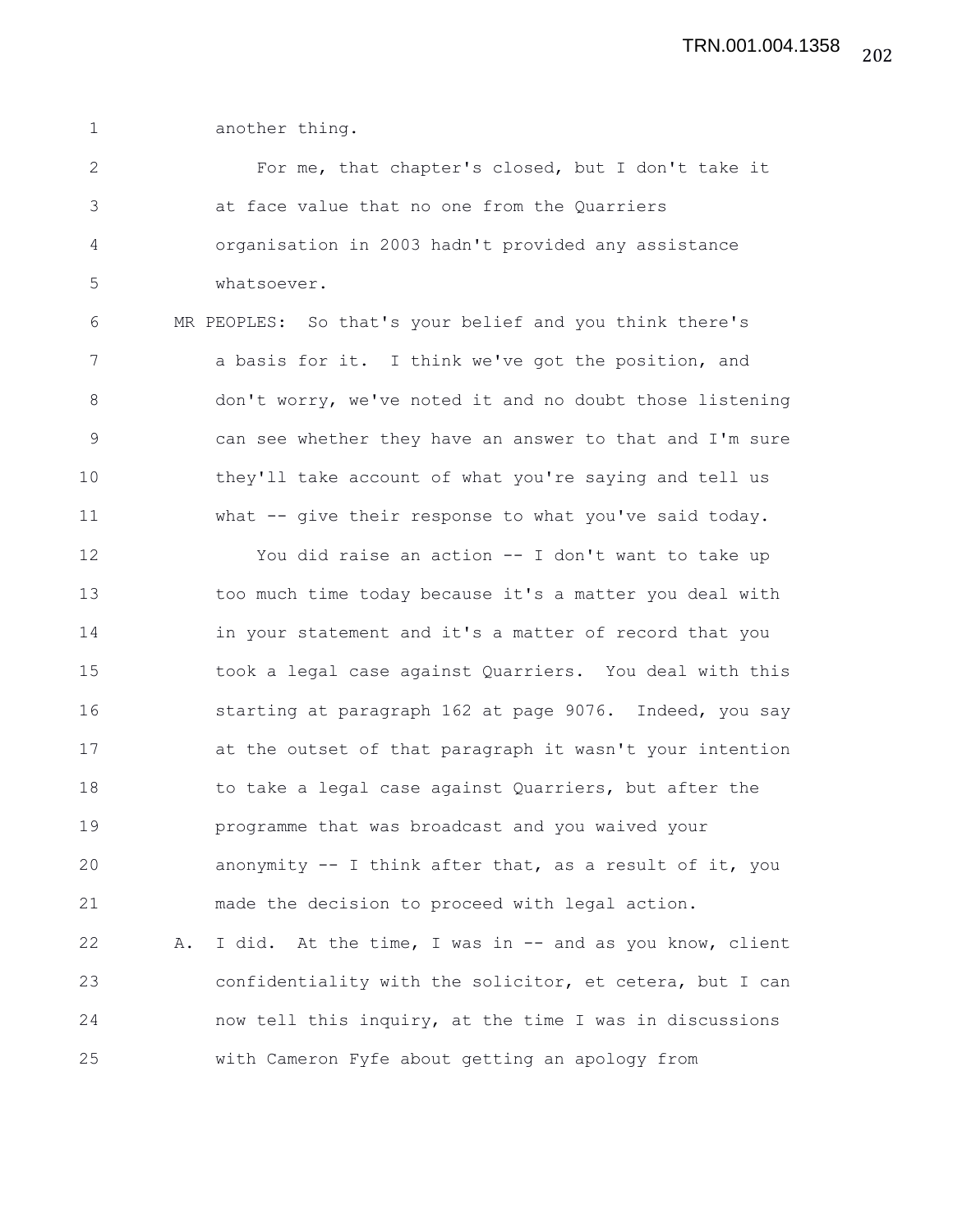another thing.

For me, that chapter's closed, but I don't take it at face value that no one from the Quarriers organisation in 2003 hadn't provided any assistance whatsoever.

MR PEOPLES: So that's your belief and you think there's a basis for it. I think we've got the position, and don't worry, we've noted it and no doubt those listening can see whether they have an answer to that and I'm sure they'll take account of what you're saying and tell us what -- give their response to what you've said today.

You did raise an action -- I don't want to take up too much time today because it's a matter you deal with in your statement and it's a matter of record that you took a legal case against Quarriers. You deal with this starting at paragraph 162 at page 9076. Indeed, you say at the outset of that paragraph it wasn't your intention to take a legal case against Quarriers, but after the programme that was broadcast and you waived your anonymity -- I think after that, as a result of it, you made the decision to proceed with legal action.

A. I did. At the time, I was in -- and as you know, client confidentiality with the solicitor, et cetera, but I can now tell this inquiry, at the time I was in discussions with Cameron Fyfe about getting an apology from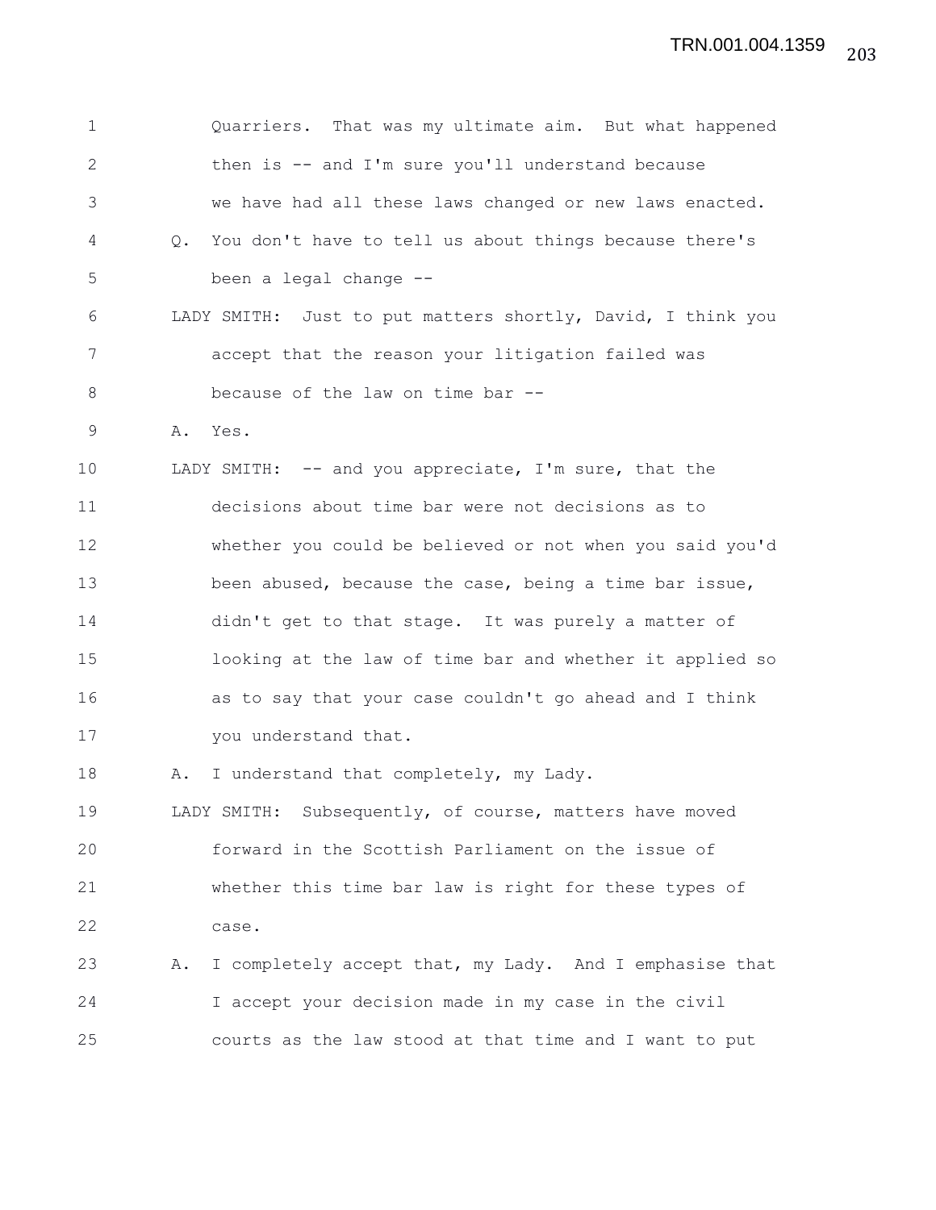1 Quarriers. That was my ultimate aim. But what happened
2 then is -- and I'm sure you'll understand because
3 we have had all these laws changed or new laws enacted.
4 Q. You don't have to tell us about things because there's
5 been a legal change --
6 LADY SMITH: Just to put matters shortly, David, I think you
7 accept that the reason your litigation failed was
8 because of the law on time bar --
9 A. Yes.
10 LADY SMITH: -- and you appreciate, I'm sure, that the
11 decisions about time bar were not decisions as to
12 whether you could be believed or not when you said you'd
13 been abused, because the case, being a time bar issue,
14 didn't get to that stage. It was purely a matter of
15 looking at the law of time bar and whether it applied so
16 as to say that your case couldn't go ahead and I think
17 you understand that.
18 A. I understand that completely, my Lady.
19 LADY SMITH: Subsequently, of course, matters have moved
20 forward in the Scottish Parliament on the issue of
21 whether this time bar law is right for these types of
22 case.
23 A. I completely accept that, my Lady. And I emphasise that
24 I accept your decision made in my case in the civil
25 courts as the law stood at that time and I want to put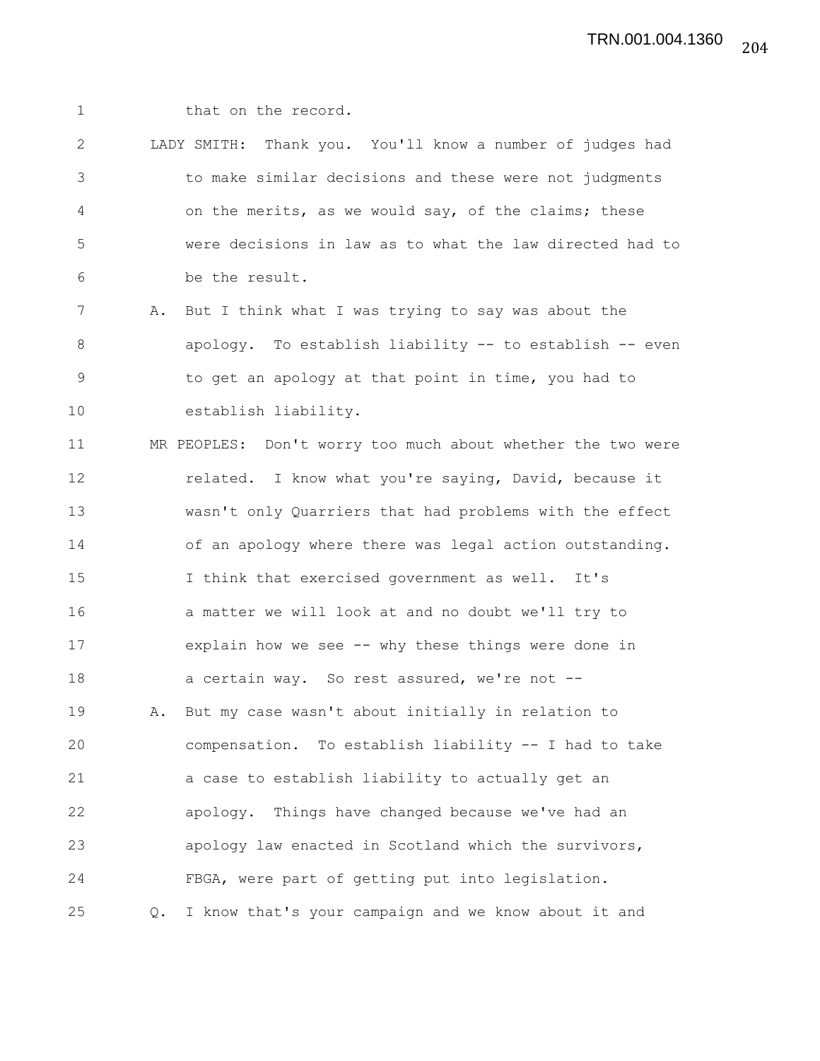1 that on the record.

2 LADY SMITH: Thank you. You'll know a number of judges had

3 to make similar decisions and these were not judgments

4 on the merits, as we would say, of the claims; these

5 were decisions in law as to what the law directed had to

6 be the result.

7 A. But I think what I was trying to say was about the

8 apology. To establish liability -- to establish -- even

9 to get an apology at that point in time, you had to

10 establish liability.

11 MR PEOPLES: Don't worry too much about whether the two were

12 related. I know what you're saying, David, because it

13 wasn't only Quarriers that had problems with the effect

14 of an apology where there was legal action outstanding.

15 I think that exercised government as well. It's

16 a matter we will look at and no doubt we'll try to

17 explain how we see -- why these things were done in

18 a certain way. So rest assured, we're not --

19 A. But my case wasn't about initially in relation to

20 compensation. To establish liability -- I had to take

21 a case to establish liability to actually get an

22 apology. Things have changed because we've had an

23 apology law enacted in Scotland which the survivors,

24 FBGA, were part of getting put into legislation.

25 Q. I know that's your campaign and we know about it and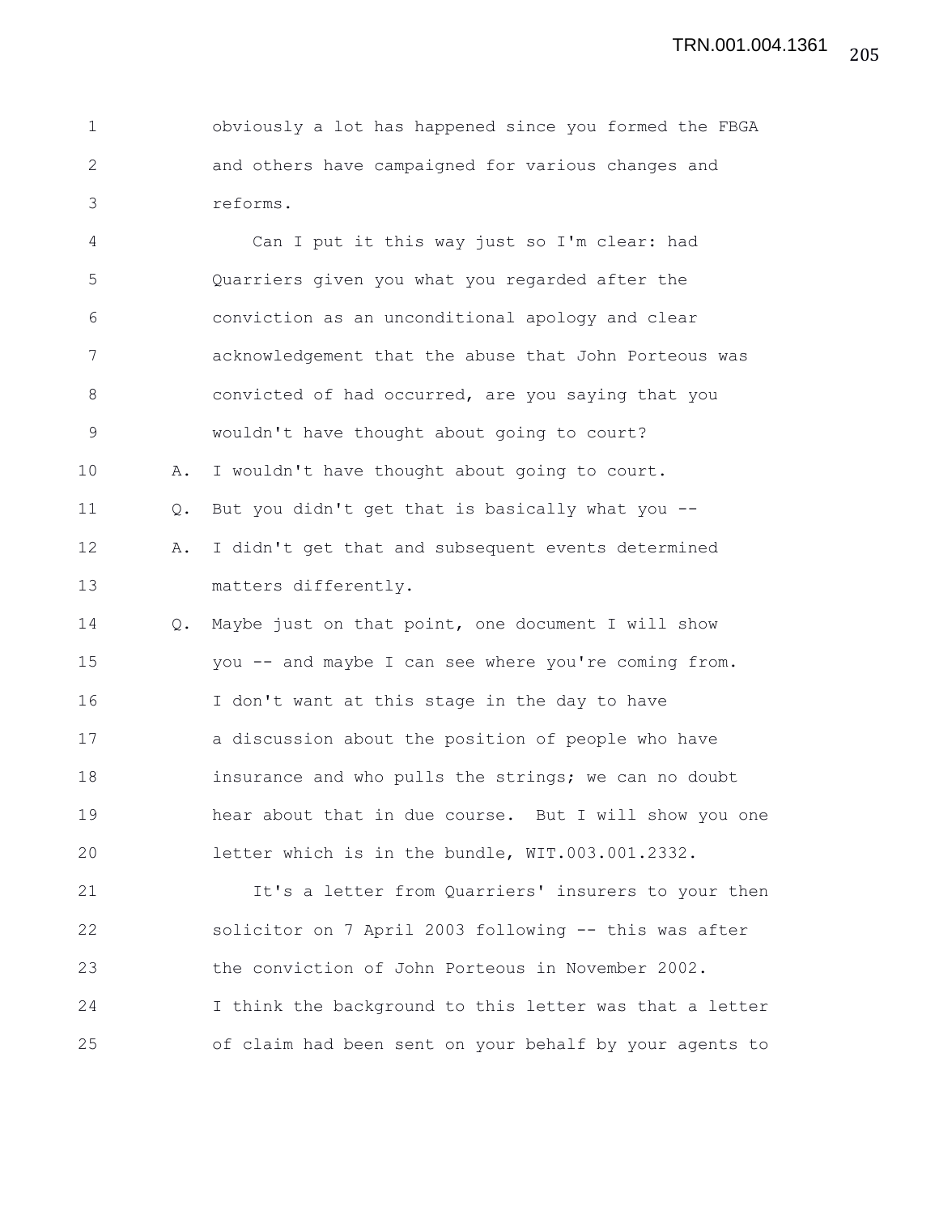1 obviously a lot has happened since you formed the FBGA
2 and others have campaigned for various changes and
3 reforms.
4 Can I put it this way just so I'm clear: had
5 Quarriers given you what you regarded after the
6 conviction as an unconditional apology and clear
7 acknowledgement that the abuse that John Porteous was
8 convicted of had occurred, are you saying that you
9 wouldn't have thought about going to court?
10 A. I wouldn't have thought about going to court.
11 Q. But you didn't get that is basically what you --
12 A. I didn't get that and subsequent events determined
13 matters differently.
14 Q. Maybe just on that point, one document I will show
15 you -- and maybe I can see where you're coming from.
16 I don't want at this stage in the day to have
17 a discussion about the position of people who have
18 insurance and who pulls the strings; we can no doubt
19 hear about that in due course. But I will show you one
20 letter which is in the bundle, WIT.003.001.2332.
21 It's a letter from Quarriers' insurers to your then
22 solicitor on 7 April 2003 following -- this was after
23 the conviction of John Porteous in November 2002.
24 I think the background to this letter was that a letter
25 of claim had been sent on your behalf by your agents to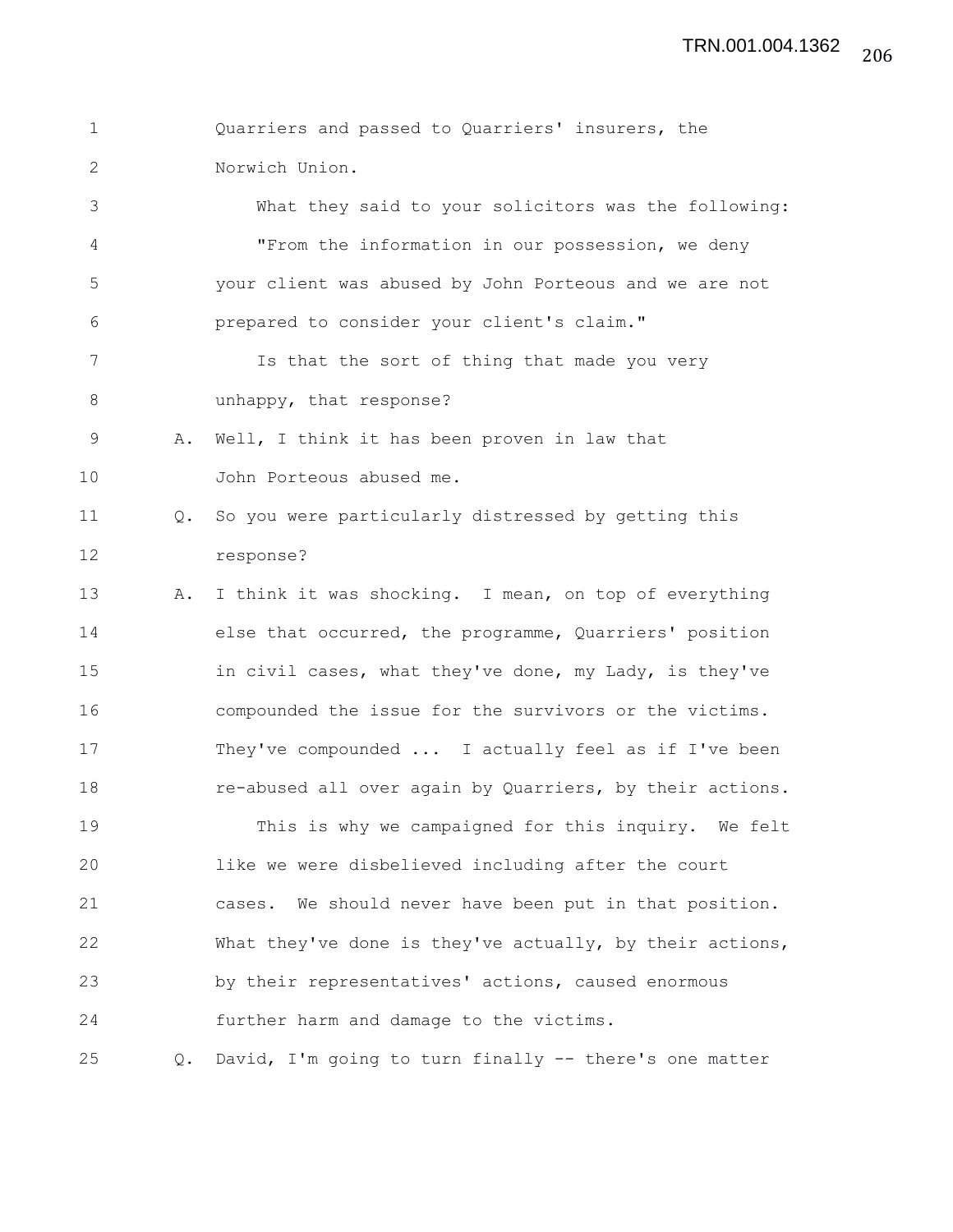Quarriers and passed to Quarriers' insurers, the Norwich Union.

What they said to your solicitors was the following:

"From the information in our possession, we deny your client was abused by John Porteous and we are not prepared to consider your client's claim."

Is that the sort of thing that made you very unhappy, that response?

A. Well, I think it has been proven in law that John Porteous abused me.

Q. So you were particularly distressed by getting this response?

A. I think it was shocking. I mean, on top of everything else that occurred, the programme, Quarriers' position in civil cases, what they've done, my Lady, is they've compounded the issue for the survivors or the victims. They've compounded ... I actually feel as if I've been re-abused all over again by Quarriers, by their actions.

This is why we campaigned for this inquiry. We felt like we were disbelieved including after the court cases. We should never have been put in that position. What they've done is they've actually, by their actions, by their representatives' actions, caused enormous further harm and damage to the victims.

Q. David, I'm going to turn finally -- there's one matter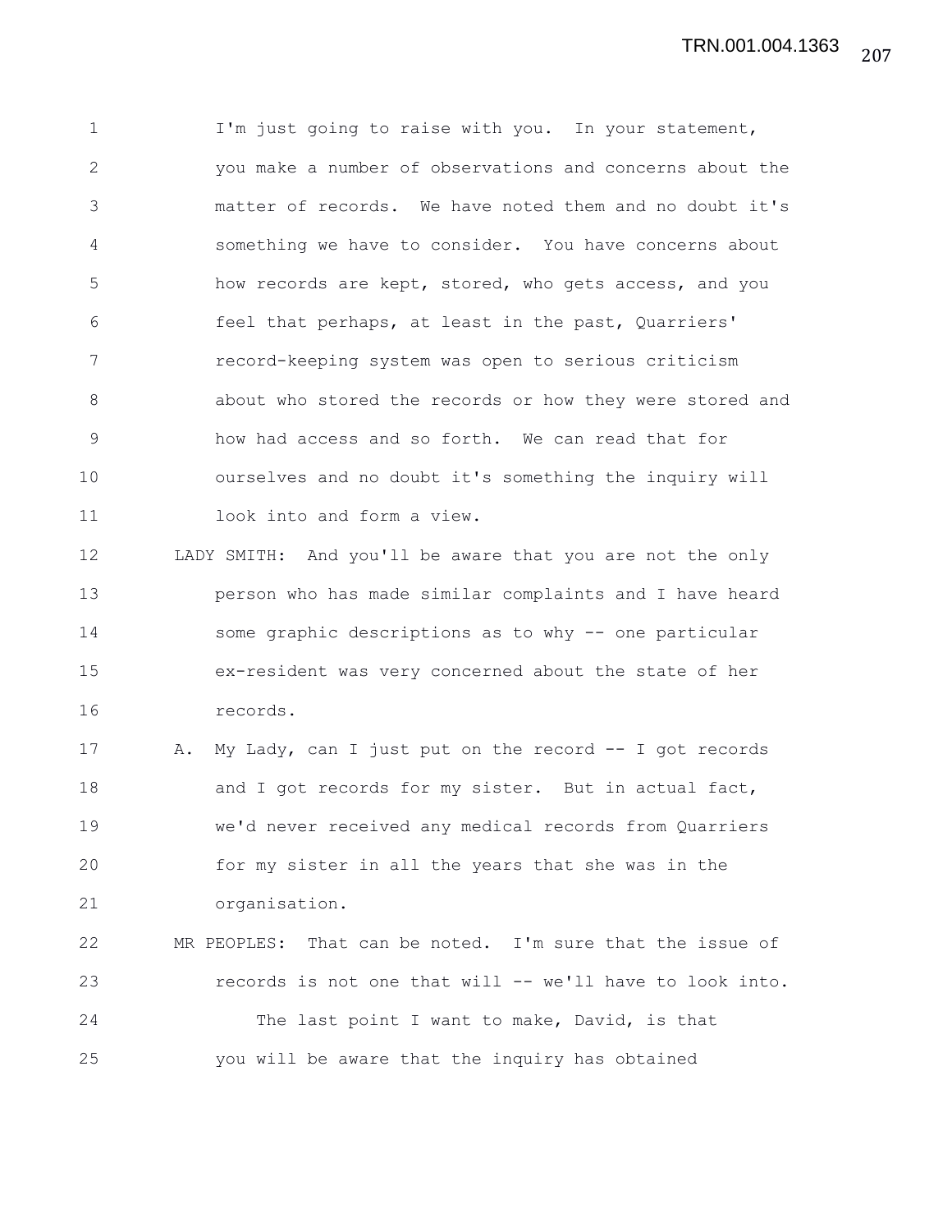1 I'm just going to raise with you. In your statement,
2 you make a number of observations and concerns about the
3 matter of records. We have noted them and no doubt it's
4 something we have to consider. You have concerns about
5 how records are kept, stored, who gets access, and you
6 feel that perhaps, at least in the past, Quarriers'
7 record-keeping system was open to serious criticism
8 about who stored the records or how they were stored and
9 how had access and so forth. We can read that for
10 ourselves and no doubt it's something the inquiry will
11 look into and form a view.

12 LADY SMITH: And you'll be aware that you are not the only
13 person who has made similar complaints and I have heard
14 some graphic descriptions as to why -- one particular
15 ex-resident was very concerned about the state of her
16 records.

17 A. My Lady, can I just put on the record -- I got records
18 and I got records for my sister. But in actual fact,
19 we'd never received any medical records from Quarriers
20 for my sister in all the years that she was in the
21 organisation.

22 MR PEOPLES: That can be noted. I'm sure that the issue of
23 records is not one that will -- we'll have to look into.

24 The last point I want to make, David, is that
25 you will be aware that the inquiry has obtained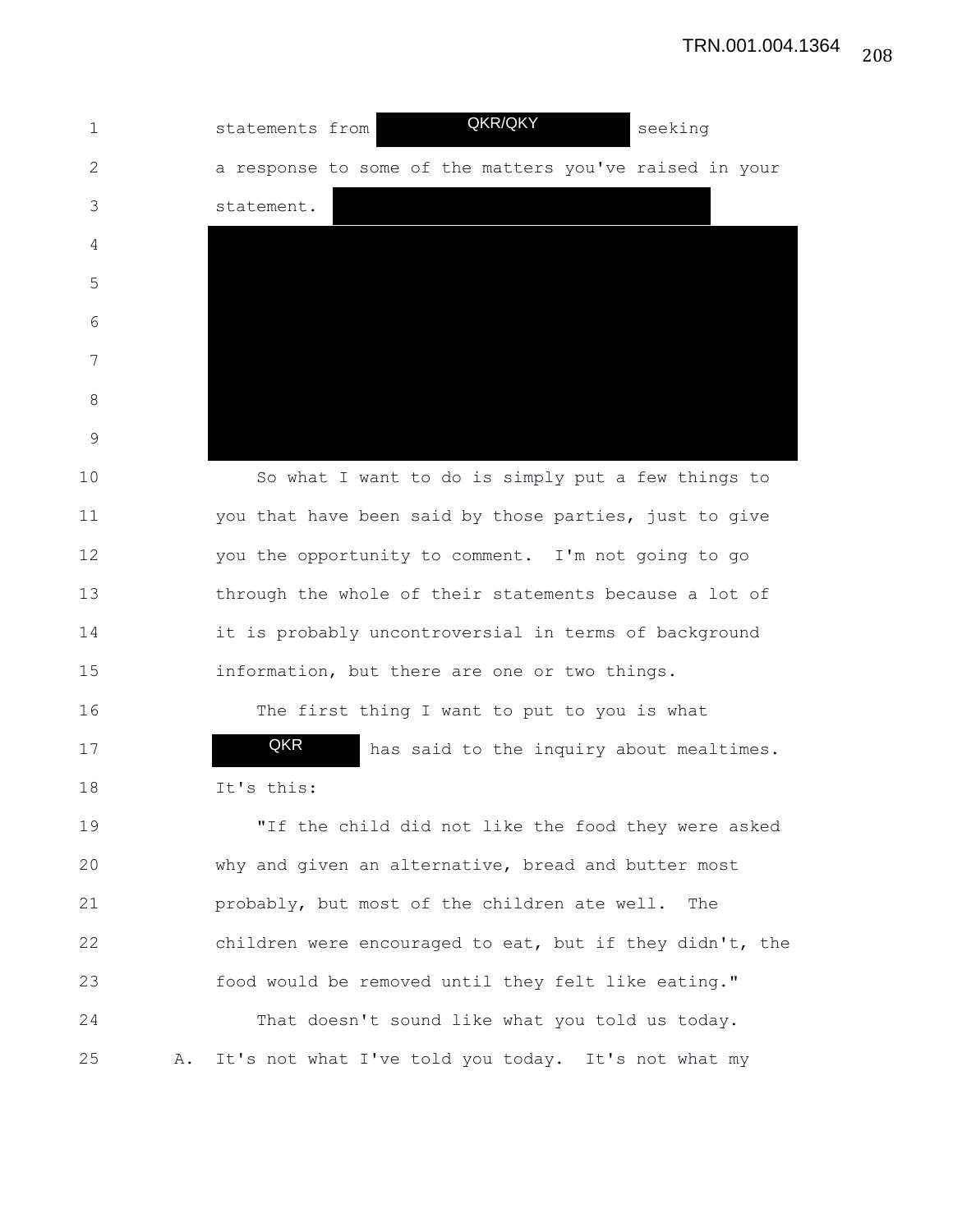statements from QKR/QKY seeking a response to some of the matters you've raised in your statement.

So what I want to do is simply put a few things to you that have been said by those parties, just to give you the opportunity to comment. I'm not going to go through the whole of their statements because a lot of it is probably uncontroversial in terms of background information, but there are one or two things.

The first thing I want to put to you is what QKR has said to the inquiry about mealtimes. It's this:

"If the child did not like the food they were asked why and given an alternative, bread and butter most probably, but most of the children ate well. The children were encouraged to eat, but if they didn't, the food would be removed until they felt like eating."

That doesn't sound like what you told us today.

A. It's not what I've told you today. It's not what my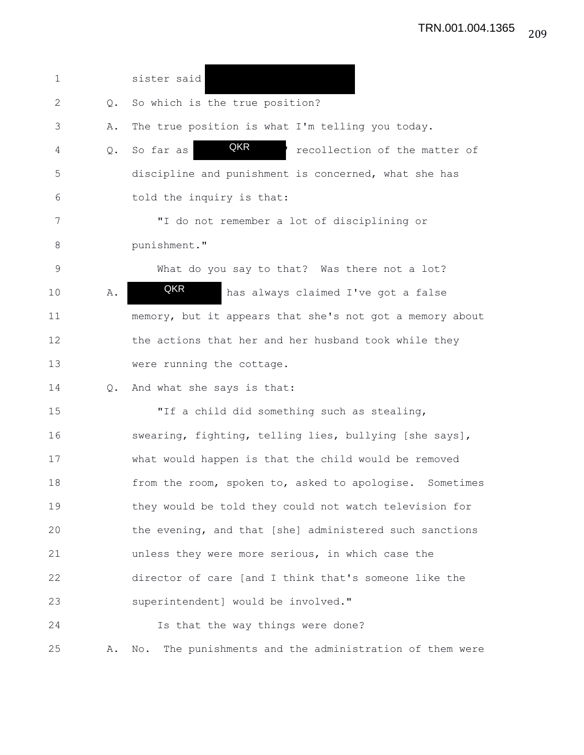1 sister said [REDACTED]

2 Q. So which is the true position?

3 A. The true position is what I'm telling you today.

4 Q. So far as QKR' recollection of the matter of

5 discipline and punishment is concerned, what she has

6 told the inquiry is that:

7 "I do not remember a lot of disciplining or

8 punishment."

9 What do you say to that? Was there not a lot?

10 A. QKR has always claimed I've got a false

11 memory, but it appears that she's not got a memory about

12 the actions that her and her husband took while they

13 were running the cottage.

14 Q. And what she says is that:

15 "If a child did something such as stealing,

16 swearing, fighting, telling lies, bullying [she says],

17 what would happen is that the child would be removed

18 from the room, spoken to, asked to apologise. Sometimes

19 they would be told they could not watch television for

20 the evening, and that [she] administered such sanctions

21 unless they were more serious, in which case the

22 director of care [and I think that's someone like the

23 superintendent] would be involved."

24 Is that the way things were done?

25 A. No. The punishments and the administration of them were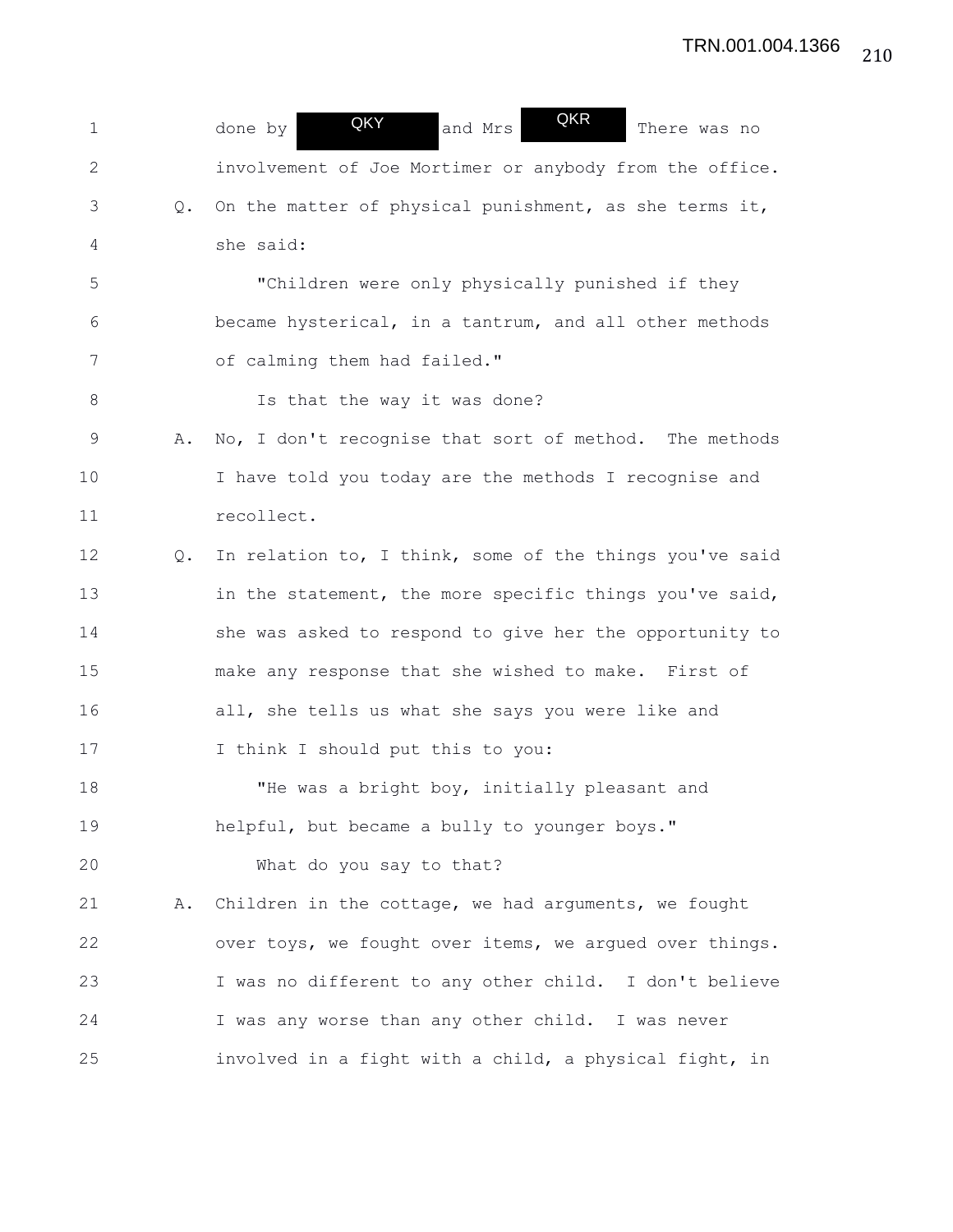done by QKY and Mrs QKR There was no involvement of Joe Mortimer or anybody from the office.

Q. On the matter of physical punishment, as she terms it, she said:

"Children were only physically punished if they became hysterical, in a tantrum, and all other methods of calming them had failed."

Is that the way it was done?

A. No, I don't recognise that sort of method. The methods I have told you today are the methods I recognise and recollect.

Q. In relation to, I think, some of the things you've said in the statement, the more specific things you've said, she was asked to respond to give her the opportunity to make any response that she wished to make. First of all, she tells us what she says you were like and I think I should put this to you:

"He was a bright boy, initially pleasant and helpful, but became a bully to younger boys."

What do you say to that?

A. Children in the cottage, we had arguments, we fought over toys, we fought over items, we argued over things. I was no different to any other child. I don't believe I was any worse than any other child. I was never involved in a fight with a child, a physical fight, in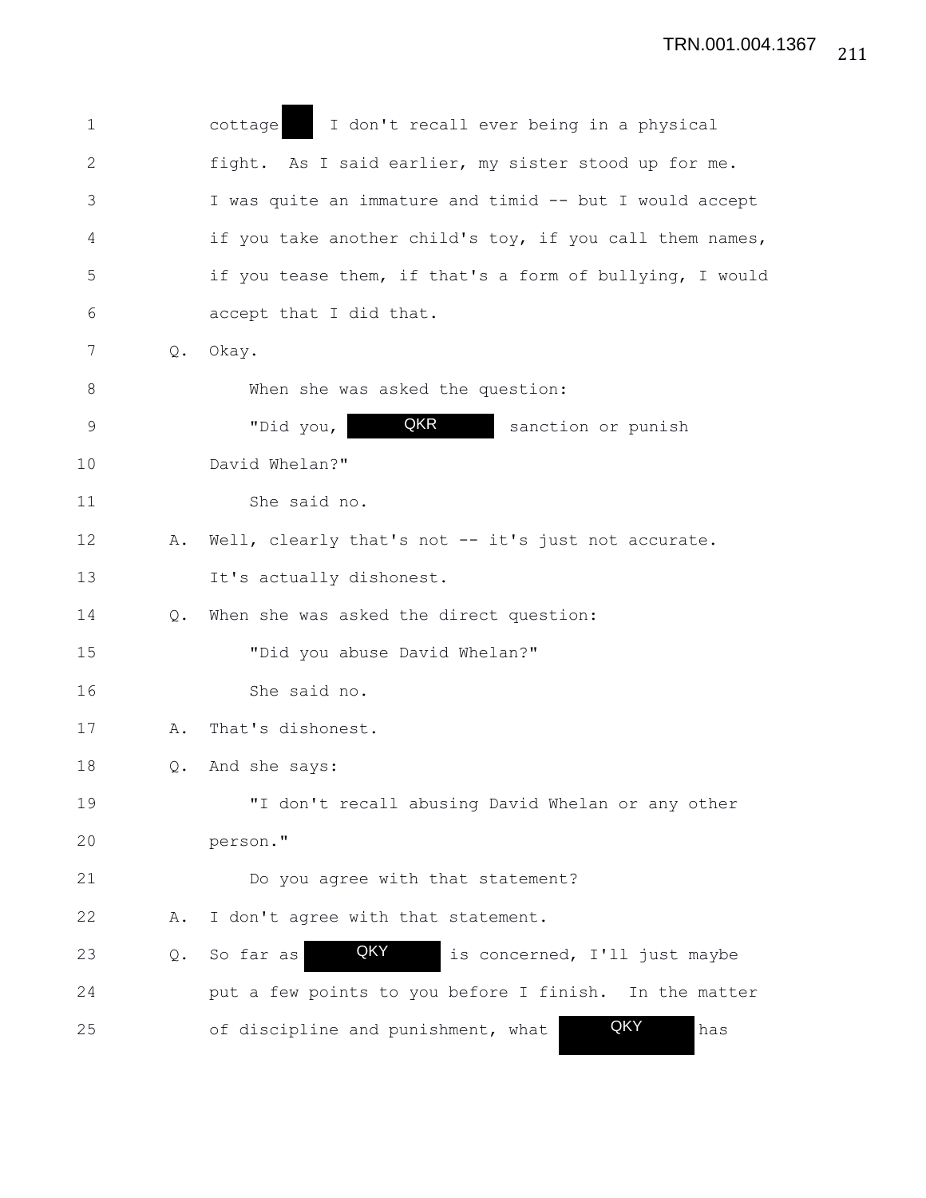1 cottage ██ I don't recall ever being in a physical
2 fight. As I said earlier, my sister stood up for me.
3 I was quite an immature and timid -- but I would accept
4 if you take another child's toy, if you call them names,
5 if you tease them, if that's a form of bullying, I would
6 accept that I did that.
7 Q. Okay.
8 When she was asked the question:
9 "Did you, QKR sanction or punish
10 David Whelan?"
11 She said no.
12 A. Well, clearly that's not -- it's just not accurate.
13 It's actually dishonest.
14 Q. When she was asked the direct question:
15 "Did you abuse David Whelan?"
16 She said no.
17 A. That's dishonest.
18 Q. And she says:
19 "I don't recall abusing David Whelan or any other
20 person."
21 Do you agree with that statement?
22 A. I don't agree with that statement.
23 Q. So far as QKY is concerned, I'll just maybe
24 put a few points to you before I finish. In the matter
25 of discipline and punishment, what QKY has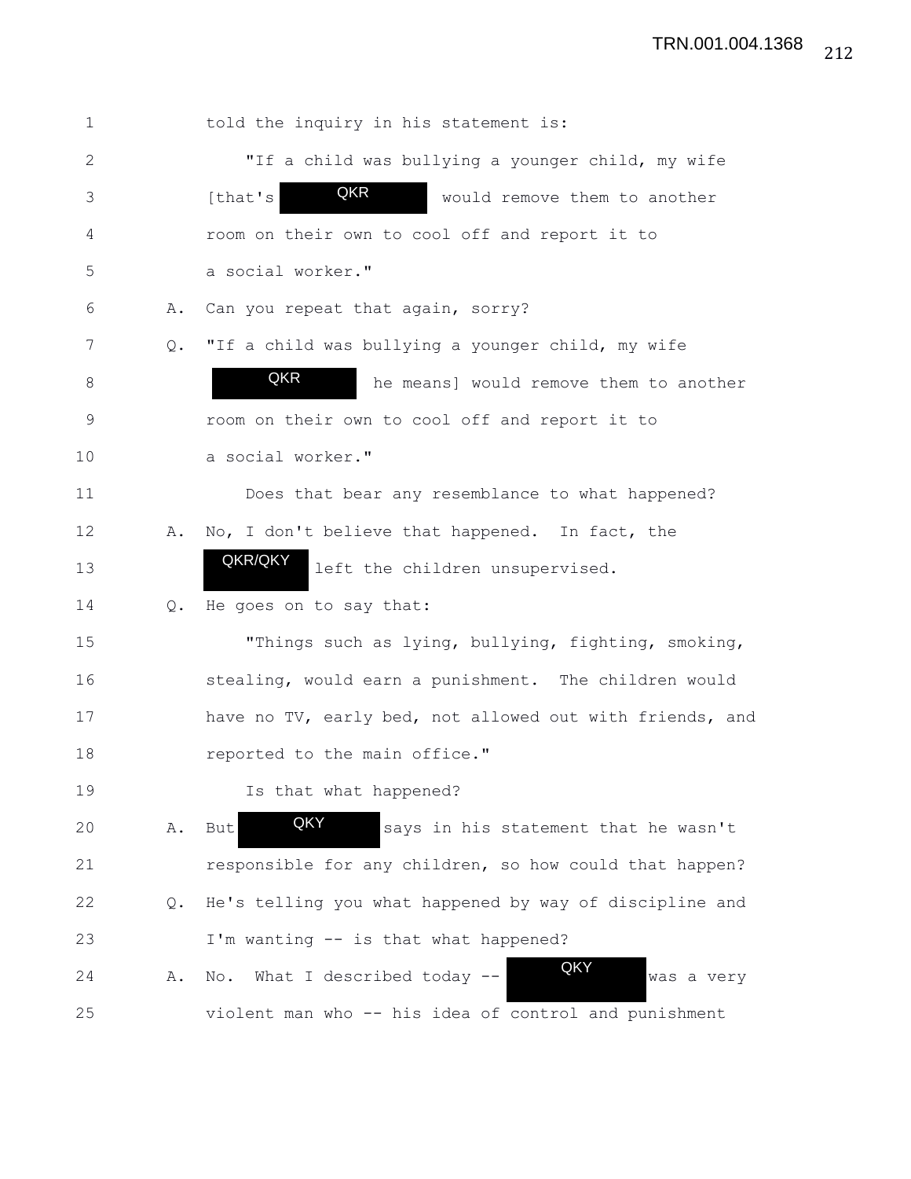1 told the inquiry in his statement is:

2 "If a child was bullying a younger child, my wife

3 [that's QKR would remove them to another

4 room on their own to cool off and report it to

5 a social worker."

6 A. Can you repeat that again, sorry?

7 Q. "If a child was bullying a younger child, my wife

8 QKR he means] would remove them to another

9 room on their own to cool off and report it to

10 a social worker."

11 Does that bear any resemblance to what happened?

12 A. No, I don't believe that happened. In fact, the

13 QKR/QKY left the children unsupervised.

14 Q. He goes on to say that:

15 "Things such as lying, bullying, fighting, smoking,

16 stealing, would earn a punishment. The children would

17 have no TV, early bed, not allowed out with friends, and

18 reported to the main office."

19 Is that what happened?

20 A. But QKY says in his statement that he wasn't

21 responsible for any children, so how could that happen?

22 Q. He's telling you what happened by way of discipline and

23 I'm wanting -- is that what happened?

24 A. No. What I described today -- QKY was a very

25 violent man who -- his idea of control and punishment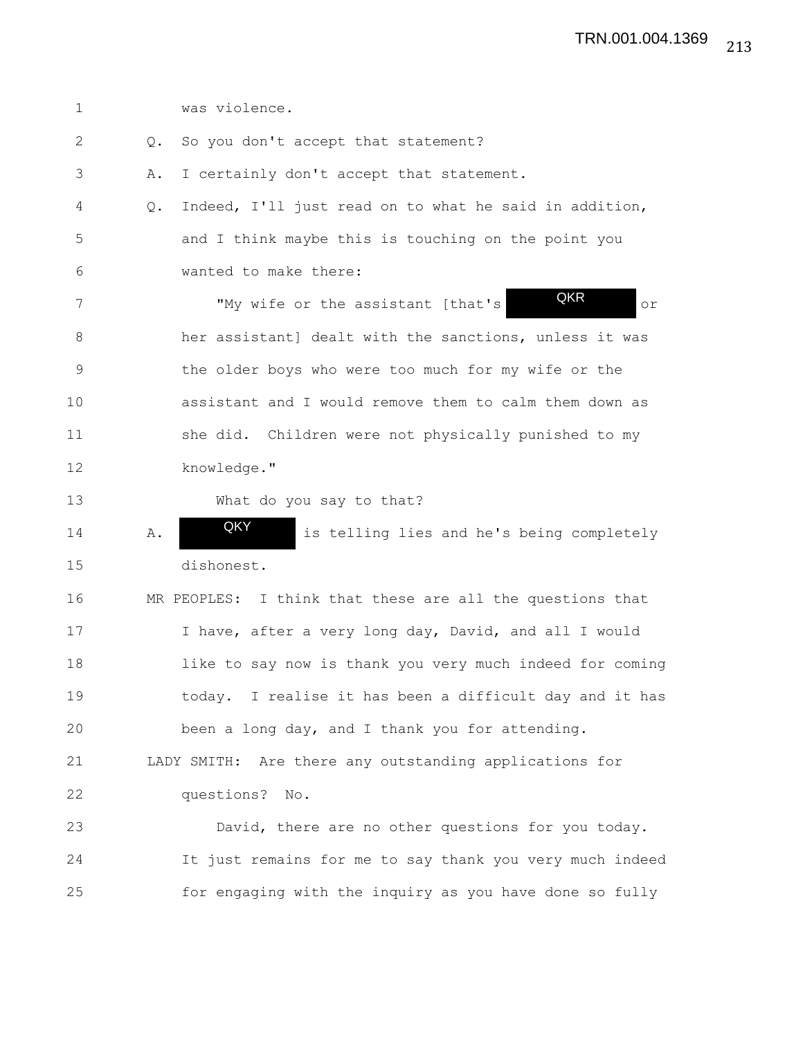1 was violence.

2 Q. So you don't accept that statement?

3 A. I certainly don't accept that statement.

4 Q. Indeed, I'll just read on to what he said in addition,

5 and I think maybe this is touching on the point you

6 wanted to make there:

7 "My wife or the assistant [that's QKR or

8 her assistant] dealt with the sanctions, unless it was

9 the older boys who were too much for my wife or the

10 assistant and I would remove them to calm them down as

11 she did. Children were not physically punished to my

12 knowledge."

13 What do you say to that?

14 A. QKY is telling lies and he's being completely

15 dishonest.

16 MR PEOPLES: I think that these are all the questions that

17 I have, after a very long day, David, and all I would

18 like to say now is thank you very much indeed for coming

19 today. I realise it has been a difficult day and it has

20 been a long day, and I thank you for attending.

21 LADY SMITH: Are there any outstanding applications for

22 questions? No.

23 David, there are no other questions for you today.

24 It just remains for me to say thank you very much indeed

25 for engaging with the inquiry as you have done so fully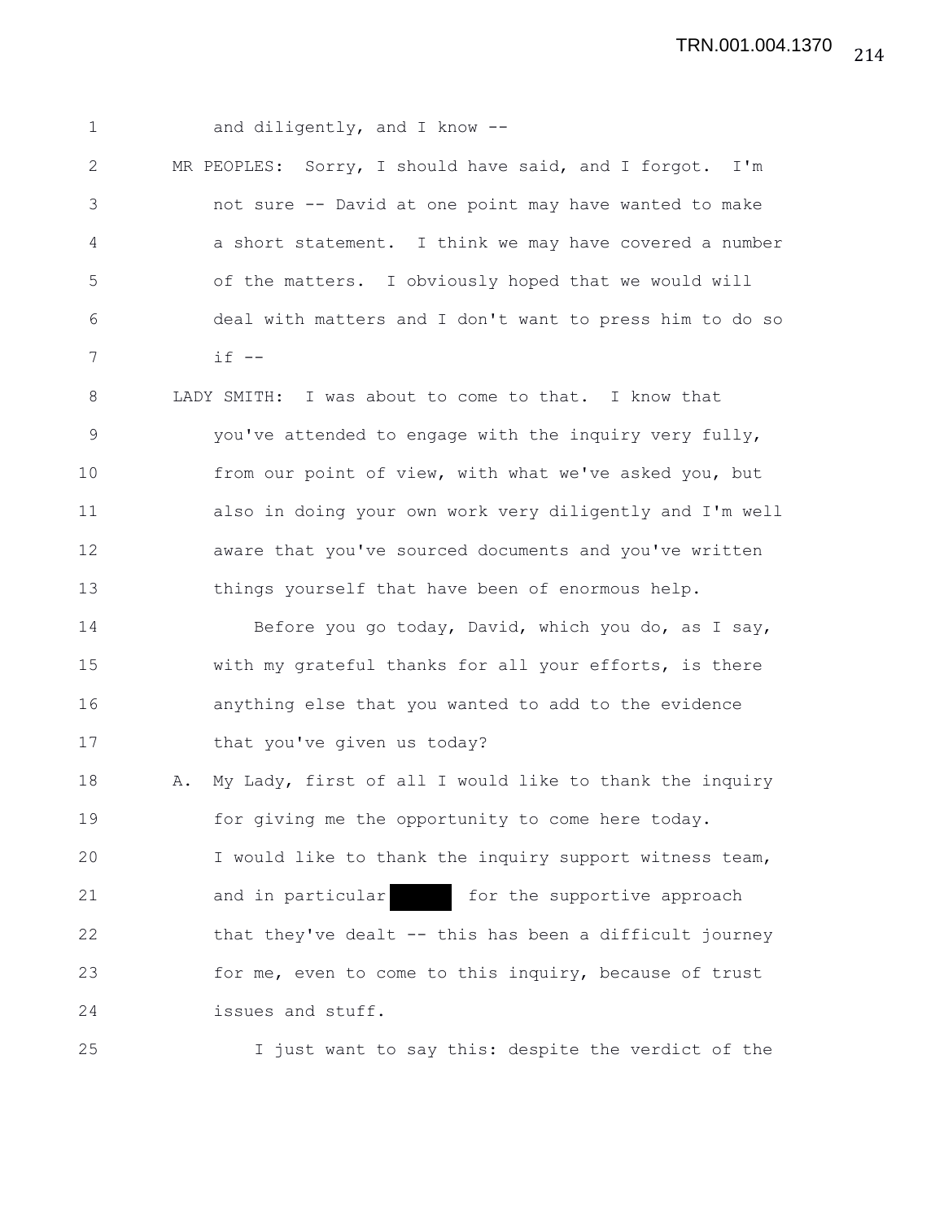and diligently, and I know --

MR PEOPLES: Sorry, I should have said, and I forgot. I'm not sure -- David at one point may have wanted to make a short statement. I think we may have covered a number of the matters. I obviously hoped that we would will deal with matters and I don't want to press him to do so if --

LADY SMITH: I was about to come to that. I know that you've attended to engage with the inquiry very fully, from our point of view, with what we've asked you, but also in doing your own work very diligently and I'm well aware that you've sourced documents and you've written things yourself that have been of enormous help.

Before you go today, David, which you do, as I say, with my grateful thanks for all your efforts, is there anything else that you wanted to add to the evidence that you've given us today?

A. My Lady, first of all I would like to thank the inquiry for giving me the opportunity to come here today. I would like to thank the inquiry support witness team, and in particular [REDACTED] for the supportive approach that they've dealt -- this has been a difficult journey for me, even to come to this inquiry, because of trust issues and stuff.

I just want to say this: despite the verdict of the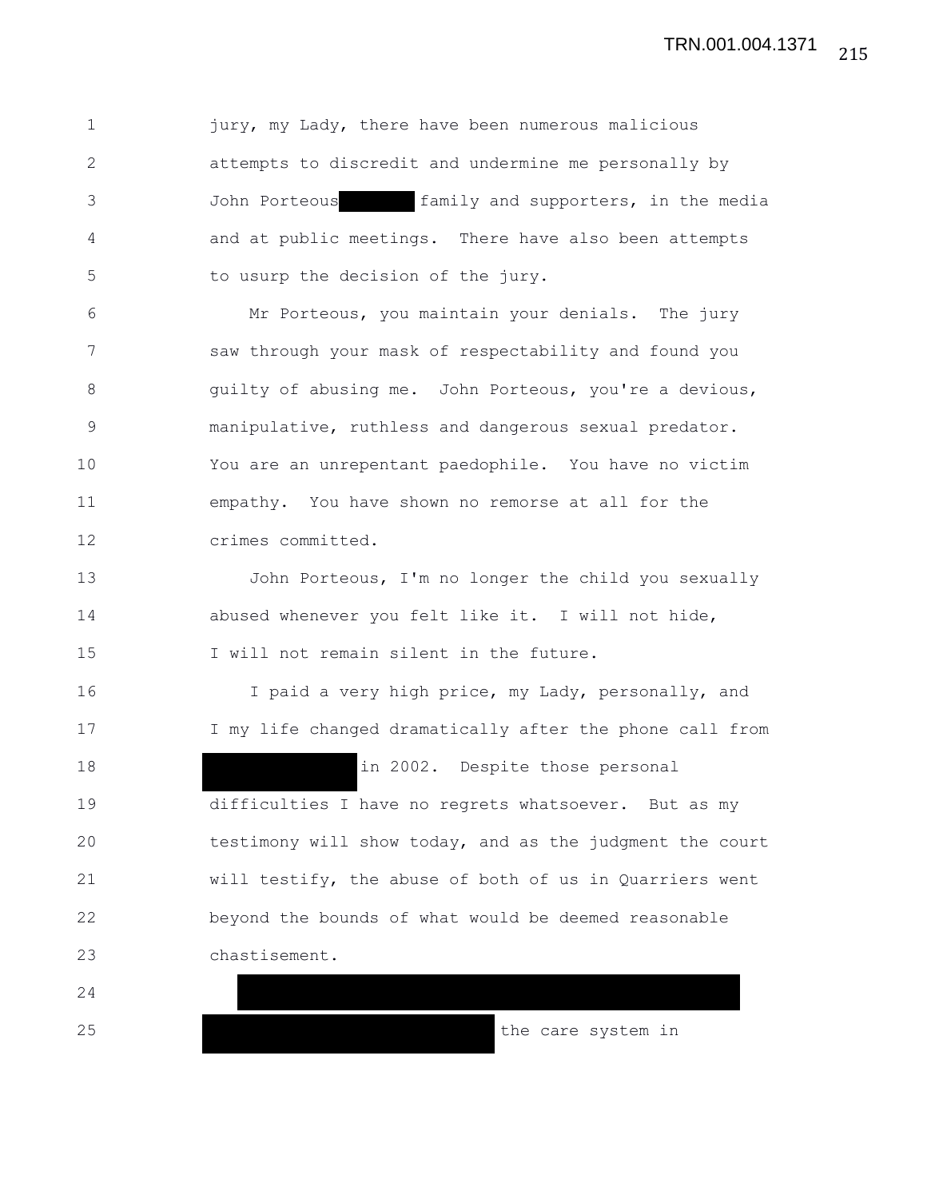1 jury, my Lady, there have been numerous malicious
2 attempts to discredit and undermine me personally by
3 John Porteous ███████ family and supporters, in the media
4 and at public meetings. There have also been attempts
5 to usurp the decision of the jury.
6 Mr Porteous, you maintain your denials. The jury
7 saw through your mask of respectability and found you
8 guilty of abusing me. John Porteous, you're a devious,
9 manipulative, ruthless and dangerous sexual predator.
10 You are an unrepentant paedophile. You have no victim
11 empathy. You have shown no remorse at all for the
12 crimes committed.
13 John Porteous, I'm no longer the child you sexually
14 abused whenever you felt like it. I will not hide,
15 I will not remain silent in the future.
16 I paid a very high price, my Lady, personally, and
17 I my life changed dramatically after the phone call from
18 ███████████ in 2002. Despite those personal
19 difficulties I have no regrets whatsoever. But as my
20 testimony will show today, and as the judgment the court
21 will testify, the abuse of both of us in Quarriers went
22 beyond the bounds of what would be deemed reasonable
23 chastisement.
24 ████████████████████████████████████
25 █████████████████████ the care system in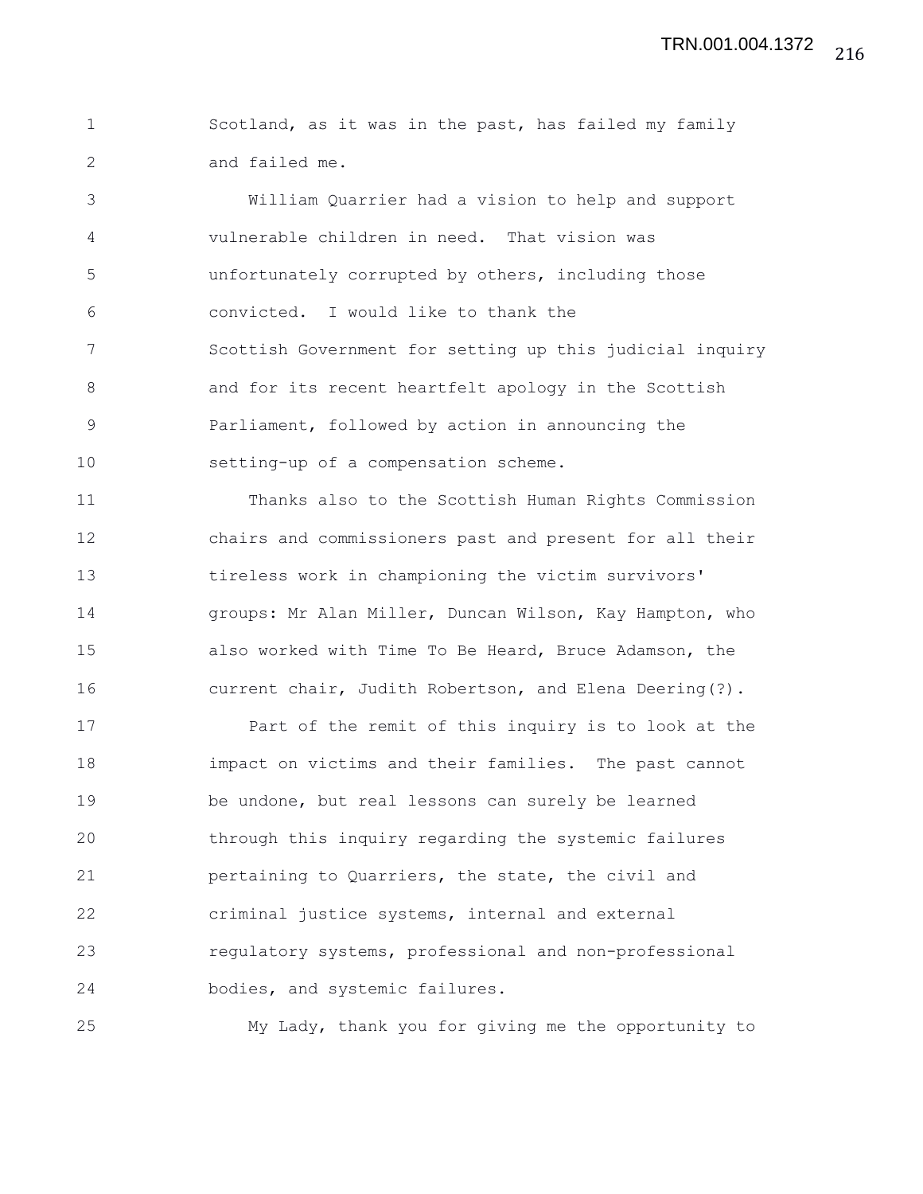Scotland, as it was in the past, has failed my family and failed me.

William Quarrier had a vision to help and support vulnerable children in need. That vision was unfortunately corrupted by others, including those convicted. I would like to thank the Scottish Government for setting up this judicial inquiry and for its recent heartfelt apology in the Scottish Parliament, followed by action in announcing the setting-up of a compensation scheme.

Thanks also to the Scottish Human Rights Commission chairs and commissioners past and present for all their tireless work in championing the victim survivors' groups: Mr Alan Miller, Duncan Wilson, Kay Hampton, who also worked with Time To Be Heard, Bruce Adamson, the current chair, Judith Robertson, and Elena Deering(?).

Part of the remit of this inquiry is to look at the impact on victims and their families. The past cannot be undone, but real lessons can surely be learned through this inquiry regarding the systemic failures pertaining to Quarriers, the state, the civil and criminal justice systems, internal and external regulatory systems, professional and non-professional bodies, and systemic failures.

My Lady, thank you for giving me the opportunity to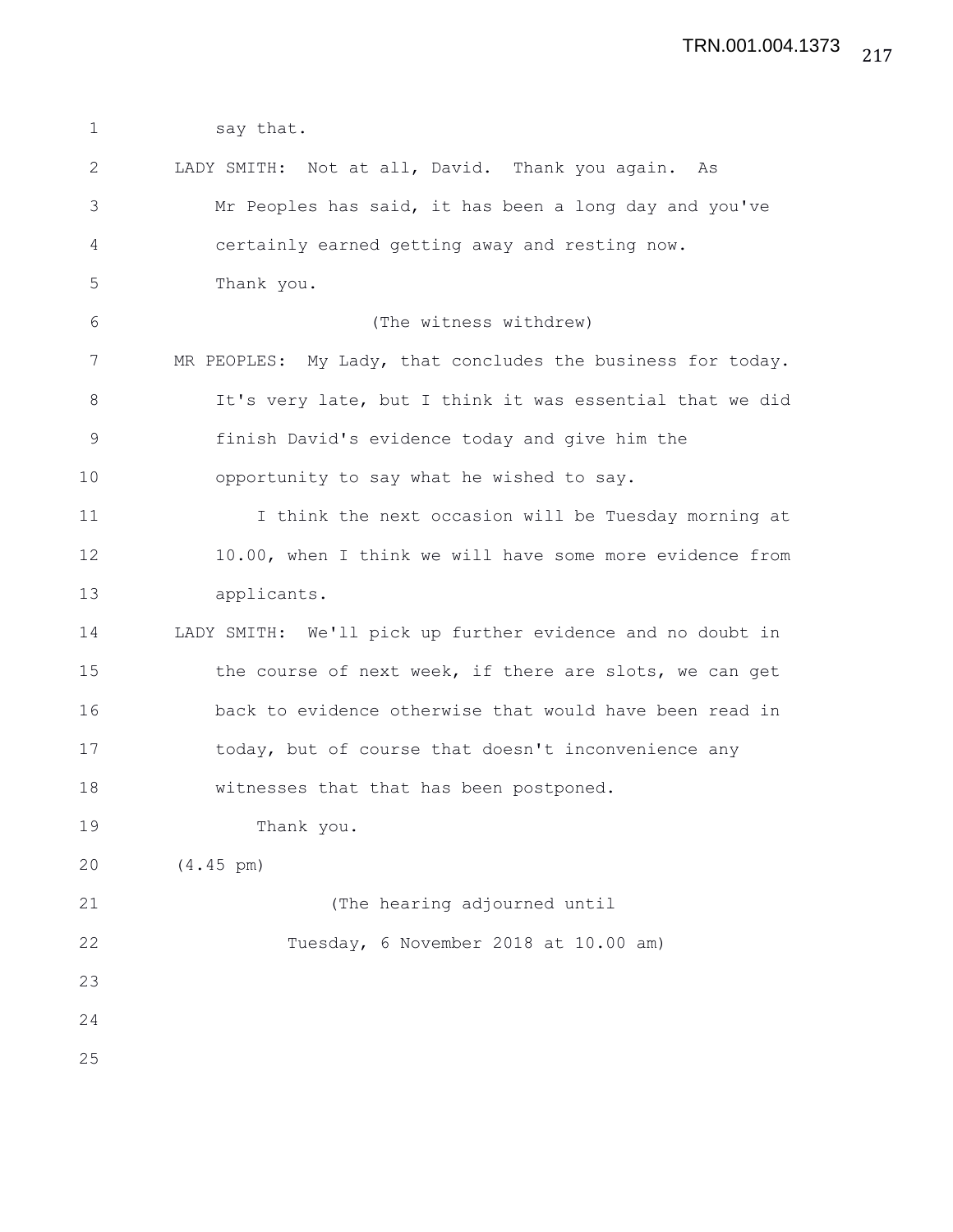say that.

LADY SMITH: Not at all, David. Thank you again. As Mr Peoples has said, it has been a long day and you've certainly earned getting away and resting now. Thank you.

(The witness withdrew)

MR PEOPLES: My Lady, that concludes the business for today. It's very late, but I think it was essential that we did finish David's evidence today and give him the opportunity to say what he wished to say.

I think the next occasion will be Tuesday morning at 10.00, when I think we will have some more evidence from applicants.

LADY SMITH: We'll pick up further evidence and no doubt in the course of next week, if there are slots, we can get back to evidence otherwise that would have been read in today, but of course that doesn't inconvenience any witnesses that that has been postponed.

Thank you.

(4.45 pm)

(The hearing adjourned until Tuesday, 6 November 2018 at 10.00 am)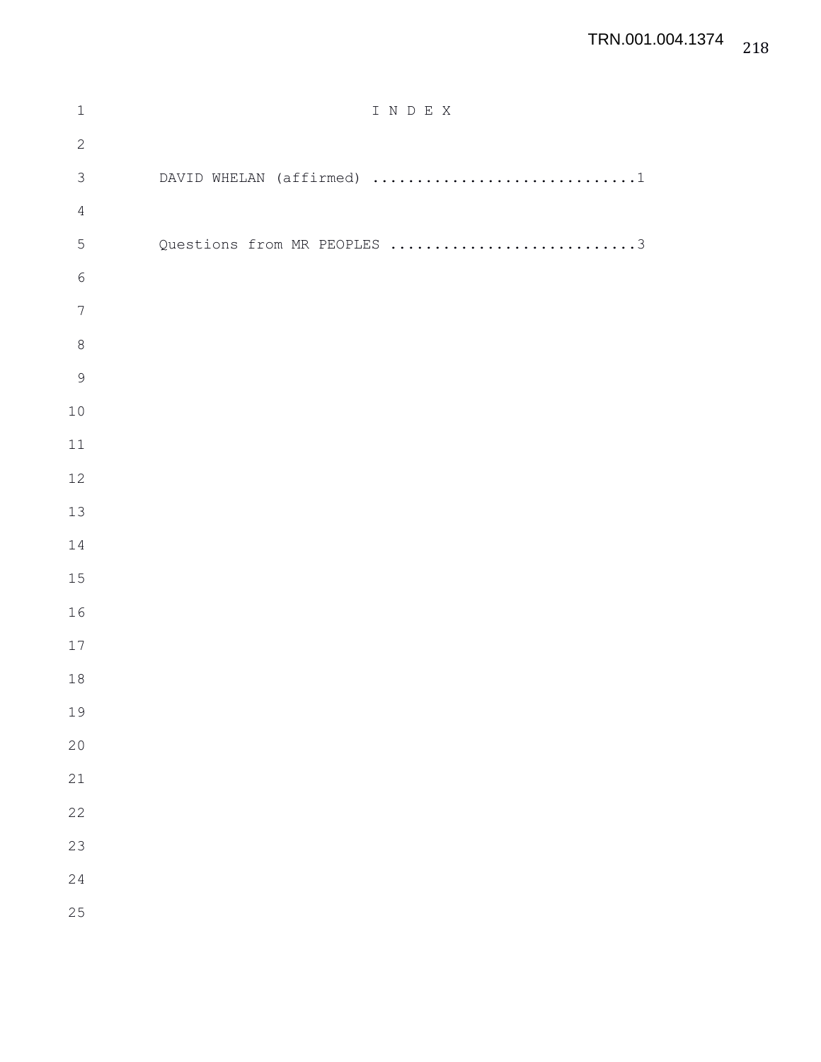I N D E X

DAVID WHELAN (affirmed) ..............................1

Questions from MR PEOPLES ............................3